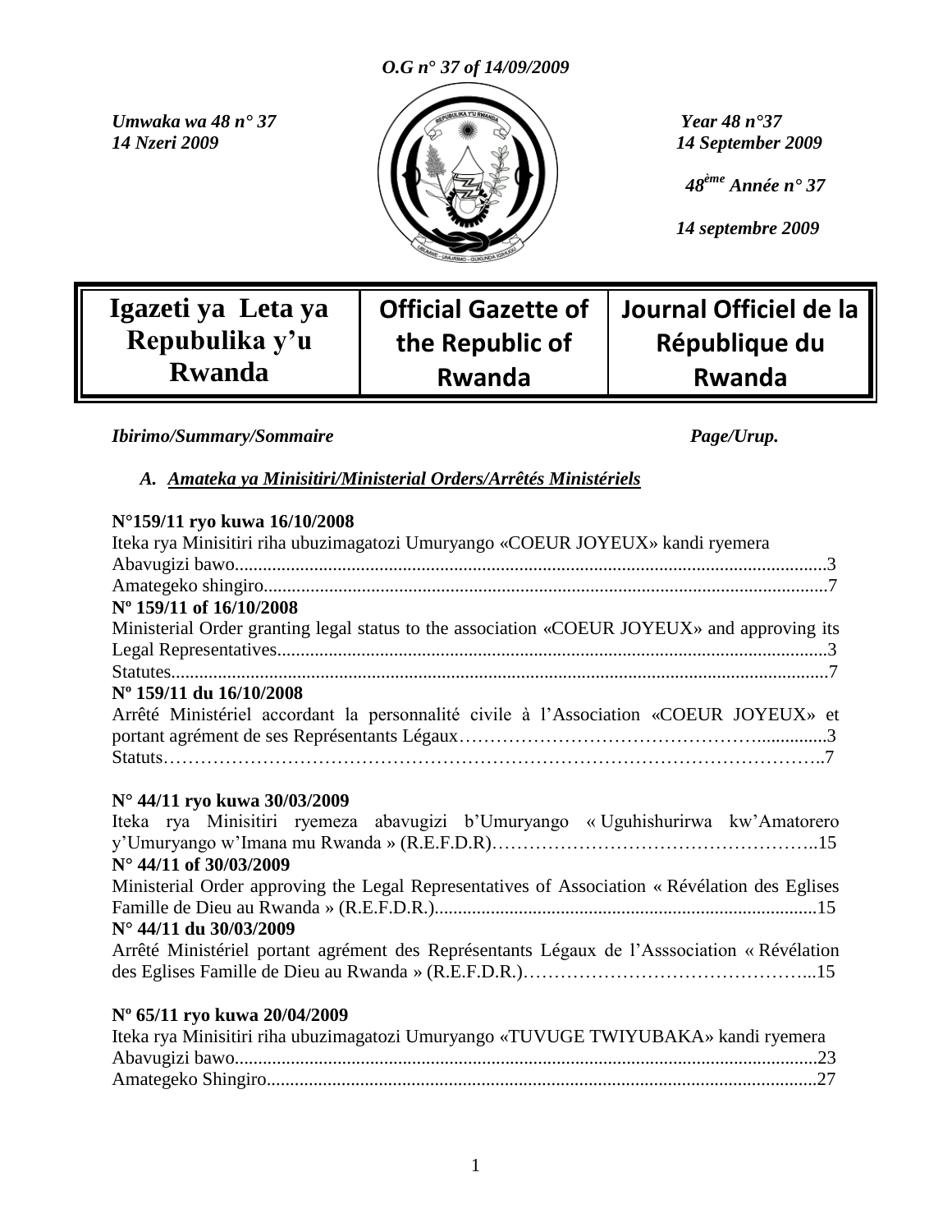*O.G n° 37 of 14/09/2009*

*Umwaka wa 48 n° 37*
*14 Nzeri 2009*

*Year 48 n°37*
*14 September 2009*

*48ème Année n° 37*

*14 septembre 2009*

| Igazeti ya Leta ya Repubulika y'u Rwanda | Official Gazette of the Republic of Rwanda | Journal Officiel de la République du Rwanda |
|---|---|---|

*Ibirimo/Summary/Sommaire* *Page/Urup.*

**A. *Amateka ya Minisitiri/Ministerial Orders/Arrêtés Ministériels***

**N°159/11 ryo kuwa 16/10/2008**
Iteka rya Minisitiri riha ubuzimagatozi Umuryango «COEUR JOYEUX» kandi ryemera Abavugizi bawo.............................................................................................................................3
Amategeko shingiro........................................................................................................................7

**Nº 159/11 of 16/10/2008**
Ministerial Order granting legal status to the association «COEUR JOYEUX» and approving its Legal Representatives.....................................................................................................................3
Statutes............................................................................................................................................7

**Nº 159/11 du 16/10/2008**
Arrêté Ministériel accordant la personnalité civile à l'Association «COEUR JOYEUX» et portant agrément de ses Représentants Légaux…………………………………………..............3
Statuts…………………………………………………………………………………………..7

**N° 44/11 ryo kuwa 30/03/2009**
Iteka rya Minisitiri ryemeza abavugizi b'Umuryango « Uguhishurirwa kw'Amatorero y'Umuryango w'Imana mu Rwanda » (R.E.F.D.R)……………………………………………..15

**N° 44/11 of 30/03/2009**
Ministerial Order approving the Legal Representatives of Association « Révélation des Eglises Famille de Dieu au Rwanda » (R.E.F.D.R.)................................................................................15

**N° 44/11 du 30/03/2009**
Arrêté Ministériel portant agrément des Représentants Légaux de l'Asssociation « Révélation des Eglises Famille de Dieu au Rwanda » (R.E.F.D.R.)………………………………………...15

**Nº 65/11 ryo kuwa 20/04/2009**
Iteka rya Minisitiri riha ubuzimagatozi Umuryango «TUVUGE TWIYUBAKA» kandi ryemera Abavugizi bawo...........................................................................................................................23
Amategeko Shingiro.....................................................................................................................27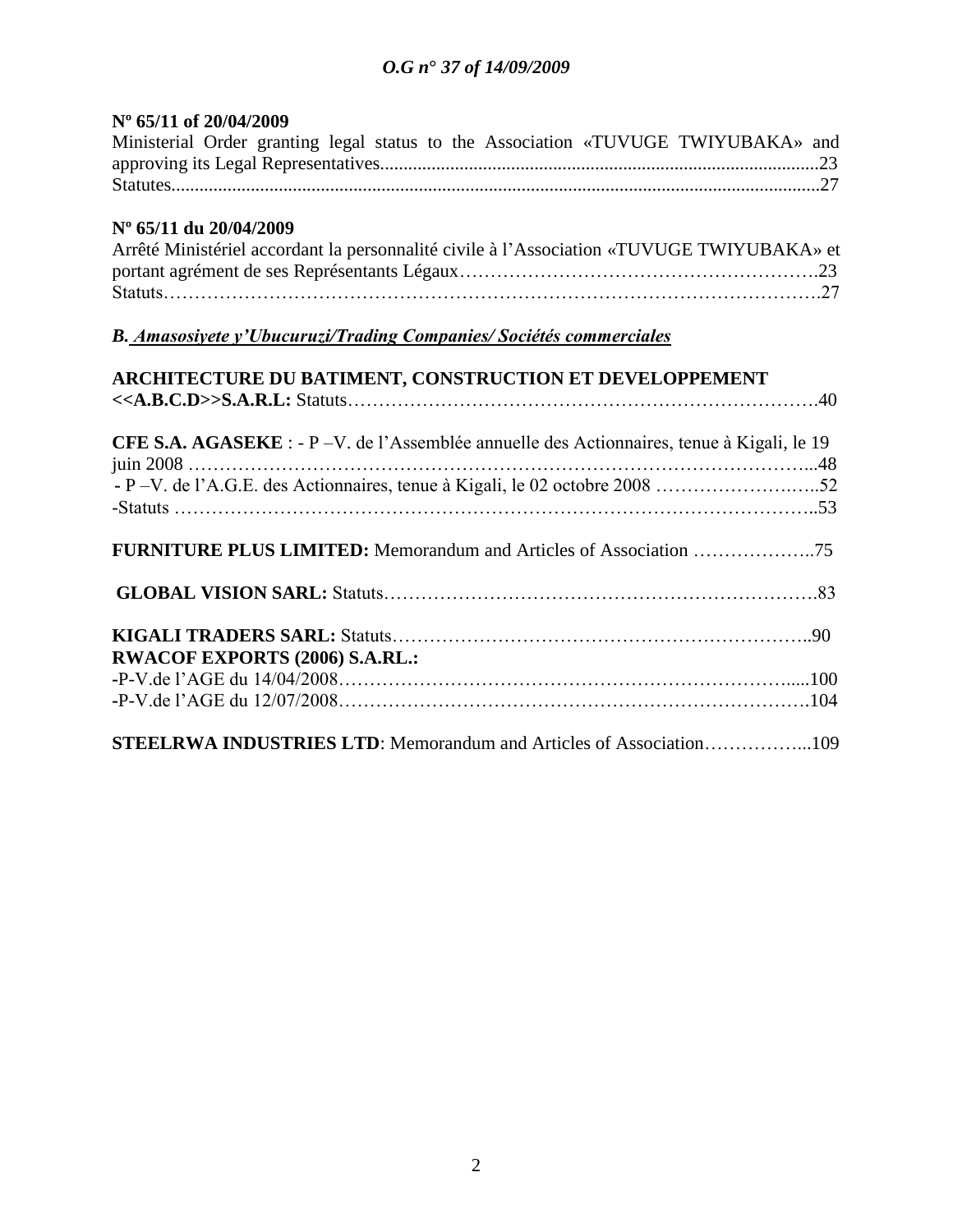**Nº 65/11 of 20/04/2009**

Ministerial Order granting legal status to the Association «TUVUGE TWIYUBAKA» and approving its Legal Representatives............................................................................................23
Statutes.........................................................................................................................................27

**Nº 65/11 du 20/04/2009**

Arrêté Ministériel accordant la personnalité civile à l'Association «TUVUGE TWIYUBAKA» et portant agrément de ses Représentants Légaux……………………………………………….23
Statuts………………………………………………………………………………………….27

***B. Amasosiyete y'Ubucuruzi/Trading Companies/ Sociétés commerciales***

**ARCHITECTURE DU BATIMENT, CONSTRUCTION ET DEVELOPPEMENT <<A.B.C.D>>S.A.R.L:** Statuts………………………………………………………………….40

**CFE S.A. AGASEKE** : - P –V. de l'Assemblée annuelle des Actionnaires, tenue à Kigali, le 19 juin 2008 ……………………………………………………………………………………...48
- P –V. de l'A.G.E. des Actionnaires, tenue à Kigali, le 02 octobre 2008 ………………….…..52
-Statuts ………………………………………………………………………………………..53

**FURNITURE PLUS LIMITED:** Memorandum and Articles of Association ………………..75

**GLOBAL VISION SARL:** Statuts…………………………………………………………….83

**KIGALI TRADERS SARL:** Statuts…………………………………………………………..90

**RWACOF EXPORTS (2006) S.A.RL.:**

-P-V.de l'AGE du 14/04/2008………………………………………………………………....100
-P-V.de l'AGE du 12/07/2008………………………………………………………………….104

**STEELRWA INDUSTRIES LTD**: Memorandum and Articles of Association……………...109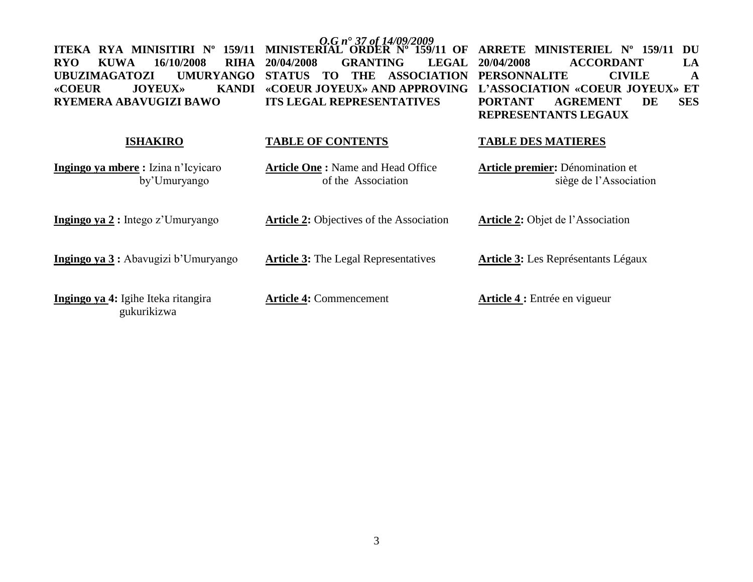**ITEKA RYA MINISITIRI Nº 159/11 RYO KUWA 16/10/2008 RIHA UBUZIMAGATOZI UMURYANGO «COEUR JOYEUX» KANDI RYEMERA ABAVUGIZI BAWO**

**ISHAKIRO**

**Ingingo ya mbere :** Izina n'Icyicaro by'Umuryango

**Ingingo ya 2 :** Intego z'Umuryango

**Ingingo ya 3 :** Abavugizi b'Umuryango

**Ingingo ya 4:** Igihe Iteka ritangira gukurikizwa

**MINISTERIAL ORDER Nº 159/11 OF 20/04/2008 GRANTING LEGAL STATUS TO THE ASSOCIATION «COEUR JOYEUX» AND APPROVING ITS LEGAL REPRESENTATIVES**

**TABLE OF CONTENTS**

**Article One :** Name and Head Office of the Association

**Article 2:** Objectives of the Association

**Article 3:** The Legal Representatives

**Article 4:** Commencement

**ARRETE MINISTERIEL Nº 159/11 DU 20/04/2008 ACCORDANT LA PERSONNALITE CIVILE A L'ASSOCIATION «COEUR JOYEUX» ET PORTANT AGREMENT DE SES REPRESENTANTS LEGAUX**

**TABLE DES MATIERES**

**Article premier:** Dénomination et siège de l'Association

**Article 2:** Objet de l'Association

**Article 3:** Les Représentants Légaux

**Article 4 :** Entrée en vigueur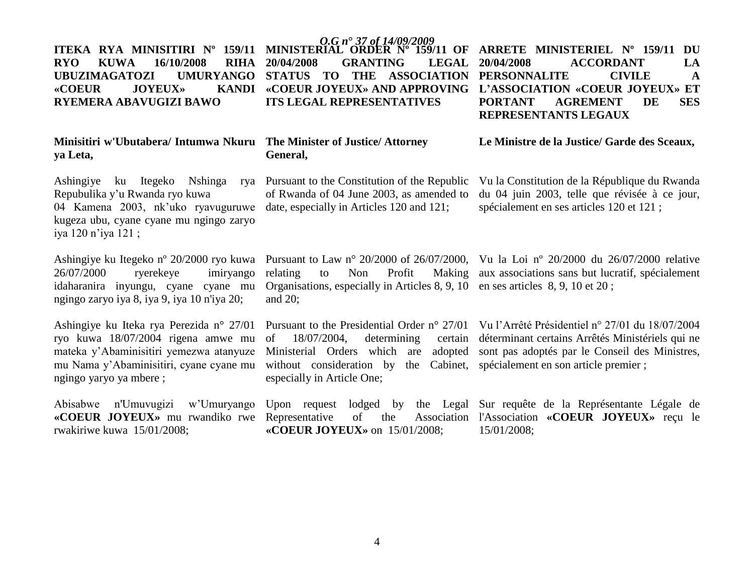**ITEKA RYA MINISITIRI Nº 159/11 RYO KUWA 16/10/2008 RIHA UBUZIMAGATOZI UMURYANGO «COEUR JOYEUX» KANDI RYEMERA ABAVUGIZI BAWO**

**Minisitiri w'Ubutabera/ Intumwa Nkuru ya Leta,**

Ashingiye ku Itegeko Nshinga rya Repubulika y'u Rwanda ryo kuwa 04 Kamena 2003, nk'uko ryavuguruwe kugeza ubu, cyane cyane mu ngingo zaryo iya 120 n'iya 121 ;

Ashingiye ku Itegeko nº 20/2000 ryo kuwa 26/07/2000 ryerekeye imiryango idaharanira inyungu, cyane cyane mu ngingo zaryo iya 8, iya 9, iya 10 n'iya 20;

Ashingiye ku Iteka rya Perezida n° 27/01 ryo kuwa 18/07/2004 rigena amwe mu mateka y'Abaminisitiri yemezwa atanyuze mu Nama y'Abaminisitiri, cyane cyane mu ngingo yaryo ya mbere ;

Abisabwe n'Umuvugizi w'Umuryango **«COEUR JOYEUX»** mu rwandiko rwe rwakiriwe kuwa 15/01/2008;

**MINISTERIAL ORDER Nº 159/11 OF 20/04/2008 GRANTING LEGAL STATUS TO THE ASSOCIATION «COEUR JOYEUX» AND APPROVING ITS LEGAL REPRESENTATIVES**

**The Minister of Justice/ Attorney General,**

Pursuant to the Constitution of the Republic of Rwanda of 04 June 2003, as amended to date, especially in Articles 120 and 121;

Pursuant to Law n° 20/2000 of 26/07/2000, relating to Non Profit Making Organisations, especially in Articles 8, 9, 10 and 20;

Pursuant to the Presidential Order n° 27/01 of 18/07/2004, determining certain Ministerial Orders which are adopted without consideration by the Cabinet, especially in Article One;

Upon request lodged by the Legal Representative of the Association **«COEUR JOYEUX»** on 15/01/2008;

**ARRETE MINISTERIEL Nº 159/11 DU 20/04/2008 ACCORDANT LA PERSONNALITE CIVILE A L'ASSOCIATION «COEUR JOYEUX» ET PORTANT AGREMENT DE SES REPRESENTANTS LEGAUX**

**Le Ministre de la Justice/ Garde des Sceaux,**

Vu la Constitution de la République du Rwanda du 04 juin 2003, telle que révisée à ce jour, spécialement en ses articles 120 et 121 ;

Vu la Loi nº 20/2000 du 26/07/2000 relative aux associations sans but lucratif, spécialement en ses articles 8, 9, 10 et 20 ;

Vu l'Arrêté Présidentiel n° 27/01 du 18/07/2004 déterminant certains Arrêtés Ministériels qui ne sont pas adoptés par le Conseil des Ministres, spécialement en son article premier ;

Sur requête de la Représentante Légale de l'Association **«COEUR JOYEUX»** reçu le 15/01/2008;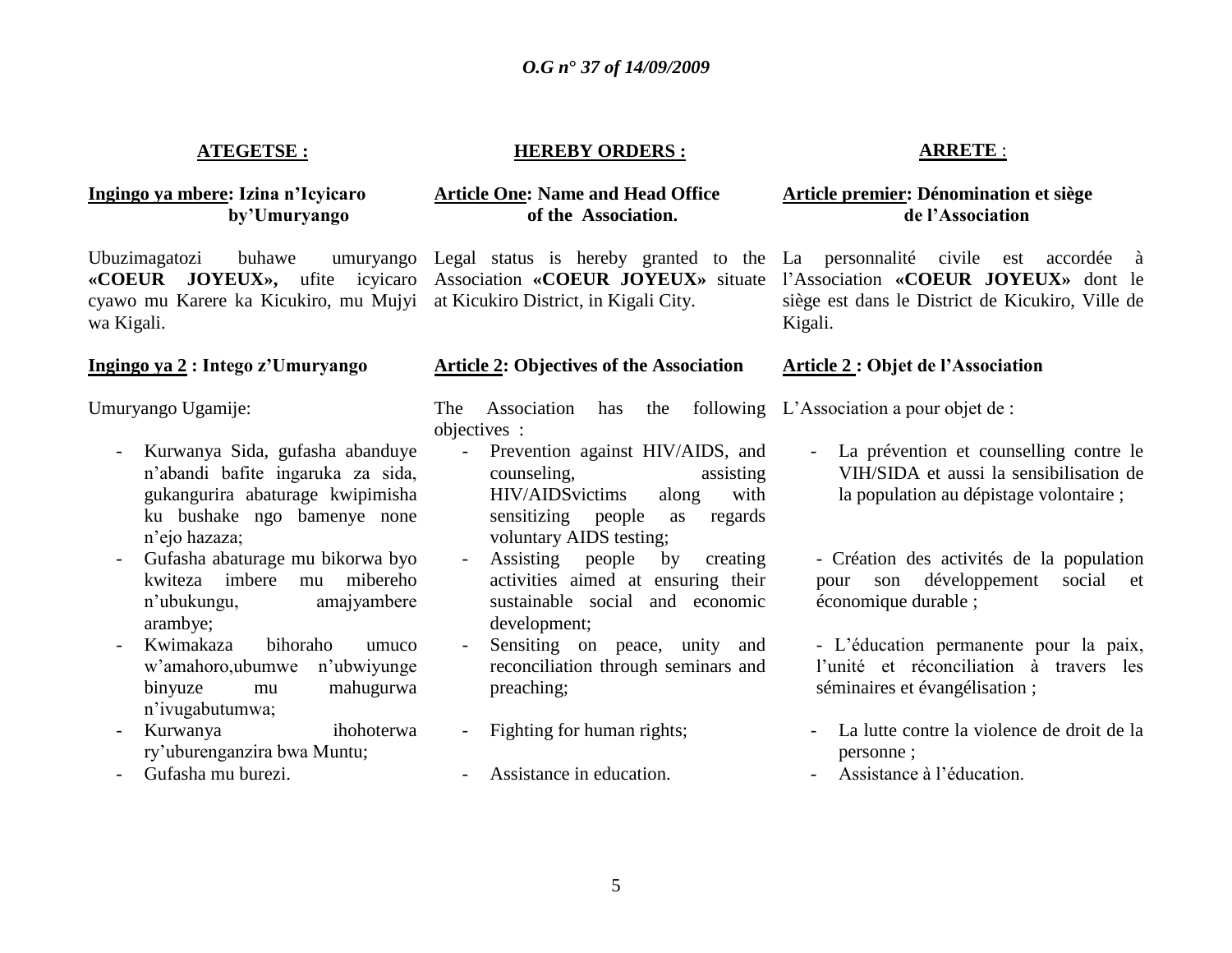*O.G n° 37 of 14/09/2009*

**ATEGETSE :**

**Ingingo ya mbere: Izina n'Icyicaro by'Umuryango**

Ubuzimagatozi buhawe umuryango **«COEUR JOYEUX»,** ufite icyicaro cyawo mu Karere ka Kicukiro, mu Mujyi wa Kigali.

**Ingingo ya 2 : Intego z'Umuryango**

Umuryango Ugamije:

- Kurwanya Sida, gufasha abanduye n'abandi bafite ingaruka za sida, gukangurira abaturage kwipimisha ku bushake ngo bamenye none n'ejo hazaza;
- Gufasha abaturage mu bikorwa byo kwiteza imbere mu mibereho n'ubukungu, amajyambere arambye;
- Kwimakaza bihoraho umuco w'amahoro,ubumwe n'ubwiyunge binyuze mu mahugurwa n'ivugabutumwa;
- Kurwanya ihohoterwa ry'uburenganzira bwa Muntu;
- Gufasha mu burezi.

**HEREBY ORDERS :**

**Article One: Name and Head Office of the Association.**

Legal status is hereby granted to the Association **«COEUR JOYEUX»** situate at Kicukiro District, in Kigali City.

**Article 2: Objectives of the Association**

The Association has the following objectives :

- Prevention against HIV/AIDS, and counseling, assisting HIV/AIDSvictims along with sensitizing people as regards voluntary AIDS testing;
- Assisting people by creating activities aimed at ensuring their sustainable social and economic development;
- Sensiting on peace, unity and reconciliation through seminars and preaching;
- Fighting for human rights;
- Assistance in education.

**ARRETE :**

**Article premier: Dénomination et siège de l'Association**

La personnalité civile est accordée à l'Association **«COEUR JOYEUX»** dont le siège est dans le District de Kicukiro, Ville de Kigali.

**Article 2 : Objet de l'Association**

L'Association a pour objet de :

- La prévention et counselling contre le VIH/SIDA et aussi la sensibilisation de la population au dépistage volontaire ;
- Création des activités de la population pour son développement social et économique durable ;
- L'éducation permanente pour la paix, l'unité et réconciliation à travers les séminaires et évangélisation ;
- La lutte contre la violence de droit de la personne ;
- Assistance à l'éducation.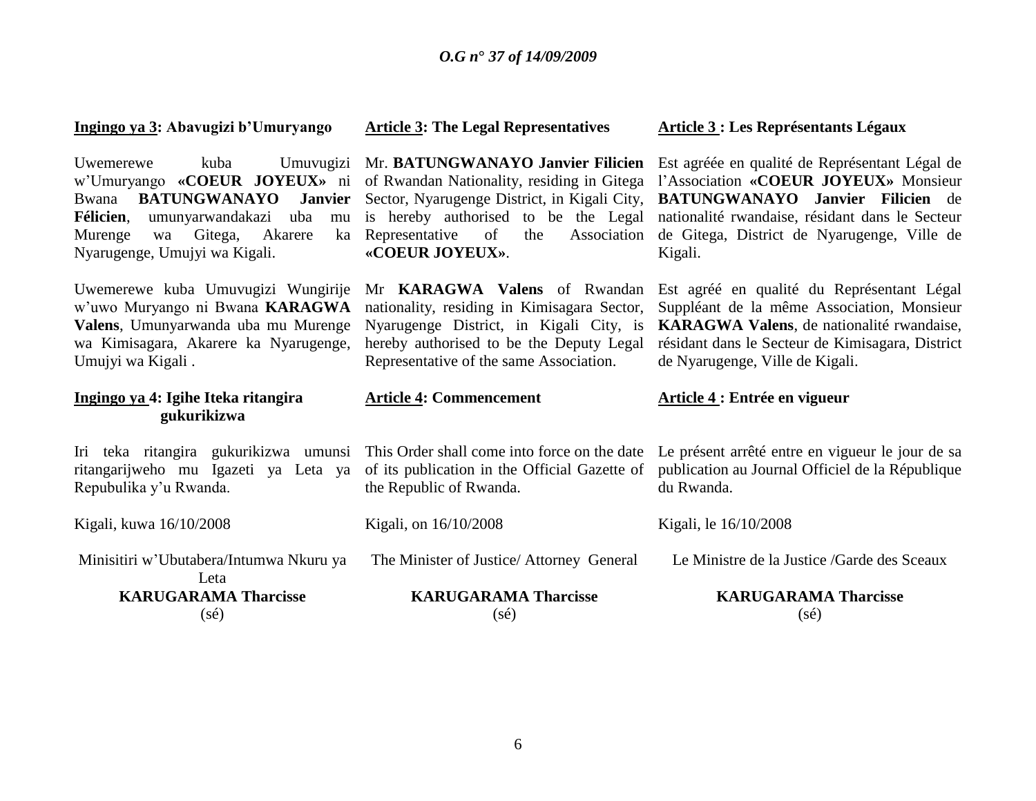**Ingingo ya 3: Abavugizi b'Umuryango**

Uwemerewe kuba Umuvugizi w'Umuryango **«COEUR JOYEUX»** ni Bwana **BATUNGWANAYO Janvier Félicien**, umunyarwandakazi uba mu Murenge wa Gitega, Akarere ka Nyarugenge, Umujyi wa Kigali.

Uwemerewe kuba Umuvugizi Wungirije w'uwo Muryango ni Bwana **KARAGWA Valens**, Umunyarwanda uba mu Murenge wa Kimisagara, Akarere ka Nyarugenge, Umujyi wa Kigali .

**Ingingo ya 4: Igihe Iteka ritangira gukurikizwa**

Iri teka ritangira gukurikizwa umunsi ritangarijweho mu Igazeti ya Leta ya Repubulika y'u Rwanda.

Kigali, kuwa 16/10/2008

Minisitiri w'Ubutabera/Intumwa Nkuru ya Leta

**KARUGARAMA Tharcisse**

(sé)

**Article 3: The Legal Representatives**

Mr. **BATUNGWANAYO Janvier Filicien** of Rwandan Nationality, residing in Gitega Sector, Nyarugenge District, in Kigali City, is hereby authorised to be the Legal Representative of the Association **«COEUR JOYEUX»**.

Mr **KARAGWA Valens** of Rwandan nationality, residing in Kimisagara Sector, Nyarugenge District, in Kigali City, is hereby authorised to be the Deputy Legal Representative of the same Association.

**Article 4: Commencement**

This Order shall come into force on the date of its publication in the Official Gazette of the Republic of Rwanda.

Kigali, on 16/10/2008

The Minister of Justice/ Attorney General

**KARUGARAMA Tharcisse**

(sé)

**Article 3 : Les Représentants Légaux**

Est agréée en qualité de Représentant Légal de l'Association **«COEUR JOYEUX»** Monsieur **BATUNGWANAYO Janvier Filicien** de nationalité rwandaise, résidant dans le Secteur de Gitega, District de Nyarugenge, Ville de Kigali.

Est agréé en qualité du Représentant Légal Suppléant de la même Association, Monsieur **KARAGWA Valens**, de nationalité rwandaise, résidant dans le Secteur de Kimisagara, District de Nyarugenge, Ville de Kigali.

**Article 4 : Entrée en vigueur**

Le présent arrêté entre en vigueur le jour de sa publication au Journal Officiel de la République du Rwanda.

Kigali, le 16/10/2008

Le Ministre de la Justice /Garde des Sceaux

**KARUGARAMA Tharcisse**

(sé)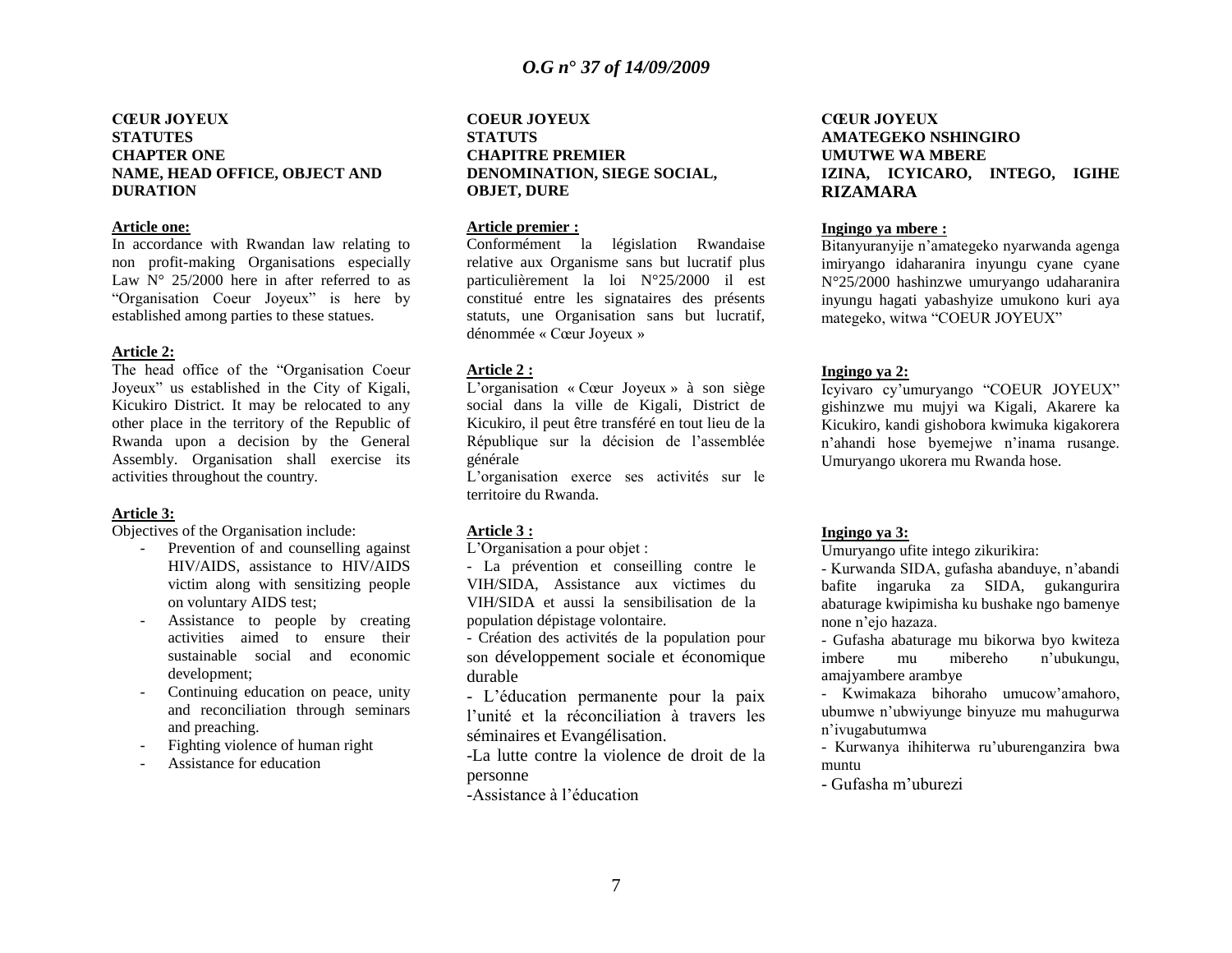**CŒUR JOYEUX**
**STATUTES**
**CHAPTER ONE**
**NAME, HEAD OFFICE, OBJECT AND DURATION**

**Article one:**
In accordance with Rwandan law relating to non profit-making Organisations especially Law N° 25/2000 here in after referred to as "Organisation Coeur Joyeux" is here by established among parties to these statues.

**Article 2:**
The head office of the "Organisation Coeur Joyeux" us established in the City of Kigali, Kicukiro District. It may be relocated to any other place in the territory of the Republic of Rwanda upon a decision by the General Assembly. Organisation shall exercise its activities throughout the country.

**Article 3:**
Objectives of the Organisation include:

- Prevention of and counselling against HIV/AIDS, assistance to HIV/AIDS victim along with sensitizing people on voluntary AIDS test;
- Assistance to people by creating activities aimed to ensure their sustainable social and economic development;
- Continuing education on peace, unity and reconciliation through seminars and preaching.
- Fighting violence of human right
- Assistance for education

**COEUR JOYEUX**
**STATUTS**
**CHAPITRE PREMIER**
**DENOMINATION, SIEGE SOCIAL, OBJET, DURE**

**Article premier :**
Conformément la législation Rwandaise relative aux Organisme sans but lucratif plus particulièrement la loi N°25/2000 il est constitué entre les signataires des présents statuts, une Organisation sans but lucratif, dénommée « Cœur Joyeux »

**Article 2 :**
L'organisation « Cœur Joyeux » à son siège social dans la ville de Kigali, District de Kicukiro, il peut être transféré en tout lieu de la République sur la décision de l'assemblée générale
L'organisation exerce ses activités sur le territoire du Rwanda.

**Article 3 :**
L'Organisation a pour objet :
- La prévention et conseilling contre le VIH/SIDA, Assistance aux victimes du VIH/SIDA et aussi la sensibilisation de la population dépistage volontaire.
- Création des activités de la population pour son développement sociale et économique durable
- L'éducation permanente pour la paix l'unité et la réconciliation à travers les séminaires et Evangélisation.
-La lutte contre la violence de droit de la personne
-Assistance à l'éducation

**CŒUR JOYEUX**
**AMATEGEKO NSHINGIRO**
**UMUTWE WA MBERE**
**IZINA, ICYICARO, INTEGO, IGIHE RIZAMARA**

**Ingingo ya mbere :**
Bitanyuranyije n'amategeko nyarwanda agenga imiryango idaharanira inyungu cyane cyane N°25/2000 hashinzwe umuryango udaharanira inyungu hagati yabashyize umukono kuri aya mategeko, witwa "COEUR JOYEUX"

**Ingingo ya 2:**
Icyivaro cy'umuryango "COEUR JOYEUX" gishinzwe mu mujyi wa Kigali, Akarere ka Kicukiro, kandi gishobora kwimuka kigakorera n'ahandi hose byemejwe n'inama rusange. Umuryango ukorera mu Rwanda hose.

**Ingingo ya 3:**
Umuryango ufite intego zikurikira:
- Kurwanda SIDA, gufasha abanduye, n'abandi bafite ingaruka za SIDA, gukangurira abaturage kwipimisha ku bushake ngo bamenye none n'ejo hazaza.
- Gufasha abaturage mu bikorwa byo kwiteza imbere mu mibereho n'ubukungu, amajyambere arambye
- Kwimakaza bihoraho umucow'amahoro, ubumwe n'ubwiyunge binyuze mu mahugurwa n'ivugabutumwa
- Kurwanya ihihiterwa ru'uburenganzira bwa muntu
- Gufasha m'uburezi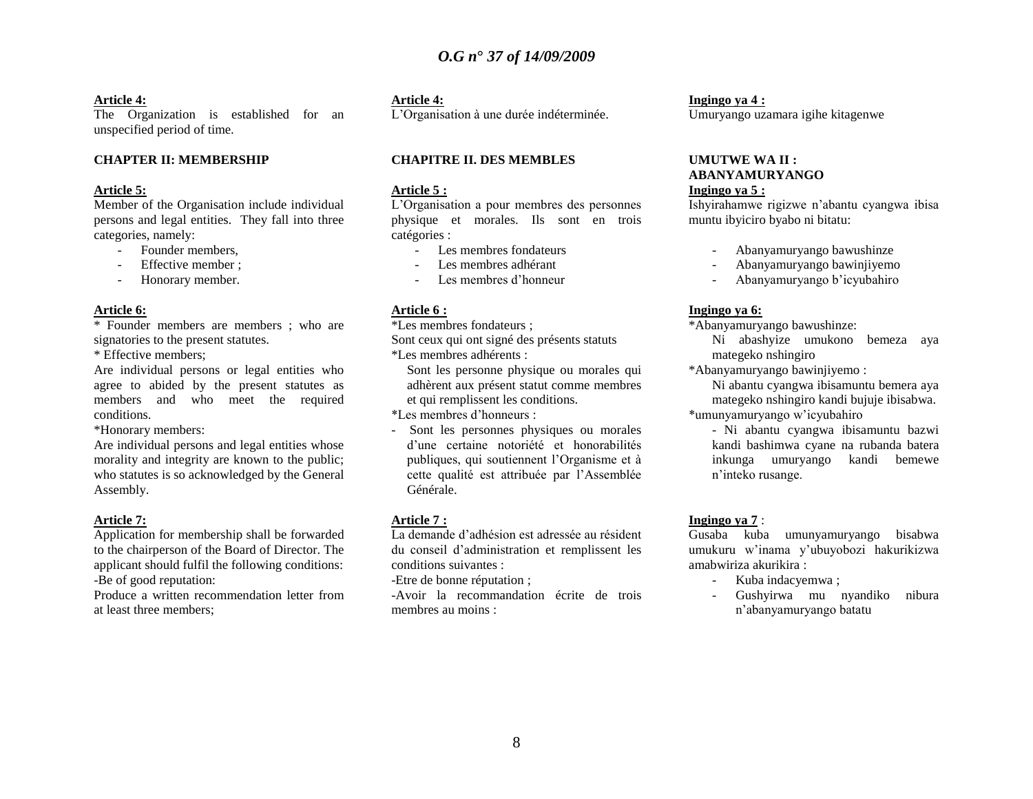**Article 4:**
The Organization is established for an unspecified period of time.

**CHAPTER II: MEMBERSHIP**

**Article 5:**
Member of the Organisation include individual persons and legal entities. They fall into three categories, namely:

- Founder members,
- Effective member ;
- Honorary member.

**Article 6:**
* Founder members are members ; who are signatories to the present statutes.
* Effective members;
Are individual persons or legal entities who agree to abided by the present statutes as members and who meet the required conditions.
*Honorary members:
Are individual persons and legal entities whose morality and integrity are known to the public; who statutes is so acknowledged by the General Assembly.

**Article 7:**
Application for membership shall be forwarded to the chairperson of the Board of Director. The applicant should fulfil the following conditions:
-Be of good reputation:
Produce a written recommendation letter from at least three members;

**Article 4:**
L'Organisation à une durée indéterminée.

**CHAPITRE II. DES MEMBLES**

**Article 5 :**
L'Organisation a pour membres des personnes physique et morales. Ils sont en trois catégories :

- Les membres fondateurs
- Les membres adhérant
- Les membres d'honneur

**Article 6 :**
*Les membres fondateurs ;
Sont ceux qui ont signé des présents statuts
*Les membres adhérents :
Sont les personne physique ou morales qui adhèrent aux présent statut comme membres et qui remplissent les conditions.
*Les membres d'honneurs :
- Sont les personnes physiques ou morales d'une certaine notoriété et honorabilités publiques, qui soutiennent l'Organisme et à cette qualité est attribuée par l'Assemblée Générale.

**Article 7 :**
La demande d'adhésion est adressée au résident du conseil d'administration et remplissent les conditions suivantes :
-Etre de bonne réputation ;
-Avoir la recommandation écrite de trois membres au moins :

**Ingingo ya 4 :**
Umuryango uzamara igihe kitagenwe

**UMUTWE WA II : ABANYAMURYANGO**

**Ingingo ya 5 :**
Ishyirahamwe rigizwe n'abantu cyangwa ibisa muntu ibyiciro byabo ni bitatu:

- Abanyamuryango bawushinze
- Abanyamuryango bawinjiyemo
- Abanyamuryango b'icyubahiro

**Ingingo ya 6:**
*Abanyamuryango bawushinze:
Ni abashyize umukono bemeza aya mategeko nshingiro
*Abanyamuryango bawinjiyemo :
Ni abantu cyangwa ibisamuntu bemera aya mategeko nshingiro kandi bujuje ibisabwa.
*umunyamuryango w'icyubahiro
- Ni abantu cyangwa ibisamuntu bazwi kandi bashimwa cyane na rubanda batera inkunga umuryango kandi bemewe n'inteko rusange.

**Ingingo ya 7** :
Gusaba kuba umunyamuryango bisabwa umukuru w'inama y'ubuyobozi hakurikizwa amabwiriza akurikira :

- Kuba indacyemwa ;
- Gushyirwa mu nyandiko nibura n'abanyamuryango batatu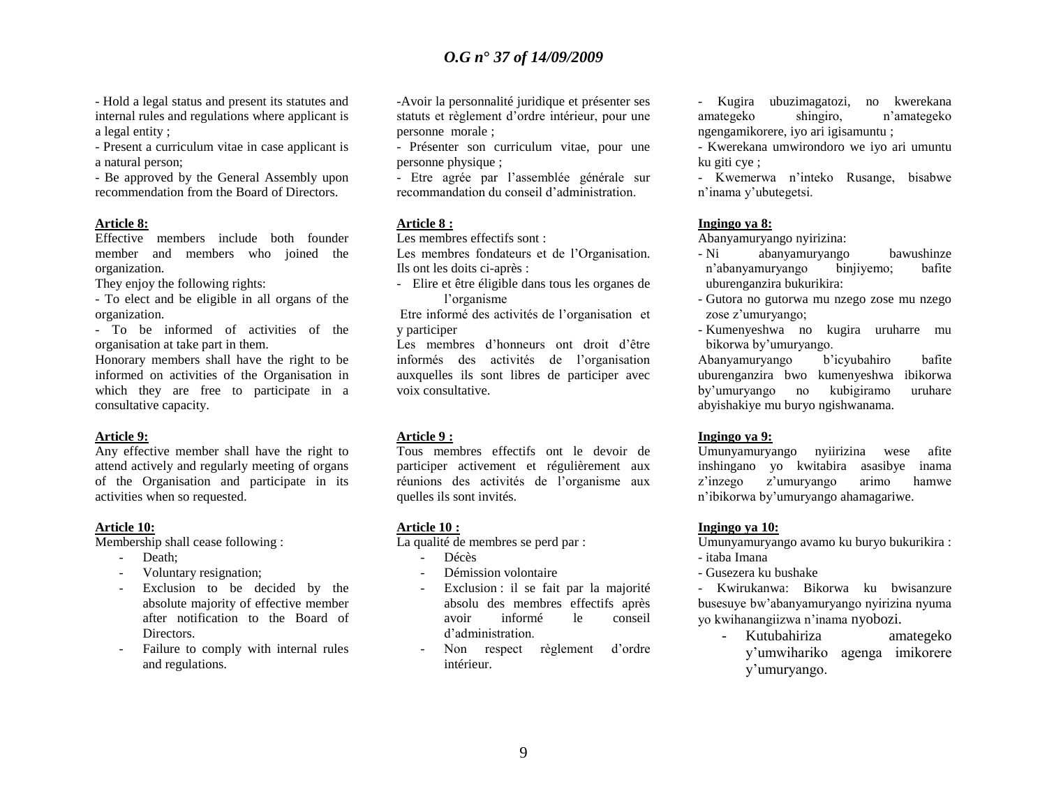- Hold a legal status and present its statutes and internal rules and regulations where applicant is a legal entity ;

- Present a curriculum vitae in case applicant is a natural person;

- Be approved by the General Assembly upon recommendation from the Board of Directors.

**Article 8:**

Effective members include both founder member and members who joined the organization.

They enjoy the following rights:

- To elect and be eligible in all organs of the organization.

- To be informed of activities of the organisation at take part in them.

Honorary members shall have the right to be informed on activities of the Organisation in which they are free to participate in a consultative capacity.

**Article 9:**

Any effective member shall have the right to attend actively and regularly meeting of organs of the Organisation and participate in its activities when so requested.

**Article 10:**

Membership shall cease following :

- Death;
- Voluntary resignation;
- Exclusion to be decided by the absolute majority of effective member after notification to the Board of Directors.
- Failure to comply with internal rules and regulations.

-Avoir la personnalité juridique et présenter ses statuts et règlement d'ordre intérieur, pour une personne morale ;

- Présenter son curriculum vitae, pour une personne physique ;

- Etre agrée par l'assemblée générale sur recommandation du conseil d'administration.

**Article 8 :**

Les membres effectifs sont :

Les membres fondateurs et de l'Organisation. Ils ont les doits ci-après :

- Elire et être éligible dans tous les organes de l'organisme

Etre informé des activités de l'organisation et y participer

Les membres d'honneurs ont droit d'être informés des activités de l'organisation auxquelles ils sont libres de participer avec voix consultative.

**Article 9 :**

Tous membres effectifs ont le devoir de participer activement et régulièrement aux réunions des activités de l'organisme aux quelles ils sont invités.

**Article 10 :**

La qualité de membres se perd par :

- Décès
- Démission volontaire
- Exclusion : il se fait par la majorité absolu des membres effectifs après avoir informé le conseil d'administration.
- Non respect règlement d'ordre intérieur.

- Kugira ubuzimagatozi, no kwerekana amategeko shingiro, n'amategeko ngengamikorere, iyo ari igisamuntu ;

- Kwerekana umwirondoro we iyo ari umuntu ku giti cye ;

- Kwemerwa n'inteko Rusange, bisabwe n'inama y'ubutegetsi.

**Ingingo ya 8:**

Abanyamuryango nyirizina:

- Ni abanyamuryango bawushinze n'abanyamuryango binjiyemo; bafite uburenganzira bukurikira:
- Gutora no gutorwa mu nzego zose mu nzego zose z'umuryango;
- Kumenyeshwa no kugira uruharre mu bikorwa by'umuryango.

Abanyamuryango b'icyubahiro bafite uburenganzira bwo kumenyeshwa ibikorwa by'umuryango no kubigiramo uruhare abyishakiye mu buryo ngishwanama.

**Ingingo ya 9:**

Umunyamuryango nyiirizina wese afite inshingano yo kwitabira asasibye inama z'inzego z'umuryango arimo hamwe n'ibikorwa by'umuryango ahamagariwe.

**Ingingo ya 10:**

Umunyamuryango avamo ku buryo bukurikira :

- itaba Imana
- Gusezera ku bushake
- Kwirukanwa: Bikorwa ku bwisanzure busesuye bw'abanyamuryango nyirizina nyuma yo kwihanangiizwa n'inama nyobozi.
- Kutubahiriza amategeko y'umwihariko agenga imikorere y'umuryango.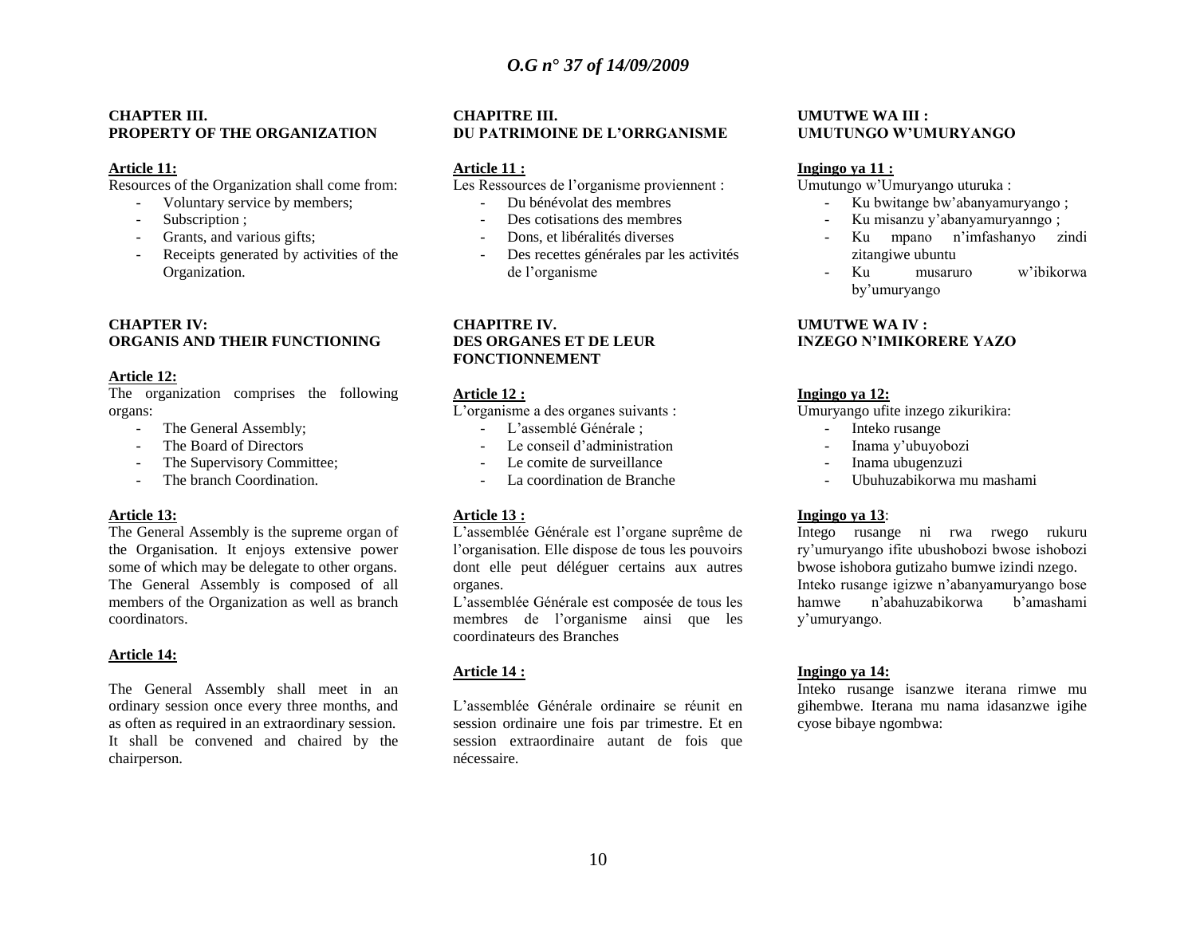### CHAPTER III. PROPERTY OF THE ORGANIZATION

**Article 11:**

Resources of the Organization shall come from:

- Voluntary service by members;
- Subscription ;
- Grants, and various gifts;
- Receipts generated by activities of the Organization.

### CHAPTER IV: ORGANIS AND THEIR FUNCTIONING

**Article 12:**

The organization comprises the following organs:

- The General Assembly;
- The Board of Directors
- The Supervisory Committee;
- The branch Coordination.

**Article 13:**

The General Assembly is the supreme organ of the Organisation. It enjoys extensive power some of which may be delegate to other organs. The General Assembly is composed of all members of the Organization as well as branch coordinators.

**Article 14:**

The General Assembly shall meet in an ordinary session once every three months, and as often as required in an extraordinary session. It shall be convened and chaired by the chairperson.

### CHAPITRE III. DU PATRIMOINE DE L'ORRGANISME

**Article 11 :**

Les Ressources de l'organisme proviennent :

- Du bénévolat des membres
- Des cotisations des membres
- Dons, et libéralités diverses
- Des recettes générales par les activités de l'organisme

### CHAPITRE IV. DES ORGANES ET DE LEUR FONCTIONNEMENT

**Article 12 :**

L'organisme a des organes suivants :

- L'assemblé Générale ;
- Le conseil d'administration
- Le comite de surveillance
- La coordination de Branche

**Article 13 :**

L'assemblée Générale est l'organe suprême de l'organisation. Elle dispose de tous les pouvoirs dont elle peut déléguer certains aux autres organes.

L'assemblée Générale est composée de tous les membres de l'organisme ainsi que les coordinateurs des Branches

**Article 14 :**

L'assemblée Générale ordinaire se réunit en session ordinaire une fois par trimestre. Et en session extraordinaire autant de fois que nécessaire.

### UMUTWE WA III : UMUTUNGO W'UMURYANGO

**Ingingo ya 11 :**

Umutungo w'Umuryango uturuka :

- Ku bwitange bw'abanyamuryango ;
- Ku misanzu y'abanyamuryanngo ;
- Ku mpano n'imfashanyo zindi zitangiwe ubuntu
- Ku musaruro w'ibikorwa by'umuryango

### UMUTWE WA IV : INZEGO N'IMIKORERE YAZO

**Ingingo ya 12:**

Umuryango ufite inzego zikurikira:

- Inteko rusange
- Inama y'ubuyobozi
- Inama ubugenzuzi
- Ubuhuzabikorwa mu mashami

**Ingingo ya 13**:

Intego rusange ni rwa rwego rukuru ry'umuryango ifite ubushobozi bwose ishobozi bwose ishobora gutizaho bumwe izindi nzego.

Inteko rusange igizwe n'abanyamuryango bose hamwe n'abahuzabikorwa b'amashami y'umuryango.

**Ingingo ya 14:**

Inteko rusange isanzwe iterana rimwe mu gihembwe. Iterana mu nama idasanzwe igihe cyose bibaye ngombwa: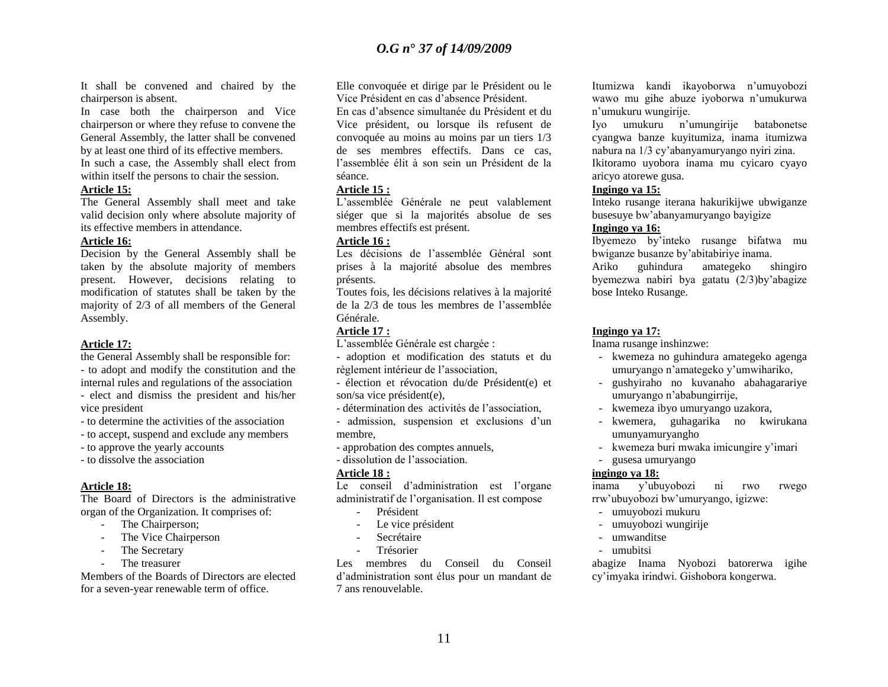It shall be convened and chaired by the chairperson is absent.

In case both the chairperson and Vice chairperson or where they refuse to convene the General Assembly, the latter shall be convened by at least one third of its effective members.

In such a case, the Assembly shall elect from within itself the persons to chair the session.

**Article 15:**

The General Assembly shall meet and take valid decision only where absolute majority of its effective members in attendance.

**Article 16:**

Decision by the General Assembly shall be taken by the absolute majority of members present. However, decisions relating to modification of statutes shall be taken by the majority of 2/3 of all members of the General Assembly.

**Article 17:**

the General Assembly shall be responsible for:

- to adopt and modify the constitution and the internal rules and regulations of the association
- elect and dismiss the president and his/her vice president
- to determine the activities of the association
- to accept, suspend and exclude any members
- to approve the yearly accounts
- to dissolve the association

**Article 18:**

The Board of Directors is the administrative organ of the Organization. It comprises of:

- The Chairperson;
- The Vice Chairperson
- The Secretary
- The treasurer

Members of the Boards of Directors are elected for a seven-year renewable term of office.

Elle convoquée et dirige par le Président ou le Vice Président en cas d'absence Président.

En cas d'absence simultanée du Président et du Vice président, ou lorsque ils refusent de convoquée au moins au moins par un tiers 1/3 de ses membres effectifs. Dans ce cas, l'assemblée élit à son sein un Président de la séance.

**Article 15 :**

L'assemblée Générale ne peut valablement siéger que si la majorités absolue de ses membres effectifs est présent.

**Article 16 :**

Les décisions de l'assemblée Général sont prises à la majorité absolue des membres présents.

Toutes fois, les décisions relatives à la majorité de la 2/3 de tous les membres de l'assemblée Générale.

**Article 17 :**

L'assemblée Générale est chargée :

- adoption et modification des statuts et du règlement intérieur de l'association,
- élection et révocation du/de Président(e) et son/sa vice président(e),
- détermination des activités de l'association,
- admission, suspension et exclusions d'un membre,
- approbation des comptes annuels,
- dissolution de l'association.

**Article 18 :**

Le conseil d'administration est l'organe administratif de l'organisation. Il est compose

- Président
- Le vice président
- Secrétaire
- Trésorier

Les membres du Conseil du Conseil d'administration sont élus pour un mandant de 7 ans renouvelable.

Itumizwa kandi ikayoborwa n'umuyobozi wawo mu gihe abuze iyoborwa n'umukurwa n'umukuru wungirije.

Iyo umukuru n'umungirije batabonetse cyangwa banze kuyitumiza, inama itumizwa nabura na 1/3 cy'abanyamuryango nyiri zina.

Ikitoramo uyobora inama mu cyicaro cyayo aricyo atorewe gusa.

**Ingingo ya 15:**

Inteko rusange iterana hakurikijwe ubwiganze busesuye bw'abanyamuryango bayigize

**Ingingo ya 16:**

Ibyemezo by'inteko rusange bifatwa mu bwiganze busanze by'abitabiriye inama.

Ariko guhindura amategeko shingiro byemezwa nabiri bya gatatu (2/3)by'abagize bose Inteko Rusange.

**Ingingo ya 17:**

Inama rusange inshinzwe:

- kwemeza no guhindura amategeko agenga umuryango n'amategeko y'umwihariko,
- gushyiraho no kuvanaho abahagarariye umuryango n'ababungirrije,
- kwemeza ibyo umuryango uzakora,
- kwemera, guhagarika no kwirukana umunyamuryangho
- kwemeza buri mwaka imicungire y'imari
- gusesa umuryango

**ingingo ya 18:**

inama y'ubuyobozi ni rwo rwego rrw'ubuyobozi bw'umuryango, igizwe:

- umuyobozi mukuru
- umuyobozi wungirije
- umwanditse
- umubitsi

abagize Inama Nyobozi batorerwa igihe cy'imyaka irindwi. Gishobora kongerwa.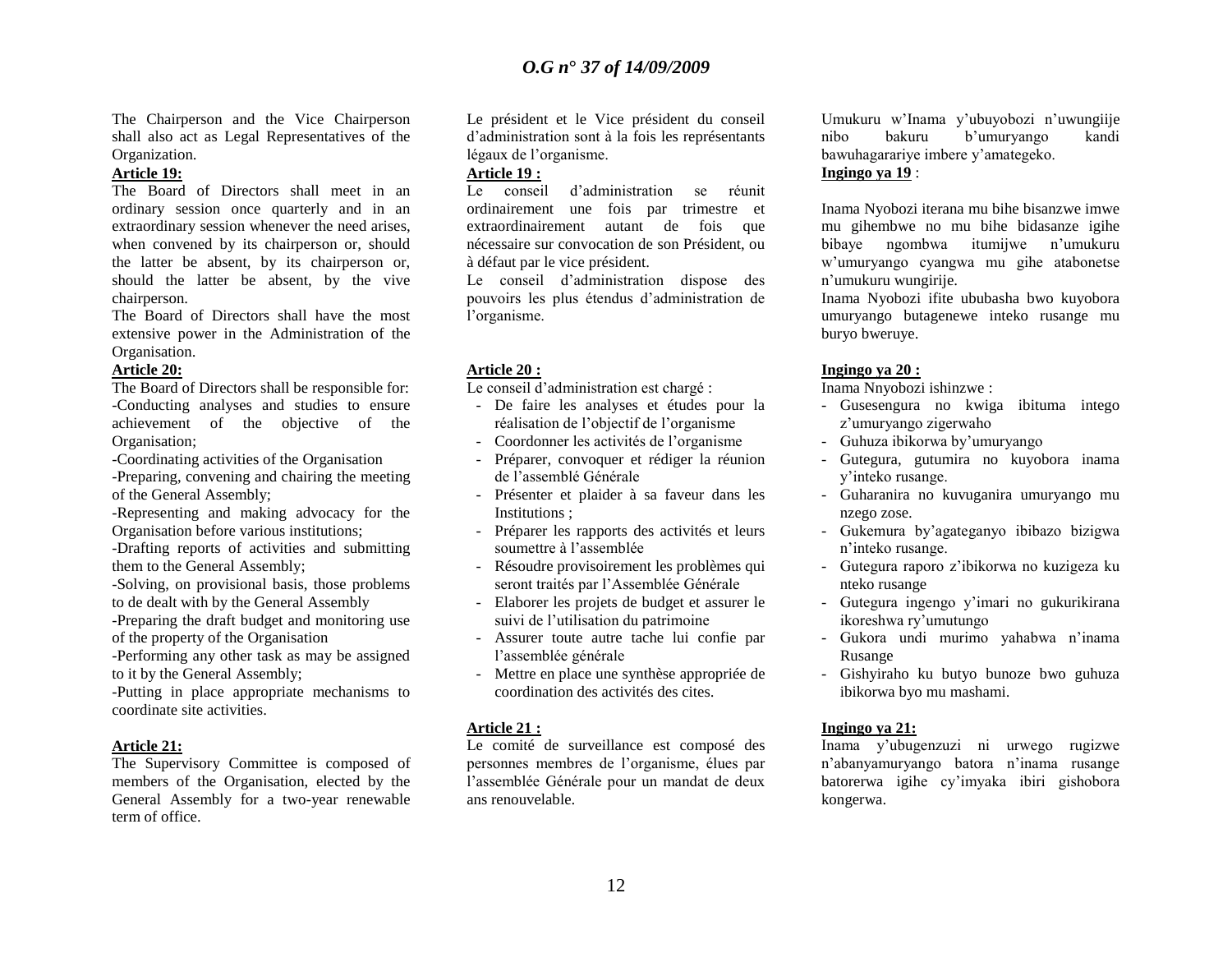The Chairperson and the Vice Chairperson shall also act as Legal Representatives of the Organization.

**Article 19:**

The Board of Directors shall meet in an ordinary session once quarterly and in an extraordinary session whenever the need arises, when convened by its chairperson or, should the latter be absent, by its chairperson or, should the latter be absent, by the vive chairperson.

The Board of Directors shall have the most extensive power in the Administration of the Organisation.

**Article 20:**

The Board of Directors shall be responsible for:

-Conducting analyses and studies to ensure achievement of the objective of the Organisation;

-Coordinating activities of the Organisation

-Preparing, convening and chairing the meeting of the General Assembly;

-Representing and making advocacy for the Organisation before various institutions;

-Drafting reports of activities and submitting them to the General Assembly;

-Solving, on provisional basis, those problems to de dealt with by the General Assembly

-Preparing the draft budget and monitoring use of the property of the Organisation

-Performing any other task as may be assigned to it by the General Assembly;

-Putting in place appropriate mechanisms to coordinate site activities.

**Article 21:**

The Supervisory Committee is composed of members of the Organisation, elected by the General Assembly for a two-year renewable term of office.

Le président et le Vice président du conseil d'administration sont à la fois les représentants légaux de l'organisme.

**Article 19 :**

Le conseil d'administration se réunit ordinairement une fois par trimestre et extraordinairement autant de fois que nécessaire sur convocation de son Président, ou à défaut par le vice président.

Le conseil d'administration dispose des pouvoirs les plus étendus d'administration de l'organisme.

**Article 20 :**

Le conseil d'administration est chargé :

- De faire les analyses et études pour la réalisation de l'objectif de l'organisme
- Coordonner les activités de l'organisme
- Préparer, convoquer et rédiger la réunion de l'assemblé Générale
- Présenter et plaider à sa faveur dans les Institutions ;
- Préparer les rapports des activités et leurs soumettre à l'assemblée
- Résoudre provisoirement les problèmes qui seront traités par l'Assemblée Générale
- Elaborer les projets de budget et assurer le suivi de l'utilisation du patrimoine
- Assurer toute autre tache lui confie par l'assemblée générale
- Mettre en place une synthèse appropriée de coordination des activités des cites.

**Article 21 :**

Le comité de surveillance est composé des personnes membres de l'organisme, élues par l'assemblée Générale pour un mandat de deux ans renouvelable.

Umukuru w'Inama y'ubuyobozi n'uwungiije nibo bakuru b'umuryango kandi bawuhagarariye imbere y'amategeko.

**Ingingo ya 19** :

Inama Nyobozi iterana mu bihe bisanzwe imwe mu gihembwe no mu bihe bidasanze igihe bibaye ngombwa itumijwe n'umukuru w'umuryango cyangwa mu gihe atabonetse n'umukuru wungirije.

Inama Nyobozi ifite ububasha bwo kuyobora umuryango butagenewe inteko rusange mu buryo bweruye.

**Ingingo ya 20 :**

Inama Nnyobozi ishinzwe :

- Gusesengura no kwiga ibituma intego z'umuryango zigerwaho
- Guhuza ibikorwa by'umuryango
- Gutegura, gutumira no kuyobora inama y'inteko rusange.
- Guharanira no kuvuganira umuryango mu nzego zose.
- Gukemura by'agateganyo ibibazo bizigwa n'inteko rusange.
- Gutegura raporo z'ibikorwa no kuzigeza ku nteko rusange
- Gutegura ingengo y'imari no gukurikirana ikoreshwa ry'umutungo
- Gukora undi murimo yahabwa n'inama Rusange
- Gishyiraho ku butyo bunoze bwo guhuza ibikorwa byo mu mashami.

**Ingingo ya 21:**

Inama y'ubugenzuzi ni urwego rugizwe n'abanyamuryango batora n'inama rusange batorerwa igihe cy'imyaka ibiri gishobora kongerwa.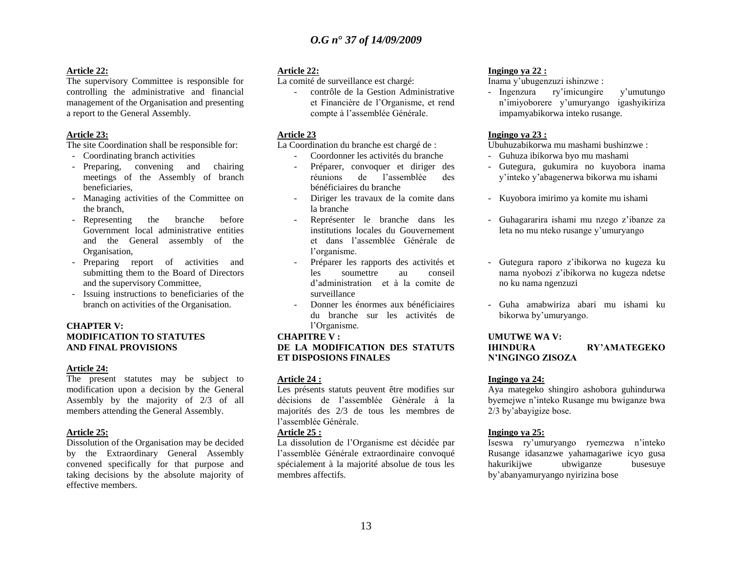**Article 22:**

The supervisory Committee is responsible for controlling the administrative and financial management of the Organisation and presenting a report to the General Assembly.

**Article 23:**

The site Coordination shall be responsible for:

- Coordinating branch activities
- Preparing, convening and chairing meetings of the Assembly of branch beneficiaries,
- Managing activities of the Committee on the branch,
- Representing the branche before Government local administrative entities and the General assembly of the Organisation,
- Preparing report of activities and submitting them to the Board of Directors and the supervisory Committee,
- Issuing instructions to beneficiaries of the branch on activities of the Organisation.

**CHAPTER V: MODIFICATION TO STATUTES AND FINAL PROVISIONS**

**Article 24:**

The present statutes may be subject to modification upon a decision by the General Assembly by the majority of 2/3 of all members attending the General Assembly.

**Article 25:**

Dissolution of the Organisation may be decided by the Extraordinary General Assembly convened specifically for that purpose and taking decisions by the absolute majority of effective members.

**Article 22:**

La comité de surveillance est chargé:

- contrôle de la Gestion Administrative et Financière de l'Organisme, et rend compte à l'assemblée Générale.

**Article 23**

La Coordination du branche est chargé de :

- Coordonner les activités du branche
- Préparer, convoquer et diriger des réunions de l'assemblée des bénéficiaires du branche
- Diriger les travaux de la comite dans la branche
- Représenter le branche dans les institutions locales du Gouvernement et dans l'assemblée Générale de l'organisme.
- Préparer les rapports des activités et les soumettre au conseil d'administration et à la comite de surveillance
- Donner les énormes aux bénéficiaires du branche sur les activités de l'Organisme.

**CHAPITRE V : DE LA MODIFICATION DES STATUTS ET DISPOSIONS FINALES**

**Article 24 :**

Les présents statuts peuvent être modifies sur décisions de l'assemblée Générale à la majorités des 2/3 de tous les membres de l'assemblée Générale.

**Article 25 :**

La dissolution de l'Organisme est décidée par l'assemblée Générale extraordinaire convoqué spécialement à la majorité absolue de tous les membres affectifs.

**Ingingo ya 22 :**

Inama y'ubugenzuzi ishinzwe :

- Ingenzura ry'imicungire y'umutungo n'imiyoborere y'umuryango igashyikiriza impamyabikorwa inteko rusange.

**Ingingo ya 23 :**

Ubuhuzabikorwa mu mashami bushinzwe :

- Guhuza ibikorwa byo mu mashami
- Gutegura, gukumira no kuyobora inama y'inteko y'abagenerwa bikorwa mu ishami
- Kuyobora imirimo ya komite mu ishami
- Guhagararira ishami mu nzego z'ibanze za leta no mu nteko rusange y'umuryango
- Gutegura raporo z'ibikorwa no kugeza ku nama nyobozi z'ibikorwa no kugeza ndetse no ku nama ngenzuzi
- Guha amabwiriza abari mu ishami ku bikorwa by'umuryango.

**UMUTWE WA V: IHINDURA RY'AMATEGEKO N'INGINGO ZISOZA**

**Ingingo ya 24:**

Aya mategeko shingiro ashobora guhindurwa byemejwe n'inteko Rusange mu bwiganze bwa 2/3 by'abayigize bose.

**Ingingo ya 25:**

Iseswa ry'umuryango ryemezwa n'inteko Rusange idasanzwe yahamagariwe icyo gusa hakurikijwe ubwiganze busesuye by'abanyamuryango nyirizina bose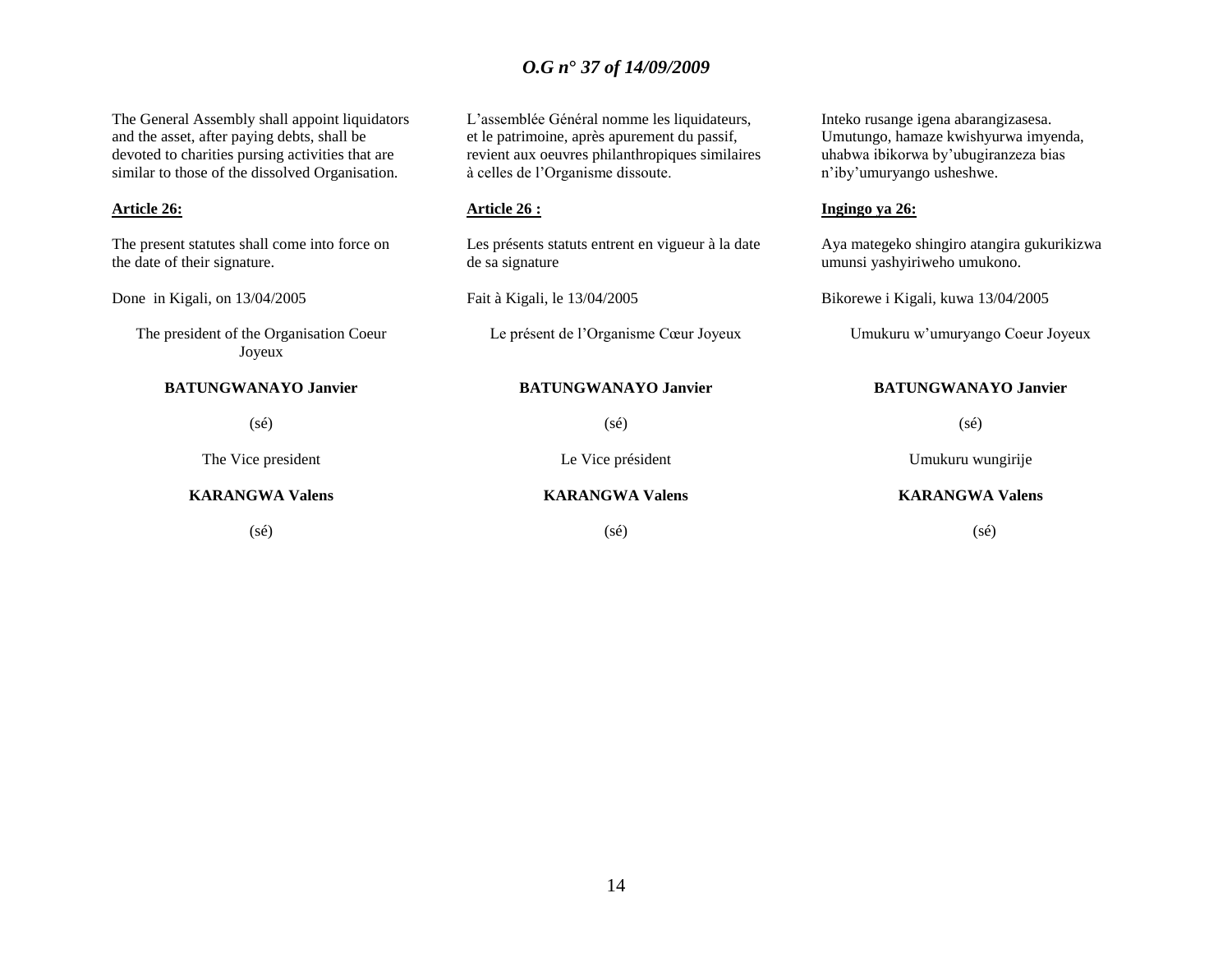The General Assembly shall appoint liquidators and the asset, after paying debts, shall be devoted to charities pursing activities that are similar to those of the dissolved Organisation.

**Article 26:**

The present statutes shall come into force on the date of their signature.

Done in Kigali, on 13/04/2005

The president of the Organisation Coeur Joyeux

**BATUNGWANAYO Janvier**

(sé)

The Vice president

**KARANGWA Valens**

(sé)

L'assemblée Général nomme les liquidateurs, et le patrimoine, après apurement du passif, revient aux oeuvres philanthropiques similaires à celles de l'Organisme dissoute.

**Article 26 :**

Les présents statuts entrent en vigueur à la date de sa signature

Fait à Kigali, le 13/04/2005

Le présent de l'Organisme Cœur Joyeux

**BATUNGWANAYO Janvier**

(sé)

Le Vice président

**KARANGWA Valens**

(sé)

Inteko rusange igena abarangizasesa. Umutungo, hamaze kwishyurwa imyenda, uhabwa ibikorwa by'ubugiranzeza bias n'iby'umuryango usheshwe.

**Ingingo ya 26:**

Aya mategeko shingiro atangira gukurikizwa umunsi yashyiriweho umukono.

Bikorewe i Kigali, kuwa 13/04/2005

Umukuru w'umuryango Coeur Joyeux

**BATUNGWANAYO Janvier**

(sé)

Umukuru wungirije

**KARANGWA Valens**

(sé)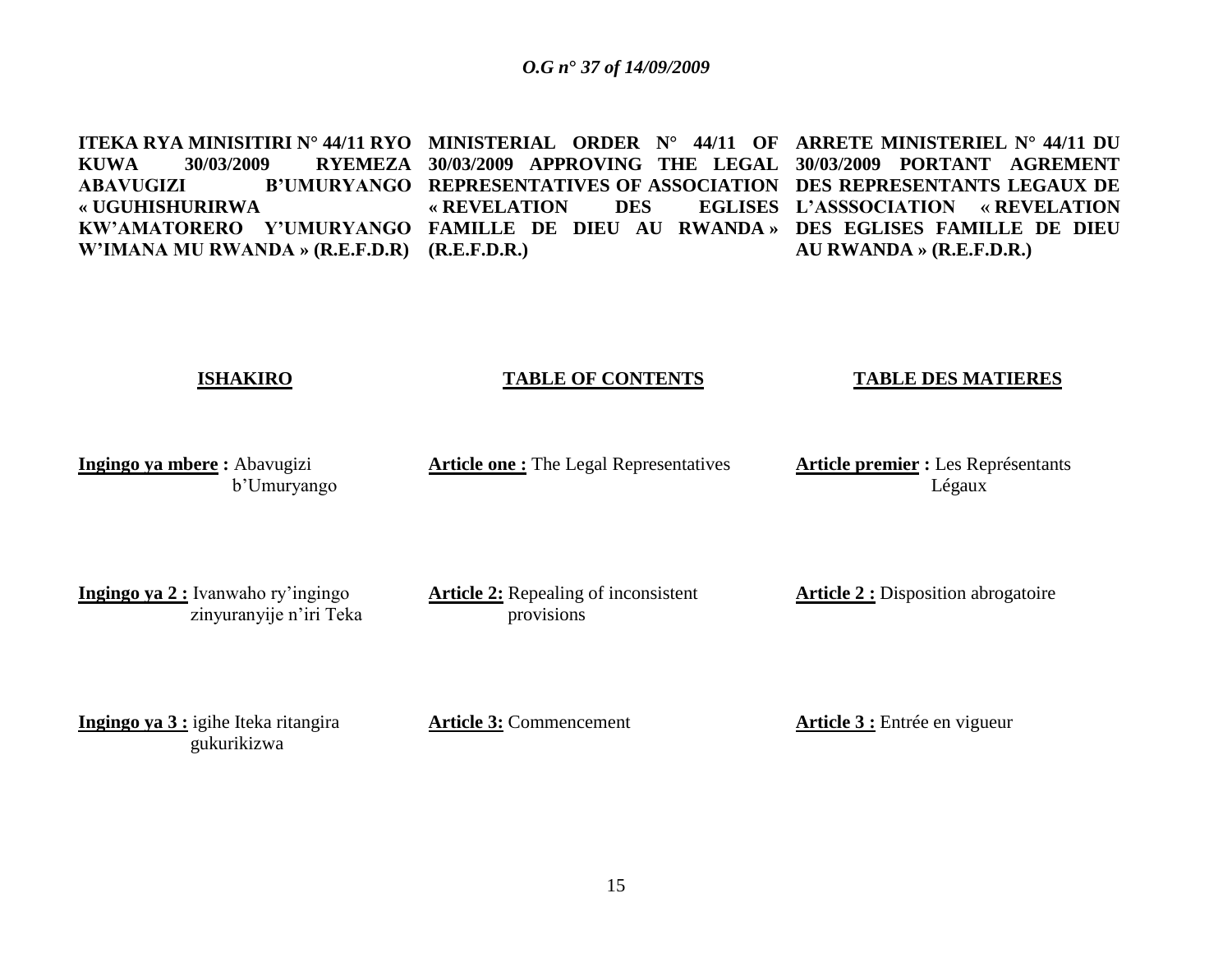**ITEKA RYA MINISITIRI N° 44/11 RYO KUWA 30/03/2009 RYEMEZA ABAVUGIZI B'UMURYANGO « UGUHISHURIRWA KW'AMATORERO Y'UMURYANGO W'IMANA MU RWANDA » (R.E.F.D.R)**

**ISHAKIRO**

**Ingingo ya mbere :** Abavugizi b'Umuryango

**Ingingo ya 2 :** Ivanwaho ry'ingingo zinyuranyije n'iri Teka

**Ingingo ya 3 :** igihe Iteka ritangira gukurikizwa

**MINISTERIAL ORDER N° 44/11 OF 30/03/2009 APPROVING THE LEGAL REPRESENTATIVES OF ASSOCIATION « REVELATION DES EGLISES FAMILLE DE DIEU AU RWANDA » (R.E.F.D.R.)**

**TABLE OF CONTENTS**

**Article one :** The Legal Representatives

**Article 2:** Repealing of inconsistent provisions

**Article 3:** Commencement

**ARRETE MINISTERIEL N° 44/11 DU 30/03/2009 PORTANT AGREMENT DES REPRESENTANTS LEGAUX DE L'ASSSOCIATION « REVELATION DES EGLISES FAMILLE DE DIEU AU RWANDA » (R.E.F.D.R.)**

**TABLE DES MATIERES**

**Article premier :** Les Représentants Légaux

**Article 2 :** Disposition abrogatoire

**Article 3 :** Entrée en vigueur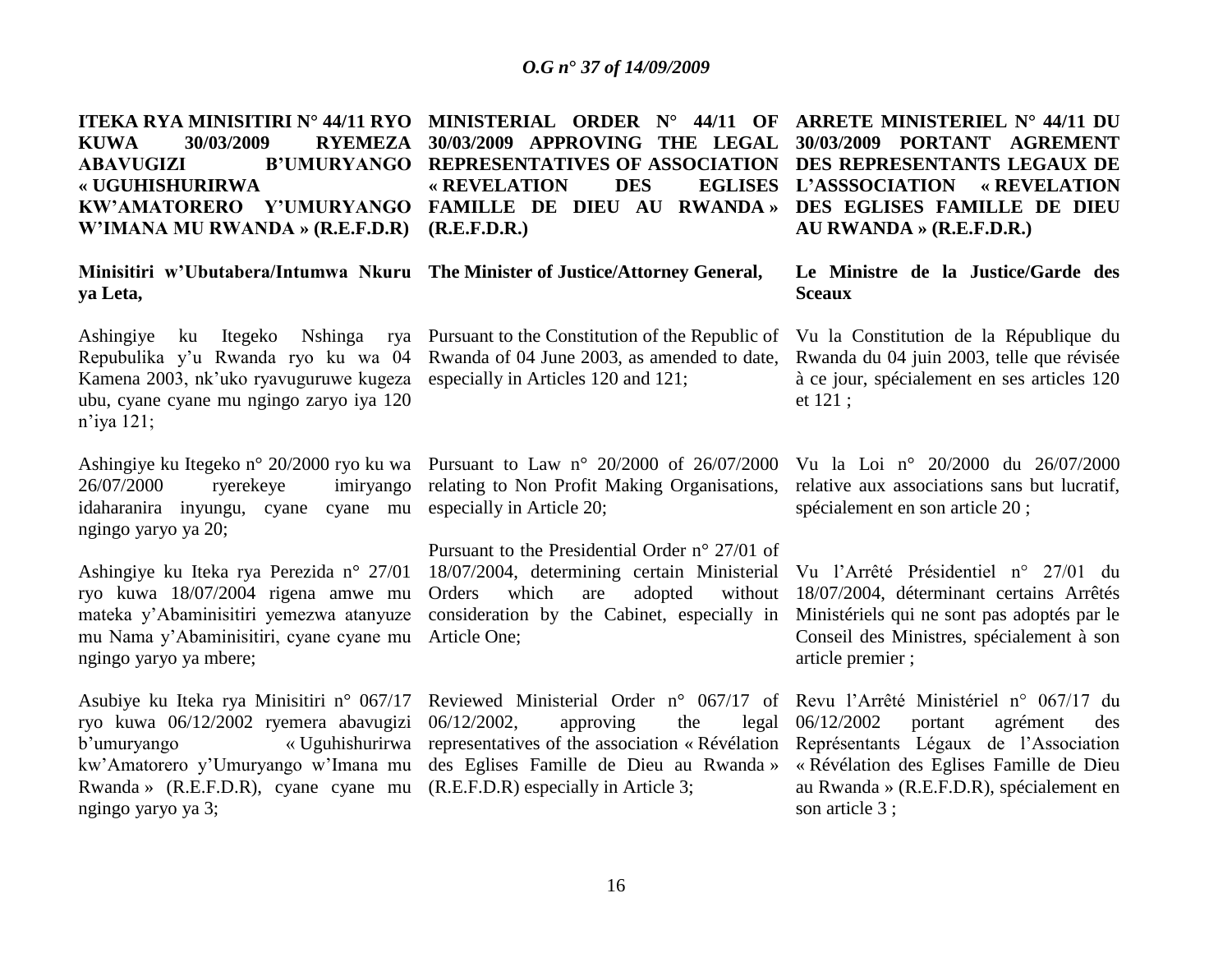**ITEKA RYA MINISITIRI N° 44/11 RYO KUWA 30/03/2009 RYEMEZA ABAVUGIZI B'UMURYANGO « UGUHISHURIRWA KW'AMATORERO Y'UMURYANGO W'IMANA MU RWANDA » (R.E.F.D.R)**

**Minisitiri w'Ubutabera/Intumwa Nkuru ya Leta,**

Ashingiye ku Itegeko Nshinga rya Repubulika y'u Rwanda ryo ku wa 04 Kamena 2003, nk'uko ryavuguruwe kugeza ubu, cyane cyane mu ngingo zaryo iya 120 n'iya 121;

Ashingiye ku Itegeko n° 20/2000 ryo ku wa 26/07/2000 ryerekeye imiryango idaharanira inyungu, cyane cyane mu ngingo yaryo ya 20;

Ashingiye ku Iteka rya Perezida n° 27/01 ryo kuwa 18/07/2004 rigena amwe mu mateka y'Abaminisitiri yemezwa atanyuze mu Nama y'Abaminisitiri, cyane cyane mu ngingo yaryo ya mbere;

Asubiye ku Iteka rya Minisitiri n° 067/17 ryo kuwa 06/12/2002 ryemera abavugizi b'umuryango « Uguhishurirwa kw'Amatorero y'Umuryango w'Imana mu Rwanda » (R.E.F.D.R), cyane cyane mu ngingo yaryo ya 3;

**MINISTERIAL ORDER N° 44/11 OF 30/03/2009 APPROVING THE LEGAL REPRESENTATIVES OF ASSOCIATION « REVELATION DES EGLISES FAMILLE DE DIEU AU RWANDA » (R.E.F.D.R.)**

**The Minister of Justice/Attorney General,**

Pursuant to the Constitution of the Republic of Rwanda of 04 June 2003, as amended to date, especially in Articles 120 and 121;

Pursuant to Law n° 20/2000 of 26/07/2000 relating to Non Profit Making Organisations, especially in Article 20;

Pursuant to the Presidential Order n° 27/01 of 18/07/2004, determining certain Ministerial Orders which are adopted without consideration by the Cabinet, especially in Article One;

Reviewed Ministerial Order n° 067/17 of 06/12/2002, approving the legal representatives of the association « Révélation des Eglises Famille de Dieu au Rwanda » (R.E.F.D.R) especially in Article 3;

**ARRETE MINISTERIEL N° 44/11 DU 30/03/2009 PORTANT AGREMENT DES REPRESENTANTS LEGAUX DE L'ASSSOCIATION « REVELATION DES EGLISES FAMILLE DE DIEU AU RWANDA » (R.E.F.D.R.)**

**Le Ministre de la Justice/Garde des Sceaux**

Vu la Constitution de la République du Rwanda du 04 juin 2003, telle que révisée à ce jour, spécialement en ses articles 120 et 121 ;

Vu la Loi n° 20/2000 du 26/07/2000 relative aux associations sans but lucratif, spécialement en son article 20 ;

Vu l'Arrêté Présidentiel n° 27/01 du 18/07/2004, déterminant certains Arrêtés Ministériels qui ne sont pas adoptés par le Conseil des Ministres, spécialement à son article premier ;

Revu l'Arrêté Ministériel n° 067/17 du 06/12/2002 portant agrément des Représentants Légaux de l'Association « Révélation des Eglises Famille de Dieu au Rwanda » (R.E.F.D.R), spécialement en son article 3 ;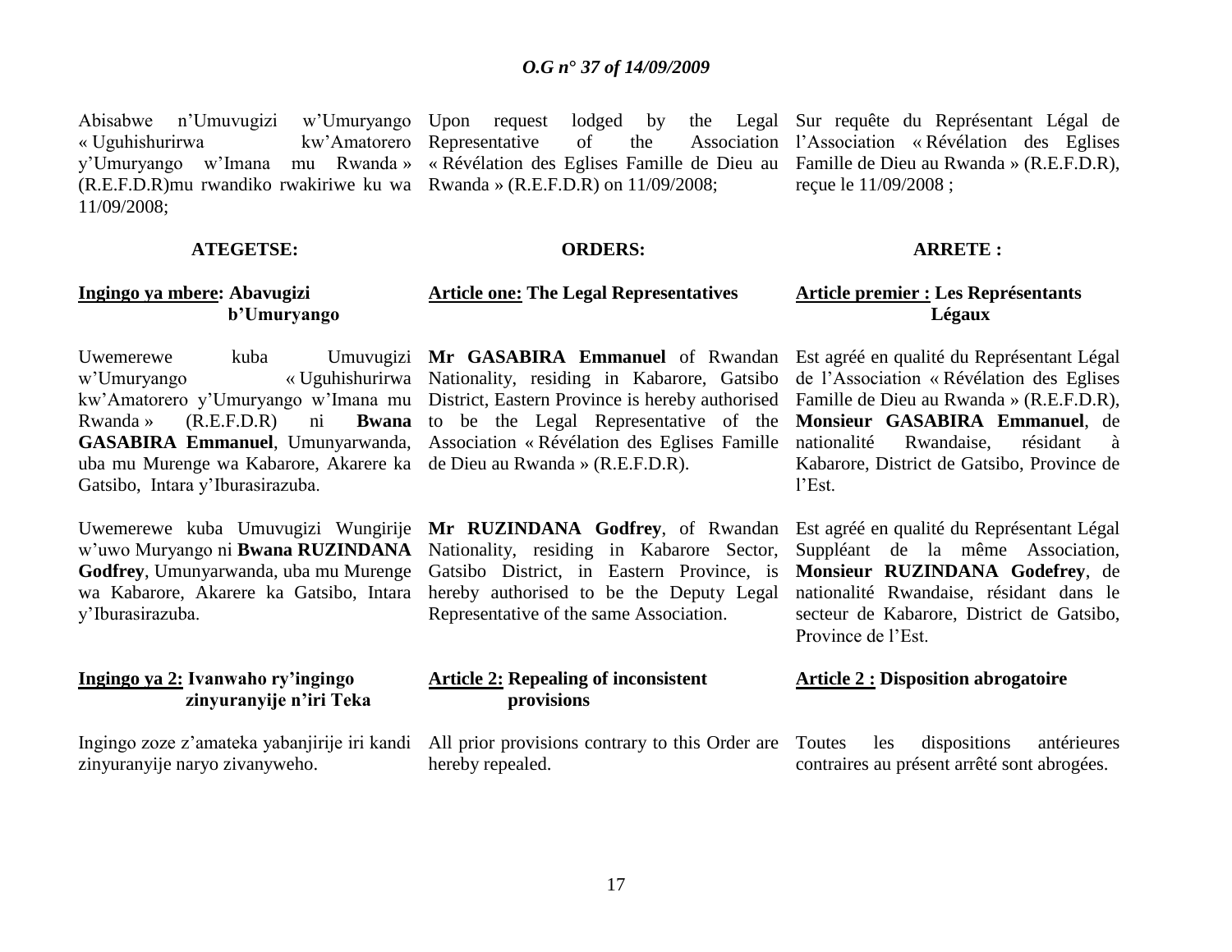Abisabwe n'Umuvugizi w'Umuryango « Uguhishurirwa kw'Amatorero y'Umuryango w'Imana mu Rwanda » (R.E.F.D.R)mu rwandiko rwakiriwe ku wa 11/09/2008;

**ATEGETSE:**

**Ingingo ya mbere: Abavugizi b'Umuryango**

Uwemerewe kuba Umuvugizi w'Umuryango « Uguhishurirwa kw'Amatorero y'Umuryango w'Imana mu Rwanda » (R.E.F.D.R) ni **Bwana GASABIRA Emmanuel**, Umunyarwanda, uba mu Murenge wa Kabarore, Akarere ka Gatsibo, Intara y'Iburasirazuba.

Uwemerewe kuba Umuvugizi Wungirije w'uwo Muryango ni **Bwana RUZINDANA Godfrey**, Umunyarwanda, uba mu Murenge wa Kabarore, Akarere ka Gatsibo, Intara y'Iburasirazuba.

**Ingingo ya 2: Ivanwaho ry'ingingo zinyuranyije n'iri Teka**

Ingingo zoze z'amateka yabanjirije iri kandi zinyuranyije naryo zivanyweho.

Upon request lodged by the Legal Representative of the Association « Révélation des Eglises Famille de Dieu au Rwanda » (R.E.F.D.R) on 11/09/2008;

**ORDERS:**

**Article one: The Legal Representatives**

**Mr GASABIRA Emmanuel** of Rwandan Nationality, residing in Kabarore, Gatsibo District, Eastern Province is hereby authorised to be the Legal Representative of the Association « Révélation des Eglises Famille de Dieu au Rwanda » (R.E.F.D.R).

**Mr RUZINDANA Godfrey**, of Rwandan Nationality, residing in Kabarore Sector, Gatsibo District, in Eastern Province, is hereby authorised to be the Deputy Legal Representative of the same Association.

**Article 2: Repealing of inconsistent provisions**

All prior provisions contrary to this Order are hereby repealed.

Sur requête du Représentant Légal de l'Association « Révélation des Eglises Famille de Dieu au Rwanda » (R.E.F.D.R), reçue le 11/09/2008 ;

**ARRETE :**

**Article premier : Les Représentants Légaux**

Est agréé en qualité du Représentant Légal de l'Association « Révélation des Eglises Famille de Dieu au Rwanda » (R.E.F.D.R), **Monsieur GASABIRA Emmanuel**, de nationalité Rwandaise, résidant à Kabarore, District de Gatsibo, Province de l'Est.

Est agréé en qualité du Représentant Légal Suppléant de la même Association, **Monsieur RUZINDANA Godefrey**, de nationalité Rwandaise, résidant dans le secteur de Kabarore, District de Gatsibo, Province de l'Est.

**Article 2 : Disposition abrogatoire**

Toutes les dispositions antérieures contraires au présent arrêté sont abrogées.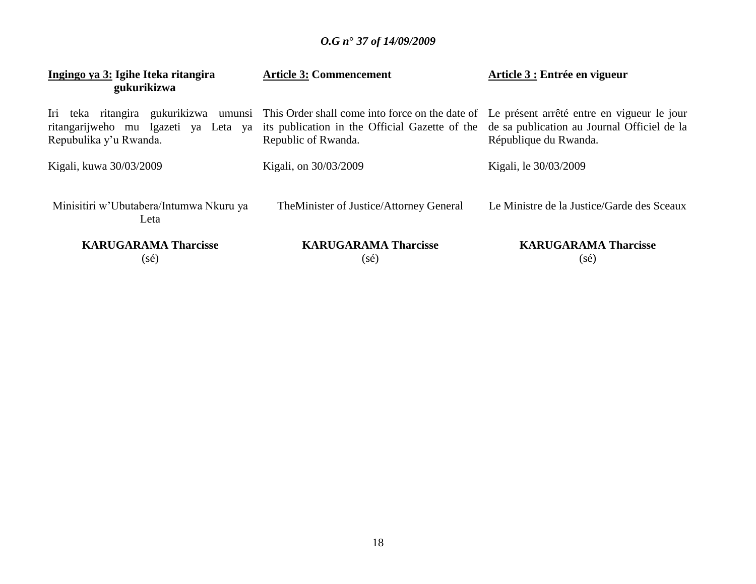**Ingingo ya 3: Igihe Iteka ritangira gukurikizwa**

Iri teka ritangira gukurikizwa umunsi ritangarijweho mu Igazeti ya Leta ya Repubulika y'u Rwanda.

Kigali, kuwa 30/03/2009

Minisitiri w'Ubutabera/Intumwa Nkuru ya Leta

**KARUGARAMA Tharcisse**
(sé)

**Article 3: Commencement**

This Order shall come into force on the date of its publication in the Official Gazette of the Republic of Rwanda.

Kigali, on 30/03/2009

TheMinister of Justice/Attorney General

**KARUGARAMA Tharcisse**
(sé)

**Article 3 : Entrée en vigueur**

Le présent arrêté entre en vigueur le jour de sa publication au Journal Officiel de la République du Rwanda.

Kigali, le 30/03/2009

Le Ministre de la Justice/Garde des Sceaux

**KARUGARAMA Tharcisse**
(sé)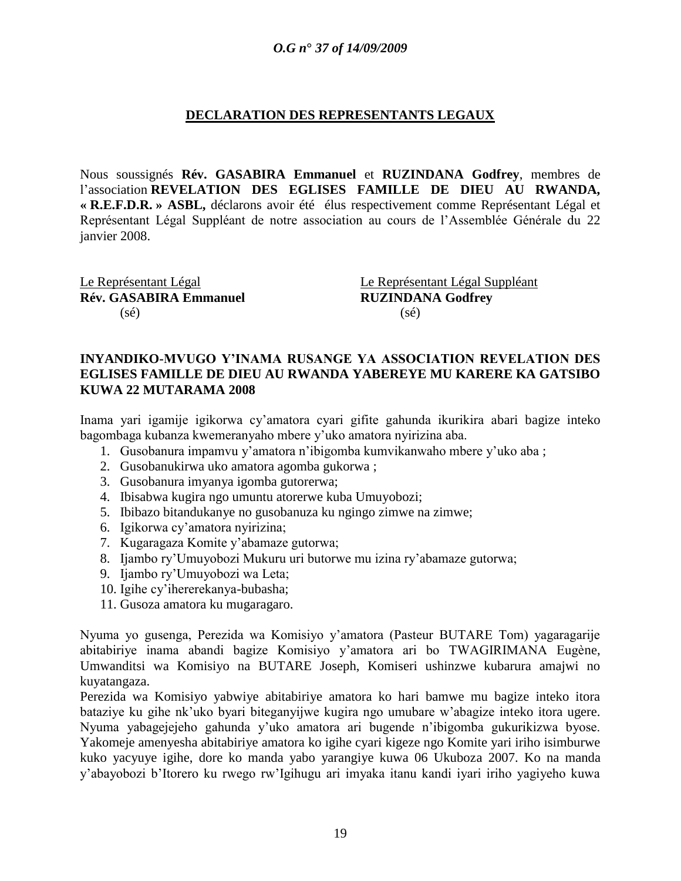## DECLARATION DES REPRESENTANTS LEGAUX

Nous soussignés **Rév. GASABIRA Emmanuel** et **RUZINDANA Godfrey**, membres de l'association **REVELATION DES EGLISES FAMILLE DE DIEU AU RWANDA, « R.E.F.D.R. » ASBL,** déclarons avoir été élus respectivement comme Représentant Légal et Représentant Légal Suppléant de notre association au cours de l'Assemblée Générale du 22 janvier 2008.

Le Représentant Légal
**Rév. GASABIRA Emmanuel**
(sé)

Le Représentant Légal Suppléant
**RUZINDANA Godfrey**
(sé)

**INYANDIKO-MVUGO Y'INAMA RUSANGE YA ASSOCIATION REVELATION DES EGLISES FAMILLE DE DIEU AU RWANDA YABEREYE MU KARERE KA GATSIBO KUWA 22 MUTARAMA 2008**

Inama yari igamije igikorwa cy'amatora cyari gifite gahunda ikurikira abari bagize inteko bagombaga kubanza kwemeranyaho mbere y'uko amatora nyirizina aba.

1. Gusobanura impamvu y'amatora n'ibigomba kumvikanwaho mbere y'uko aba ;
2. Gusobanukirwa uko amatora agomba gukorwa ;
3. Gusobanura imyanya igomba gutorerwa;
4. Ibisabwa kugira ngo umuntu atorerwe kuba Umuyobozi;
5. Ibibazo bitandukanye no gusobanuza ku ngingo zimwe na zimwe;
6. Igikorwa cy'amatora nyirizina;
7. Kugaragaza Komite y'abamaze gutorwa;
8. Ijambo ry'Umuyobozi Mukuru uri butorwe mu izina ry'abamaze gutorwa;
9. Ijambo ry'Umuyobozi wa Leta;
10. Igihe cy'ihererekanya-bubasha;
11. Gusoza amatora ku mugaragaro.

Nyuma yo gusenga, Perezida wa Komisiyo y'amatora (Pasteur BUTARE Tom) yagaragarije abitabiriye inama abandi bagize Komisiyo y'amatora ari bo TWAGIRIMANA Eugène, Umwanditsi wa Komisiyo na BUTARE Joseph, Komiseri ushinzwe kubarura amajwi no kuyatangaza.

Perezida wa Komisiyo yabwiye abitabiriye amatora ko hari bamwe mu bagize inteko itora bataziye ku gihe nk'uko byari biteganyijwe kugira ngo umubare w'abagize inteko itora ugere. Nyuma yabagejejeho gahunda y'uko amatora ari bugende n'ibigomba gukurikizwa byose. Yakomeje amenyesha abitabiriye amatora ko igihe cyari kigeze ngo Komite yari iriho isimburwe kuko yacyuye igihe, dore ko manda yabo yarangiye kuwa 06 Ukuboza 2007. Ko na manda y'abayobozi b'Itorero ku rwego rw'Igihugu ari imyaka itanu kandi iyari iriho yagiyeho kuwa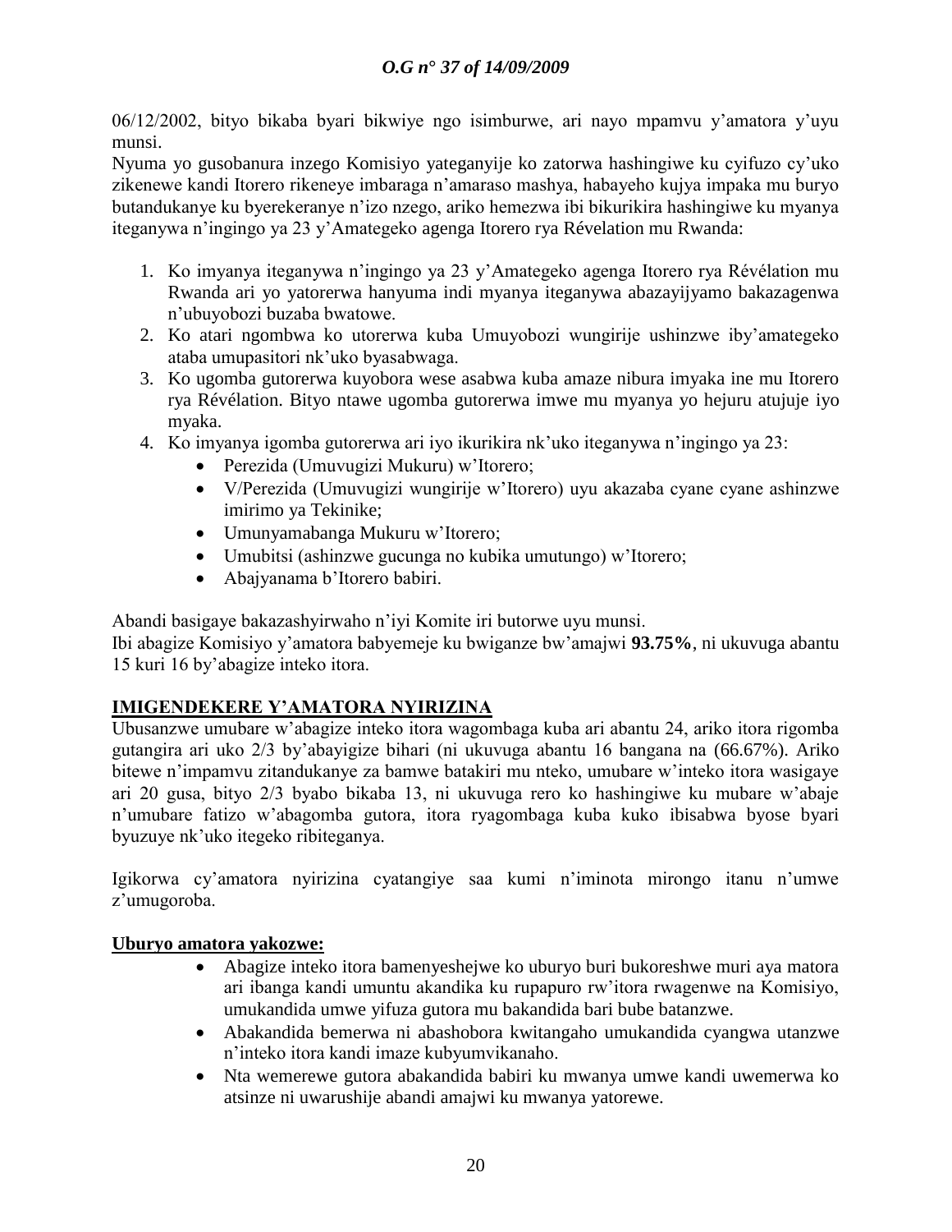06/12/2002, bityo bikaba byari bikwiye ngo isimburwe, ari nayo mpamvu y'amatora y'uyu munsi.

Nyuma yo gusobanura inzego Komisiyo yateganyije ko zatorwa hashingiwe ku cyifuzo cy'uko zikenewe kandi Itorero rikeneye imbaraga n'amaraso mashya, habayeho kujya impaka mu buryo butandukanye ku byerekeranye n'izo nzego, ariko hemezwa ibi bikurikira hashingiwe ku myanya iteganywa n'ingingo ya 23 y'Amategeko agenga Itorero rya Révelation mu Rwanda:

1. Ko imyanya iteganywa n'ingingo ya 23 y'Amategeko agenga Itorero rya Révélation mu Rwanda ari yo yatorerwa hanyuma indi myanya iteganywa abazayijyamo bakazagenwa n'ubuyobozi buzaba bwatowe.
2. Ko atari ngombwa ko utorerwa kuba Umuyobozi wungirije ushinzwe iby'amategeko ataba umupasitori nk'uko byasabwaga.
3. Ko ugomba gutorerwa kuyobora wese asabwa kuba amaze nibura imyaka ine mu Itorero rya Révélation. Bityo ntawe ugomba gutorerwa imwe mu myanya yo hejuru atujuje iyo myaka.
4. Ko imyanya igomba gutorerwa ari iyo ikurikira nk'uko iteganywa n'ingingo ya 23:
    - Perezida (Umuvugizi Mukuru) w'Itorero;
    - V/Perezida (Umuvugizi wungirije w'Itorero) uyu akazaba cyane cyane ashinzwe imirimo ya Tekinike;
    - Umunyamabanga Mukuru w'Itorero;
    - Umubitsi (ashinzwe gucunga no kubika umutungo) w'Itorero;
    - Abajyanama b'Itorero babiri.

Abandi basigaye bakazashyirwaho n'iyi Komite iri butorwe uyu munsi.

Ibi abagize Komisiyo y'amatora babyemeje ku bwiganze bw'amajwi **93.75%**, ni ukuvuga abantu 15 kuri 16 by'abagize inteko itora.

## IMIGENDEKERE Y'AMATORA NYIRIZINA

Ubusanzwe umubare w'abagize inteko itora wagombaga kuba ari abantu 24, ariko itora rigomba gutangira ari uko 2/3 by'abayigize bihari (ni ukuvuga abantu 16 bangana na (66.67%). Ariko bitewe n'impamvu zitandukanye za bamwe batakiri mu nteko, umubare w'inteko itora wasigaye ari 20 gusa, bityo 2/3 byabo bikaba 13, ni ukuvuga rero ko hashingiwe ku mubare w'abaje n'umubare fatizo w'abagomba gutora, itora ryagombaga kuba kuko ibisabwa byose byari byuzuye nk'uko itegeko ribiteganya.

Igikorwa cy'amatora nyirizina cyatangiye saa kumi n'iminota mirongo itanu n'umwe z'umugoroba.

### Uburyo amatora yakozwe:

- Abagize inteko itora bamenyeshejwe ko uburyo buri bukoreshwe muri aya matora ari ibanga kandi umuntu akandika ku rupapuro rw'itora rwagenwe na Komisiyo, umukandida umwe yifuza gutora mu bakandida bari bube batanzwe.
- Abakandida bemerwa ni abashobora kwitangaho umukandida cyangwa utanzwe n'inteko itora kandi imaze kubyumvikanaho.
- Nta wemerewe gutora abakandida babiri ku mwanya umwe kandi uwemerwa ko atsinze ni uwarushije abandi amajwi ku mwanya yatorewe.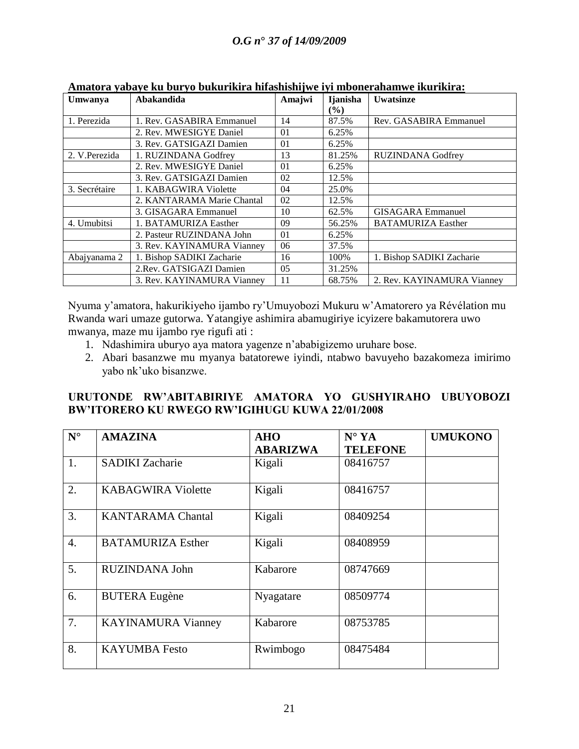**Amatora yabaye ku buryo bukurikira hifashishijwe iyi mbonerahamwe ikurikira:**

| Umwanya | Abakandida | Amajwi | Ijanisha (%) | Uwatsinze |
|---|---|---|---|---|
| 1. Perezida | 1. Rev. GASABIRA Emmanuel | 14 | 87.5% | Rev. GASABIRA Emmanuel |
| | 2. Rev. MWESIGYE Daniel | 01 | 6.25% | |
| | 3. Rev. GATSIGAZI Damien | 01 | 6.25% | |
| 2. V.Perezida | 1. RUZINDANA Godfrey | 13 | 81.25% | RUZINDANA Godfrey |
| | 2. Rev. MWESIGYE Daniel | 01 | 6.25% | |
| | 3. Rev. GATSIGAZI Damien | 02 | 12.5% | |
| 3. Secrétaire | 1. KABAGWIRA Violette | 04 | 25.0% | |
| | 2. KANTARAMA Marie Chantal | 02 | 12.5% | |
| | 3. GISAGARA Emmanuel | 10 | 62.5% | GISAGARA Emmanuel |
| 4. Umubitsi | 1. BATAMURIZA Easther | 09 | 56.25% | BATAMURIZA Easther |
| | 2. Pasteur RUZINDANA John | 01 | 6.25% | |
| | 3. Rev. KAYINAMURA Vianney | 06 | 37.5% | |
| Abajyanama 2 | 1. Bishop SADIKI Zacharie | 16 | 100% | 1. Bishop SADIKI Zacharie |
| | 2.Rev. GATSIGAZI Damien | 05 | 31.25% | |
| | 3. Rev. KAYINAMURA Vianney | 11 | 68.75% | 2. Rev. KAYINAMURA Vianney |

Nyuma y'amatora, hakurikiyeho ijambo ry'Umuyobozi Mukuru w'Amatorero ya Révélation mu Rwanda wari umaze gutorwa. Yatangiye ashimira abamugiriye icyizere bakamutorera uwo mwanya, maze mu ijambo rye rigufi ati :

1. Ndashimira uburyo aya matora yagenze n'ababigizemo uruhare bose.
2. Abari basanzwe mu myanya batatorewe iyindi, ntabwo bavuyeho bazakomeza imirimo yabo nk'uko bisanzwe.

**URUTONDE RW'ABITABIRIYE AMATORA YO GUSHYIRAHO UBUYOBOZI BW'ITORERO KU RWEGO RW'IGIHUGU KUWA 22/01/2008**

| N° | AMAZINA | AHO ABARIZWA | N° YA TELEFONE | UMUKONO |
|---|---|---|---|---|
| 1. | SADIKI Zacharie | Kigali | 08416757 | |
| 2. | KABAGWIRA Violette | Kigali | 08416757 | |
| 3. | KANTARAMA Chantal | Kigali | 08409254 | |
| 4. | BATAMURIZA Esther | Kigali | 08408959 | |
| 5. | RUZINDANA John | Kabarore | 08747669 | |
| 6. | BUTERA Eugène | Nyagatare | 08509774 | |
| 7. | KAYINAMURA Vianney | Kabarore | 08753785 | |
| 8. | KAYUMBA Festo | Rwimbogo | 08475484 | |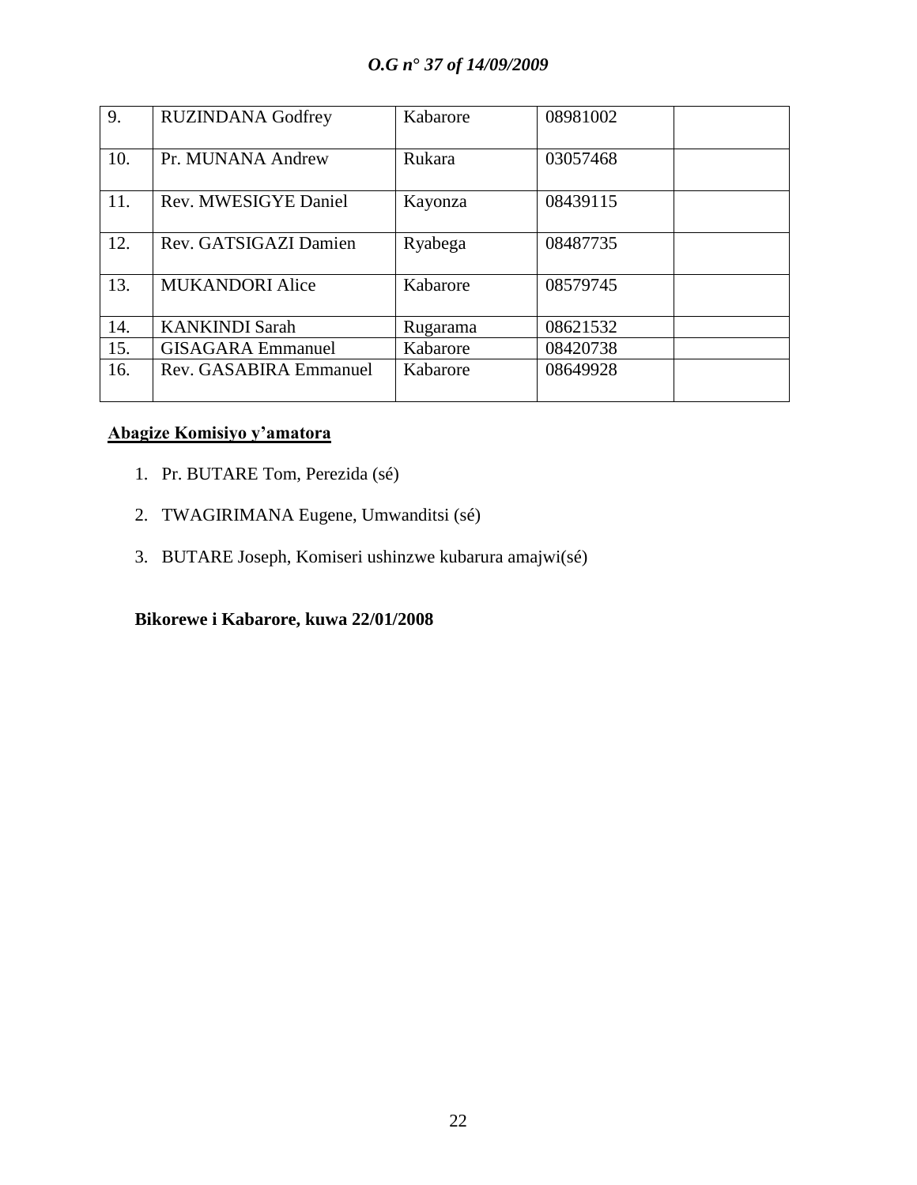| 9. | RUZINDANA Godfrey | Kabarore | 08981002 | |
|---|---|---|---|---|
| 10. | Pr. MUNANA Andrew | Rukara | 03057468 | |
| 11. | Rev. MWESIGYE Daniel | Kayonza | 08439115 | |
| 12. | Rev. GATSIGAZI Damien | Ryabega | 08487735 | |
| 13. | MUKANDORI Alice | Kabarore | 08579745 | |
| 14. | KANKINDI Sarah | Rugarama | 08621532 | |
| 15. | GISAGARA Emmanuel | Kabarore | 08420738 | |
| 16. | Rev. GASABIRA Emmanuel | Kabarore | 08649928 | |

**Abagize Komisiyo y'amatora**

1. Pr. BUTARE Tom, Perezida (sé)
2. TWAGIRIMANA Eugene, Umwanditsi (sé)
3. BUTARE Joseph, Komiseri ushinzwe kubarura amajwi(sé)

**Bikorewe i Kabarore, kuwa 22/01/2008**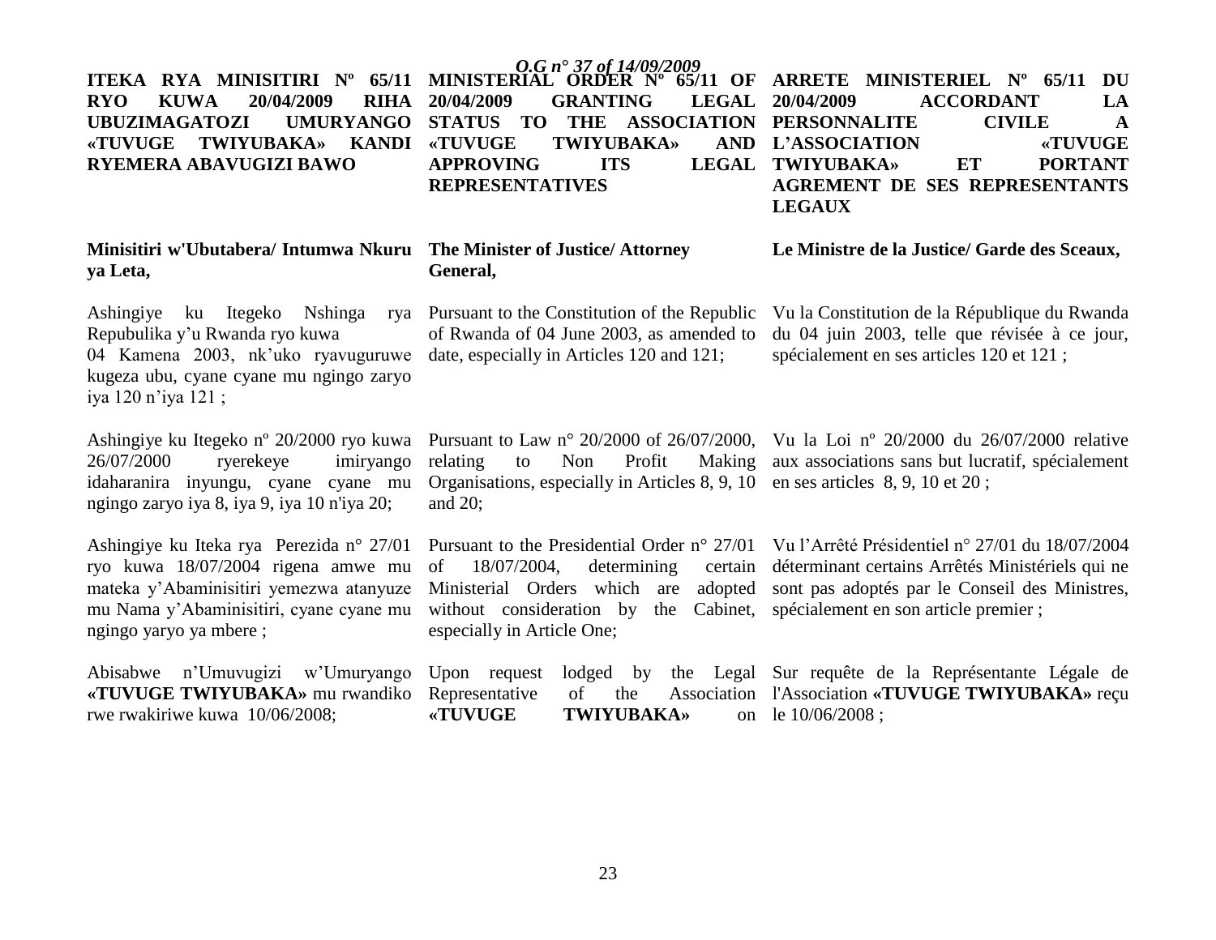**ITEKA RYA MINISITIRI Nº 65/11 RYO KUWA 20/04/2009 RIHA UBUZIMAGATOZI UMURYANGO «TUVUGE TWIYUBAKA» KANDI RYEMERA ABAVUGIZI BAWO**

**Minisitiri w'Ubutabera/ Intumwa Nkuru ya Leta,**

Ashingiye ku Itegeko Nshinga rya Repubulika y'u Rwanda ryo kuwa 04 Kamena 2003, nk'uko ryavuguruwe kugeza ubu, cyane cyane mu ngingo zaryo iya 120 n'iya 121 ;

Ashingiye ku Itegeko nº 20/2000 ryo kuwa 26/07/2000 ryerekeye imiryango idaharanira inyungu, cyane cyane mu ngingo zaryo iya 8, iya 9, iya 10 n'iya 20;

Ashingiye ku Iteka rya Perezida n° 27/01 ryo kuwa 18/07/2004 rigena amwe mu mateka y'Abaminisitiri yemezwa atanyuze mu Nama y'Abaminisitiri, cyane cyane mu ngingo yaryo ya mbere ;

Abisabwe n'Umuvugizi w'Umuryango **«TUVUGE TWIYUBAKA»** mu rwandiko rwe rwakiriwe kuwa 10/06/2008;

**MINISTERIAL ORDER Nº 65/11 OF 20/04/2009 GRANTING LEGAL STATUS TO THE ASSOCIATION «TUVUGE TWIYUBAKA» AND APPROVING ITS LEGAL REPRESENTATIVES**

**The Minister of Justice/ Attorney General,**

Pursuant to the Constitution of the Republic of Rwanda of 04 June 2003, as amended to date, especially in Articles 120 and 121;

Pursuant to Law n° 20/2000 of 26/07/2000, relating to Non Profit Making Organisations, especially in Articles 8, 9, 10 and 20;

Pursuant to the Presidential Order n° 27/01 of 18/07/2004, determining certain Ministerial Orders which are adopted without consideration by the Cabinet, especially in Article One;

Upon request lodged by the Legal Representative of the Association **«TUVUGE TWIYUBAKA»** on

**ARRETE MINISTERIEL Nº 65/11 DU 20/04/2009 ACCORDANT LA PERSONNALITE CIVILE A L'ASSOCIATION «TUVUGE TWIYUBAKA» ET PORTANT AGREMENT DE SES REPRESENTANTS LEGAUX**

**Le Ministre de la Justice/ Garde des Sceaux,**

Vu la Constitution de la République du Rwanda du 04 juin 2003, telle que révisée à ce jour, spécialement en ses articles 120 et 121 ;

Vu la Loi nº 20/2000 du 26/07/2000 relative aux associations sans but lucratif, spécialement en ses articles 8, 9, 10 et 20 ;

Vu l'Arrêté Présidentiel n° 27/01 du 18/07/2004 déterminant certains Arrêtés Ministériels qui ne sont pas adoptés par le Conseil des Ministres, spécialement en son article premier ;

Sur requête de la Représentante Légale de l'Association **«TUVUGE TWIYUBAKA»** reçu le 10/06/2008 ;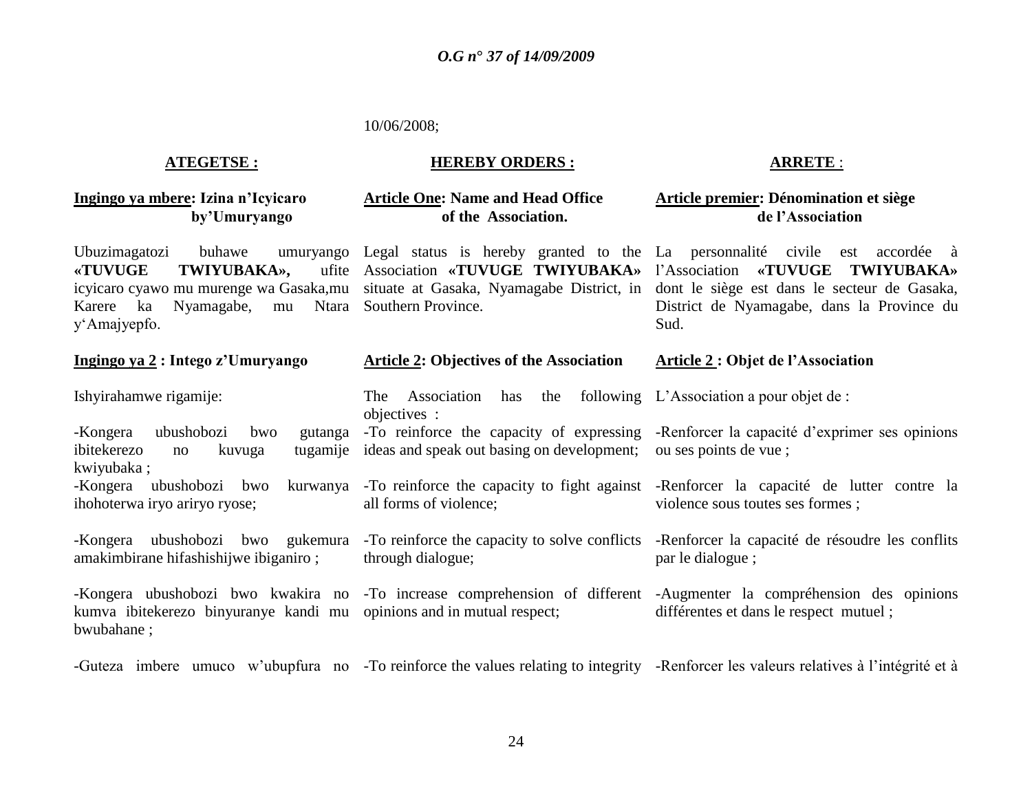10/06/2008;

**ATEGETSE :**

**Ingingo ya mbere: Izina n'Icyicaro by'Umuryango**

Ubuzimagatozi buhawe umuryango **«TUVUGE TWIYUBAKA»,** ufite icyicaro cyawo mu murenge wa Gasaka,mu Karere ka Nyamagabe, mu Ntara y'Amajyepfo.

**Ingingo ya 2 : Intego z'Umuryango**

Ishyirahamwe rigamije:

-Kongera ubushobozi bwo gutanga ibitekerezo no kuvuga tugamije kwiyubaka ;
-Kongera ubushobozi bwo kurwanya ihohoterwa iryo ariryo ryose;

-Kongera ubushobozi bwo gukemura amakimbirane hifashishijwe ibiganiro ;

-Kongera ubushobozi bwo kwakira no kumva ibitekerezo binyuranye kandi mu bwubahane ;

-Guteza imbere umuco w'ubupfura no

**HEREBY ORDERS :**

**Article One: Name and Head Office of the Association.**

Legal status is hereby granted to the Association **«TUVUGE TWIYUBAKA»** situate at Gasaka, Nyamagabe District, in Southern Province.

**Article 2: Objectives of the Association**

The Association has the following objectives :

-To reinforce the capacity of expressing ideas and speak out basing on development;

-To reinforce the capacity to fight against all forms of violence;

-To reinforce the capacity to solve conflicts through dialogue;

-To increase comprehension of different opinions and in mutual respect;

-To reinforce the values relating to integrity

**ARRETE :**

**Article premier: Dénomination et siège de l'Association**

La personnalité civile est accordée à l'Association **«TUVUGE TWIYUBAKA»** dont le siège est dans le secteur de Gasaka, District de Nyamagabe, dans la Province du Sud.

**Article 2 : Objet de l'Association**

L'Association a pour objet de :

-Renforcer la capacité d'exprimer ses opinions ou ses points de vue ;

-Renforcer la capacité de lutter contre la violence sous toutes ses formes ;

-Renforcer la capacité de résoudre les conflits par le dialogue ;

-Augmenter la compréhension des opinions différentes et dans le respect mutuel ;

-Renforcer les valeurs relatives à l'intégrité et à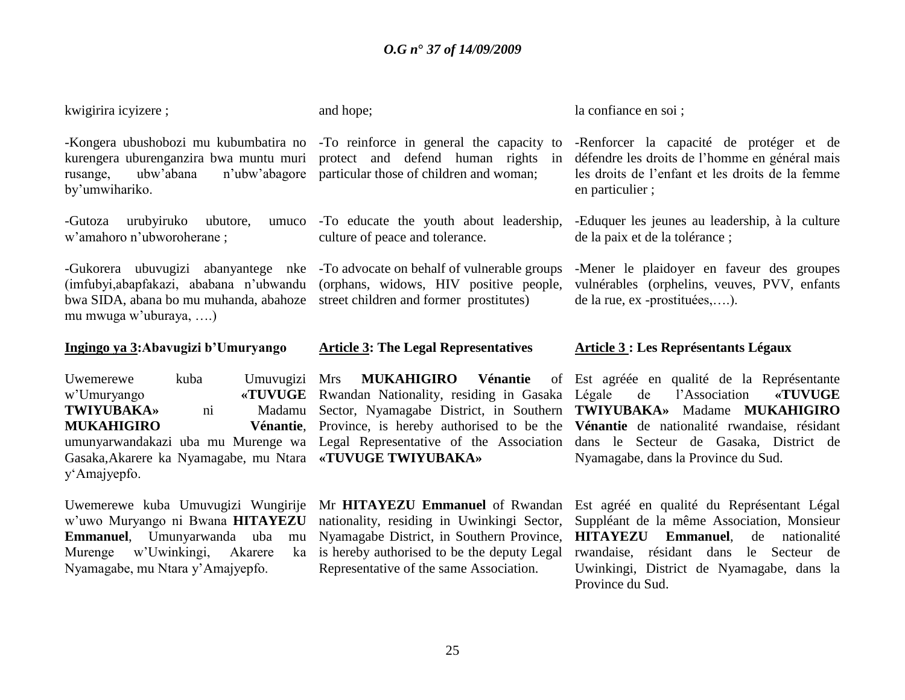kwigirira icyizere ;

-Kongera ubushobozi mu kubumbatira no kurengera uburenganzira bwa muntu muri rusange, ubw'abana n'ubw'abagore by'umwihariko.

-Gutoza urubyiruko ubutore, umuco w'amahoro n'ubworoherane ;

-Gukorera ubuvugizi abanyantege nke (imfubyi,abapfakazi, ababana n'ubwandu bwa SIDA, abana bo mu muhanda, abahoze mu mwuga w'uburaya, ….)

**Ingingo ya 3:Abavugizi b'Umuryango**

Uwemerewe kuba Umuvugizi w'Umuryango **«TUVUGE TWIYUBAKA»** ni Madamu **MUKAHIGIRO Vénantie**, umunyarwandakazi uba mu Murenge wa Gasaka,Akarere ka Nyamagabe, mu Ntara y'Amajyepfo.

Uwemerewe kuba Umuvugizi Wungirije w'uwo Muryango ni Bwana **HITAYEZU Emmanuel**, Umunyarwanda uba mu Murenge w'Uwinkingi, Akarere ka Nyamagabe, mu Ntara y'Amajyepfo.

and hope;

-To reinforce in general the capacity to protect and defend human rights in particular those of children and woman;

-To educate the youth about leadership, culture of peace and tolerance.

-To advocate on behalf of vulnerable groups (orphans, widows, HIV positive people, street children and former prostitutes)

**Article 3: The Legal Representatives**

Mrs **MUKAHIGIRO Vénantie** of Rwandan Nationality, residing in Gasaka Sector, Nyamagabe District, in Southern Province, is hereby authorised to be the Legal Representative of the Association **«TUVUGE TWIYUBAKA»**

Mr **HITAYEZU Emmanuel** of Rwandan nationality, residing in Uwinkingi Sector, Nyamagabe District, in Southern Province, is hereby authorised to be the deputy Legal Representative of the same Association.

la confiance en soi ;

-Renforcer la capacité de protéger et de défendre les droits de l'homme en général mais les droits de l'enfant et les droits de la femme en particulier ;

-Eduquer les jeunes au leadership, à la culture de la paix et de la tolérance ;

-Mener le plaidoyer en faveur des groupes vulnérables (orphelins, veuves, PVV, enfants de la rue, ex -prostituées,….).

**Article 3 : Les Représentants Légaux**

Est agréée en qualité de la Représentante Légale de l'Association **«TUVUGE TWIYUBAKA»** Madame **MUKAHIGIRO Vénantie** de nationalité rwandaise, résidant dans le Secteur de Gasaka, District de Nyamagabe, dans la Province du Sud.

Est agréé en qualité du Représentant Légal Suppléant de la même Association, Monsieur **HITAYEZU Emmanuel**, de nationalité rwandaise, résidant dans le Secteur de Uwinkingi, District de Nyamagabe, dans la Province du Sud.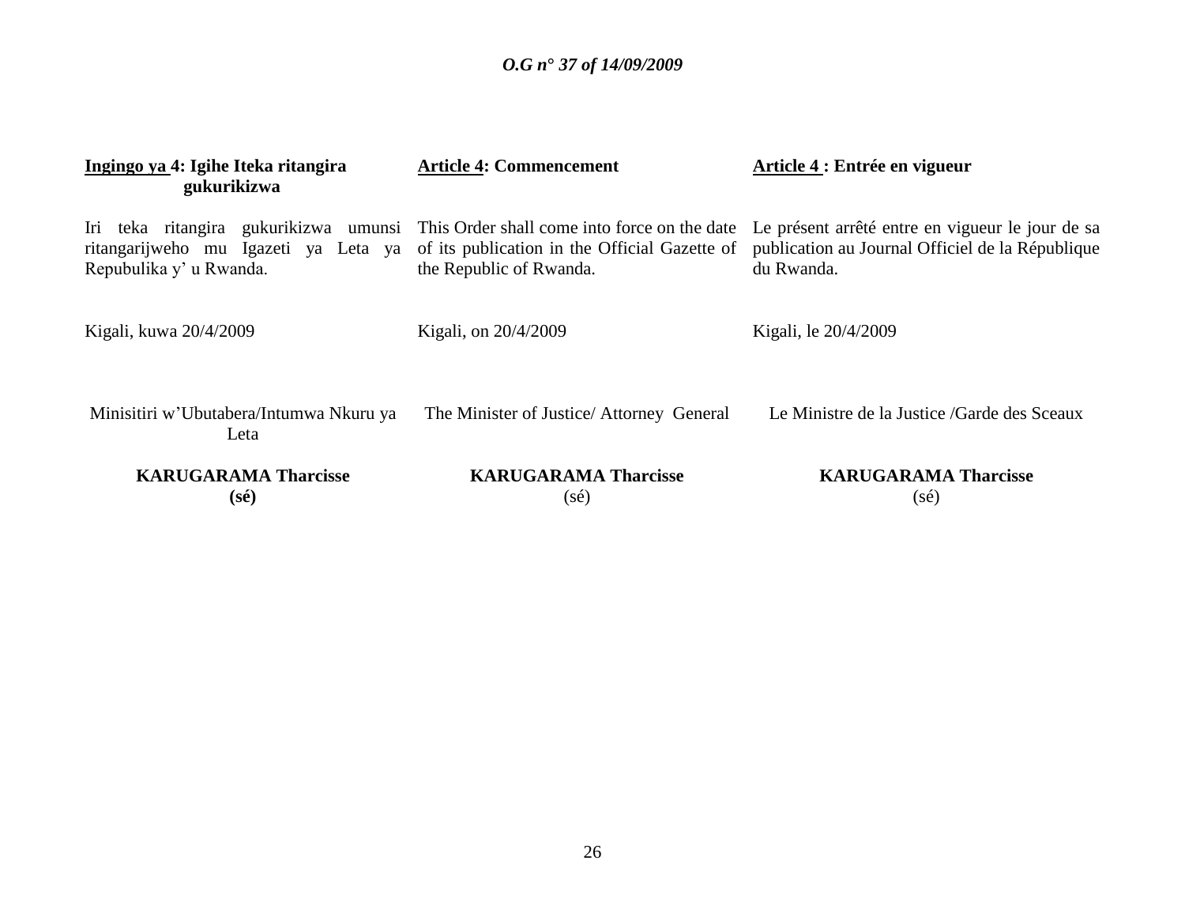**Ingingo ya 4: Igihe Iteka ritangira gukurikizwa**

Iri teka ritangira gukurikizwa umunsi ritangarijweho mu Igazeti ya Leta ya Repubulika y' u Rwanda.

Kigali, kuwa 20/4/2009

Minisitiri w'Ubutabera/Intumwa Nkuru ya Leta

**KARUGARAMA Tharcisse**
**(sé)**

**Article 4: Commencement**

This Order shall come into force on the date of its publication in the Official Gazette of the Republic of Rwanda.

Kigali, on 20/4/2009

The Minister of Justice/ Attorney General

**KARUGARAMA Tharcisse**
(sé)

**Article 4 : Entrée en vigueur**

Le présent arrêté entre en vigueur le jour de sa publication au Journal Officiel de la République du Rwanda.

Kigali, le 20/4/2009

Le Ministre de la Justice /Garde des Sceaux

**KARUGARAMA Tharcisse**
(sé)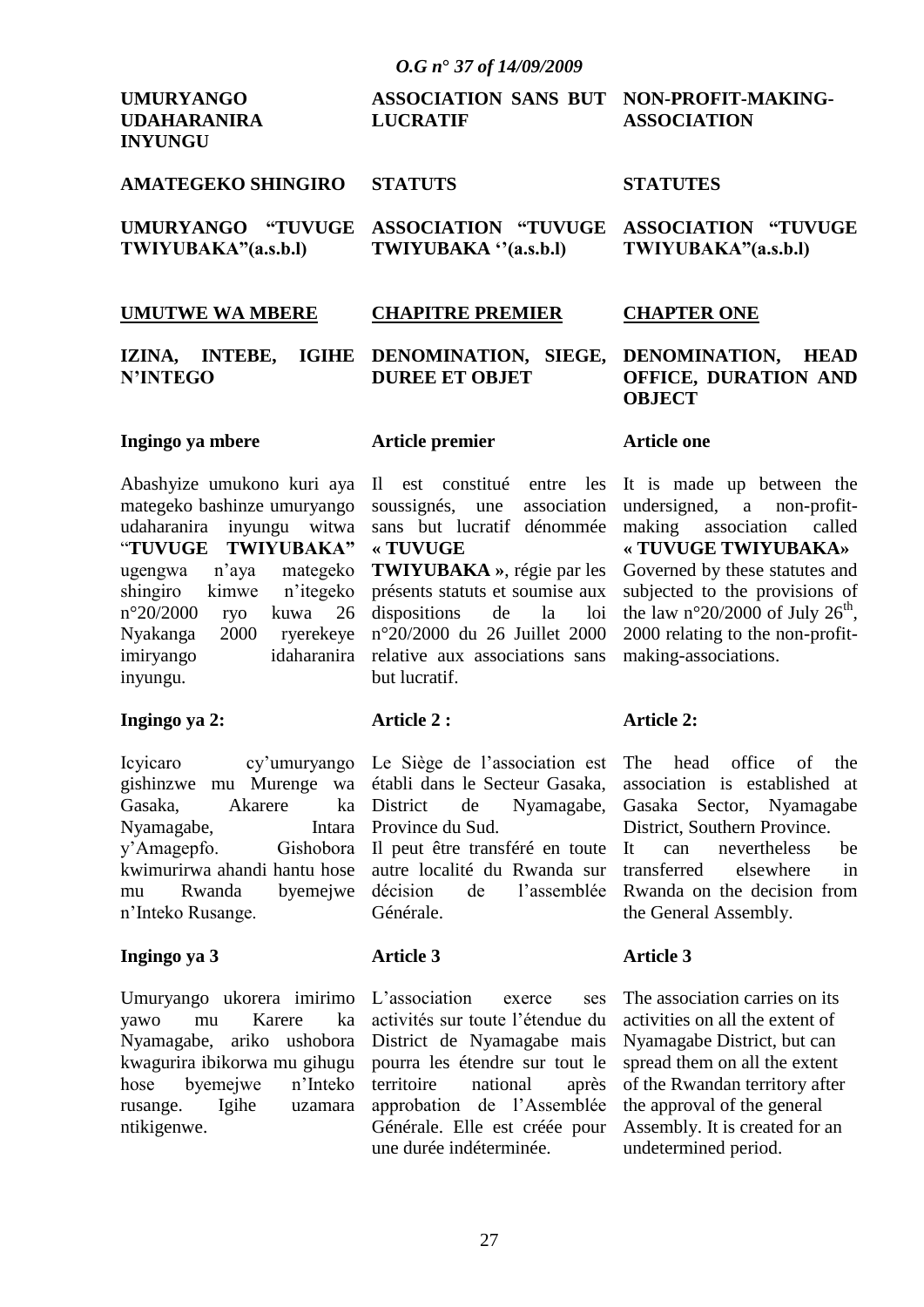**UMURYANGO UDAHARANIRA INYUNGU**

**AMATEGEKO SHINGIRO**

**UMURYANGO "TUVUGE TWIYUBAKA"(a.s.b.l)**

**UMUTWE WA MBERE**

**IZINA, INTEBE, IGIHE N'INTEGO**

**Ingingo ya mbere**

Abashyize umukono kuri aya mategeko bashinze umuryango udaharanira inyungu witwa "**TUVUGE TWIYUBAKA"** ugengwa n'aya mategeko shingiro kimwe n'itegeko n°20/2000 ryo kuwa 26 Nyakanga 2000 ryerekeye imiryango idaharanira inyungu.

**Ingingo ya 2:**

Icyicaro cy'umuryango gishinzwe mu Murenge wa Gasaka, Akarere ka Nyamagabe, Intara y'Amagepfo. Gishobora kwimurirwa ahandi hantu hose mu Rwanda byemejwe n'Inteko Rusange.

**Ingingo ya 3**

Umuryango ukorera imirimo yawo mu Karere ka Nyamagabe, ariko ushobora kwagurira ibikorwa mu gihugu hose byemejwe n'Inteko rusange. Igihe uzamara ntikigenwe.

**ASSOCIATION SANS BUT LUCRATIF**

**STATUTS**

**ASSOCIATION "TUVUGE TWIYUBAKA ''(a.s.b.l)**

**CHAPITRE PREMIER**

**DENOMINATION, SIEGE, DUREE ET OBJET**

**Article premier**

Il est constitué entre les soussignés, une association sans but lucratif dénommée **« TUVUGE TWIYUBAKA »**, régie par les présents statuts et soumise aux dispositions de la loi n°20/2000 du 26 Juillet 2000 relative aux associations sans but lucratif.

**Article 2 :**

Le Siège de l'association est établi dans le Secteur Gasaka, District de Nyamagabe, Province du Sud.

Il peut être transféré en toute autre localité du Rwanda sur décision de l'assemblée Générale.

**Article 3**

L'association exerce ses activités sur toute l'étendue du District de Nyamagabe mais pourra les étendre sur tout le territoire national après approbation de l'Assemblée Générale. Elle est créée pour une durée indéterminée.

**NON-PROFIT-MAKING-ASSOCIATION**

**STATUTES**

**ASSOCIATION "TUVUGE TWIYUBAKA"(a.s.b.l)**

**CHAPTER ONE**

**DENOMINATION, HEAD OFFICE, DURATION AND OBJECT**

**Article one**

It is made up between the undersigned, a non-profit-making association called **« TUVUGE TWIYUBAKA»** Governed by these statutes and subjected to the provisions of the law n°20/2000 of July 26th, 2000 relating to the non-profit-making-associations.

**Article 2:**

The head office of the association is established at Gasaka Sector, Nyamagabe District, Southern Province.

It can nevertheless be transferred elsewhere in Rwanda on the decision from the General Assembly.

**Article 3**

The association carries on its activities on all the extent of Nyamagabe District, but can spread them on all the extent of the Rwandan territory after the approval of the general Assembly. It is created for an undetermined period.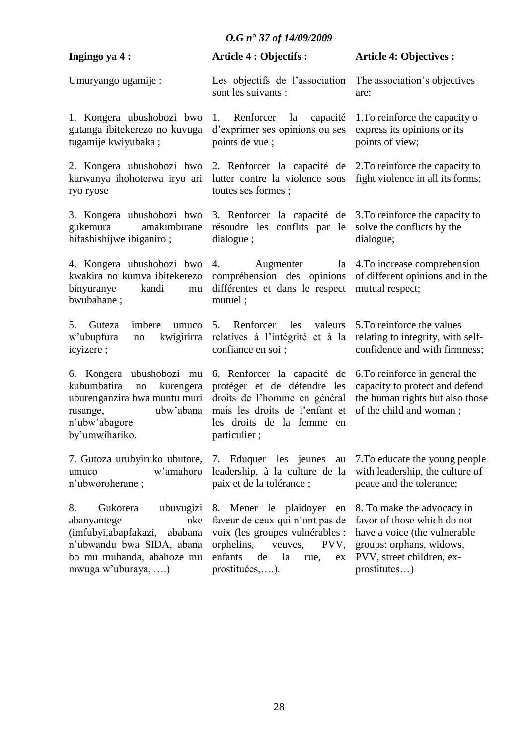| Ingingo ya 4 : | Article 4 : Objectifs : | Article 4: Objectives : |
|---|---|---|
| Umuryango ugamije : | Les objectifs de l'association sont les suivants : | The association's objectives are: |
| 1. Kongera ubushobozi bwo gutanga ibitekerezo no kuvuga tugamije kwiyubaka ; | 1. Renforcer la capacité d'exprimer ses opinions ou ses points de vue ; | 1.To reinforce the capacity o express its opinions or its points of view; |
| 2. Kongera ubushobozi bwo kurwanya ihohoterwa iryo ari ryo ryose | 2. Renforcer la capacité de lutter contre la violence sous toutes ses formes ; | 2.To reinforce the capacity to fight violence in all its forms; |
| 3. Kongera ubushobozi bwo gukemura amakimbirane hifashishijwe ibiganiro ; | 3. Renforcer la capacité de résoudre les conflits par le dialogue ; | 3.To reinforce the capacity to solve the conflicts by the dialogue; |
| 4. Kongera ubushobozi bwo kwakira no kumva ibitekerezo binyuranye kandi mu bwubahane ; | 4. Augmenter la compréhension des opinions différentes et dans le respect mutuel ; | 4.To increase comprehension of different opinions and in the mutual respect; |
| 5. Guteza imbere umuco w'ubupfura no kwigirirra icyizere ; | 5. Renforcer les valeurs relatives à l'intégrité et à la confiance en soi ; | 5.To reinforce the values relating to integrity, with self-confidence and with firmness; |
| 6. Kongera ubushobozi mu kubumbatira no kurengera uburenganzira bwa muntu muri rusange, ubw'abana n'ubw'abagore by'umwihariko. | 6. Renforcer la capacité de protéger et de défendre les droits de l'homme en général mais les droits de l'enfant et les droits de la femme en particulier ; | 6.To reinforce in general the capacity to protect and defend the human rights but also those of the child and woman ; |
| 7. Gutoza urubyiruko ubutore, umuco w'amahoro n'ubworoherane ; | 7. Eduquer les jeunes au leadership, à la culture de la paix et de la tolérance ; | 7.To educate the young people with leadership, the culture of peace and the tolerance; |
| 8. Gukorera ubuvugizi abanyantege nke (imfubyi,abapfakazi, ababana n'ubwandu bwa SIDA, abana bo mu muhanda, abahoze mu mwuga w'uburaya, ….) | 8. Mener le plaidoyer en faveur de ceux qui n'ont pas de voix (les groupes vulnérables : orphelins, veuves, PVV, enfants de la rue, ex prostituées,….). | 8. To make the advocacy in favor of those which do not have a voice (the vulnerable groups: orphans, widows, PVV, street children, ex-prostitutes…) |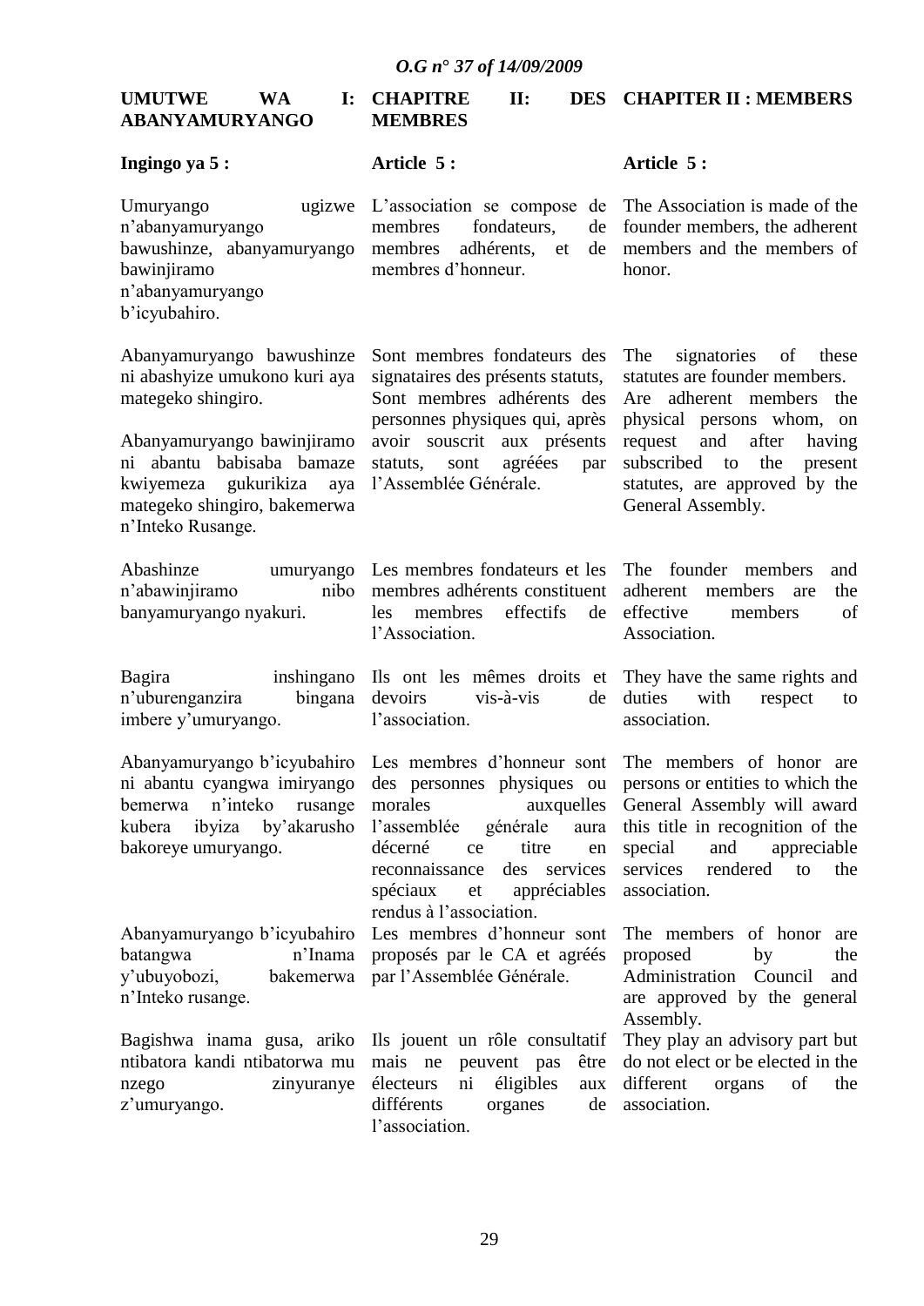**UMUTWE WA I: ABANYAMURYANGO**

**Ingingo ya 5 :**

Umuryango ugizwe n'abanyamuryango bawushinze, abanyamuryango bawinjiramo n'abanyamuryango b'icyubahiro.

Abanyamuryango bawushinze ni abashyize umukono kuri aya mategeko shingiro.

Abanyamuryango bawinjiramo ni abantu babisaba bamaze kwiyemeza gukurikiza aya mategeko shingiro, bakemerwa n'Inteko Rusange.

Abashinze umuryango n'abawinjiramo nibo banyamuryango nyakuri.

Bagira inshingano n'uburenganzira bingana imbere y'umuryango.

Abanyamuryango b'icyubahiro ni abantu cyangwa imiryango bemerwa n'inteko rusange kubera ibyiza by'akarusho bakoreye umuryango.

Abanyamuryango b'icyubahiro batangwa n'Inama y'ubuyobozi, bakemerwa n'Inteko rusange.

Bagishwa inama gusa, ariko ntibatora kandi ntibatorwa mu nzego zinyuranye z'umuryango.

**CHAPITRE II: DES MEMBRES**

**Article 5 :**

L'association se compose de membres fondateurs, de membres adhérents, et de membres d'honneur.

Sont membres fondateurs des signataires des présents statuts, Sont membres adhérents des personnes physiques qui, après avoir souscrit aux présents statuts, sont agréées par l'Assemblée Générale.

Les membres fondateurs et les membres adhérents constituent les membres effectifs de l'Association.

Ils ont les mêmes droits et devoirs vis-à-vis de l'association.

Les membres d'honneur sont des personnes physiques ou morales auxquelles l'assemblée générale aura décerné ce titre en reconnaissance des services spéciaux et appréciables rendus à l'association.

Les membres d'honneur sont proposés par le CA et agréés par l'Assemblée Générale.

Ils jouent un rôle consultatif mais ne peuvent pas être électeurs ni éligibles aux différents organes de l'association.

**CHAPITER II : MEMBERS**

**Article 5 :**

The Association is made of the founder members, the adherent members and the members of honor.

The signatories of these statutes are founder members. Are adherent members the physical persons whom, on request and after having subscribed to the present statutes, are approved by the General Assembly.

The founder members and adherent members are the effective members of Association.

They have the same rights and duties with respect to association.

The members of honor are persons or entities to which the General Assembly will award this title in recognition of the special and appreciable services rendered to the association.

The members of honor are proposed by the Administration Council and are approved by the general Assembly.

They play an advisory part but do not elect or be elected in the different organs of the association.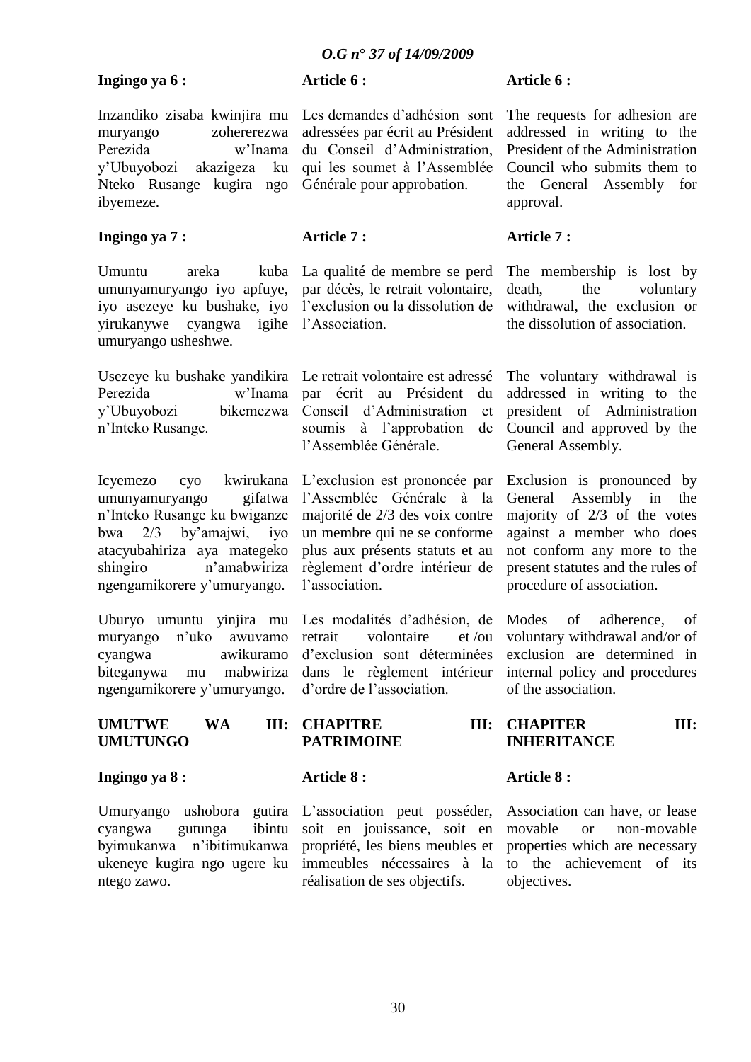**Ingingo ya 6 :**

Inzandiko zisaba kwinjira mu muryango zohererezwa Perezida w'Inama y'Ubuyobozi akazigeza ku Nteko Rusange kugira ngo ibyemeze.

**Article 6 :**

Les demandes d'adhésion sont adressées par écrit au Président du Conseil d'Administration, qui les soumet à l'Assemblée Générale pour approbation.

**Article 6 :**

The requests for adhesion are addressed in writing to the President of the Administration Council who submits them to the General Assembly for approval.

**Ingingo ya 7 :**

Umuntu areka kuba umunyamuryango iyo apfuye, iyo asezeye ku bushake, iyo yirukanywe cyangwa igihe umuryango usheshwe.

Usezeye ku bushake yandikira Perezida w'Inama y'Ubuyobozi bikemezwa n'Inteko Rusange.

Icyemezo cyo kwirukana umunyamuryango gifatwa n'Inteko Rusange ku bwiganze bwa 2/3 by'amajwi, iyo atacyubahiriza aya mategeko shingiro n'amabwiriza ngengamikorere y'umuryango.

Uburyo umuntu yinjira mu muryango n'uko awuvamo cyangwa awikuramo biteganywa mu mabwiriza ngengamikorere y'umuryango.

**Article 7 :**

La qualité de membre se perd par décès, le retrait volontaire, l'exclusion ou la dissolution de l'Association.

Le retrait volontaire est adressé par écrit au Président du Conseil d'Administration et soumis à l'approbation de l'Assemblée Générale.

L'exclusion est prononcée par l'Assemblée Générale à la majorité de 2/3 des voix contre un membre qui ne se conforme plus aux présents statuts et au règlement d'ordre intérieur de l'association.

Les modalités d'adhésion, de retrait volontaire et /ou d'exclusion sont déterminées dans le règlement intérieur d'ordre de l'association.

**Article 7 :**

The membership is lost by death, the voluntary withdrawal, the exclusion or the dissolution of association.

The voluntary withdrawal is addressed in writing to the president of Administration Council and approved by the General Assembly.

Exclusion is pronounced by General Assembly in the majority of 2/3 of the votes against a member who does not conform any more to the present statutes and the rules of procedure of association.

Modes of adherence, of voluntary withdrawal and/or of exclusion are determined in internal policy and procedures of the association.

## UMUTWE WA III: UMUTUNGO

**Ingingo ya 8 :**

Umuryango ushobora gutira cyangwa gutunga ibintu byimukanwa n'ibitimukanwa ukeneye kugira ngo ugere ku ntego zawo.

## CHAPITRE III: PATRIMOINE

**Article 8 :**

L'association peut posséder, soit en jouissance, soit en propriété, les biens meubles et immeubles nécessaires à la réalisation de ses objectifs.

## CHAPITER III: INHERITANCE

**Article 8 :**

Association can have, or lease movable or non-movable properties which are necessary to the achievement of its objectives.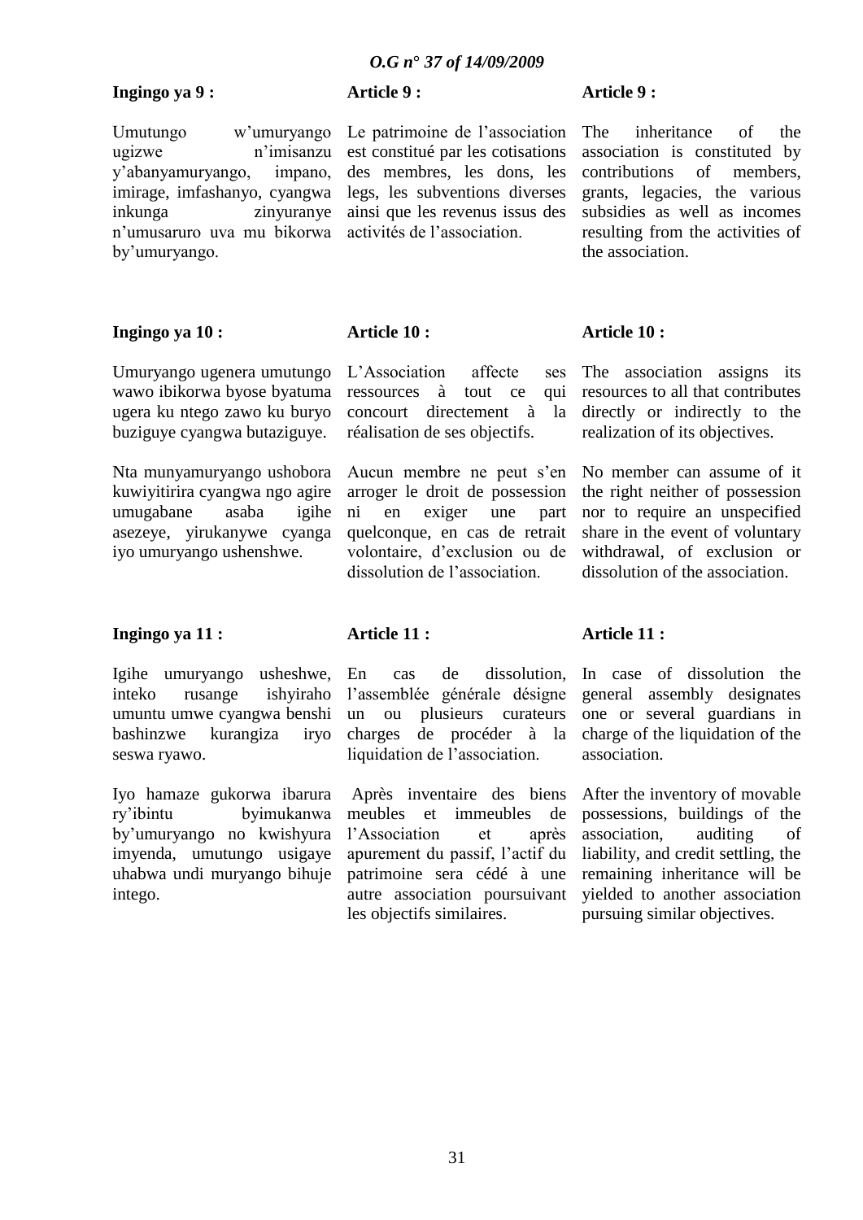**Ingingo ya 9 :**

Umutungo w'umuryango ugizwe n'imisanzu y'abanyamuryango, impano, imirage, imfashanyo, cyangwa inkunga zinyuranye n'umusaruro uva mu bikorwa by'umuryango.

**Article 9 :**

Le patrimoine de l'association est constitué par les cotisations des membres, les dons, les legs, les subventions diverses ainsi que les revenus issus des activités de l'association.

**Article 9 :**

The inheritance of the association is constituted by contributions of members, grants, legacies, the various subsidies as well as incomes resulting from the activities of the association.

**Ingingo ya 10 :**

Umuryango ugenera umutungo wawo ibikorwa byose byatuma ugera ku ntego zawo ku buryo buziguye cyangwa butaziguye.

Nta munyamuryango ushobora kuwiyitirira cyangwa ngo agire umugabane asaba igihe asezeye, yirukanywe cyanga iyo umuryango ushenshwe.

**Article 10 :**

L'Association affecte ses ressources à tout ce qui concourt directement à la réalisation de ses objectifs.

Aucun membre ne peut s'en arroger le droit de possession ni en exiger une part quelconque, en cas de retrait volontaire, d'exclusion ou de dissolution de l'association.

**Article 10 :**

The association assigns its resources to all that contributes directly or indirectly to the realization of its objectives.

No member can assume of it the right neither of possession nor to require an unspecified share in the event of voluntary withdrawal, of exclusion or dissolution of the association.

**Ingingo ya 11 :**

Igihe umuryango usheshwe, inteko rusange ishyiraho umuntu umwe cyangwa benshi bashinzwe kurangiza iryo seswa ryawo.

Iyo hamaze gukorwa ibarura ry'ibintu byimukanwa by'umuryango no kwishyura imyenda, umutungo usigaye uhabwa undi muryango bihuje intego.

**Article 11 :**

En cas de dissolution, l'assemblée générale désigne un ou plusieurs curateurs charges de procéder à la liquidation de l'association.

Après inventaire des biens meubles et immeubles de l'Association et après apurement du passif, l'actif du patrimoine sera cédé à une autre association poursuivant les objectifs similaires.

**Article 11 :**

In case of dissolution the general assembly designates one or several guardians in charge of the liquidation of the association.

After the inventory of movable possessions, buildings of the association, auditing of liability, and credit settling, the remaining inheritance will be yielded to another association pursuing similar objectives.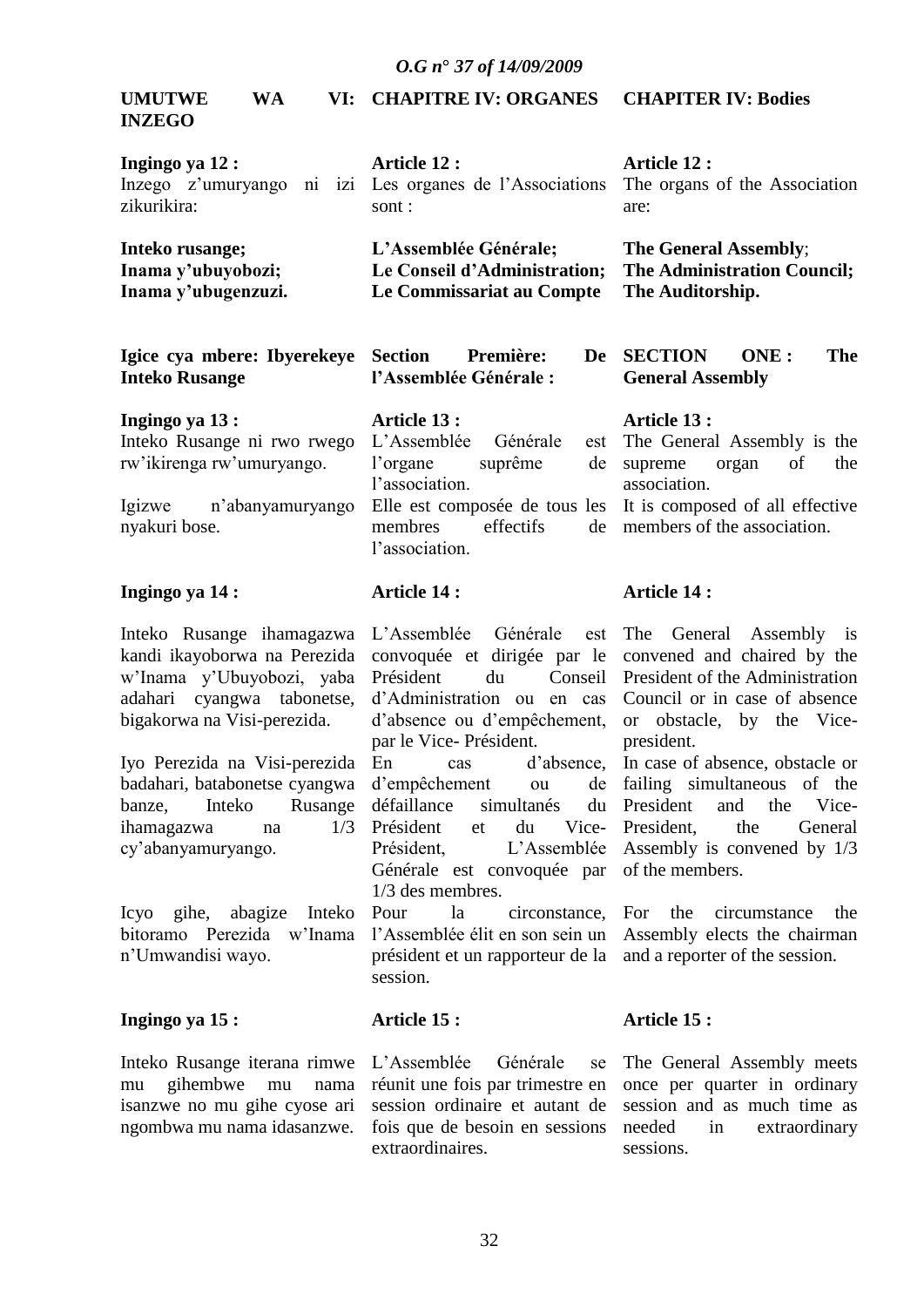**UMUTWE WA VI: INZEGO**

**Ingingo ya 12 :**
Inzego z'umuryango ni izi zikurikira:

**Inteko rusange;**
**Inama y'ubuyobozi;**
**Inama y'ubugenzuzi.**

**Igice cya mbere: Ibyerekeye Inteko Rusange**

**Ingingo ya 13 :**
Inteko Rusange ni rwo rwego rw'ikirenga rw'umuryango.

Igizwe n'abanyamuryango nyakuri bose.

**Ingingo ya 14 :**

Inteko Rusange ihamagazwa kandi ikayoborwa na Perezida w'Inama y'Ubuyobozi, yaba adahari cyangwa tabonetse, bigakorwa na Visi-perezida.

Iyo Perezida na Visi-perezida badahari, batabonetse cyangwa banze, Inteko Rusange ihamagazwa na 1/3 cy'abanyamuryango.

Icyo gihe, abagize Inteko bitoramo Perezida w'Inama n'Umwandisi wayo.

**Ingingo ya 15 :**

Inteko Rusange iterana rimwe mu gihembwe mu nama isanzwe no mu gihe cyose ari ngombwa mu nama idasanzwe.

**CHAPITRE IV: ORGANES**

**Article 12 :**
Les organes de l'Associations sont :

**L'Assemblée Générale;**
**Le Conseil d'Administration;**
**Le Commissariat au Compte**

**Section Première: De l'Assemblée Générale :**

**Article 13 :**
L'Assemblée Générale est l'organe suprême de l'association.
Elle est composée de tous les membres effectifs de l'association.

**Article 14 :**

L'Assemblée Générale est convoquée et dirigée par le Président du Conseil d'Administration ou en cas d'absence ou d'empêchement, par le Vice- Président.

En cas d'absence, d'empêchement ou de défaillance simultanés du Président et du Vice-Président, L'Assemblée Générale est convoquée par 1/3 des membres.

Pour la circonstance, l'Assemblée élit en son sein un président et un rapporteur de la session.

**Article 15 :**

L'Assemblée Générale se réunit une fois par trimestre en session ordinaire et autant de fois que de besoin en sessions extraordinaires.

**CHAPITER IV: Bodies**

**Article 12 :**
The organs of the Association are:

**The General Assembly**;
**The Administration Council;**
**The Auditorship.**

**SECTION ONE : The General Assembly**

**Article 13 :**
The General Assembly is the supreme organ of the association.
It is composed of all effective members of the association.

**Article 14 :**

The General Assembly is convened and chaired by the President of the Administration Council or in case of absence or obstacle, by the Vice-president.
In case of absence, obstacle or failing simultaneous of the President and the Vice-President, the General Assembly is convened by 1/3 of the members.

For the circumstance the Assembly elects the chairman and a reporter of the session.

**Article 15 :**

The General Assembly meets once per quarter in ordinary session and as much time as needed in extraordinary sessions.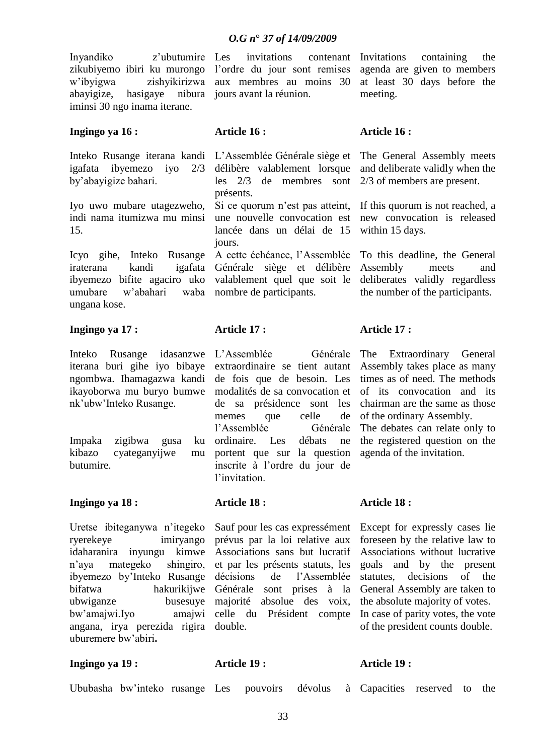Inyandiko z'ubutumire zikubiyemo ibiri ku murongo w'ibyigwa zishyikirizwa abayigize, hasigaye nibura iminsi 30 ngo inama iterane.

Les invitations contenant l'ordre du jour sont remises aux membres au moins 30 jours avant la réunion.

Invitations containing the agenda are given to members at least 30 days before the meeting.

**Ingingo ya 16 :**

Inteko Rusange iterana kandi igafata ibyemezo iyo 2/3 by'abayigize bahari.

Iyo uwo mubare utagezweho, indi nama itumizwa mu minsi 15.

Icyo gihe, Inteko Rusange iraterana kandi igafata ibyemezo bifite agaciro uko umubare w'abahari waba ungana kose.

**Article 16 :**

L'Assemblée Générale siège et délibère valablement lorsque les 2/3 de membres sont présents.

Si ce quorum n'est pas atteint, une nouvelle convocation est lancée dans un délai de 15 jours.

A cette échéance, l'Assemblée Générale siège et délibère valablement quel que soit le nombre de participants.

**Article 16 :**

The General Assembly meets and deliberate validly when the 2/3 of members are present.

If this quorum is not reached, a new convocation is released within 15 days.

To this deadline, the General Assembly meets and deliberates validly regardless the number of the participants.

**Ingingo ya 17 :**

Inteko Rusange idasanzwe iterana buri gihe iyo bibaye ngombwa. Ihamagazwa kandi ikayoborwa mu buryo bumwe nk'ubw'Inteko Rusange.

Impaka zigibwa gusa ku kibazo cyateganyijwe mu butumire.

**Article 17 :**

L'Assemblée Générale extraordinaire se tient autant de fois que de besoin. Les modalités de sa convocation et de sa présidence sont les memes que celle de l'Assemblée Générale ordinaire. Les débats ne portent que sur la question inscrite à l'ordre du jour de l'invitation.

**Article 17 :**

The Extraordinary General Assembly takes place as many times as of need. The methods of its convocation and its chairman are the same as those of the ordinary Assembly.

The debates can relate only to the registered question on the agenda of the invitation.

**Ingingo ya 18 :**

Uretse ibiteganywa n'itegeko ryerekeye imiryango idaharanira inyungu kimwe n'aya mategeko shingiro, ibyemezo by'Inteko Rusange bifatwa hakurikijwe ubwiganze busesuye bw'amajwi.Iyo amajwi angana, irya perezida rigira uburemere bw'abiri**.**

**Article 18 :**

Sauf pour les cas expressément prévus par la loi relative aux Associations sans but lucratif et par les présents statuts, les décisions de l'Assemblée Générale sont prises à la majorité absolue des voix, celle du Président compte double.

**Article 18 :**

Except for expressly cases lie foreseen by the relative law to Associations without lucrative goals and by the present statutes, decisions of the General Assembly are taken to the absolute majority of votes. In case of parity votes, the vote of the president counts double.

**Ingingo ya 19 :**

Ububasha bw'inteko rusange

**Article 19 :**

Les pouvoirs dévolus à

**Article 19 :**

Capacities reserved to the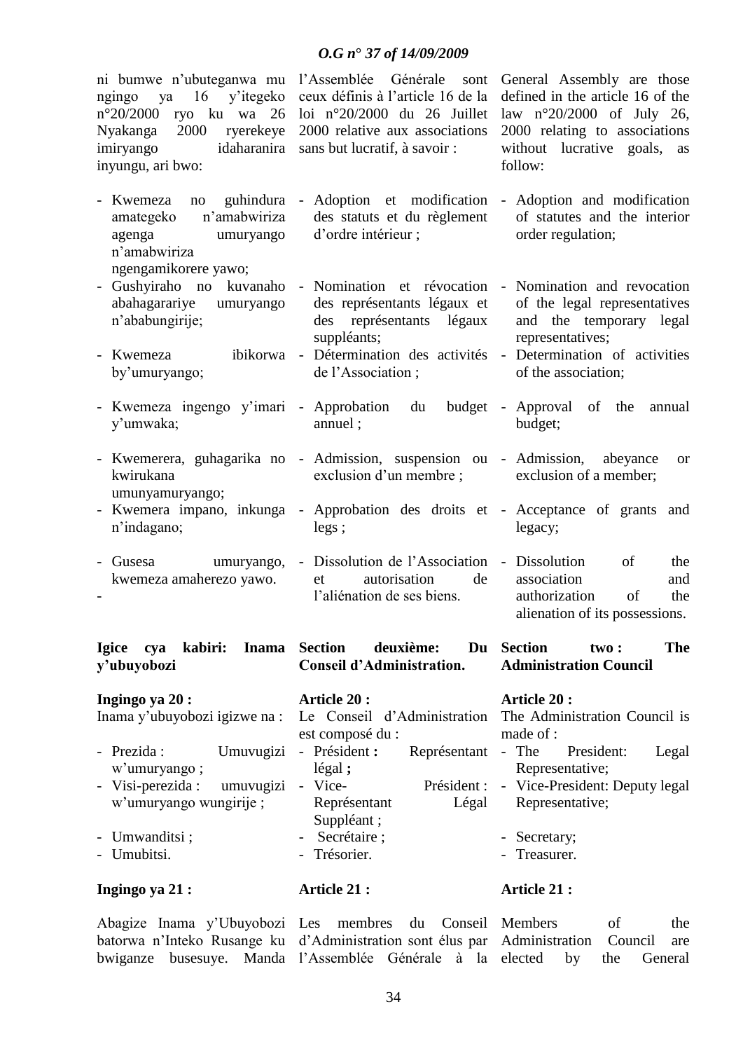ni bumwe n'ubuteganwa mu ngingo ya 16 y'itegeko n°20/2000 ryo ku wa 26 Nyakanga 2000 ryerekeye imiryango idaharanira inyungu, ari bwo:

- Kwemeza no guhindura amategeko n'amabwiriza agenga umuryango n'amabwiriza ngengamikorere yawo;
- Gushyiraho no kuvanaho abahagarariye umuryango n'ababungirije;
- Kwemeza ibikorwa by'umuryango;
- Kwemeza ingengo y'imari y'umwaka;
- Kwemerera, guhagarika no kwirukana umunyamuryango;
- Kwemera impano, inkunga n'indagano;
- Gusesa umuryango, kwemeza amaherezo yawo.
-

### Igice cya kabiri: Inama y'ubuyobozi

**Ingingo ya 20 :**

Inama y'ubuyobozi igizwe na :

- Prezida : Umuvugizi w'umuryango ;
- Visi-perezida : umuvugizi w'umuryango wungirije ;
- Umwanditsi ;
- Umubitsi.

**Ingingo ya 21 :**

Abagize Inama y'Ubuyobozi batorwa n'Inteko Rusange ku bwiganze busesuye. Manda

l'Assemblée Générale sont ceux définis à l'article 16 de la loi n°20/2000 du 26 Juillet 2000 relative aux associations sans but lucratif, à savoir :

- Adoption et modification des statuts et du règlement d'ordre intérieur ;
- Nomination et révocation des représentants légaux et des représentants légaux suppléants;
- Détermination des activités de l'Association ;
- Approbation du budget annuel ;
- Admission, suspension ou exclusion d'un membre ;
- Approbation des droits et legs ;
- Dissolution de l'Association et autorisation de l'aliénation de ses biens.

### Section deuxième: Du Conseil d'Administration.

**Article 20 :**

Le Conseil d'Administration est composé du :

- Président **:** Représentant légal **;**
- Vice-Président : Représentant Légal Suppléant ;
- Secrétaire ;
- Trésorier.

**Article 21 :**

Les membres du Conseil d'Administration sont élus par l'Assemblée Générale à la

General Assembly are those defined in the article 16 of the law n°20/2000 of July 26, 2000 relating to associations without lucrative goals, as follow:

- Adoption and modification of statutes and the interior order regulation;
- Nomination and revocation of the legal representatives and the temporary legal representatives;
- Determination of activities of the association;
- Approval of the annual budget;
- Admission, abeyance or exclusion of a member;
- Acceptance of grants and legacy;
- Dissolution of the association and authorization of the alienation of its possessions.

### Section two : The Administration Council

**Article 20 :**

The Administration Council is made of :

- The President: Legal Representative;
- Vice-President: Deputy legal Representative;
- Secretary;
- Treasurer.

**Article 21 :**

Members of the Administration Council are elected by the General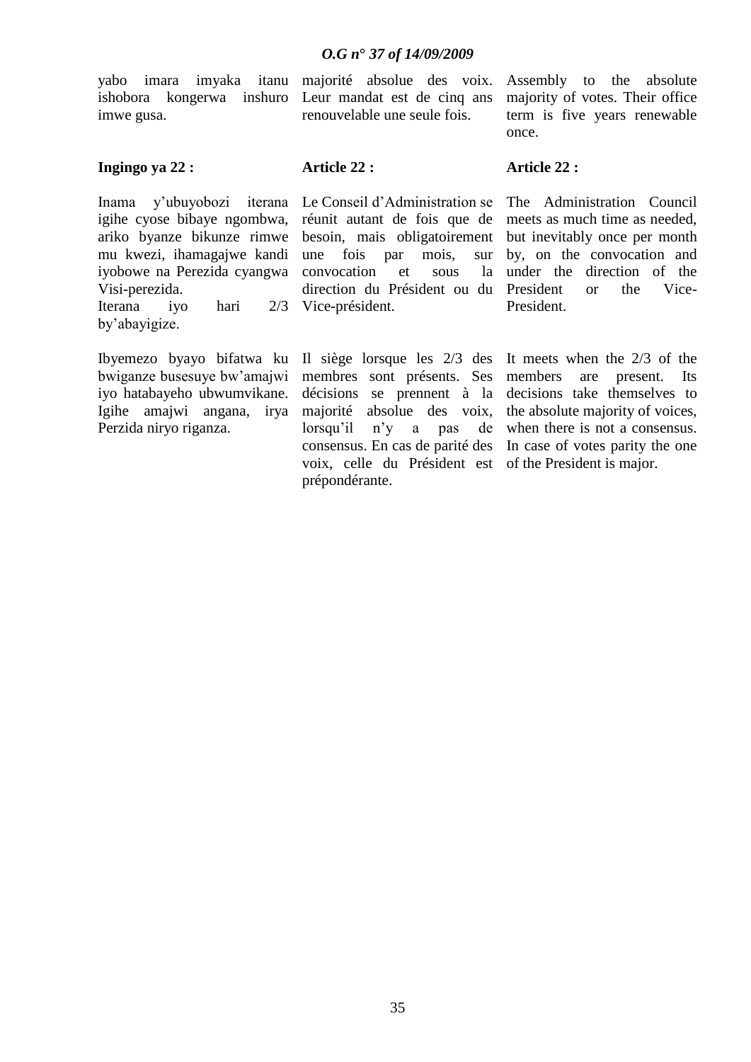yabo imara imyaka itanu ishobora kongerwa inshuro imwe gusa.

**Ingingo ya 22 :**

Inama y'ubuyobozi iterana igihe cyose bibaye ngombwa, ariko byanze bikunze rimwe mu kwezi, ihamagajwe kandi iyobowe na Perezida cyangwa Visi-perezida.
Iterana iyo hari 2/3 by'abayigize.

Ibyemezo byayo bifatwa ku bwiganze busesuye bw'amajwi iyo hatabayeho ubwumvikane. Igihe amajwi angana, irya Perzida niryo riganza.

majorité absolue des voix. Leur mandat est de cinq ans renouvelable une seule fois.

**Article 22 :**

Le Conseil d'Administration se réunit autant de fois que de besoin, mais obligatoirement une fois par mois, sur convocation et sous la direction du Président ou du Vice-président.

Il siège lorsque les 2/3 des membres sont présents. Ses décisions se prennent à la majorité absolue des voix, lorsqu'il n'y a pas de consensus. En cas de parité des voix, celle du Président est prépondérante.

Assembly to the absolute majority of votes. Their office term is five years renewable once.

**Article 22 :**

The Administration Council meets as much time as needed, but inevitably once per month by, on the convocation and under the direction of the President or the Vice-President.

It meets when the 2/3 of the members are present. Its decisions take themselves to the absolute majority of voices, when there is not a consensus. In case of votes parity the one of the President is major.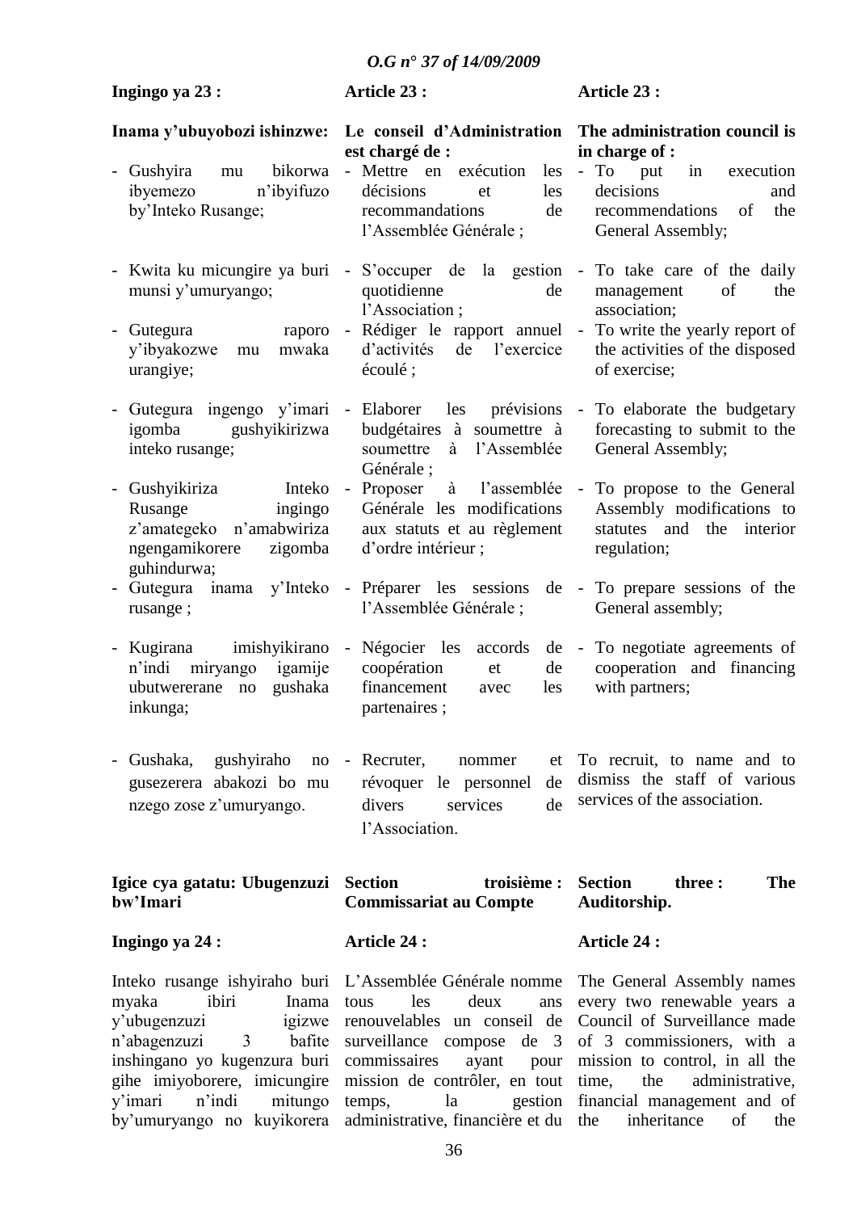**Ingingo ya 23 :**

**Inama y'ubuyobozi ishinzwe:**

- Gushyira mu bikorwa ibyemezo n'ibyifuzo by'Inteko Rusange;
- Kwita ku micungire ya buri munsi y'umuryango;
- Gutegura raporo y'ibyakozwe mu mwaka urangiye;
- Gutegura ingengo y'imari igomba gushyikirizwa inteko rusange;
- Gushyikiriza Inteko Rusange ingingo z'amategeko n'amabwiriza ngengamikorere zigomba guhindurwa;
- Gutegura inama y'Inteko rusange ;
- Kugirana imishyikirano n'indi miryango igamije ubutwererane no gushaka inkunga;
- Gushaka, gushyiraho no gusezerera abakozi bo mu nzego zose z'umuryango.

**Article 23 :**

**Le conseil d'Administration est chargé de :**

- Mettre en exécution les décisions et les recommandations de l'Assemblée Générale ;
- S'occuper de la gestion quotidienne de l'Association ;
- Rédiger le rapport annuel d'activités de l'exercice écoulé ;
- Elaborer les prévisions budgétaires à soumettre à soumettre à l'Assemblée Générale ;
- Proposer à l'assemblée Générale les modifications aux statuts et au règlement d'ordre intérieur ;
- Préparer les sessions de l'Assemblée Générale ;
- Négocier les accords de coopération et de financement avec les partenaires ;
- Recruter, nommer et révoquer le personnel de divers services de l'Association.

**Article 23 :**

**The administration council is in charge of :**

- To put in execution decisions and recommendations of the General Assembly;
- To take care of the daily management of the association;
- To write the yearly report of the activities of the disposed of exercise;
- To elaborate the budgetary forecasting to submit to the General Assembly;
- To propose to the General Assembly modifications to statutes and the interior regulation;
- To prepare sessions of the General assembly;
- To negotiate agreements of cooperation and financing with partners;

To recruit, to name and to dismiss the staff of various services of the association.

**Igice cya gatatu: Ubugenzuzi bw'Imari**

**Ingingo ya 24 :**

Inteko rusange ishyiraho buri myaka ibiri Inama y'ubugenzuzi igizwe n'abagenzuzi 3 bafite inshingano yo kugenzura buri gihe imiyoborere, imicungire y'imari n'indi mitungo by'umuryango no kuyikorera

**Section troisième : Commissariat au Compte**

**Article 24 :**

L'Assemblée Générale nomme tous les deux ans renouvelables un conseil de surveillance compose de 3 commissaires ayant pour mission de contrôler, en tout temps, la gestion administrative, financière et du

**Section three : The Auditorship.**

**Article 24 :**

The General Assembly names every two renewable years a Council of Surveillance made of 3 commissioners, with a mission to control, in all the time, the administrative, financial management and of the inheritance of the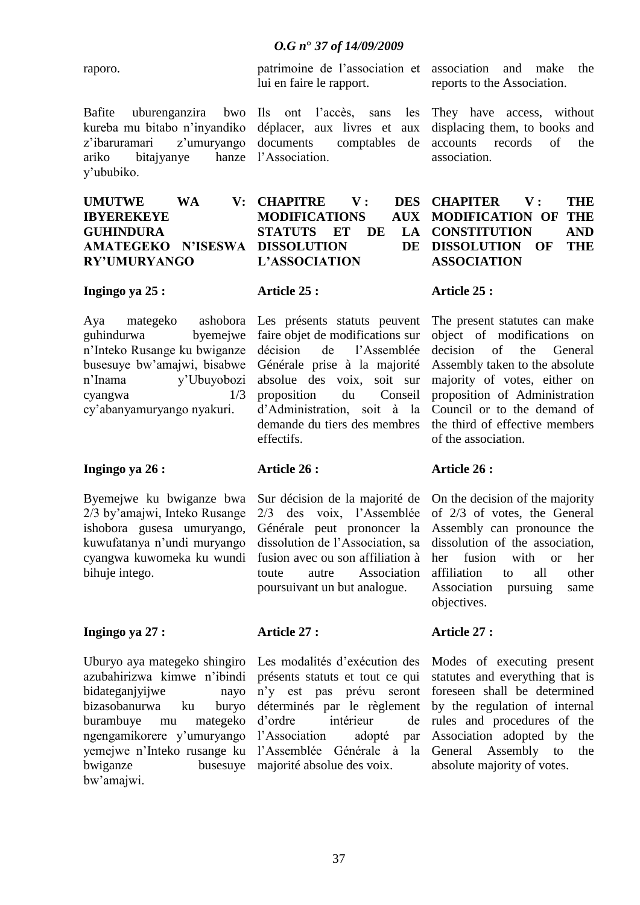raporo.

patrimoine de l'association et lui en faire le rapport.

association and make the reports to the Association.

Bafite uburenganzira bwo kureba mu bitabo n'inyandiko z'ibaruramari z'umuryango ariko bitajyanye hanze y'ububiko.

Ils ont l'accès, sans les déplacer, aux livres et aux documents comptables de l'Association.

They have access, without displacing them, to books and accounts records of the association.

**UMUTWE WA V: IBYEREKEYE GUHINDURA AMATEGEKO N'ISESWA RY'UMURYANGO**

**CHAPITRE V : DES MODIFICATIONS AUX STATUTS ET DE LA DISSOLUTION DE L'ASSOCIATION**

**CHAPITER V : THE MODIFICATION OF THE CONSTITUTION AND DISSOLUTION OF THE ASSOCIATION**

**Ingingo ya 25 :**

Aya mategeko ashobora guhindurwa byemejwe n'Inteko Rusange ku bwiganze busesuye bw'amajwi, bisabwe n'Inama y'Ubuyobozi cyangwa 1/3 cy'abanyamuryango nyakuri.

**Article 25 :**

Les présents statuts peuvent faire objet de modifications sur décision de l'Assemblée Générale prise à la majorité absolue des voix, soit sur proposition du Conseil d'Administration, soit à la demande du tiers des membres effectifs.

**Article 25 :**

The present statutes can make object of modifications on decision of the General Assembly taken to the absolute majority of votes, either on proposition of Administration Council or to the demand of the third of effective members of the association.

**Ingingo ya 26 :**

Byemejwe ku bwiganze bwa 2/3 by'amajwi, Inteko Rusange ishobora gusesa umuryango, kuwufatanya n'undi muryango cyangwa kuwomeka ku wundi bihuje intego.

**Article 26 :**

Sur décision de la majorité de 2/3 des voix, l'Assemblée Générale peut prononcer la dissolution de l'Association, sa fusion avec ou son affiliation à toute autre Association poursuivant un but analogue.

**Article 26 :**

On the decision of the majority of 2/3 of votes, the General Assembly can pronounce the dissolution of the association, her fusion with or her affiliation to all other Association pursuing same objectives.

**Ingingo ya 27 :**

Uburyo aya mategeko shingiro azubahirizwa kimwe n'ibindi bidateganjyijwe nayo bizasobanurwa ku buryo burambuye mu mategeko ngengamikorere y'umuryango yemejwe n'Inteko rusange ku bwiganze busesuye bw'amajwi.

**Article 27 :**

Les modalités d'exécution des présents statuts et tout ce qui n'y est pas prévu seront déterminés par le règlement d'ordre intérieur de l'Association adopté par l'Assemblée Générale à la majorité absolue des voix.

**Article 27 :**

Modes of executing present statutes and everything that is foreseen shall be determined by the regulation of internal rules and procedures of the Association adopted by the General Assembly to the absolute majority of votes.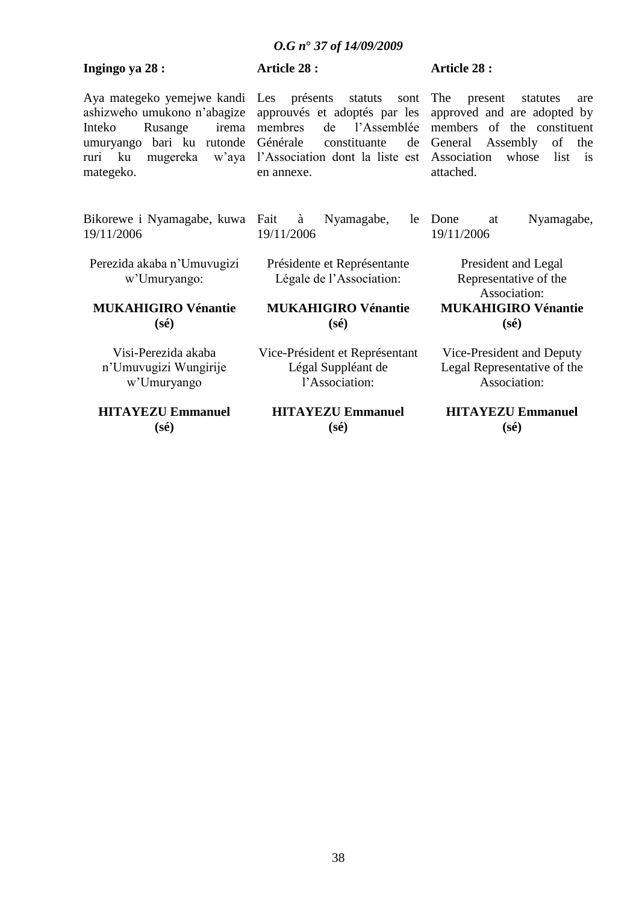**Ingingo ya 28 :**

Aya mategeko yemejwe kandi ashizweho umukono n'abagize Inteko Rusange irema umuryango bari ku rutonde ruri ku mugereka w'aya mategeko.

Bikorewe i Nyamagabe, kuwa 19/11/2006

Perezida akaba n'Umuvugizi w'Umuryango:

**MUKAHIGIRO Vénantie**
**(sé)**

Visi-Perezida akaba n'Umuvugizi Wungirije w'Umuryango

**HITAYEZU Emmanuel**
**(sé)**

**Article 28 :**

Les présents statuts sont approuvés et adoptés par les membres de l'Assemblée Générale constituante de l'Association dont la liste est en annexe.

Fait à Nyamagabe, le 19/11/2006

Présidente et Représentante Légale de l'Association:

**MUKAHIGIRO Vénantie**
**(sé)**

Vice-Président et Représentant Légal Suppléant de l'Association:

**HITAYEZU Emmanuel**
**(sé)**

**Article 28 :**

The present statutes are approved and are adopted by members of the constituent General Assembly of the Association whose list is attached.

Done at Nyamagabe, 19/11/2006

President and Legal Representative of the Association:

**MUKAHIGIRO Vénantie**
**(sé)**

Vice-President and Deputy Legal Representative of the Association:

**HITAYEZU Emmanuel**
**(sé)**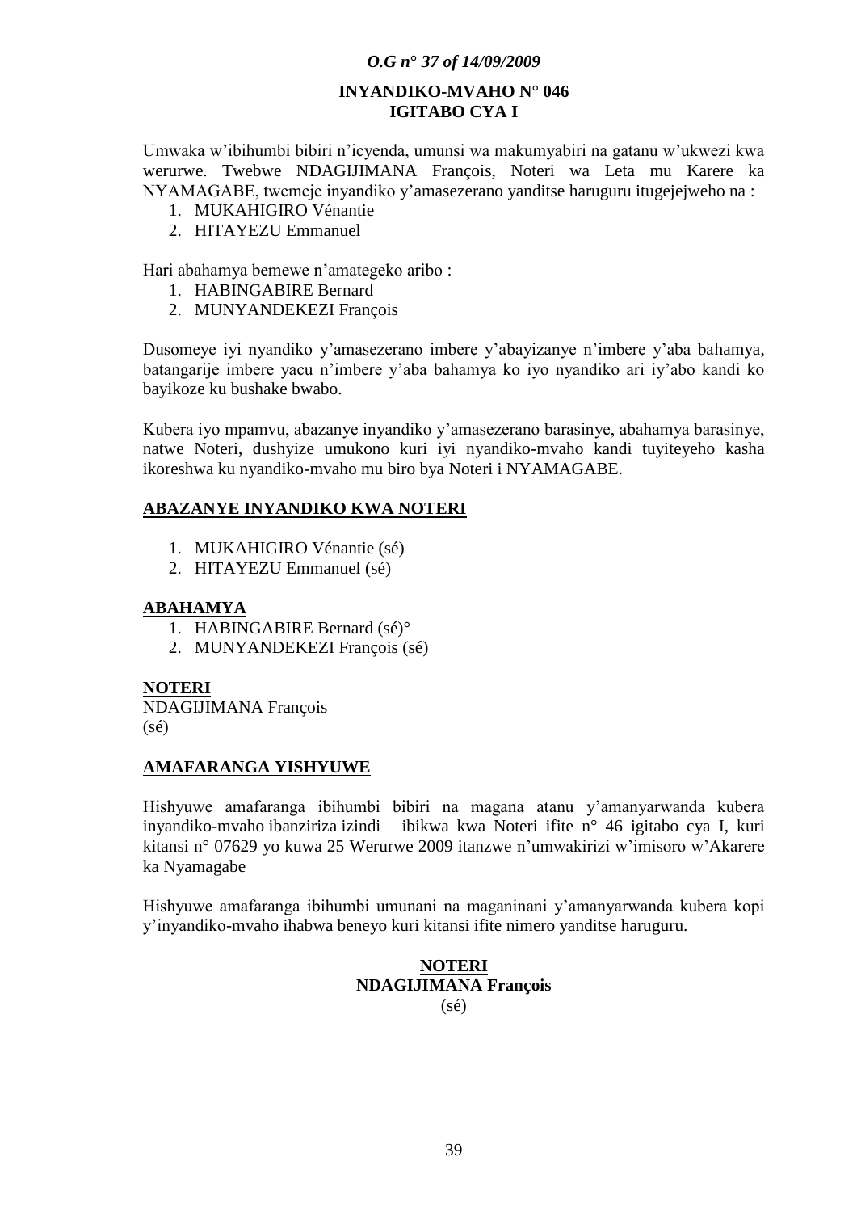**INYANDIKO-MVAHO N° 046**
**IGITABO CYA I**

Umwaka w'ibihumbi bibiri n'icyenda, umunsi wa makumyabiri na gatanu w'ukwezi kwa werurwe. Twebwe NDAGIJIMANA François, Noteri wa Leta mu Karere ka NYAMAGABE, twemeje inyandiko y'amasezerano yanditse haruguru itugejejweho na :

1. MUKAHIGIRO Vénantie
2. HITAYEZU Emmanuel

Hari abahamya bemewe n'amategeko aribo :

1. HABINGABIRE Bernard
2. MUNYANDEKEZI François

Dusomeye iyi nyandiko y'amasezerano imbere y'abayizanye n'imbere y'aba bahamya, batangarije imbere yacu n'imbere y'aba bahamya ko iyo nyandiko ari iy'abo kandi ko bayikoze ku bushake bwabo.

Kubera iyo mpamvu, abazanye inyandiko y'amasezerano barasinye, abahamya barasinye, natwe Noteri, dushyize umukono kuri iyi nyandiko-mvaho kandi tuyiteyeho kasha ikoreshwa ku nyandiko-mvaho mu biro bya Noteri i NYAMAGABE.

**ABAZANYE INYANDIKO KWA NOTERI**

1. MUKAHIGIRO Vénantie (sé)
2. HITAYEZU Emmanuel (sé)

**ABAHAMYA**

1. HABINGABIRE Bernard (sé)°
2. MUNYANDEKEZI François (sé)

**NOTERI**
NDAGIJIMANA François
(sé)

**AMAFARANGA YISHYUWE**

Hishyuwe amafaranga ibihumbi bibiri na magana atanu y'amanyarwanda kubera inyandiko-mvaho ibanziriza izindi ibikwa kwa Noteri ifite n° 46 igitabo cya I, kuri kitansi n° 07629 yo kuwa 25 Werurwe 2009 itanzwe n'umwakirizi w'imisoro w'Akarere ka Nyamagabe

Hishyuwe amafaranga ibihumbi umunani na maganinani y'amanyarwanda kubera kopi y'inyandiko-mvaho ihabwa beneyo kuri kitansi ifite nimero yanditse haruguru.

**NOTERI**
**NDAGIJIMANA François**
(sé)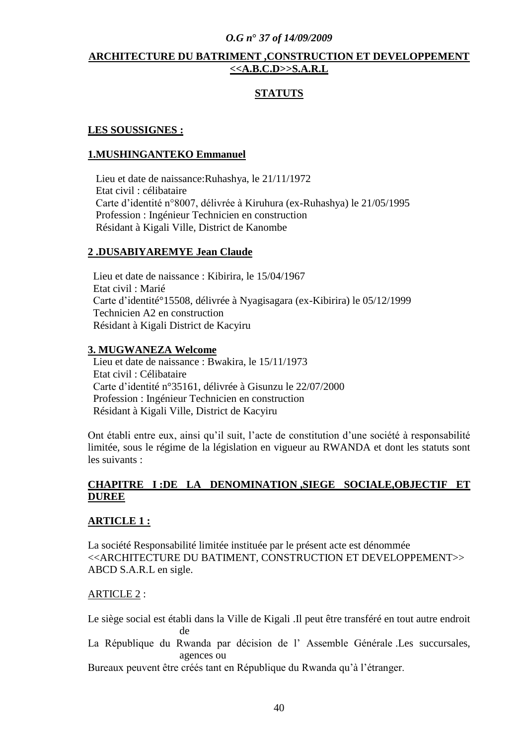**ARCHITECTURE DU BATRIMENT ,CONSTRUCTION ET DEVELOPPEMENT <<A.B.C.D>>S.A.R.L**

**STATUTS**

**LES SOUSSIGNES :**

**1.MUSHINGANTEKO Emmanuel**

Lieu et date de naissance:Ruhashya, le 21/11/1972
Etat civil : célibataire
Carte d'identité n°8007, délivrée à Kiruhura (ex-Ruhashya) le 21/05/1995
Profession : Ingénieur Technicien en construction
Résidant à Kigali Ville, District de Kanombe

**2 .DUSABIYAREMYE Jean Claude**

Lieu et date de naissance : Kibirira, le 15/04/1967
Etat civil : Marié
Carte d'identité°15508, délivrée à Nyagisagara (ex-Kibirira) le 05/12/1999
Technicien A2 en construction
Résidant à Kigali District de Kacyiru

**3. MUGWANEZA Welcome**

Lieu et date de naissance : Bwakira, le 15/11/1973
Etat civil : Célibataire
Carte d'identité n°35161, délivrée à Gisunzu le 22/07/2000
Profession : Ingénieur Technicien en construction
Résidant à Kigali Ville, District de Kacyiru

Ont établi entre eux, ainsi qu'il suit, l'acte de constitution d'une société à responsabilité limitée, sous le régime de la législation en vigueur au RWANDA et dont les statuts sont les suivants :

**CHAPITRE I :DE LA DENOMINATION ,SIEGE SOCIALE,OBJECTIF ET DUREE**

**ARTICLE 1 :**

La société Responsabilité limitée instituée par le présent acte est dénommée <<ARCHITECTURE DU BATIMENT, CONSTRUCTION ET DEVELOPPEMENT>> ABCD S.A.R.L en sigle.

ARTICLE 2 :

Le siège social est établi dans la Ville de Kigali .Il peut être transféré en tout autre endroit de La République du Rwanda par décision de l' Assemble Générale .Les succursales, agences ou Bureaux peuvent être créés tant en République du Rwanda qu'à l'étranger.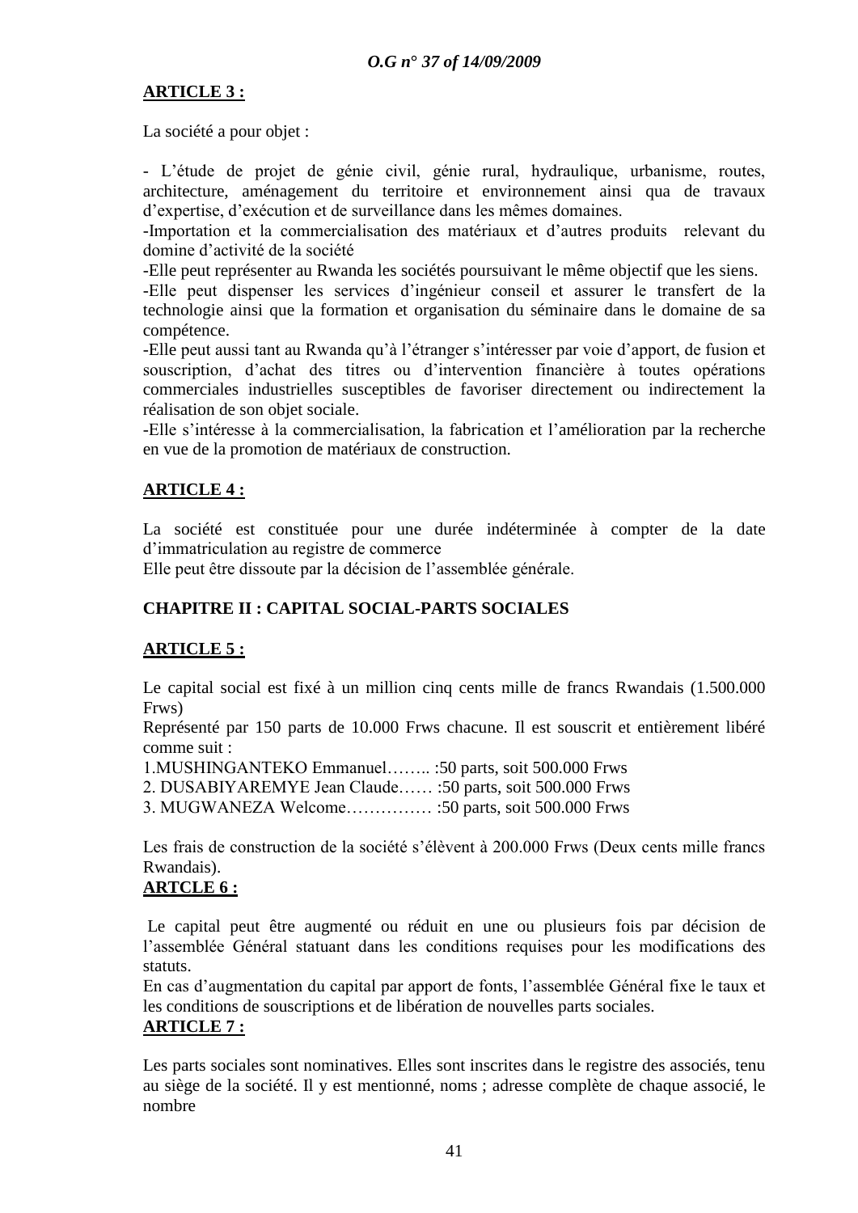**ARTICLE 3 :**

La société a pour objet :

- L'étude de projet de génie civil, génie rural, hydraulique, urbanisme, routes, architecture, aménagement du territoire et environnement ainsi qua de travaux d'expertise, d'exécution et de surveillance dans les mêmes domaines.

-Importation et la commercialisation des matériaux et d'autres produits relevant du domine d'activité de la société

-Elle peut représenter au Rwanda les sociétés poursuivant le même objectif que les siens.

-Elle peut dispenser les services d'ingénieur conseil et assurer le transfert de la technologie ainsi que la formation et organisation du séminaire dans le domaine de sa compétence.

-Elle peut aussi tant au Rwanda qu'à l'étranger s'intéresser par voie d'apport, de fusion et souscription, d'achat des titres ou d'intervention financière à toutes opérations commerciales industrielles susceptibles de favoriser directement ou indirectement la réalisation de son objet sociale.

-Elle s'intéresse à la commercialisation, la fabrication et l'amélioration par la recherche en vue de la promotion de matériaux de construction.

**ARTICLE 4 :**

La société est constituée pour une durée indéterminée à compter de la date d'immatriculation au registre de commerce

Elle peut être dissoute par la décision de l'assemblée générale.

**CHAPITRE II : CAPITAL SOCIAL-PARTS SOCIALES**

**ARTICLE 5 :**

Le capital social est fixé à un million cinq cents mille de francs Rwandais (1.500.000 Frws)

Représenté par 150 parts de 10.000 Frws chacune. Il est souscrit et entièrement libéré comme suit :

1.MUSHINGANTEKO Emmanuel…….. :50 parts, soit 500.000 Frws

2. DUSABIYAREMYE Jean Claude…… :50 parts, soit 500.000 Frws

3. MUGWANEZA Welcome…………… :50 parts, soit 500.000 Frws

Les frais de construction de la société s'élèvent à 200.000 Frws (Deux cents mille francs Rwandais).

**ARTCLE 6 :**

Le capital peut être augmenté ou réduit en une ou plusieurs fois par décision de l'assemblée Général statuant dans les conditions requises pour les modifications des statuts.

En cas d'augmentation du capital par apport de fonts, l'assemblée Général fixe le taux et les conditions de souscriptions et de libération de nouvelles parts sociales.

**ARTICLE 7 :**

Les parts sociales sont nominatives. Elles sont inscrites dans le registre des associés, tenu au siège de la société. Il y est mentionné, noms ; adresse complète de chaque associé, le nombre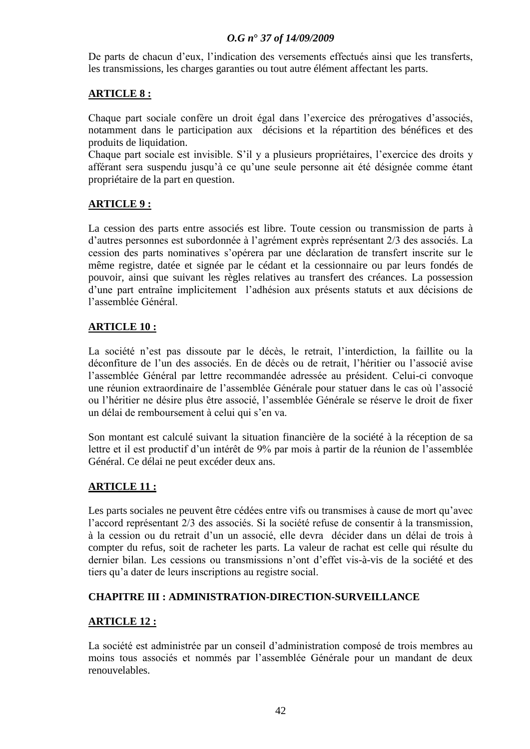De parts de chacun d'eux, l'indication des versements effectués ainsi que les transferts, les transmissions, les charges garanties ou tout autre élément affectant les parts.

**ARTICLE 8 :**

Chaque part sociale confère un droit égal dans l'exercice des prérogatives d'associés, notamment dans le participation aux décisions et la répartition des bénéfices et des produits de liquidation.
Chaque part sociale est invisible. S'il y a plusieurs propriétaires, l'exercice des droits y afférant sera suspendu jusqu'à ce qu'une seule personne ait été désignée comme étant propriétaire de la part en question.

**ARTICLE 9 :**

La cession des parts entre associés est libre. Toute cession ou transmission de parts à d'autres personnes est subordonnée à l'agrément exprès représentant 2/3 des associés. La cession des parts nominatives s'opérera par une déclaration de transfert inscrite sur le même registre, datée et signée par le cédant et la cessionnaire ou par leurs fondés de pouvoir, ainsi que suivant les règles relatives au transfert des créances. La possession d'une part entraîne implicitement l'adhésion aux présents statuts et aux décisions de l'assemblée Général.

**ARTICLE 10 :**

La société n'est pas dissoute par le décès, le retrait, l'interdiction, la faillite ou la déconfiture de l'un des associés. En de décès ou de retrait, l'héritier ou l'associé avise l'assemblée Général par lettre recommandée adressée au président. Celui-ci convoque une réunion extraordinaire de l'assemblée Générale pour statuer dans le cas où l'associé ou l'héritier ne désire plus être associé, l'assemblée Générale se réserve le droit de fixer un délai de remboursement à celui qui s'en va.

Son montant est calculé suivant la situation financière de la société à la réception de sa lettre et il est productif d'un intérêt de 9% par mois à partir de la réunion de l'assemblée Général. Ce délai ne peut excéder deux ans.

**ARTICLE 11 :**

Les parts sociales ne peuvent être cédées entre vifs ou transmises à cause de mort qu'avec l'accord représentant 2/3 des associés. Si la société refuse de consentir à la transmission, à la cession ou du retrait d'un associé, elle devra décider dans un délai de trois à compter du refus, soit de racheter les parts. La valeur de rachat est celle qui résulte du dernier bilan. Les cessions ou transmissions n'ont d'effet vis-à-vis de la société et des tiers qu'a dater de leurs inscriptions au registre social.

## CHAPITRE III : ADMINISTRATION-DIRECTION-SURVEILLANCE

**ARTICLE 12 :**

La société est administrée par un conseil d'administration composé de trois membres au moins tous associés et nommés par l'assemblée Générale pour un mandant de deux renouvelables.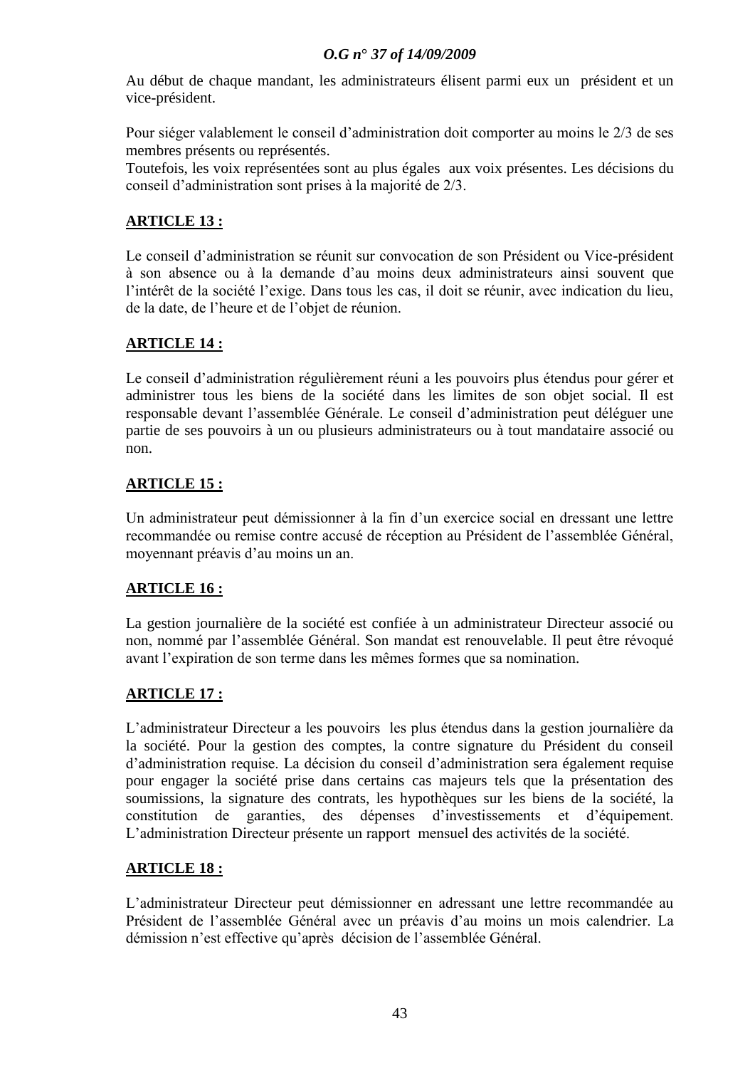Au début de chaque mandant, les administrateurs élisent parmi eux un président et un vice-président.

Pour siéger valablement le conseil d'administration doit comporter au moins le 2/3 de ses membres présents ou représentés.
Toutefois, les voix représentées sont au plus égales aux voix présentes. Les décisions du conseil d'administration sont prises à la majorité de 2/3.

**ARTICLE 13 :**

Le conseil d'administration se réunit sur convocation de son Président ou Vice-président à son absence ou à la demande d'au moins deux administrateurs ainsi souvent que l'intérêt de la société l'exige. Dans tous les cas, il doit se réunir, avec indication du lieu, de la date, de l'heure et de l'objet de réunion.

**ARTICLE 14 :**

Le conseil d'administration régulièrement réuni a les pouvoirs plus étendus pour gérer et administrer tous les biens de la société dans les limites de son objet social. Il est responsable devant l'assemblée Générale. Le conseil d'administration peut déléguer une partie de ses pouvoirs à un ou plusieurs administrateurs ou à tout mandataire associé ou non.

**ARTICLE 15 :**

Un administrateur peut démissionner à la fin d'un exercice social en dressant une lettre recommandée ou remise contre accusé de réception au Président de l'assemblée Général, moyennant préavis d'au moins un an.

**ARTICLE 16 :**

La gestion journalière de la société est confiée à un administrateur Directeur associé ou non, nommé par l'assemblée Général. Son mandat est renouvelable. Il peut être révoqué avant l'expiration de son terme dans les mêmes formes que sa nomination.

**ARTICLE 17 :**

L'administrateur Directeur a les pouvoirs les plus étendus dans la gestion journalière da la société. Pour la gestion des comptes, la contre signature du Président du conseil d'administration requise. La décision du conseil d'administration sera également requise pour engager la société prise dans certains cas majeurs tels que la présentation des soumissions, la signature des contrats, les hypothèques sur les biens de la société, la constitution de garanties, des dépenses d'investissements et d'équipement. L'administration Directeur présente un rapport mensuel des activités de la société.

**ARTICLE 18 :**

L'administrateur Directeur peut démissionner en adressant une lettre recommandée au Président de l'assemblée Général avec un préavis d'au moins un mois calendrier. La démission n'est effective qu'après décision de l'assemblée Général.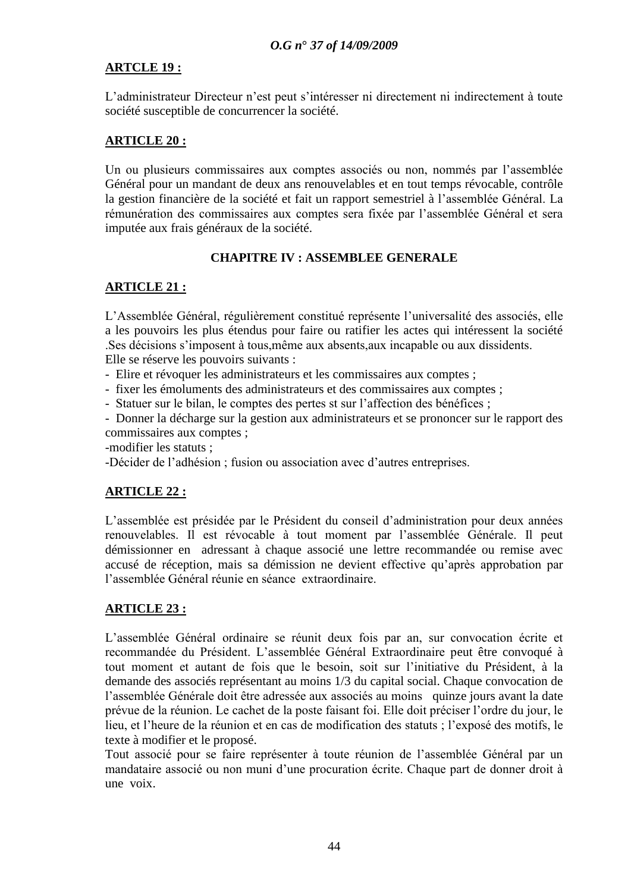**ARTCLE 19 :**

L'administrateur Directeur n'est peut s'intéresser ni directement ni indirectement à toute société susceptible de concurrencer la société.

**ARTICLE 20 :**

Un ou plusieurs commissaires aux comptes associés ou non, nommés par l'assemblée Général pour un mandant de deux ans renouvelables et en tout temps révocable, contrôle la gestion financière de la société et fait un rapport semestriel à l'assemblée Général. La rémunération des commissaires aux comptes sera fixée par l'assemblée Général et sera imputée aux frais généraux de la société.

## CHAPITRE IV : ASSEMBLEE GENERALE

**ARTICLE 21 :**

L'Assemblée Général, régulièrement constitué représente l'universalité des associés, elle a les pouvoirs les plus étendus pour faire ou ratifier les actes qui intéressent la société .Ses décisions s'imposent à tous,même aux absents,aux incapable ou aux dissidents.
Elle se réserve les pouvoirs suivants :

- Elire et révoquer les administrateurs et les commissaires aux comptes ;
- fixer les émoluments des administrateurs et des commissaires aux comptes ;
- Statuer sur le bilan, le comptes des pertes st sur l'affection des bénéfices ;
- Donner la décharge sur la gestion aux administrateurs et se prononcer sur le rapport des commissaires aux comptes ;
- modifier les statuts ;
- Décider de l'adhésion ; fusion ou association avec d'autres entreprises.

**ARTICLE 22 :**

L'assemblée est présidée par le Président du conseil d'administration pour deux années renouvelables. Il est révocable à tout moment par l'assemblée Générale. Il peut démissionner en adressant à chaque associé une lettre recommandée ou remise avec accusé de réception, mais sa démission ne devient effective qu'après approbation par l'assemblée Général réunie en séance extraordinaire.

**ARTICLE 23 :**

L'assemblée Général ordinaire se réunit deux fois par an, sur convocation écrite et recommandée du Président. L'assemblée Général Extraordinaire peut être convoqué à tout moment et autant de fois que le besoin, soit sur l'initiative du Président, à la demande des associés représentant au moins 1/3 du capital social. Chaque convocation de l'assemblée Générale doit être adressée aux associés au moins quinze jours avant la date prévue de la réunion. Le cachet de la poste faisant foi. Elle doit préciser l'ordre du jour, le lieu, et l'heure de la réunion et en cas de modification des statuts ; l'exposé des motifs, le texte à modifier et le proposé.
Tout associé pour se faire représenter à toute réunion de l'assemblée Général par un mandataire associé ou non muni d'une procuration écrite. Chaque part de donner droit à une voix.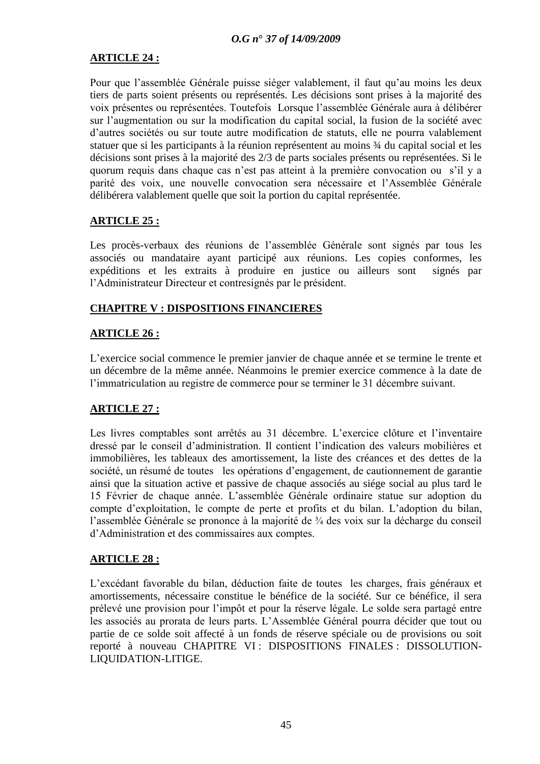**ARTICLE 24 :**

Pour que l'assemblée Générale puisse siéger valablement, il faut qu'au moins les deux tiers de parts soient présents ou représentés. Les décisions sont prises à la majorité des voix présentes ou représentées. Toutefois Lorsque l'assemblée Générale aura à délibérer sur l'augmentation ou sur la modification du capital social, la fusion de la société avec d'autres sociétés ou sur toute autre modification de statuts, elle ne pourra valablement statuer que si les participants à la réunion représentent au moins ¾ du capital social et les décisions sont prises à la majorité des 2/3 de parts sociales présents ou représentées. Si le quorum requis dans chaque cas n'est pas atteint à la première convocation ou s'il y a parité des voix, une nouvelle convocation sera nécessaire et l'Assemblée Générale délibérera valablement quelle que soit la portion du capital représentée.

**ARTICLE 25 :**

Les procès-verbaux des réunions de l'assemblée Générale sont signés par tous les associés ou mandataire ayant participé aux réunions. Les copies conformes, les expéditions et les extraits à produire en justice ou ailleurs sont signés par l'Administrateur Directeur et contresignés par le président.

**CHAPITRE V : DISPOSITIONS FINANCIERES**

**ARTICLE 26 :**

L'exercice social commence le premier janvier de chaque année et se termine le trente et un décembre de la même année. Néanmoins le premier exercice commence à la date de l'immatriculation au registre de commerce pour se terminer le 31 décembre suivant.

**ARTICLE 27 :**

Les livres comptables sont arrêtés au 31 décembre. L'exercice clôture et l'inventaire dressé par le conseil d'administration. Il contient l'indication des valeurs mobilières et immobilières, les tableaux des amortissement, la liste des créances et des dettes de la société, un résumé de toutes les opérations d'engagement, de cautionnement de garantie ainsi que la situation active et passive de chaque associés au siége social au plus tard le 15 Février de chaque année. L'assemblée Générale ordinaire statue sur adoption du compte d'exploitation, le compte de perte et profits et du bilan. L'adoption du bilan, l'assemblée Générale se prononce à la majorité de ¾ des voix sur la décharge du conseil d'Administration et des commissaires aux comptes.

**ARTICLE 28 :**

L'excédant favorable du bilan, déduction faite de toutes les charges, frais généraux et amortissements, nécessaire constitue le bénéfice de la société. Sur ce bénéfice, il sera prélevé une provision pour l'impôt et pour la réserve légale. Le solde sera partagé entre les associés au prorata de leurs parts. L'Assemblée Général pourra décider que tout ou partie de ce solde soit affecté à un fonds de réserve spéciale ou de provisions ou soit reporté à nouveau CHAPITRE VI : DISPOSITIONS FINALES : DISSOLUTION-LIQUIDATION-LITIGE.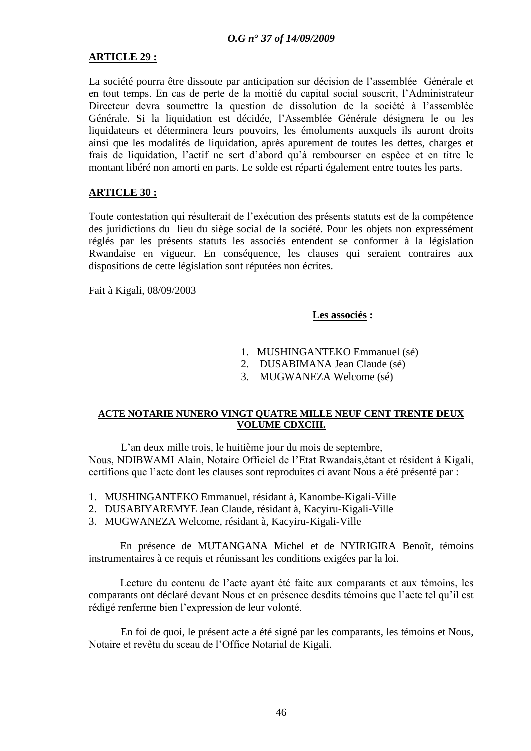**ARTICLE 29 :**

La société pourra être dissoute par anticipation sur décision de l'assemblée Générale et en tout temps. En cas de perte de la moitié du capital social souscrit, l'Administrateur Directeur devra soumettre la question de dissolution de la société à l'assemblée Générale. Si la liquidation est décidée, l'Assemblée Générale désignera le ou les liquidateurs et déterminera leurs pouvoirs, les émoluments auxquels ils auront droits ainsi que les modalités de liquidation, après apurement de toutes les dettes, charges et frais de liquidation, l'actif ne sert d'abord qu'à rembourser en espèce et en titre le montant libéré non amorti en parts. Le solde est réparti également entre toutes les parts.

**ARTICLE 30 :**

Toute contestation qui résulterait de l'exécution des présents statuts est de la compétence des juridictions du lieu du siège social de la société. Pour les objets non expressément réglés par les présents statuts les associés entendent se conformer à la législation Rwandaise en vigueur. En conséquence, les clauses qui seraient contraires aux dispositions de cette législation sont réputées non écrites.

Fait à Kigali, 08/09/2003

**Les associés :**

1. MUSHINGANTEKO Emmanuel (sé)
2. DUSABIMANA Jean Claude (sé)
3. MUGWANEZA Welcome (sé)

**ACTE NOTARIE NUNERO VINGT QUATRE MILLE NEUF CENT TRENTE DEUX VOLUME CDXCIII.**

L'an deux mille trois, le huitième jour du mois de septembre,
Nous, NDIBWAMI Alain, Notaire Officiel de l'Etat Rwandais,étant et résident à Kigali, certifions que l'acte dont les clauses sont reproduites ci avant Nous a été présenté par :

1. MUSHINGANTEKO Emmanuel, résidant à, Kanombe-Kigali-Ville
2. DUSABIYAREMYE Jean Claude, résidant à, Kacyiru-Kigali-Ville
3. MUGWANEZA Welcome, résidant à, Kacyiru-Kigali-Ville

En présence de MUTANGANA Michel et de NYIRIGIRA Benoît, témoins instrumentaires à ce requis et réunissant les conditions exigées par la loi.

Lecture du contenu de l'acte ayant été faite aux comparants et aux témoins, les comparants ont déclaré devant Nous et en présence desdits témoins que l'acte tel qu'il est rédigé renferme bien l'expression de leur volonté.

En foi de quoi, le présent acte a été signé par les comparants, les témoins et Nous, Notaire et revêtu du sceau de l'Office Notarial de Kigali.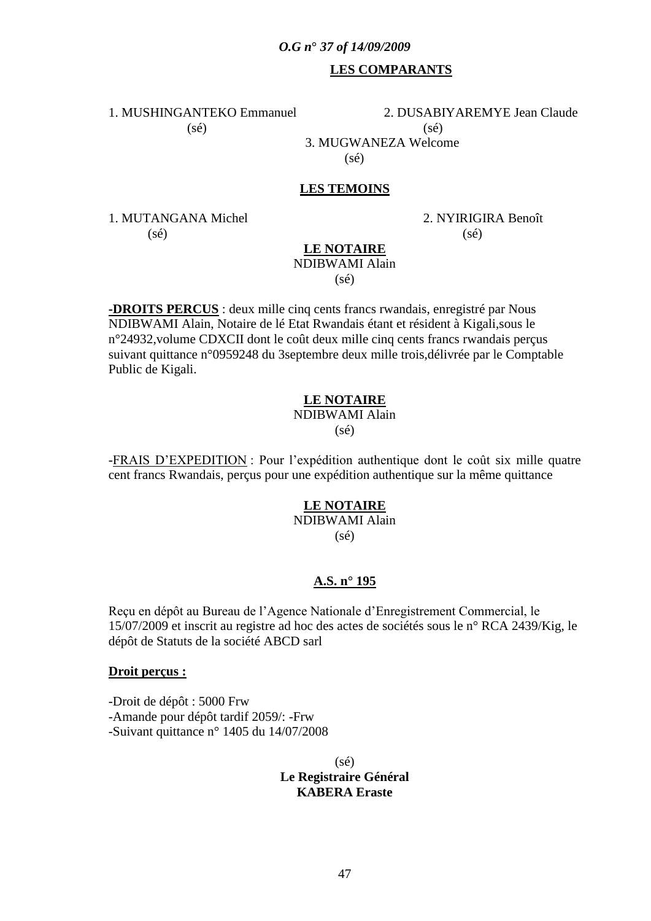**LES COMPARANTS**

1. MUSHINGANTEKO Emmanuel
(sé)

2. DUSABIYAREMYE Jean Claude
(sé)

3. MUGWANEZA Welcome
(sé)

**LES TEMOINS**

1. MUTANGANA Michel
(sé)

2. NYIRIGIRA Benoît
(sé)

**LE NOTAIRE**
NDIBWAMI Alain
(sé)

**-DROITS PERCUS** : deux mille cinq cents francs rwandais, enregistré par Nous NDIBWAMI Alain, Notaire de lé Etat Rwandais étant et résident à Kigali,sous le n°24932,volume CDXCII dont le coût deux mille cinq cents francs rwandais perçus suivant quittance n°0959248 du 3septembre deux mille trois,délivrée par le Comptable Public de Kigali.

**LE NOTAIRE**
NDIBWAMI Alain
(sé)

-FRAIS D'EXPEDITION : Pour l'expédition authentique dont le coût six mille quatre cent francs Rwandais, perçus pour une expédition authentique sur la même quittance

**LE NOTAIRE**
NDIBWAMI Alain
(sé)

**A.S. n° 195**

Reçu en dépôt au Bureau de l'Agence Nationale d'Enregistrement Commercial, le 15/07/2009 et inscrit au registre ad hoc des actes de sociétés sous le n° RCA 2439/Kig, le dépôt de Statuts de la société ABCD sarl

**Droit perçus :**

-Droit de dépôt : 5000 Frw
-Amande pour dépôt tardif 2059/: -Frw
-Suivant quittance n° 1405 du 14/07/2008

(sé)
**Le Registraire Général**
**KABERA Eraste**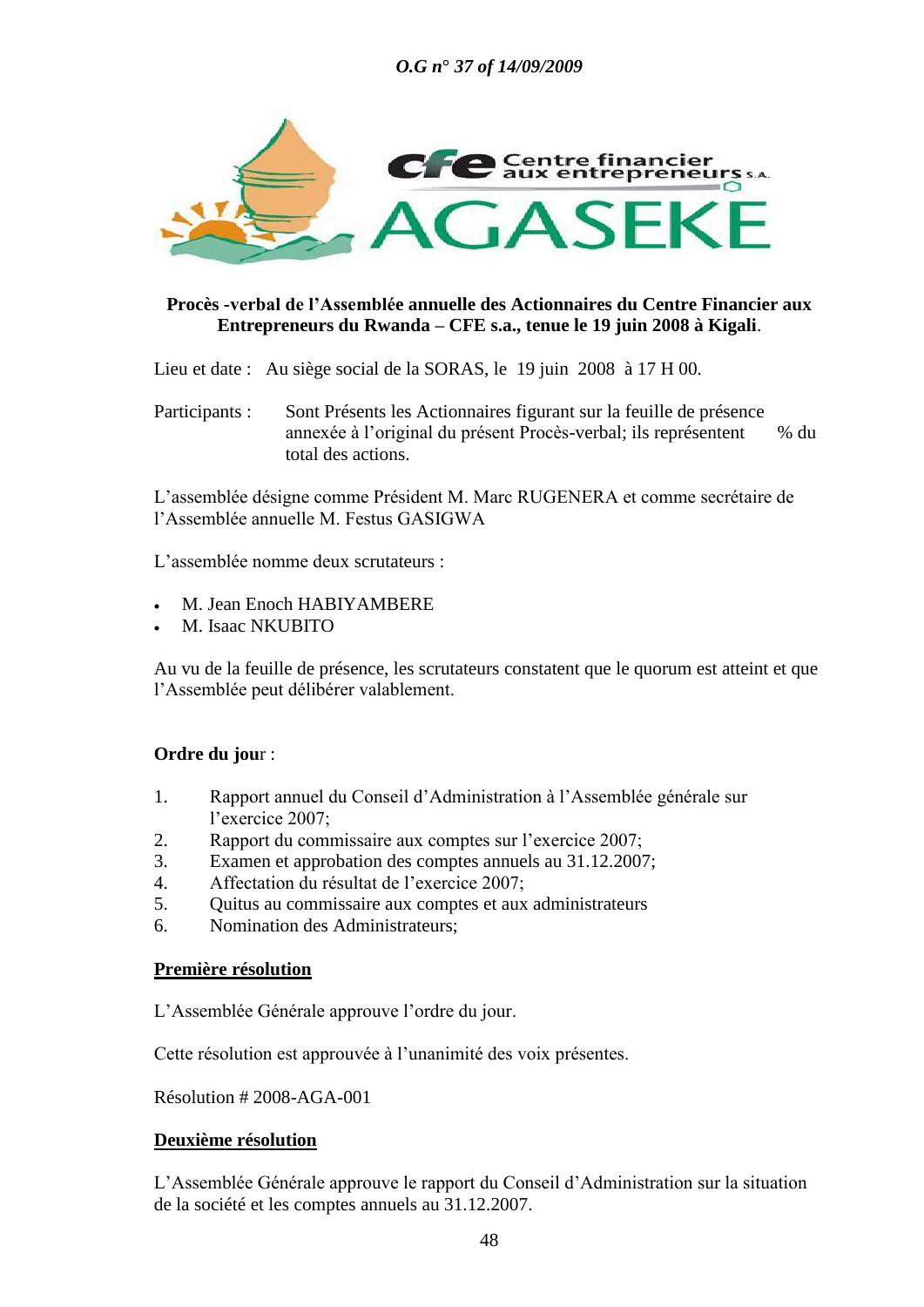**Procès -verbal de l'Assemblée annuelle des Actionnaires du Centre Financier aux Entrepreneurs du Rwanda – CFE s.a., tenue le 19 juin 2008 à Kigali**.

Lieu et date : Au siège social de la SORAS, le 19 juin 2008 à 17 H 00.

Participants : Sont Présents les Actionnaires figurant sur la feuille de présence annexée à l'original du présent Procès-verbal; ils représentent % du total des actions.

L'assemblée désigne comme Président M. Marc RUGENERA et comme secrétaire de l'Assemblée annuelle M. Festus GASIGWA

L'assemblée nomme deux scrutateurs :

- M. Jean Enoch HABIYAMBERE
- M. Isaac NKUBITO

Au vu de la feuille de présence, les scrutateurs constatent que le quorum est atteint et que l'Assemblée peut délibérer valablement.

**Ordre du jou**r :

1. Rapport annuel du Conseil d'Administration à l'Assemblée générale sur l'exercice 2007;
2. Rapport du commissaire aux comptes sur l'exercice 2007;
3. Examen et approbation des comptes annuels au 31.12.2007;
4. Affectation du résultat de l'exercice 2007;
5. Quitus au commissaire aux comptes et aux administrateurs
6. Nomination des Administrateurs;

**Première résolution**

L'Assemblée Générale approuve l'ordre du jour.

Cette résolution est approuvée à l'unanimité des voix présentes.

Résolution # 2008-AGA-001

**Deuxième résolution**

L'Assemblée Générale approuve le rapport du Conseil d'Administration sur la situation de la société et les comptes annuels au 31.12.2007.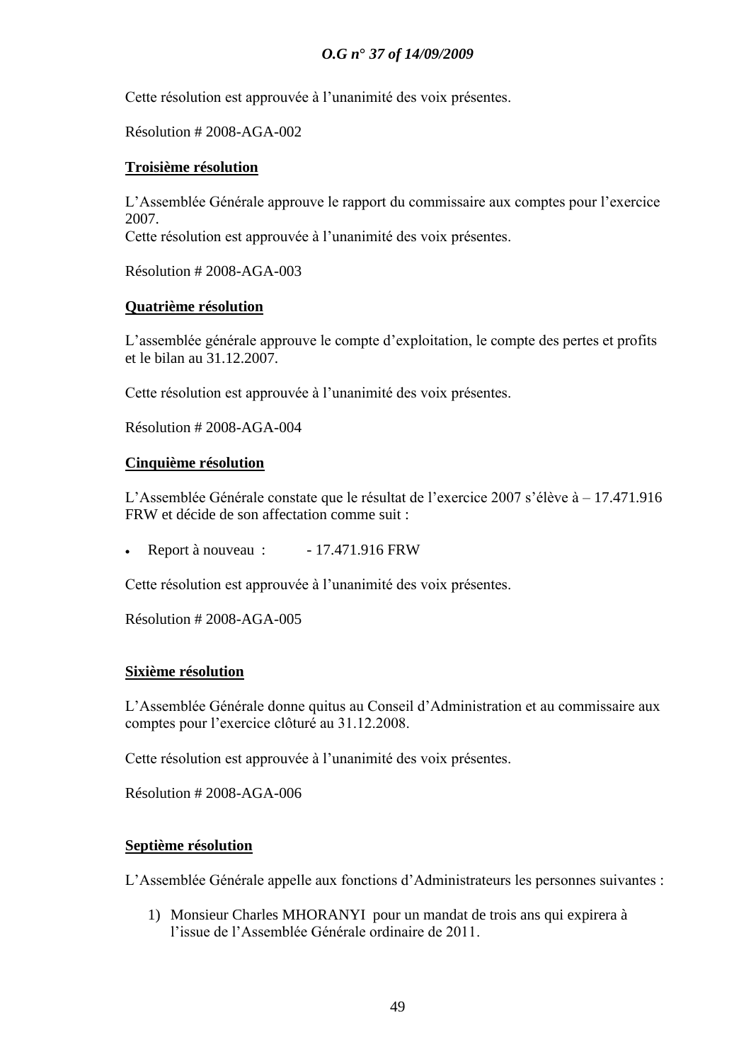Cette résolution est approuvée à l'unanimité des voix présentes.

Résolution # 2008-AGA-002

**Troisième résolution**

L'Assemblée Générale approuve le rapport du commissaire aux comptes pour l'exercice 2007.
Cette résolution est approuvée à l'unanimité des voix présentes.

Résolution # 2008-AGA-003

**Quatrième résolution**

L'assemblée générale approuve le compte d'exploitation, le compte des pertes et profits et le bilan au 31.12.2007.

Cette résolution est approuvée à l'unanimité des voix présentes.

Résolution # 2008-AGA-004

**Cinquième résolution**

L'Assemblée Générale constate que le résultat de l'exercice 2007 s'élève à – 17.471.916 FRW et décide de son affectation comme suit :

- Report à nouveau : - 17.471.916 FRW

Cette résolution est approuvée à l'unanimité des voix présentes.

Résolution # 2008-AGA-005

**Sixième résolution**

L'Assemblée Générale donne quitus au Conseil d'Administration et au commissaire aux comptes pour l'exercice clôturé au 31.12.2008.

Cette résolution est approuvée à l'unanimité des voix présentes.

Résolution # 2008-AGA-006

**Septième résolution**

L'Assemblée Générale appelle aux fonctions d'Administrateurs les personnes suivantes :

1) Monsieur Charles MHORANYI pour un mandat de trois ans qui expirera à l'issue de l'Assemblée Générale ordinaire de 2011.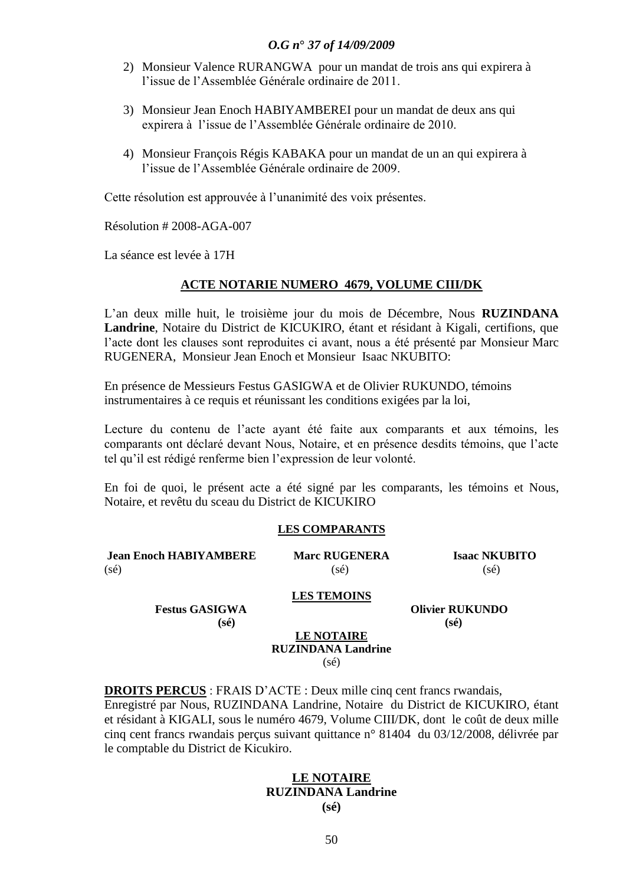2) Monsieur Valence RURANGWA pour un mandat de trois ans qui expirera à l'issue de l'Assemblée Générale ordinaire de 2011.

3) Monsieur Jean Enoch HABIYAMBEREI pour un mandat de deux ans qui expirera à l'issue de l'Assemblée Générale ordinaire de 2010.

4) Monsieur François Régis KABAKA pour un mandat de un an qui expirera à l'issue de l'Assemblée Générale ordinaire de 2009.

Cette résolution est approuvée à l'unanimité des voix présentes.

Résolution # 2008-AGA-007

La séance est levée à 17H

**ACTE NOTARIE NUMERO 4679, VOLUME CIII/DK**

L'an deux mille huit, le troisième jour du mois de Décembre, Nous **RUZINDANA Landrine**, Notaire du District de KICUKIRO, étant et résidant à Kigali, certifions, que l'acte dont les clauses sont reproduites ci avant, nous a été présenté par Monsieur Marc RUGENERA, Monsieur Jean Enoch et Monsieur Isaac NKUBITO:

En présence de Messieurs Festus GASIGWA et de Olivier RUKUNDO, témoins instrumentaires à ce requis et réunissant les conditions exigées par la loi,

Lecture du contenu de l'acte ayant été faite aux comparants et aux témoins, les comparants ont déclaré devant Nous, Notaire, et en présence desdits témoins, que l'acte tel qu'il est rédigé renferme bien l'expression de leur volonté.

En foi de quoi, le présent acte a été signé par les comparants, les témoins et Nous, Notaire, et revêtu du sceau du District de KICUKIRO

**LES COMPARANTS**

**Jean Enoch HABIYAMBERE** (sé)  **Marc RUGENERA** (sé)  **Isaac NKUBITO** (sé)

**LES TEMOINS**

**Festus GASIGWA** **(sé)**  **Olivier RUKUNDO** **(sé)**

**LE NOTAIRE**
**RUZINDANA Landrine**
(sé)

**DROITS PERCUS** : FRAIS D'ACTE : Deux mille cinq cent francs rwandais, Enregistré par Nous, RUZINDANA Landrine, Notaire du District de KICUKIRO, étant et résidant à KIGALI, sous le numéro 4679, Volume CIII/DK, dont le coût de deux mille cinq cent francs rwandais perçus suivant quittance n° 81404 du 03/12/2008, délivrée par le comptable du District de Kicukiro.

**LE NOTAIRE**
**RUZINDANA Landrine**
**(sé)**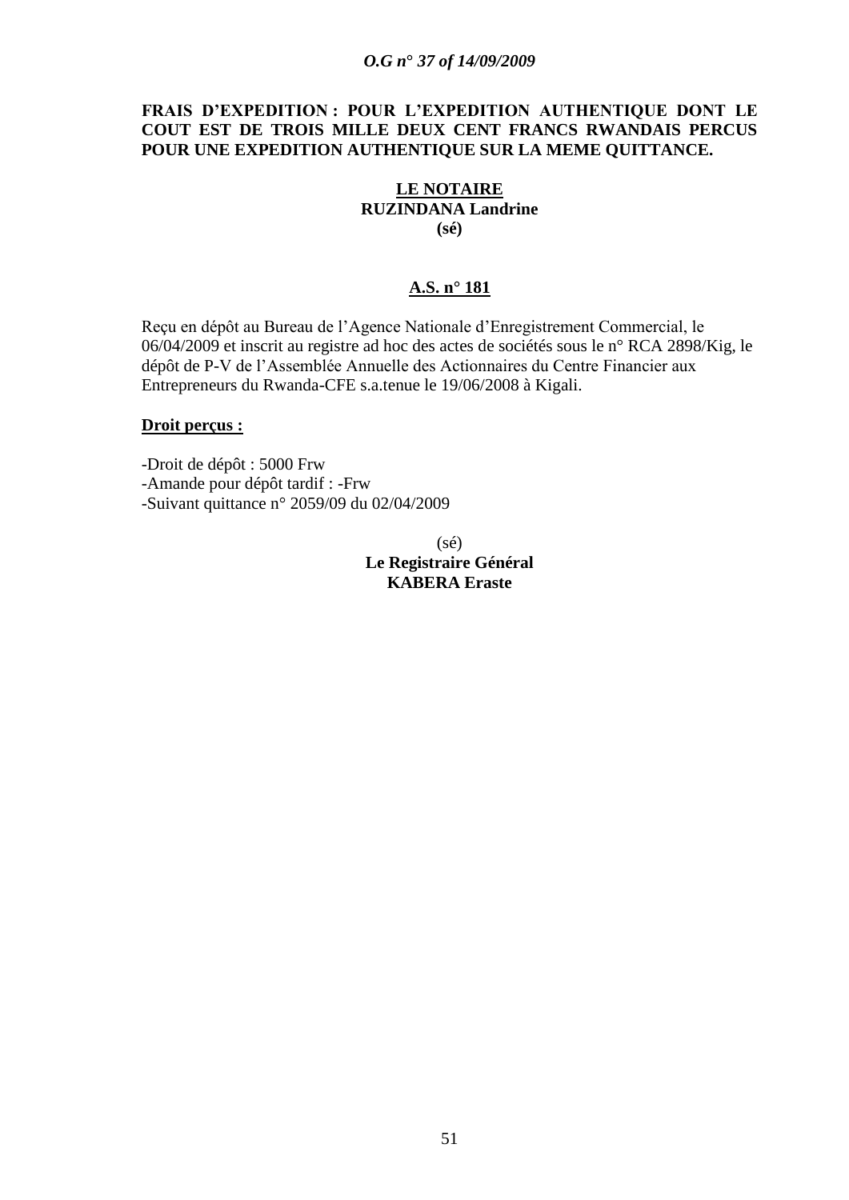**FRAIS D'EXPEDITION : POUR L'EXPEDITION AUTHENTIQUE DONT LE COUT EST DE TROIS MILLE DEUX CENT FRANCS RWANDAIS PERCUS POUR UNE EXPEDITION AUTHENTIQUE SUR LA MEME QUITTANCE.**

**LE NOTAIRE**
**RUZINDANA Landrine**
**(sé)**

**A.S. n° 181**

Reçu en dépôt au Bureau de l'Agence Nationale d'Enregistrement Commercial, le 06/04/2009 et inscrit au registre ad hoc des actes de sociétés sous le n° RCA 2898/Kig, le dépôt de P-V de l'Assemblée Annuelle des Actionnaires du Centre Financier aux Entrepreneurs du Rwanda-CFE s.a.tenue le 19/06/2008 à Kigali.

**Droit perçus :**

-Droit de dépôt : 5000 Frw
-Amande pour dépôt tardif : -Frw
-Suivant quittance n° 2059/09 du 02/04/2009

(sé)
**Le Registraire Général**
**KABERA Eraste**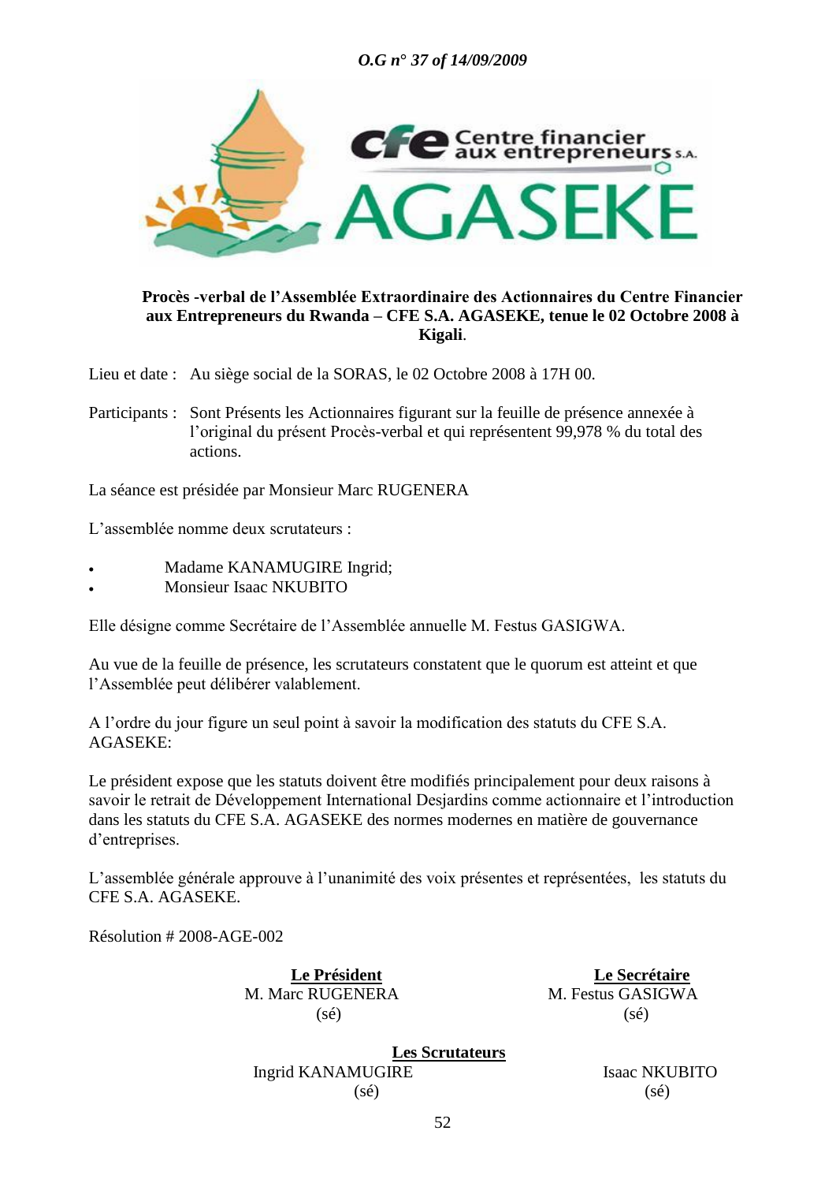**Procès -verbal de l'Assemblée Extraordinaire des Actionnaires du Centre Financier aux Entrepreneurs du Rwanda – CFE S.A. AGASEKE, tenue le 02 Octobre 2008 à Kigali**.

Lieu et date : Au siège social de la SORAS, le 02 Octobre 2008 à 17H 00.

Participants : Sont Présents les Actionnaires figurant sur la feuille de présence annexée à l'original du présent Procès-verbal et qui représentent 99,978 % du total des actions.

La séance est présidée par Monsieur Marc RUGENERA

L'assemblée nomme deux scrutateurs :

- Madame KANAMUGIRE Ingrid;
- Monsieur Isaac NKUBITO

Elle désigne comme Secrétaire de l'Assemblée annuelle M. Festus GASIGWA.

Au vue de la feuille de présence, les scrutateurs constatent que le quorum est atteint et que l'Assemblée peut délibérer valablement.

A l'ordre du jour figure un seul point à savoir la modification des statuts du CFE S.A. AGASEKE:

Le président expose que les statuts doivent être modifiés principalement pour deux raisons à savoir le retrait de Développement International Desjardins comme actionnaire et l'introduction dans les statuts du CFE S.A. AGASEKE des normes modernes en matière de gouvernance d'entreprises.

L'assemblée générale approuve à l'unanimité des voix présentes et représentées, les statuts du CFE S.A. AGASEKE.

Résolution # 2008-AGE-002

**Le Président**
M. Marc RUGENERA
(sé)

**Le Secrétaire**
M. Festus GASIGWA
(sé)

**Les Scrutateurs**

Ingrid KANAMUGIRE
(sé)

Isaac NKUBITO
(sé)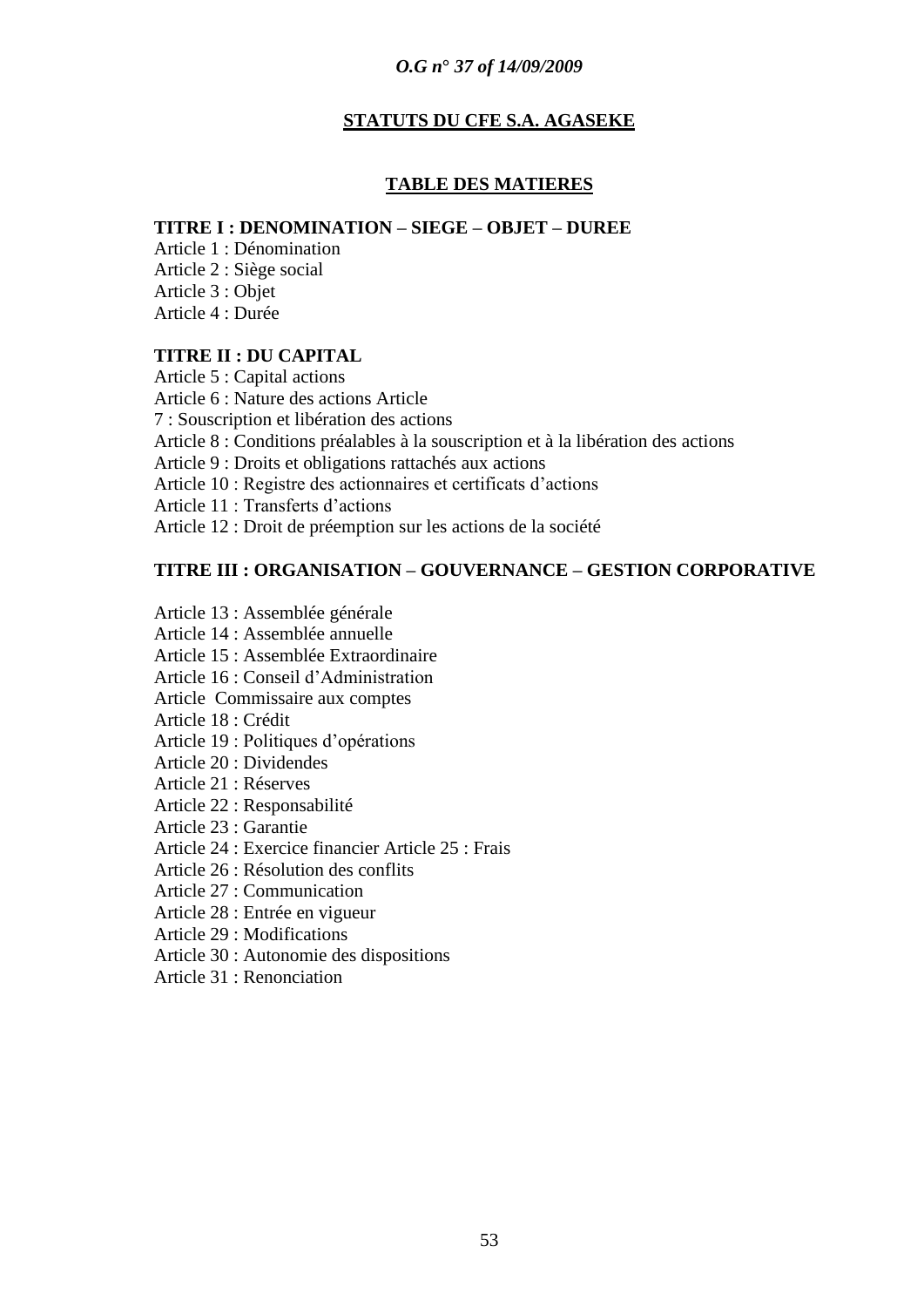**STATUTS DU CFE S.A. AGASEKE**

**TABLE DES MATIERES**

**TITRE I : DENOMINATION – SIEGE – OBJET – DUREE**

Article 1 : Dénomination
Article 2 : Siège social
Article 3 : Objet
Article 4 : Durée

**TITRE II : DU CAPITAL**

Article 5 : Capital actions
Article 6 : Nature des actions Article
7 : Souscription et libération des actions
Article 8 : Conditions préalables à la souscription et à la libération des actions
Article 9 : Droits et obligations rattachés aux actions
Article 10 : Registre des actionnaires et certificats d'actions
Article 11 : Transferts d'actions
Article 12 : Droit de préemption sur les actions de la société

**TITRE III : ORGANISATION – GOUVERNANCE – GESTION CORPORATIVE**

Article 13 : Assemblée générale
Article 14 : Assemblée annuelle
Article 15 : Assemblée Extraordinaire
Article 16 : Conseil d'Administration
Article Commissaire aux comptes
Article 18 : Crédit
Article 19 : Politiques d'opérations
Article 20 : Dividendes
Article 21 : Réserves
Article 22 : Responsabilité
Article 23 : Garantie
Article 24 : Exercice financier Article 25 : Frais
Article 26 : Résolution des conflits
Article 27 : Communication
Article 28 : Entrée en vigueur
Article 29 : Modifications
Article 30 : Autonomie des dispositions
Article 31 : Renonciation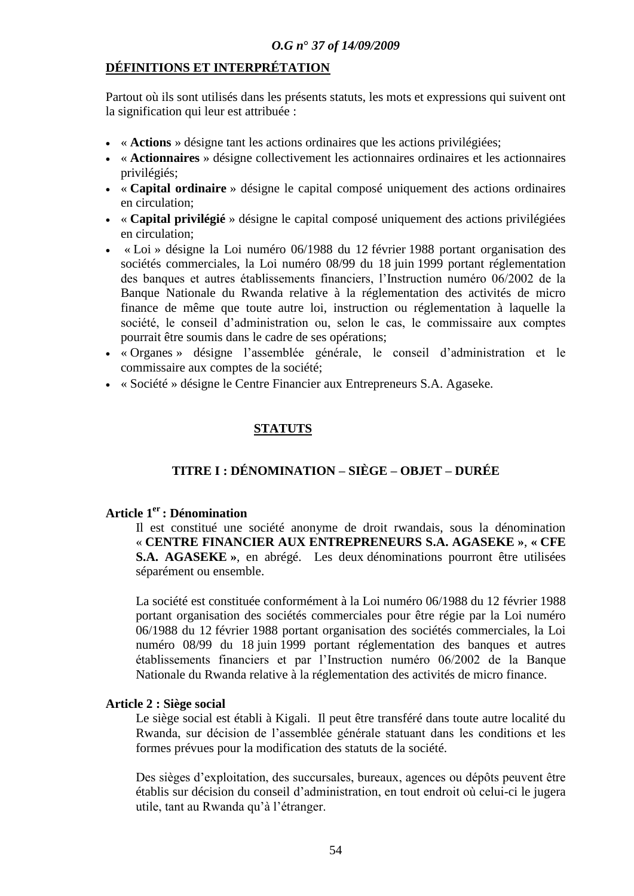**DÉFINITIONS ET INTERPRÉTATION**

Partout où ils sont utilisés dans les présents statuts, les mots et expressions qui suivent ont la signification qui leur est attribuée :

- « **Actions** » désigne tant les actions ordinaires que les actions privilégiées;
- « **Actionnaires** » désigne collectivement les actionnaires ordinaires et les actionnaires privilégiés;
- « **Capital ordinaire** » désigne le capital composé uniquement des actions ordinaires en circulation;
- « **Capital privilégié** » désigne le capital composé uniquement des actions privilégiées en circulation;
- « Loi » désigne la Loi numéro 06/1988 du 12 février 1988 portant organisation des sociétés commerciales, la Loi numéro 08/99 du 18 juin 1999 portant réglementation des banques et autres établissements financiers, l'Instruction numéro 06/2002 de la Banque Nationale du Rwanda relative à la réglementation des activités de micro finance de même que toute autre loi, instruction ou réglementation à laquelle la société, le conseil d'administration ou, selon le cas, le commissaire aux comptes pourrait être soumis dans le cadre de ses opérations;
- « Organes » désigne l'assemblée générale, le conseil d'administration et le commissaire aux comptes de la société;
- « Société » désigne le Centre Financier aux Entrepreneurs S.A. Agaseke.

# STATUTS

## TITRE I : DÉNOMINATION – SIÈGE – OBJET – DURÉE

### Article 1er : Dénomination

Il est constitué une société anonyme de droit rwandais, sous la dénomination « **CENTRE FINANCIER AUX ENTREPRENEURS S.A. AGASEKE »**, **« CFE S.A. AGASEKE »**, en abrégé. Les deux dénominations pourront être utilisées séparément ou ensemble.

La société est constituée conformément à la Loi numéro 06/1988 du 12 février 1988 portant organisation des sociétés commerciales pour être régie par la Loi numéro 06/1988 du 12 février 1988 portant organisation des sociétés commerciales, la Loi numéro 08/99 du 18 juin 1999 portant réglementation des banques et autres établissements financiers et par l'Instruction numéro 06/2002 de la Banque Nationale du Rwanda relative à la réglementation des activités de micro finance.

### Article 2 : Siège social

Le siège social est établi à Kigali. Il peut être transféré dans toute autre localité du Rwanda, sur décision de l'assemblée générale statuant dans les conditions et les formes prévues pour la modification des statuts de la société.

Des sièges d'exploitation, des succursales, bureaux, agences ou dépôts peuvent être établis sur décision du conseil d'administration, en tout endroit où celui-ci le jugera utile, tant au Rwanda qu'à l'étranger.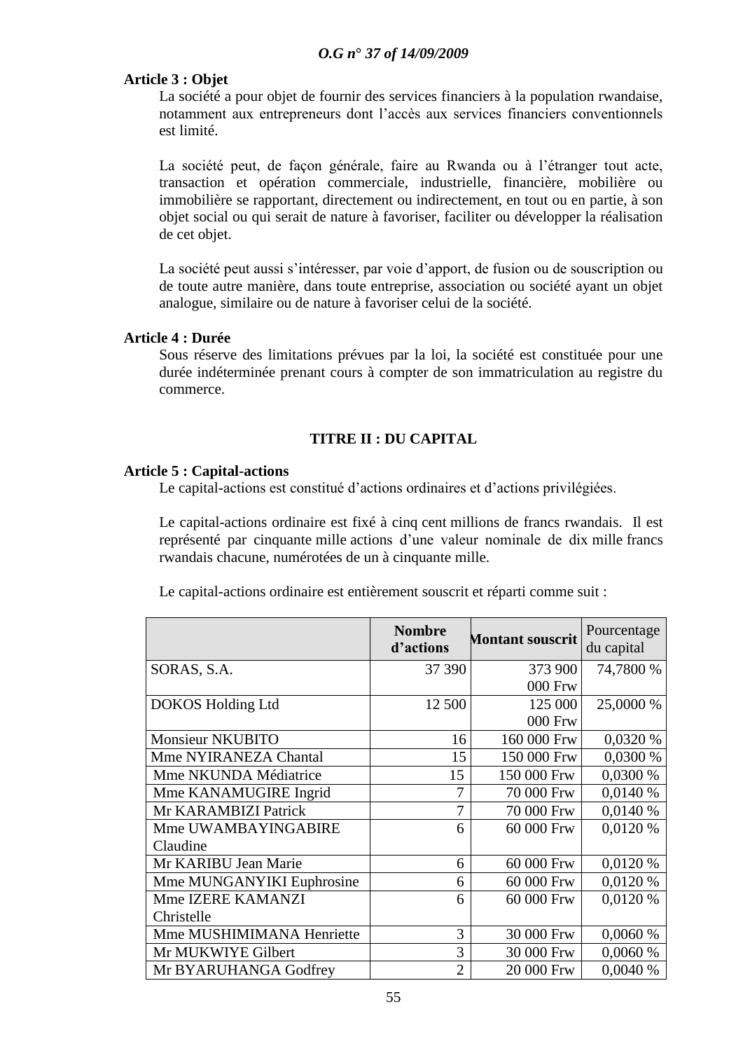**Article 3 : Objet**

La société a pour objet de fournir des services financiers à la population rwandaise, notamment aux entrepreneurs dont l'accès aux services financiers conventionnels est limité.

La société peut, de façon générale, faire au Rwanda ou à l'étranger tout acte, transaction et opération commerciale, industrielle, financière, mobilière ou immobilière se rapportant, directement ou indirectement, en tout ou en partie, à son objet social ou qui serait de nature à favoriser, faciliter ou développer la réalisation de cet objet.

La société peut aussi s'intéresser, par voie d'apport, de fusion ou de souscription ou de toute autre manière, dans toute entreprise, association ou société ayant un objet analogue, similaire ou de nature à favoriser celui de la société.

**Article 4 : Durée**

Sous réserve des limitations prévues par la loi, la société est constituée pour une durée indéterminée prenant cours à compter de son immatriculation au registre du commerce.

## TITRE II : DU CAPITAL

**Article 5 : Capital-actions**

Le capital-actions est constitué d'actions ordinaires et d'actions privilégiées.

Le capital-actions ordinaire est fixé à cinq cent millions de francs rwandais. Il est représenté par cinquante mille actions d'une valeur nominale de dix mille francs rwandais chacune, numérotées de un à cinquante mille.

Le capital-actions ordinaire est entièrement souscrit et réparti comme suit :

| | **Nombre d'actions** | **Montant souscrit** | Pourcentage du capital |
|---|---|---|---|
| SORAS, S.A. | 37 390 | 373 900 000 Frw | 74,7800 % |
| DOKOS Holding Ltd | 12 500 | 125 000 000 Frw | 25,0000 % |
| Monsieur NKUBITO | 16 | 160 000 Frw | 0,0320 % |
| Mme NYIRANEZA Chantal | 15 | 150 000 Frw | 0,0300 % |
| Mme NKUNDA Médiatrice | 15 | 150 000 Frw | 0,0300 % |
| Mme KANAMUGIRE Ingrid | 7 | 70 000 Frw | 0,0140 % |
| Mr KARAMBIZI Patrick | 7 | 70 000 Frw | 0,0140 % |
| Mme UWAMBAYINGABIRE Claudine | 6 | 60 000 Frw | 0,0120 % |
| Mr KARIBU Jean Marie | 6 | 60 000 Frw | 0,0120 % |
| Mme MUNGANYIKI Euphrosine | 6 | 60 000 Frw | 0,0120 % |
| Mme IZERE KAMANZI Christelle | 6 | 60 000 Frw | 0,0120 % |
| Mme MUSHIMIMANA Henriette | 3 | 30 000 Frw | 0,0060 % |
| Mr MUKWIYE Gilbert | 3 | 30 000 Frw | 0,0060 % |
| Mr BYARUHANGA Godfrey | 2 | 20 000 Frw | 0,0040 % |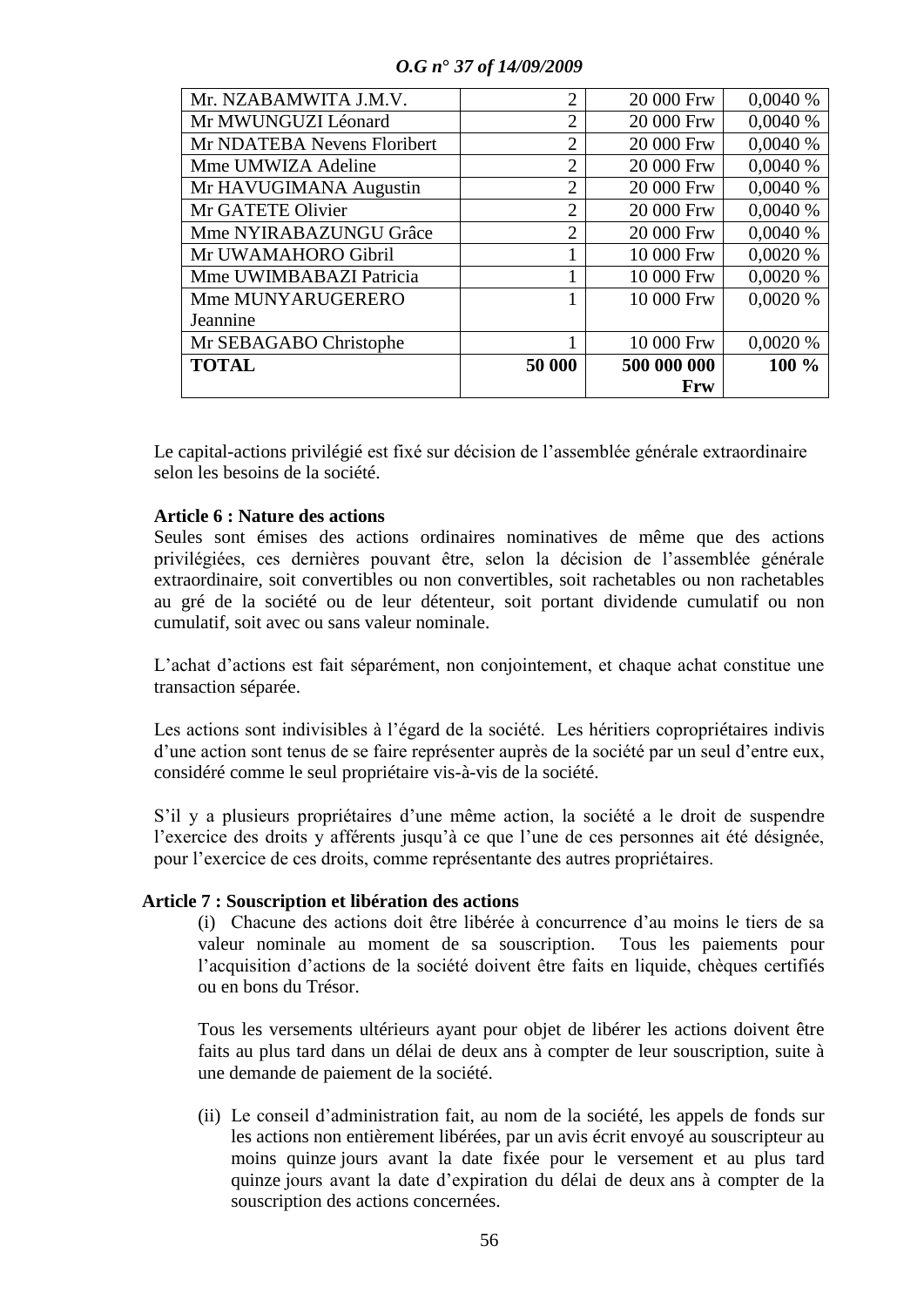| | | | |
|---|---|---|---|
| Mr. NZABAMWITA J.M.V. | 2 | 20 000 Frw | 0,0040 % |
| Mr MWUNGUZI Léonard | 2 | 20 000 Frw | 0,0040 % |
| Mr NDATEBA Nevens Floribert | 2 | 20 000 Frw | 0,0040 % |
| Mme UMWIZA Adeline | 2 | 20 000 Frw | 0,0040 % |
| Mr HAVUGIMANA Augustin | 2 | 20 000 Frw | 0,0040 % |
| Mr GATETE Olivier | 2 | 20 000 Frw | 0,0040 % |
| Mme NYIRABAZUNGU Grâce | 2 | 20 000 Frw | 0,0040 % |
| Mr UWAMAHORO Gibril | 1 | 10 000 Frw | 0,0020 % |
| Mme UWIMBABAZI Patricia | 1 | 10 000 Frw | 0,0020 % |
| Mme MUNYARUGERERO Jeannine | 1 | 10 000 Frw | 0,0020 % |
| Mr SEBAGABO Christophe | 1 | 10 000 Frw | 0,0020 % |
| **TOTAL** | **50 000** | **500 000 000 Frw** | **100 %** |

Le capital-actions privilégié est fixé sur décision de l'assemblée générale extraordinaire selon les besoins de la société.

**Article 6 : Nature des actions**

Seules sont émises des actions ordinaires nominatives de même que des actions privilégiées, ces dernières pouvant être, selon la décision de l'assemblée générale extraordinaire, soit convertibles ou non convertibles, soit rachetables ou non rachetables au gré de la société ou de leur détenteur, soit portant dividende cumulatif ou non cumulatif, soit avec ou sans valeur nominale.

L'achat d'actions est fait séparément, non conjointement, et chaque achat constitue une transaction séparée.

Les actions sont indivisibles à l'égard de la société. Les héritiers copropriétaires indivis d'une action sont tenus de se faire représenter auprès de la société par un seul d'entre eux, considéré comme le seul propriétaire vis-à-vis de la société.

S'il y a plusieurs propriétaires d'une même action, la société a le droit de suspendre l'exercice des droits y afférents jusqu'à ce que l'une de ces personnes ait été désignée, pour l'exercice de ces droits, comme représentante des autres propriétaires.

**Article 7 : Souscription et libération des actions**

(i) Chacune des actions doit être libérée à concurrence d'au moins le tiers de sa valeur nominale au moment de sa souscription. Tous les paiements pour l'acquisition d'actions de la société doivent être faits en liquide, chèques certifiés ou en bons du Trésor.

Tous les versements ultérieurs ayant pour objet de libérer les actions doivent être faits au plus tard dans un délai de deux ans à compter de leur souscription, suite à une demande de paiement de la société.

(ii) Le conseil d'administration fait, au nom de la société, les appels de fonds sur les actions non entièrement libérées, par un avis écrit envoyé au souscripteur au moins quinze jours avant la date fixée pour le versement et au plus tard quinze jours avant la date d'expiration du délai de deux ans à compter de la souscription des actions concernées.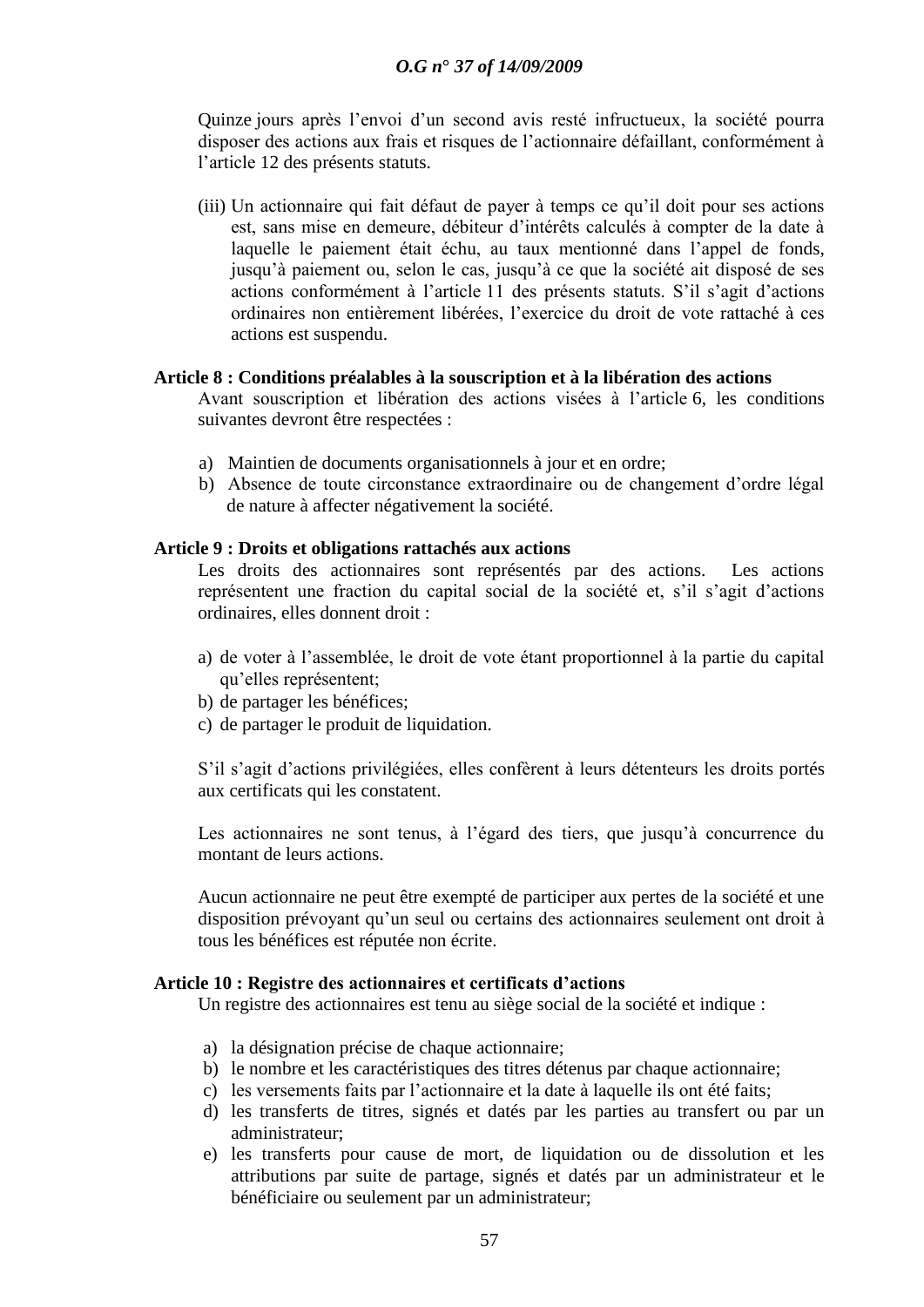Quinze jours après l'envoi d'un second avis resté infructueux, la société pourra disposer des actions aux frais et risques de l'actionnaire défaillant, conformément à l'article 12 des présents statuts.

(iii) Un actionnaire qui fait défaut de payer à temps ce qu'il doit pour ses actions est, sans mise en demeure, débiteur d'intérêts calculés à compter de la date à laquelle le paiement était échu, au taux mentionné dans l'appel de fonds, jusqu'à paiement ou, selon le cas, jusqu'à ce que la société ait disposé de ses actions conformément à l'article 11 des présents statuts. S'il s'agit d'actions ordinaires non entièrement libérées, l'exercice du droit de vote rattaché à ces actions est suspendu.

**Article 8 : Conditions préalables à la souscription et à la libération des actions**

Avant souscription et libération des actions visées à l'article 6, les conditions suivantes devront être respectées :

a) Maintien de documents organisationnels à jour et en ordre;
b) Absence de toute circonstance extraordinaire ou de changement d'ordre légal de nature à affecter négativement la société.

**Article 9 : Droits et obligations rattachés aux actions**

Les droits des actionnaires sont représentés par des actions. Les actions représentent une fraction du capital social de la société et, s'il s'agit d'actions ordinaires, elles donnent droit :

a) de voter à l'assemblée, le droit de vote étant proportionnel à la partie du capital qu'elles représentent;
b) de partager les bénéfices;
c) de partager le produit de liquidation.

S'il s'agit d'actions privilégiées, elles confèrent à leurs détenteurs les droits portés aux certificats qui les constatent.

Les actionnaires ne sont tenus, à l'égard des tiers, que jusqu'à concurrence du montant de leurs actions.

Aucun actionnaire ne peut être exempté de participer aux pertes de la société et une disposition prévoyant qu'un seul ou certains des actionnaires seulement ont droit à tous les bénéfices est réputée non écrite.

**Article 10 : Registre des actionnaires et certificats d'actions**

Un registre des actionnaires est tenu au siège social de la société et indique :

a) la désignation précise de chaque actionnaire;
b) le nombre et les caractéristiques des titres détenus par chaque actionnaire;
c) les versements faits par l'actionnaire et la date à laquelle ils ont été faits;
d) les transferts de titres, signés et datés par les parties au transfert ou par un administrateur;
e) les transferts pour cause de mort, de liquidation ou de dissolution et les attributions par suite de partage, signés et datés par un administrateur et le bénéficiaire ou seulement par un administrateur;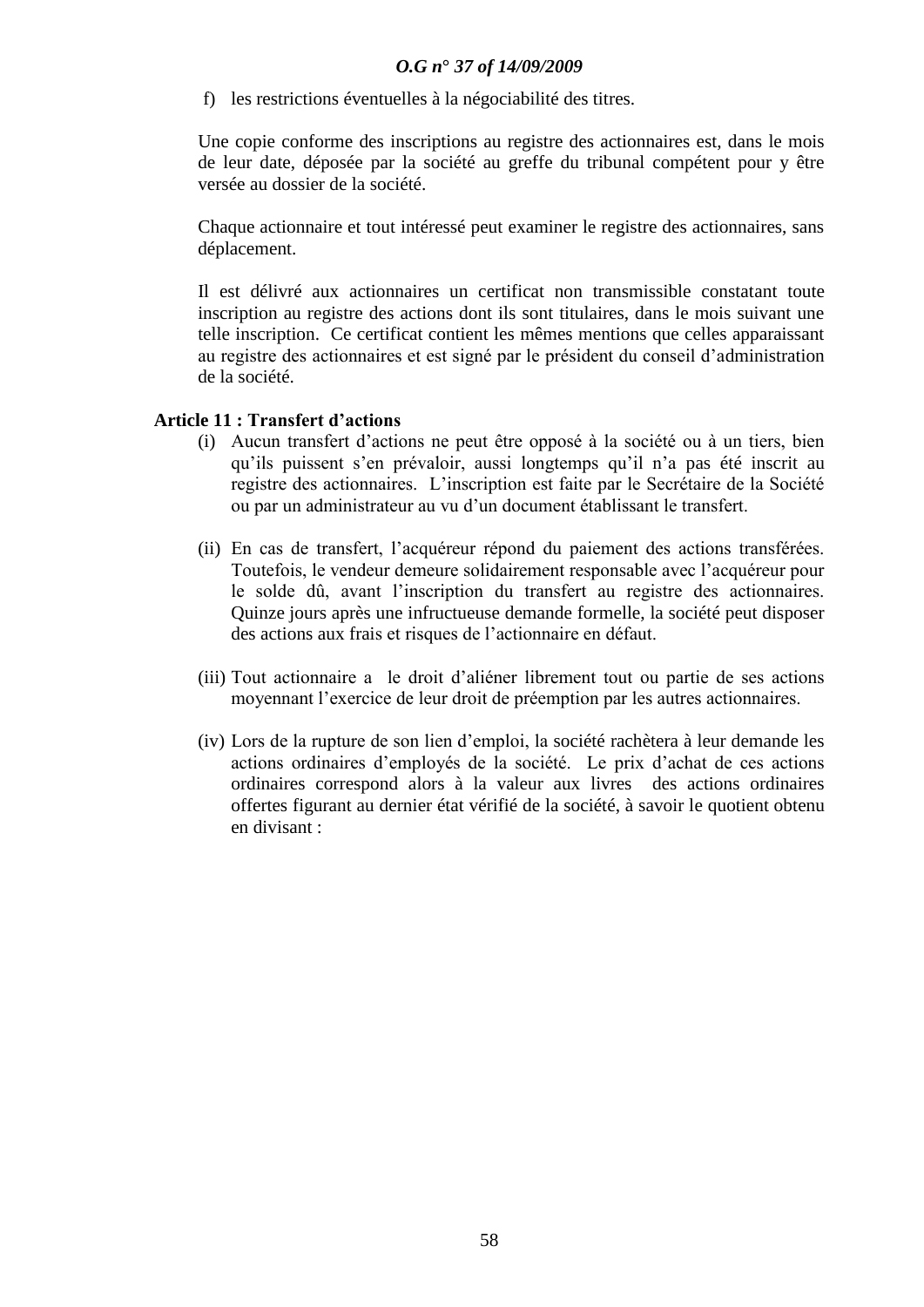f) les restrictions éventuelles à la négociabilité des titres.

Une copie conforme des inscriptions au registre des actionnaires est, dans le mois de leur date, déposée par la société au greffe du tribunal compétent pour y être versée au dossier de la société.

Chaque actionnaire et tout intéressé peut examiner le registre des actionnaires, sans déplacement.

Il est délivré aux actionnaires un certificat non transmissible constatant toute inscription au registre des actions dont ils sont titulaires, dans le mois suivant une telle inscription. Ce certificat contient les mêmes mentions que celles apparaissant au registre des actionnaires et est signé par le président du conseil d'administration de la société.

**Article 11 : Transfert d'actions**

(i) Aucun transfert d'actions ne peut être opposé à la société ou à un tiers, bien qu'ils puissent s'en prévaloir, aussi longtemps qu'il n'a pas été inscrit au registre des actionnaires. L'inscription est faite par le Secrétaire de la Société ou par un administrateur au vu d'un document établissant le transfert.

(ii) En cas de transfert, l'acquéreur répond du paiement des actions transférées. Toutefois, le vendeur demeure solidairement responsable avec l'acquéreur pour le solde dû, avant l'inscription du transfert au registre des actionnaires. Quinze jours après une infructueuse demande formelle, la société peut disposer des actions aux frais et risques de l'actionnaire en défaut.

(iii) Tout actionnaire a le droit d'aliéner librement tout ou partie de ses actions moyennant l'exercice de leur droit de préemption par les autres actionnaires.

(iv) Lors de la rupture de son lien d'emploi, la société rachètera à leur demande les actions ordinaires d'employés de la société. Le prix d'achat de ces actions ordinaires correspond alors à la valeur aux livres des actions ordinaires offertes figurant au dernier état vérifié de la société, à savoir le quotient obtenu en divisant :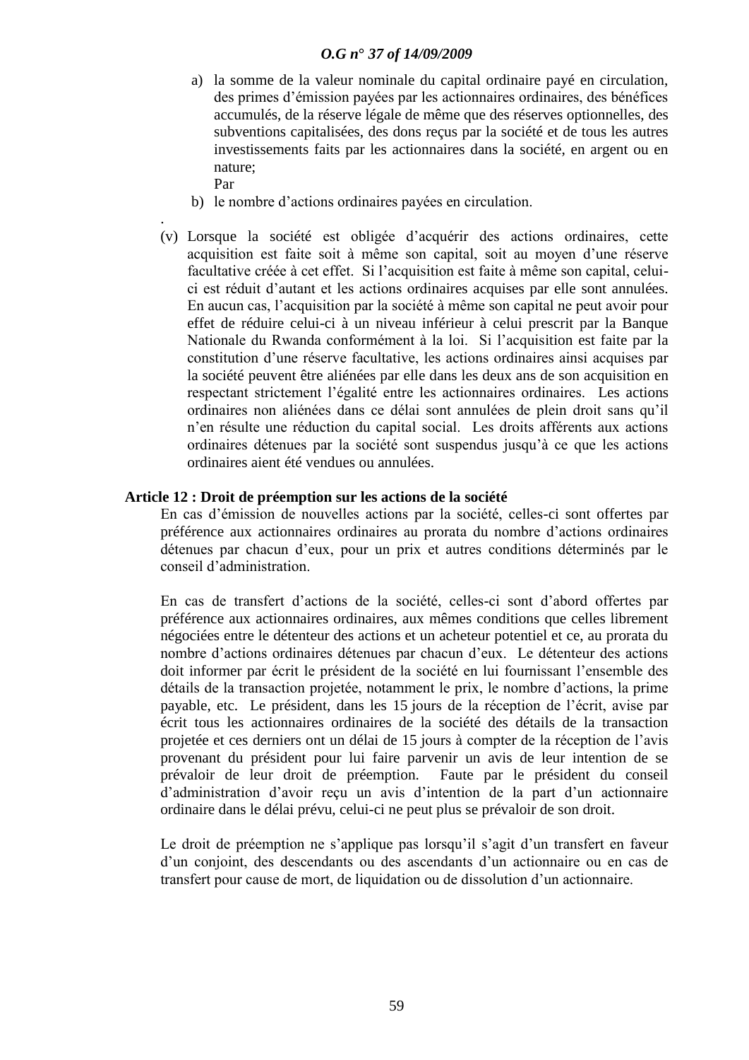a) la somme de la valeur nominale du capital ordinaire payé en circulation, des primes d'émission payées par les actionnaires ordinaires, des bénéfices accumulés, de la réserve légale de même que des réserves optionnelles, des subventions capitalisées, des dons reçus par la société et de tous les autres investissements faits par les actionnaires dans la société, en argent ou en nature;

   Par

b) le nombre d'actions ordinaires payées en circulation.

.

(v) Lorsque la société est obligée d'acquérir des actions ordinaires, cette acquisition est faite soit à même son capital, soit au moyen d'une réserve facultative créée à cet effet. Si l'acquisition est faite à même son capital, celui-ci est réduit d'autant et les actions ordinaires acquises par elle sont annulées. En aucun cas, l'acquisition par la société à même son capital ne peut avoir pour effet de réduire celui-ci à un niveau inférieur à celui prescrit par la Banque Nationale du Rwanda conformément à la loi. Si l'acquisition est faite par la constitution d'une réserve facultative, les actions ordinaires ainsi acquises par la société peuvent être aliénées par elle dans les deux ans de son acquisition en respectant strictement l'égalité entre les actionnaires ordinaires. Les actions ordinaires non aliénées dans ce délai sont annulées de plein droit sans qu'il n'en résulte une réduction du capital social. Les droits afférents aux actions ordinaires détenues par la société sont suspendus jusqu'à ce que les actions ordinaires aient été vendues ou annulées.

**Article 12 : Droit de préemption sur les actions de la société**

En cas d'émission de nouvelles actions par la société, celles-ci sont offertes par préférence aux actionnaires ordinaires au prorata du nombre d'actions ordinaires détenues par chacun d'eux, pour un prix et autres conditions déterminés par le conseil d'administration.

En cas de transfert d'actions de la société, celles-ci sont d'abord offertes par préférence aux actionnaires ordinaires, aux mêmes conditions que celles librement négociées entre le détenteur des actions et un acheteur potentiel et ce, au prorata du nombre d'actions ordinaires détenues par chacun d'eux. Le détenteur des actions doit informer par écrit le président de la société en lui fournissant l'ensemble des détails de la transaction projetée, notamment le prix, le nombre d'actions, la prime payable, etc. Le président, dans les 15 jours de la réception de l'écrit, avise par écrit tous les actionnaires ordinaires de la société des détails de la transaction projetée et ces derniers ont un délai de 15 jours à compter de la réception de l'avis provenant du président pour lui faire parvenir un avis de leur intention de se prévaloir de leur droit de préemption. Faute par le président du conseil d'administration d'avoir reçu un avis d'intention de la part d'un actionnaire ordinaire dans le délai prévu, celui-ci ne peut plus se prévaloir de son droit.

Le droit de préemption ne s'applique pas lorsqu'il s'agit d'un transfert en faveur d'un conjoint, des descendants ou des ascendants d'un actionnaire ou en cas de transfert pour cause de mort, de liquidation ou de dissolution d'un actionnaire.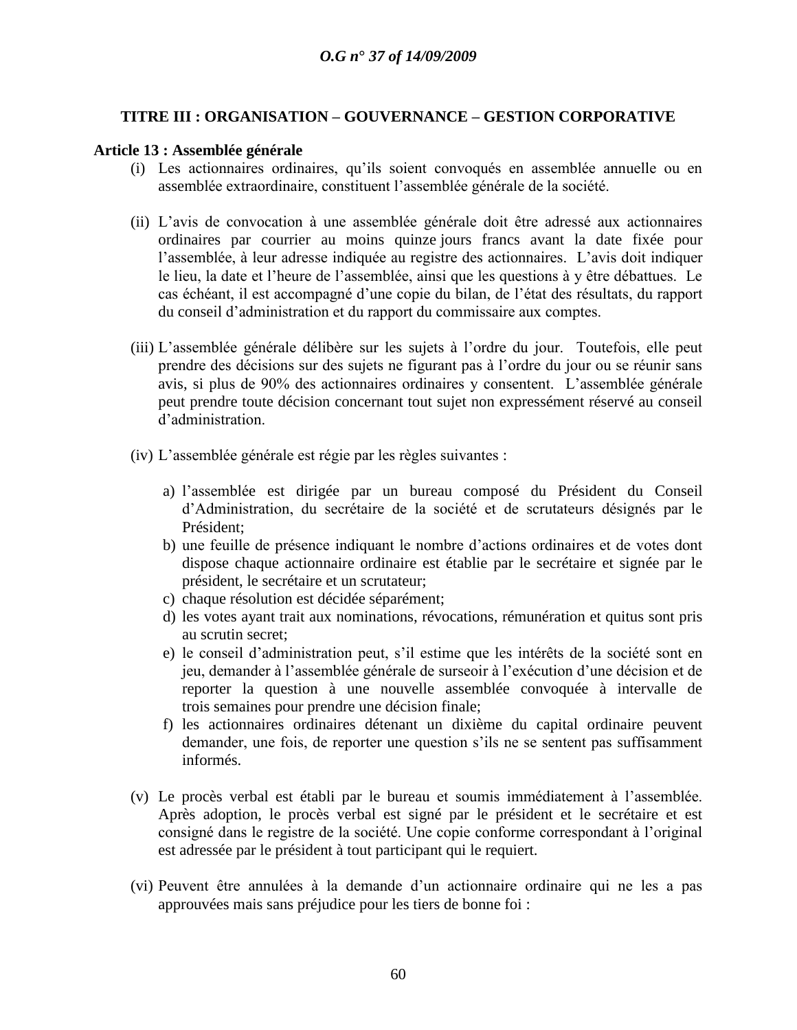## TITRE III : ORGANISATION – GOUVERNANCE – GESTION CORPORATIVE

### Article 13 : Assemblée générale

(i) Les actionnaires ordinaires, qu'ils soient convoqués en assemblée annuelle ou en assemblée extraordinaire, constituent l'assemblée générale de la société.

(ii) L'avis de convocation à une assemblée générale doit être adressé aux actionnaires ordinaires par courrier au moins quinze jours francs avant la date fixée pour l'assemblée, à leur adresse indiquée au registre des actionnaires. L'avis doit indiquer le lieu, la date et l'heure de l'assemblée, ainsi que les questions à y être débattues. Le cas échéant, il est accompagné d'une copie du bilan, de l'état des résultats, du rapport du conseil d'administration et du rapport du commissaire aux comptes.

(iii) L'assemblée générale délibère sur les sujets à l'ordre du jour. Toutefois, elle peut prendre des décisions sur des sujets ne figurant pas à l'ordre du jour ou se réunir sans avis, si plus de 90% des actionnaires ordinaires y consentent. L'assemblée générale peut prendre toute décision concernant tout sujet non expressément réservé au conseil d'administration.

(iv) L'assemblée générale est régie par les règles suivantes :

a) l'assemblée est dirigée par un bureau composé du Président du Conseil d'Administration, du secrétaire de la société et de scrutateurs désignés par le Président;
b) une feuille de présence indiquant le nombre d'actions ordinaires et de votes dont dispose chaque actionnaire ordinaire est établie par le secrétaire et signée par le président, le secrétaire et un scrutateur;
c) chaque résolution est décidée séparément;
d) les votes ayant trait aux nominations, révocations, rémunération et quitus sont pris au scrutin secret;
e) le conseil d'administration peut, s'il estime que les intérêts de la société sont en jeu, demander à l'assemblée générale de surseoir à l'exécution d'une décision et de reporter la question à une nouvelle assemblée convoquée à intervalle de trois semaines pour prendre une décision finale;
f) les actionnaires ordinaires détenant un dixième du capital ordinaire peuvent demander, une fois, de reporter une question s'ils ne se sentent pas suffisamment informés.

(v) Le procès verbal est établi par le bureau et soumis immédiatement à l'assemblée. Après adoption, le procès verbal est signé par le président et le secrétaire et est consigné dans le registre de la société. Une copie conforme correspondant à l'original est adressée par le président à tout participant qui le requiert.

(vi) Peuvent être annulées à la demande d'un actionnaire ordinaire qui ne les a pas approuvées mais sans préjudice pour les tiers de bonne foi :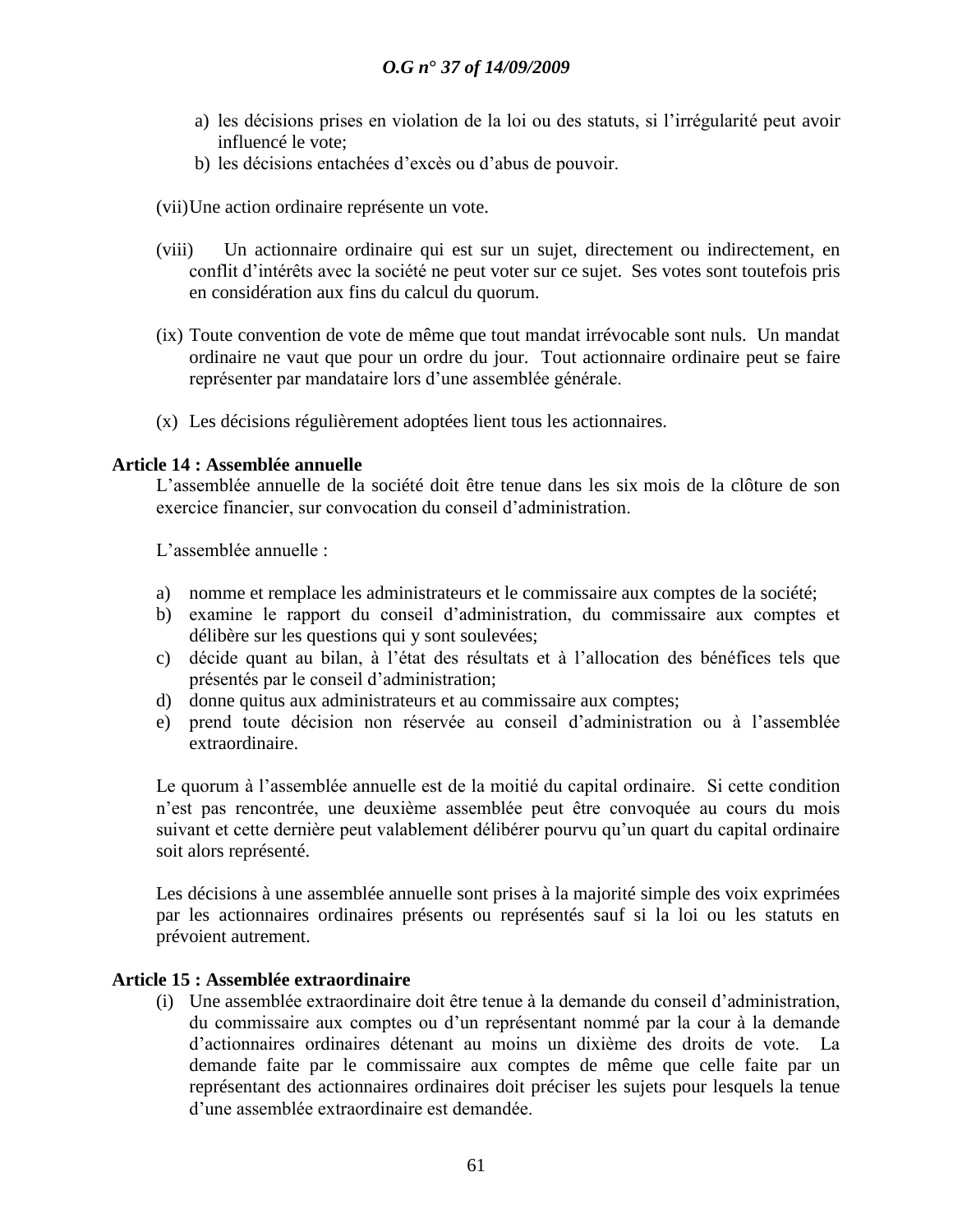a) les décisions prises en violation de la loi ou des statuts, si l'irrégularité peut avoir influencé le vote;
b) les décisions entachées d'excès ou d'abus de pouvoir.

(vii) Une action ordinaire représente un vote.

(viii) Un actionnaire ordinaire qui est sur un sujet, directement ou indirectement, en conflit d'intérêts avec la société ne peut voter sur ce sujet. Ses votes sont toutefois pris en considération aux fins du calcul du quorum.

(ix) Toute convention de vote de même que tout mandat irrévocable sont nuls. Un mandat ordinaire ne vaut que pour un ordre du jour. Tout actionnaire ordinaire peut se faire représenter par mandataire lors d'une assemblée générale.

(x) Les décisions régulièrement adoptées lient tous les actionnaires.

**Article 14 : Assemblée annuelle**

L'assemblée annuelle de la société doit être tenue dans les six mois de la clôture de son exercice financier, sur convocation du conseil d'administration.

L'assemblée annuelle :

a) nomme et remplace les administrateurs et le commissaire aux comptes de la société;
b) examine le rapport du conseil d'administration, du commissaire aux comptes et délibère sur les questions qui y sont soulevées;
c) décide quant au bilan, à l'état des résultats et à l'allocation des bénéfices tels que présentés par le conseil d'administration;
d) donne quitus aux administrateurs et au commissaire aux comptes;
e) prend toute décision non réservée au conseil d'administration ou à l'assemblée extraordinaire.

Le quorum à l'assemblée annuelle est de la moitié du capital ordinaire. Si cette condition n'est pas rencontrée, une deuxième assemblée peut être convoquée au cours du mois suivant et cette dernière peut valablement délibérer pourvu qu'un quart du capital ordinaire soit alors représenté.

Les décisions à une assemblée annuelle sont prises à la majorité simple des voix exprimées par les actionnaires ordinaires présents ou représentés sauf si la loi ou les statuts en prévoient autrement.

**Article 15 : Assemblée extraordinaire**

(i) Une assemblée extraordinaire doit être tenue à la demande du conseil d'administration, du commissaire aux comptes ou d'un représentant nommé par la cour à la demande d'actionnaires ordinaires détenant au moins un dixième des droits de vote. La demande faite par le commissaire aux comptes de même que celle faite par un représentant des actionnaires ordinaires doit préciser les sujets pour lesquels la tenue d'une assemblée extraordinaire est demandée.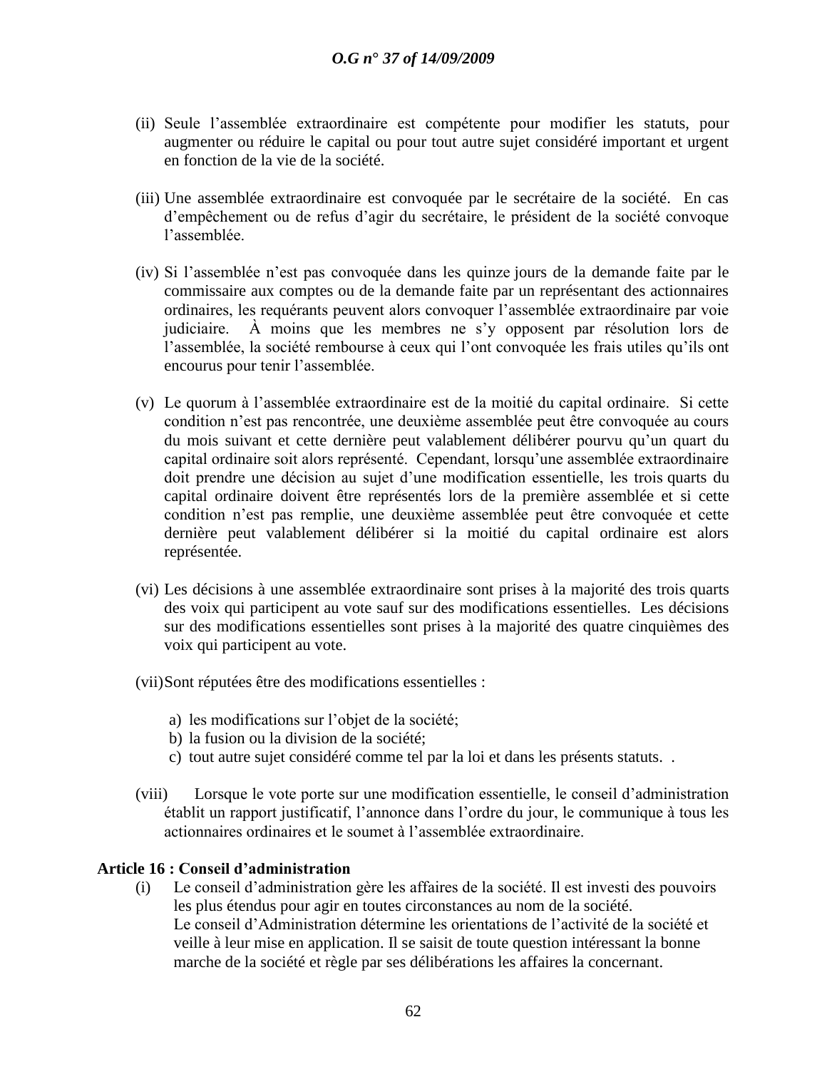(ii) Seule l'assemblée extraordinaire est compétente pour modifier les statuts, pour augmenter ou réduire le capital ou pour tout autre sujet considéré important et urgent en fonction de la vie de la société.

(iii) Une assemblée extraordinaire est convoquée par le secrétaire de la société. En cas d'empêchement ou de refus d'agir du secrétaire, le président de la société convoque l'assemblée.

(iv) Si l'assemblée n'est pas convoquée dans les quinze jours de la demande faite par le commissaire aux comptes ou de la demande faite par un représentant des actionnaires ordinaires, les requérants peuvent alors convoquer l'assemblée extraordinaire par voie judiciaire. À moins que les membres ne s'y opposent par résolution lors de l'assemblée, la société rembourse à ceux qui l'ont convoquée les frais utiles qu'ils ont encourus pour tenir l'assemblée.

(v) Le quorum à l'assemblée extraordinaire est de la moitié du capital ordinaire. Si cette condition n'est pas rencontrée, une deuxième assemblée peut être convoquée au cours du mois suivant et cette dernière peut valablement délibérer pourvu qu'un quart du capital ordinaire soit alors représenté. Cependant, lorsqu'une assemblée extraordinaire doit prendre une décision au sujet d'une modification essentielle, les trois quarts du capital ordinaire doivent être représentés lors de la première assemblée et si cette condition n'est pas remplie, une deuxième assemblée peut être convoquée et cette dernière peut valablement délibérer si la moitié du capital ordinaire est alors représentée.

(vi) Les décisions à une assemblée extraordinaire sont prises à la majorité des trois quarts des voix qui participent au vote sauf sur des modifications essentielles. Les décisions sur des modifications essentielles sont prises à la majorité des quatre cinquièmes des voix qui participent au vote.

(vii) Sont réputées être des modifications essentielles :

a) les modifications sur l'objet de la société;
b) la fusion ou la division de la société;
c) tout autre sujet considéré comme tel par la loi et dans les présents statuts. .

(viii) Lorsque le vote porte sur une modification essentielle, le conseil d'administration établit un rapport justificatif, l'annonce dans l'ordre du jour, le communique à tous les actionnaires ordinaires et le soumet à l'assemblée extraordinaire.

**Article 16 : Conseil d'administration**

(i) Le conseil d'administration gère les affaires de la société. Il est investi des pouvoirs les plus étendus pour agir en toutes circonstances au nom de la société.
Le conseil d'Administration détermine les orientations de l'activité de la société et veille à leur mise en application. Il se saisit de toute question intéressant la bonne marche de la société et règle par ses délibérations les affaires la concernant.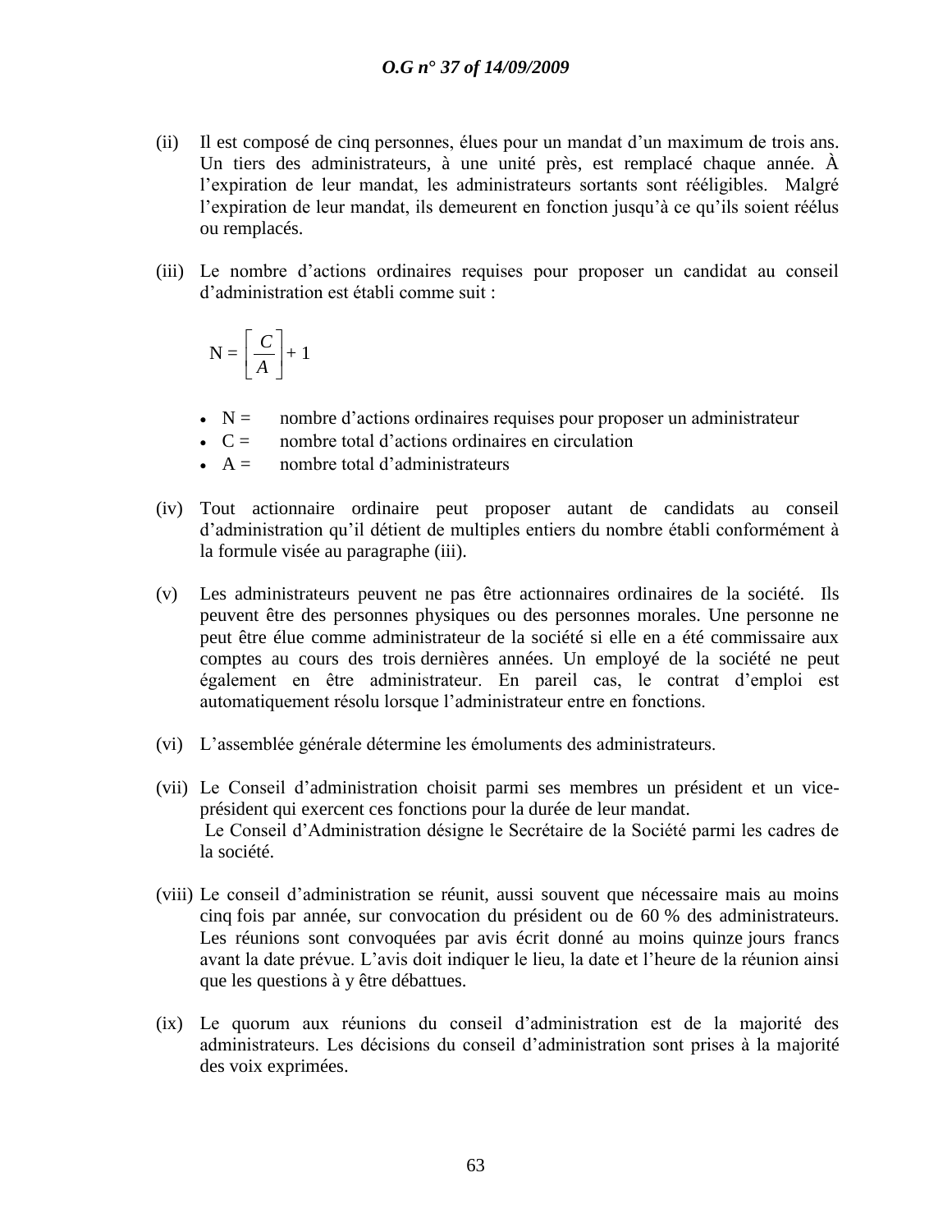(ii) Il est composé de cinq personnes, élues pour un mandat d'un maximum de trois ans. Un tiers des administrateurs, à une unité près, est remplacé chaque année. À l'expiration de leur mandat, les administrateurs sortants sont rééligibles. Malgré l'expiration de leur mandat, ils demeurent en fonction jusqu'à ce qu'ils soient réélus ou remplacés.

(iii) Le nombre d'actions ordinaires requises pour proposer un candidat au conseil d'administration est établi comme suit :

$$N = \left[ \frac{C}{A} \right] + 1$$

- N = nombre d'actions ordinaires requises pour proposer un administrateur
- C = nombre total d'actions ordinaires en circulation
- A = nombre total d'administrateurs

(iv) Tout actionnaire ordinaire peut proposer autant de candidats au conseil d'administration qu'il détient de multiples entiers du nombre établi conformément à la formule visée au paragraphe (iii).

(v) Les administrateurs peuvent ne pas être actionnaires ordinaires de la société. Ils peuvent être des personnes physiques ou des personnes morales. Une personne ne peut être élue comme administrateur de la société si elle en a été commissaire aux comptes au cours des trois dernières années. Un employé de la société ne peut également en être administrateur. En pareil cas, le contrat d'emploi est automatiquement résolu lorsque l'administrateur entre en fonctions.

(vi) L'assemblée générale détermine les émoluments des administrateurs.

(vii) Le Conseil d'administration choisit parmi ses membres un président et un vice-président qui exercent ces fonctions pour la durée de leur mandat.
Le Conseil d'Administration désigne le Secrétaire de la Société parmi les cadres de la société.

(viii) Le conseil d'administration se réunit, aussi souvent que nécessaire mais au moins cinq fois par année, sur convocation du président ou de 60 % des administrateurs. Les réunions sont convoquées par avis écrit donné au moins quinze jours francs avant la date prévue. L'avis doit indiquer le lieu, la date et l'heure de la réunion ainsi que les questions à y être débattues.

(ix) Le quorum aux réunions du conseil d'administration est de la majorité des administrateurs. Les décisions du conseil d'administration sont prises à la majorité des voix exprimées.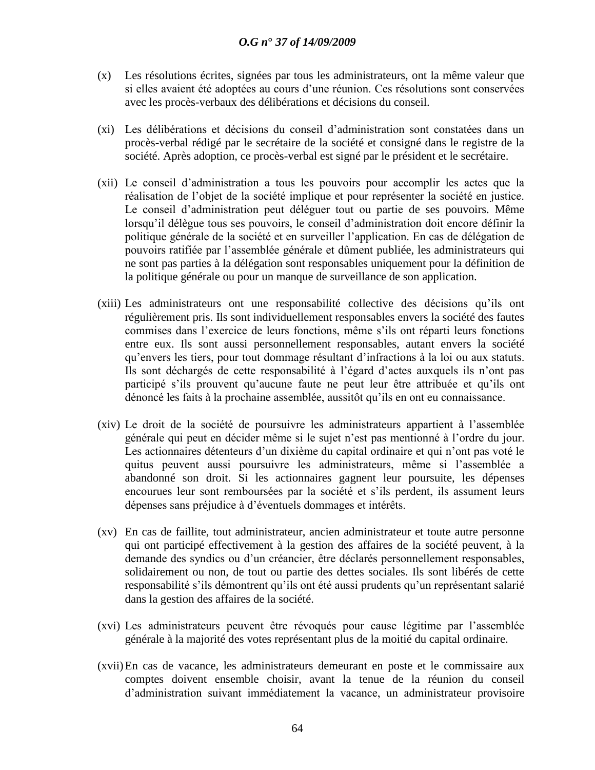(x) Les résolutions écrites, signées par tous les administrateurs, ont la même valeur que si elles avaient été adoptées au cours d'une réunion. Ces résolutions sont conservées avec les procès-verbaux des délibérations et décisions du conseil.

(xi) Les délibérations et décisions du conseil d'administration sont constatées dans un procès-verbal rédigé par le secrétaire de la société et consigné dans le registre de la société. Après adoption, ce procès-verbal est signé par le président et le secrétaire.

(xii) Le conseil d'administration a tous les pouvoirs pour accomplir les actes que la réalisation de l'objet de la société implique et pour représenter la société en justice. Le conseil d'administration peut déléguer tout ou partie de ses pouvoirs. Même lorsqu'il délègue tous ses pouvoirs, le conseil d'administration doit encore définir la politique générale de la société et en surveiller l'application. En cas de délégation de pouvoirs ratifiée par l'assemblée générale et dûment publiée, les administrateurs qui ne sont pas parties à la délégation sont responsables uniquement pour la définition de la politique générale ou pour un manque de surveillance de son application.

(xiii) Les administrateurs ont une responsabilité collective des décisions qu'ils ont régulièrement pris. Ils sont individuellement responsables envers la société des fautes commises dans l'exercice de leurs fonctions, même s'ils ont réparti leurs fonctions entre eux. Ils sont aussi personnellement responsables, autant envers la société qu'envers les tiers, pour tout dommage résultant d'infractions à la loi ou aux statuts. Ils sont déchargés de cette responsabilité à l'égard d'actes auxquels ils n'ont pas participé s'ils prouvent qu'aucune faute ne peut leur être attribuée et qu'ils ont dénoncé les faits à la prochaine assemblée, aussitôt qu'ils en ont eu connaissance.

(xiv) Le droit de la société de poursuivre les administrateurs appartient à l'assemblée générale qui peut en décider même si le sujet n'est pas mentionné à l'ordre du jour. Les actionnaires détenteurs d'un dixième du capital ordinaire et qui n'ont pas voté le quitus peuvent aussi poursuivre les administrateurs, même si l'assemblée a abandonné son droit. Si les actionnaires gagnent leur poursuite, les dépenses encourues leur sont remboursées par la société et s'ils perdent, ils assument leurs dépenses sans préjudice à d'éventuels dommages et intérêts.

(xv) En cas de faillite, tout administrateur, ancien administrateur et toute autre personne qui ont participé effectivement à la gestion des affaires de la société peuvent, à la demande des syndics ou d'un créancier, être déclarés personnellement responsables, solidairement ou non, de tout ou partie des dettes sociales. Ils sont libérés de cette responsabilité s'ils démontrent qu'ils ont été aussi prudents qu'un représentant salarié dans la gestion des affaires de la société.

(xvi) Les administrateurs peuvent être révoqués pour cause légitime par l'assemblée générale à la majorité des votes représentant plus de la moitié du capital ordinaire.

(xvii) En cas de vacance, les administrateurs demeurant en poste et le commissaire aux comptes doivent ensemble choisir, avant la tenue de la réunion du conseil d'administration suivant immédiatement la vacance, un administrateur provisoire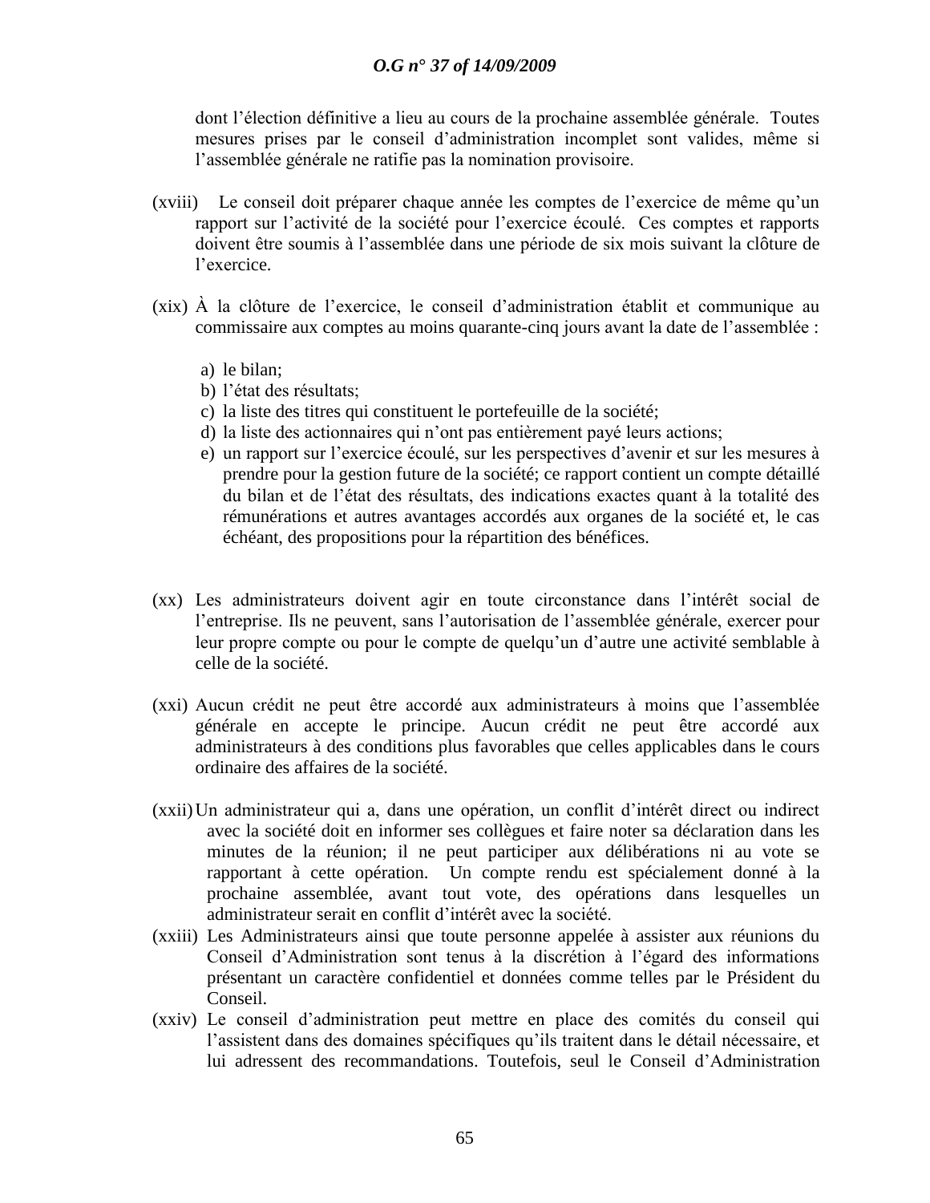dont l'élection définitive a lieu au cours de la prochaine assemblée générale. Toutes mesures prises par le conseil d'administration incomplet sont valides, même si l'assemblée générale ne ratifie pas la nomination provisoire.

(xviii) Le conseil doit préparer chaque année les comptes de l'exercice de même qu'un rapport sur l'activité de la société pour l'exercice écoulé. Ces comptes et rapports doivent être soumis à l'assemblée dans une période de six mois suivant la clôture de l'exercice.

(xix) À la clôture de l'exercice, le conseil d'administration établit et communique au commissaire aux comptes au moins quarante-cinq jours avant la date de l'assemblée :

a) le bilan;
b) l'état des résultats;
c) la liste des titres qui constituent le portefeuille de la société;
d) la liste des actionnaires qui n'ont pas entièrement payé leurs actions;
e) un rapport sur l'exercice écoulé, sur les perspectives d'avenir et sur les mesures à prendre pour la gestion future de la société; ce rapport contient un compte détaillé du bilan et de l'état des résultats, des indications exactes quant à la totalité des rémunérations et autres avantages accordés aux organes de la société et, le cas échéant, des propositions pour la répartition des bénéfices.

(xx) Les administrateurs doivent agir en toute circonstance dans l'intérêt social de l'entreprise. Ils ne peuvent, sans l'autorisation de l'assemblée générale, exercer pour leur propre compte ou pour le compte de quelqu'un d'autre une activité semblable à celle de la société.

(xxi) Aucun crédit ne peut être accordé aux administrateurs à moins que l'assemblée générale en accepte le principe. Aucun crédit ne peut être accordé aux administrateurs à des conditions plus favorables que celles applicables dans le cours ordinaire des affaires de la société.

(xxii) Un administrateur qui a, dans une opération, un conflit d'intérêt direct ou indirect avec la société doit en informer ses collègues et faire noter sa déclaration dans les minutes de la réunion; il ne peut participer aux délibérations ni au vote se rapportant à cette opération. Un compte rendu est spécialement donné à la prochaine assemblée, avant tout vote, des opérations dans lesquelles un administrateur serait en conflit d'intérêt avec la société.

(xxiii) Les Administrateurs ainsi que toute personne appelée à assister aux réunions du Conseil d'Administration sont tenus à la discrétion à l'égard des informations présentant un caractère confidentiel et données comme telles par le Président du Conseil.

(xxiv) Le conseil d'administration peut mettre en place des comités du conseil qui l'assistent dans des domaines spécifiques qu'ils traitent dans le détail nécessaire, et lui adressent des recommandations. Toutefois, seul le Conseil d'Administration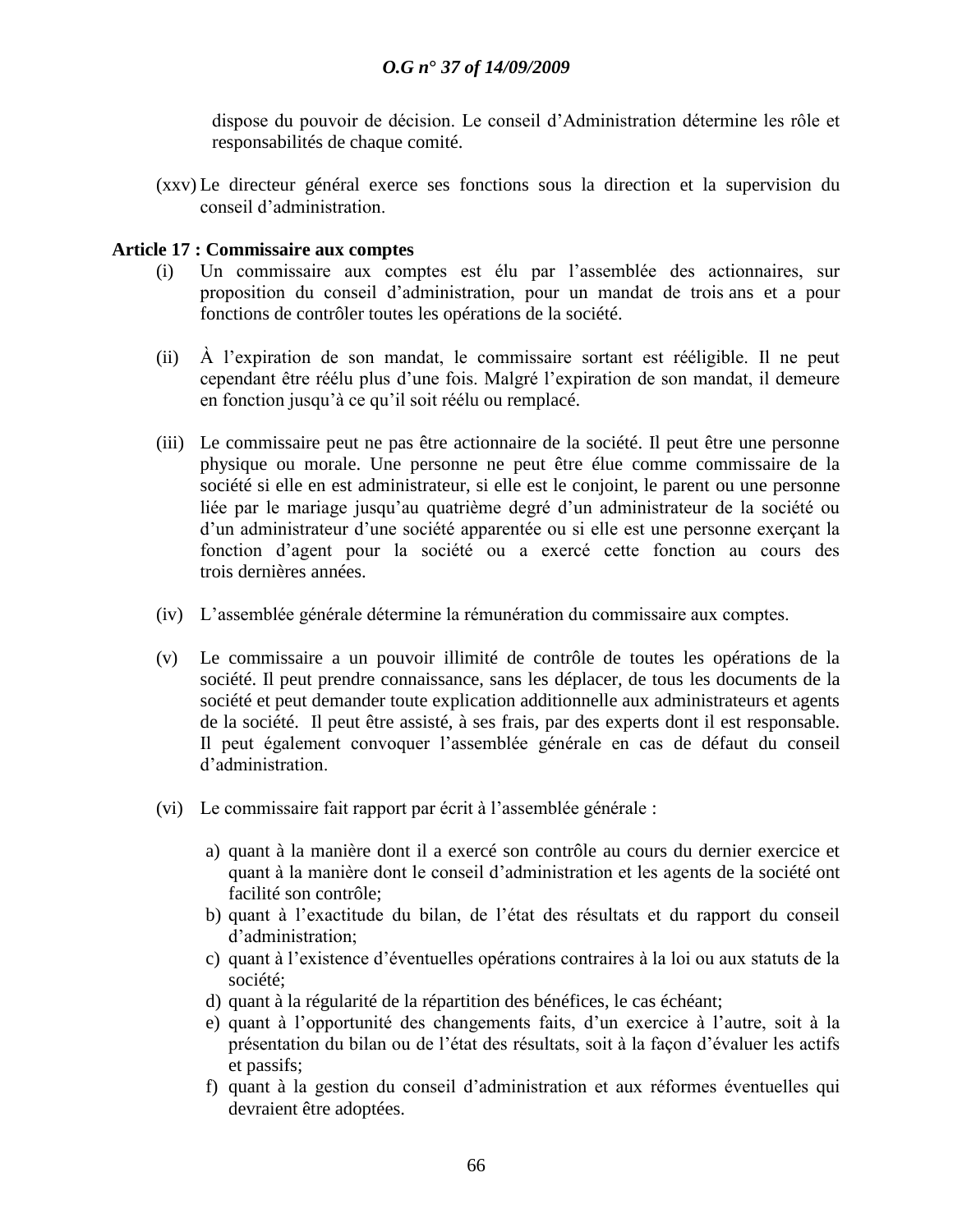dispose du pouvoir de décision. Le conseil d'Administration détermine les rôle et responsabilités de chaque comité.

(xxv) Le directeur général exerce ses fonctions sous la direction et la supervision du conseil d'administration.

**Article 17 : Commissaire aux comptes**

(i) Un commissaire aux comptes est élu par l'assemblée des actionnaires, sur proposition du conseil d'administration, pour un mandat de trois ans et a pour fonctions de contrôler toutes les opérations de la société.

(ii) À l'expiration de son mandat, le commissaire sortant est rééligible. Il ne peut cependant être réélu plus d'une fois. Malgré l'expiration de son mandat, il demeure en fonction jusqu'à ce qu'il soit réélu ou remplacé.

(iii) Le commissaire peut ne pas être actionnaire de la société. Il peut être une personne physique ou morale. Une personne ne peut être élue comme commissaire de la société si elle en est administrateur, si elle est le conjoint, le parent ou une personne liée par le mariage jusqu'au quatrième degré d'un administrateur de la société ou d'un administrateur d'une société apparentée ou si elle est une personne exerçant la fonction d'agent pour la société ou a exercé cette fonction au cours des trois dernières années.

(iv) L'assemblée générale détermine la rémunération du commissaire aux comptes.

(v) Le commissaire a un pouvoir illimité de contrôle de toutes les opérations de la société. Il peut prendre connaissance, sans les déplacer, de tous les documents de la société et peut demander toute explication additionnelle aux administrateurs et agents de la société. Il peut être assisté, à ses frais, par des experts dont il est responsable. Il peut également convoquer l'assemblée générale en cas de défaut du conseil d'administration.

(vi) Le commissaire fait rapport par écrit à l'assemblée générale :

a) quant à la manière dont il a exercé son contrôle au cours du dernier exercice et quant à la manière dont le conseil d'administration et les agents de la société ont facilité son contrôle;
b) quant à l'exactitude du bilan, de l'état des résultats et du rapport du conseil d'administration;
c) quant à l'existence d'éventuelles opérations contraires à la loi ou aux statuts de la société;
d) quant à la régularité de la répartition des bénéfices, le cas échéant;
e) quant à l'opportunité des changements faits, d'un exercice à l'autre, soit à la présentation du bilan ou de l'état des résultats, soit à la façon d'évaluer les actifs et passifs;
f) quant à la gestion du conseil d'administration et aux réformes éventuelles qui devraient être adoptées.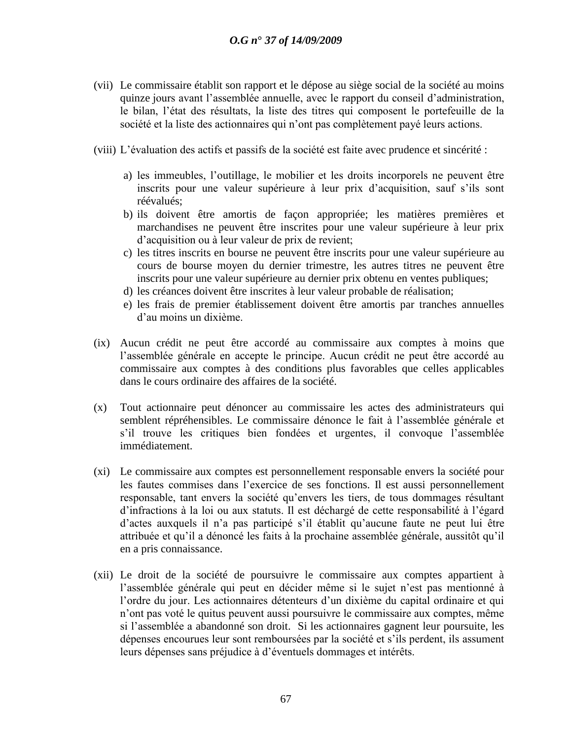(vii) Le commissaire établit son rapport et le dépose au siège social de la société au moins quinze jours avant l'assemblée annuelle, avec le rapport du conseil d'administration, le bilan, l'état des résultats, la liste des titres qui composent le portefeuille de la société et la liste des actionnaires qui n'ont pas complètement payé leurs actions.

(viii) L'évaluation des actifs et passifs de la société est faite avec prudence et sincérité :

   a) les immeubles, l'outillage, le mobilier et les droits incorporels ne peuvent être inscrits pour une valeur supérieure à leur prix d'acquisition, sauf s'ils sont réévalués;
   b) ils doivent être amortis de façon appropriée; les matières premières et marchandises ne peuvent être inscrites pour une valeur supérieure à leur prix d'acquisition ou à leur valeur de prix de revient;
   c) les titres inscrits en bourse ne peuvent être inscrits pour une valeur supérieure au cours de bourse moyen du dernier trimestre, les autres titres ne peuvent être inscrits pour une valeur supérieure au dernier prix obtenu en ventes publiques;
   d) les créances doivent être inscrites à leur valeur probable de réalisation;
   e) les frais de premier établissement doivent être amortis par tranches annuelles d'au moins un dixième.

(ix) Aucun crédit ne peut être accordé au commissaire aux comptes à moins que l'assemblée générale en accepte le principe. Aucun crédit ne peut être accordé au commissaire aux comptes à des conditions plus favorables que celles applicables dans le cours ordinaire des affaires de la société.

(x) Tout actionnaire peut dénoncer au commissaire les actes des administrateurs qui semblent répréhensibles. Le commissaire dénonce le fait à l'assemblée générale et s'il trouve les critiques bien fondées et urgentes, il convoque l'assemblée immédiatement.

(xi) Le commissaire aux comptes est personnellement responsable envers la société pour les fautes commises dans l'exercice de ses fonctions. Il est aussi personnellement responsable, tant envers la société qu'envers les tiers, de tous dommages résultant d'infractions à la loi ou aux statuts. Il est déchargé de cette responsabilité à l'égard d'actes auxquels il n'a pas participé s'il établit qu'aucune faute ne peut lui être attribuée et qu'il a dénoncé les faits à la prochaine assemblée générale, aussitôt qu'il en a pris connaissance.

(xii) Le droit de la société de poursuivre le commissaire aux comptes appartient à l'assemblée générale qui peut en décider même si le sujet n'est pas mentionné à l'ordre du jour. Les actionnaires détenteurs d'un dixième du capital ordinaire et qui n'ont pas voté le quitus peuvent aussi poursuivre le commissaire aux comptes, même si l'assemblée a abandonné son droit. Si les actionnaires gagnent leur poursuite, les dépenses encourues leur sont remboursées par la société et s'ils perdent, ils assument leurs dépenses sans préjudice à d'éventuels dommages et intérêts.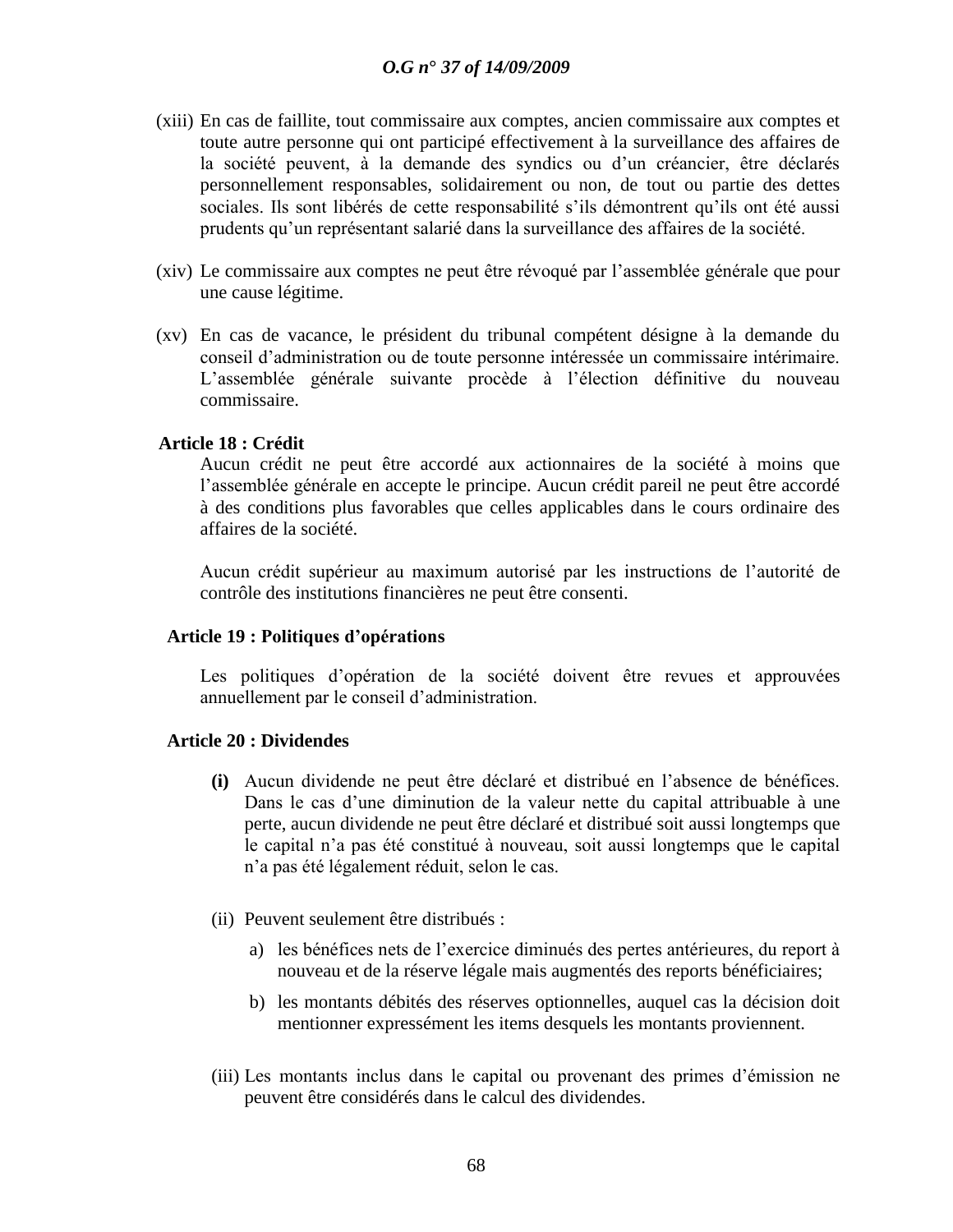(xiii) En cas de faillite, tout commissaire aux comptes, ancien commissaire aux comptes et toute autre personne qui ont participé effectivement à la surveillance des affaires de la société peuvent, à la demande des syndics ou d'un créancier, être déclarés personnellement responsables, solidairement ou non, de tout ou partie des dettes sociales. Ils sont libérés de cette responsabilité s'ils démontrent qu'ils ont été aussi prudents qu'un représentant salarié dans la surveillance des affaires de la société.

(xiv) Le commissaire aux comptes ne peut être révoqué par l'assemblée générale que pour une cause légitime.

(xv) En cas de vacance, le président du tribunal compétent désigne à la demande du conseil d'administration ou de toute personne intéressée un commissaire intérimaire. L'assemblée générale suivante procède à l'élection définitive du nouveau commissaire.

**Article 18 : Crédit**

Aucun crédit ne peut être accordé aux actionnaires de la société à moins que l'assemblée générale en accepte le principe. Aucun crédit pareil ne peut être accordé à des conditions plus favorables que celles applicables dans le cours ordinaire des affaires de la société.

Aucun crédit supérieur au maximum autorisé par les instructions de l'autorité de contrôle des institutions financières ne peut être consenti.

**Article 19 : Politiques d'opérations**

Les politiques d'opération de la société doivent être revues et approuvées annuellement par le conseil d'administration.

**Article 20 : Dividendes**

**(i)** Aucun dividende ne peut être déclaré et distribué en l'absence de bénéfices. Dans le cas d'une diminution de la valeur nette du capital attribuable à une perte, aucun dividende ne peut être déclaré et distribué soit aussi longtemps que le capital n'a pas été constitué à nouveau, soit aussi longtemps que le capital n'a pas été légalement réduit, selon le cas.

(ii) Peuvent seulement être distribués :

a) les bénéfices nets de l'exercice diminués des pertes antérieures, du report à nouveau et de la réserve légale mais augmentés des reports bénéficiaires;

b) les montants débités des réserves optionnelles, auquel cas la décision doit mentionner expressément les items desquels les montants proviennent.

(iii) Les montants inclus dans le capital ou provenant des primes d'émission ne peuvent être considérés dans le calcul des dividendes.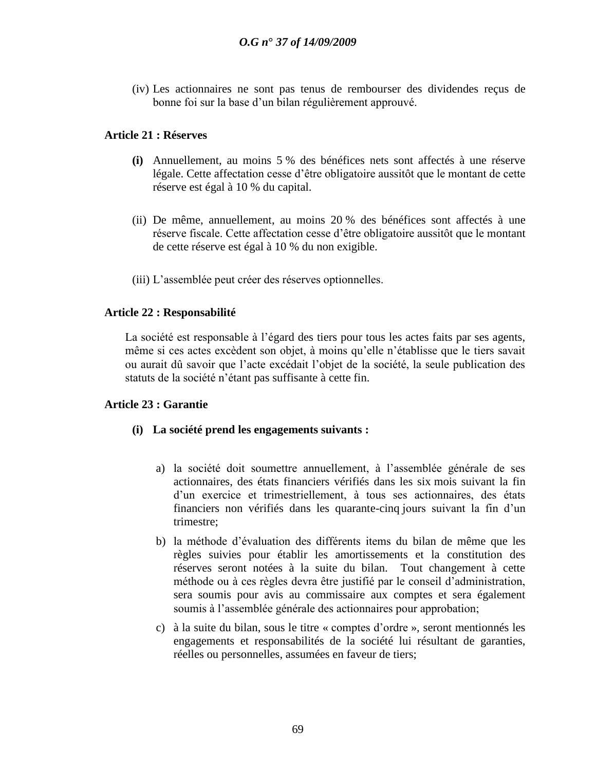(iv) Les actionnaires ne sont pas tenus de rembourser des dividendes reçus de bonne foi sur la base d'un bilan régulièrement approuvé.

**Article 21 : Réserves**

**(i)** Annuellement, au moins 5 % des bénéfices nets sont affectés à une réserve légale. Cette affectation cesse d'être obligatoire aussitôt que le montant de cette réserve est égal à 10 % du capital.

(ii) De même, annuellement, au moins 20 % des bénéfices sont affectés à une réserve fiscale. Cette affectation cesse d'être obligatoire aussitôt que le montant de cette réserve est égal à 10 % du non exigible.

(iii) L'assemblée peut créer des réserves optionnelles.

**Article 22 : Responsabilité**

La société est responsable à l'égard des tiers pour tous les actes faits par ses agents, même si ces actes excèdent son objet, à moins qu'elle n'établisse que le tiers savait ou aurait dû savoir que l'acte excédait l'objet de la société, la seule publication des statuts de la société n'étant pas suffisante à cette fin.

**Article 23 : Garantie**

**(i) La société prend les engagements suivants :**

a) la société doit soumettre annuellement, à l'assemblée générale de ses actionnaires, des états financiers vérifiés dans les six mois suivant la fin d'un exercice et trimestriellement, à tous ses actionnaires, des états financiers non vérifiés dans les quarante-cinq jours suivant la fin d'un trimestre;

b) la méthode d'évaluation des différents items du bilan de même que les règles suivies pour établir les amortissements et la constitution des réserves seront notées à la suite du bilan. Tout changement à cette méthode ou à ces règles devra être justifié par le conseil d'administration, sera soumis pour avis au commissaire aux comptes et sera également soumis à l'assemblée générale des actionnaires pour approbation;

c) à la suite du bilan, sous le titre « comptes d'ordre », seront mentionnés les engagements et responsabilités de la société lui résultant de garanties, réelles ou personnelles, assumées en faveur de tiers;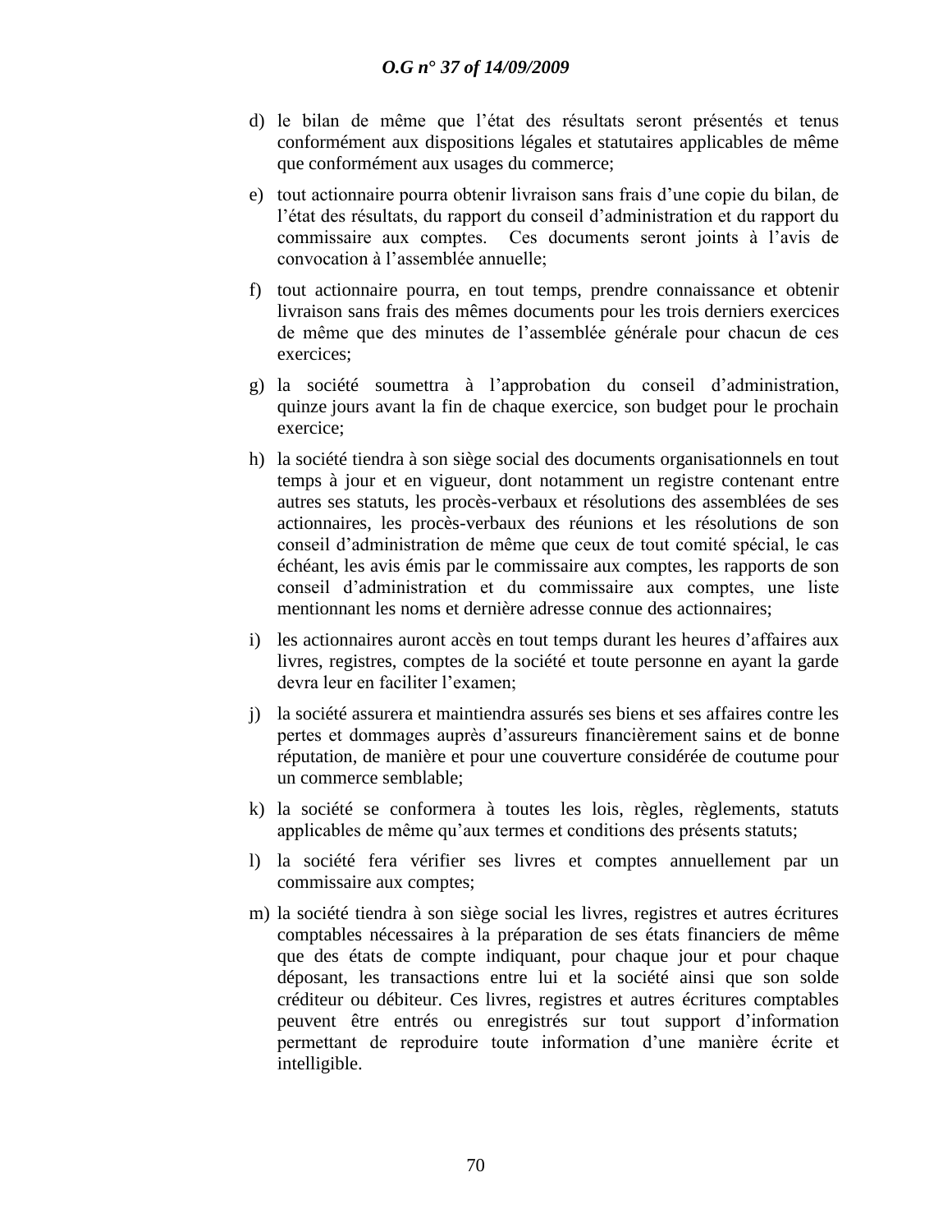d) le bilan de même que l'état des résultats seront présentés et tenus conformément aux dispositions légales et statutaires applicables de même que conformément aux usages du commerce;

e) tout actionnaire pourra obtenir livraison sans frais d'une copie du bilan, de l'état des résultats, du rapport du conseil d'administration et du rapport du commissaire aux comptes. Ces documents seront joints à l'avis de convocation à l'assemblée annuelle;

f) tout actionnaire pourra, en tout temps, prendre connaissance et obtenir livraison sans frais des mêmes documents pour les trois derniers exercices de même que des minutes de l'assemblée générale pour chacun de ces exercices;

g) la société soumettra à l'approbation du conseil d'administration, quinze jours avant la fin de chaque exercice, son budget pour le prochain exercice;

h) la société tiendra à son siège social des documents organisationnels en tout temps à jour et en vigueur, dont notamment un registre contenant entre autres ses statuts, les procès-verbaux et résolutions des assemblées de ses actionnaires, les procès-verbaux des réunions et les résolutions de son conseil d'administration de même que ceux de tout comité spécial, le cas échéant, les avis émis par le commissaire aux comptes, les rapports de son conseil d'administration et du commissaire aux comptes, une liste mentionnant les noms et dernière adresse connue des actionnaires;

i) les actionnaires auront accès en tout temps durant les heures d'affaires aux livres, registres, comptes de la société et toute personne en ayant la garde devra leur en faciliter l'examen;

j) la société assurera et maintiendra assurés ses biens et ses affaires contre les pertes et dommages auprès d'assureurs financièrement sains et de bonne réputation, de manière et pour une couverture considérée de coutume pour un commerce semblable;

k) la société se conformera à toutes les lois, règles, règlements, statuts applicables de même qu'aux termes et conditions des présents statuts;

l) la société fera vérifier ses livres et comptes annuellement par un commissaire aux comptes;

m) la société tiendra à son siège social les livres, registres et autres écritures comptables nécessaires à la préparation de ses états financiers de même que des états de compte indiquant, pour chaque jour et pour chaque déposant, les transactions entre lui et la société ainsi que son solde créditeur ou débiteur. Ces livres, registres et autres écritures comptables peuvent être entrés ou enregistrés sur tout support d'information permettant de reproduire toute information d'une manière écrite et intelligible.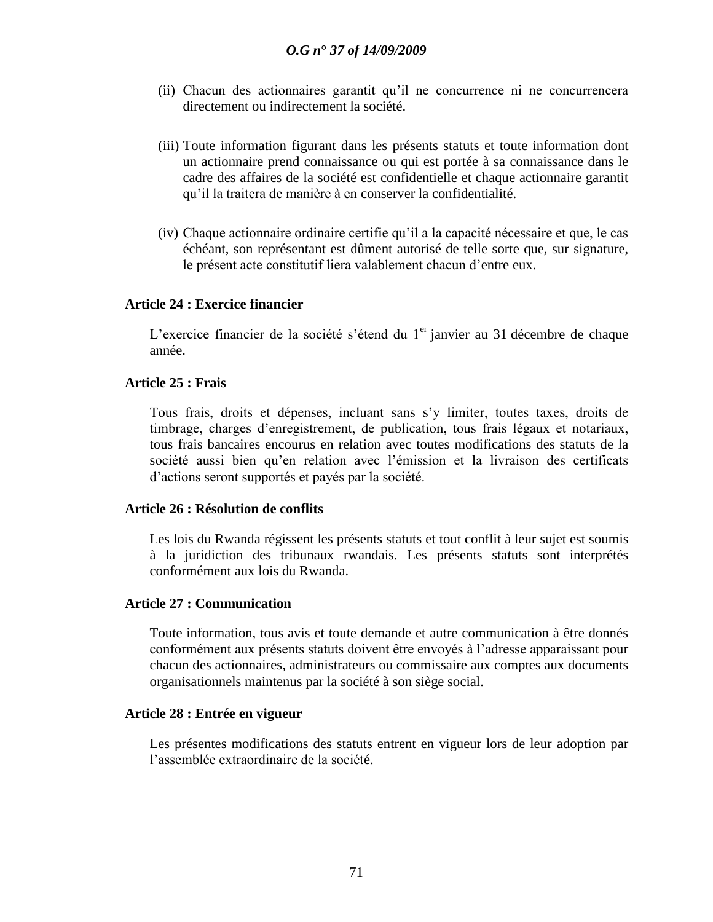(ii) Chacun des actionnaires garantit qu'il ne concurrence ni ne concurrencera directement ou indirectement la société.

(iii) Toute information figurant dans les présents statuts et toute information dont un actionnaire prend connaissance ou qui est portée à sa connaissance dans le cadre des affaires de la société est confidentielle et chaque actionnaire garantit qu'il la traitera de manière à en conserver la confidentialité.

(iv) Chaque actionnaire ordinaire certifie qu'il a la capacité nécessaire et que, le cas échéant, son représentant est dûment autorisé de telle sorte que, sur signature, le présent acte constitutif liera valablement chacun d'entre eux.

**Article 24 : Exercice financier**

L'exercice financier de la société s'étend du 1er janvier au 31 décembre de chaque année.

**Article 25 : Frais**

Tous frais, droits et dépenses, incluant sans s'y limiter, toutes taxes, droits de timbrage, charges d'enregistrement, de publication, tous frais légaux et notariaux, tous frais bancaires encourus en relation avec toutes modifications des statuts de la société aussi bien qu'en relation avec l'émission et la livraison des certificats d'actions seront supportés et payés par la société.

**Article 26 : Résolution de conflits**

Les lois du Rwanda régissent les présents statuts et tout conflit à leur sujet est soumis à la juridiction des tribunaux rwandais. Les présents statuts sont interprétés conformément aux lois du Rwanda.

**Article 27 : Communication**

Toute information, tous avis et toute demande et autre communication à être donnés conformément aux présents statuts doivent être envoyés à l'adresse apparaissant pour chacun des actionnaires, administrateurs ou commissaire aux comptes aux documents organisationnels maintenus par la société à son siège social.

**Article 28 : Entrée en vigueur**

Les présentes modifications des statuts entrent en vigueur lors de leur adoption par l'assemblée extraordinaire de la société.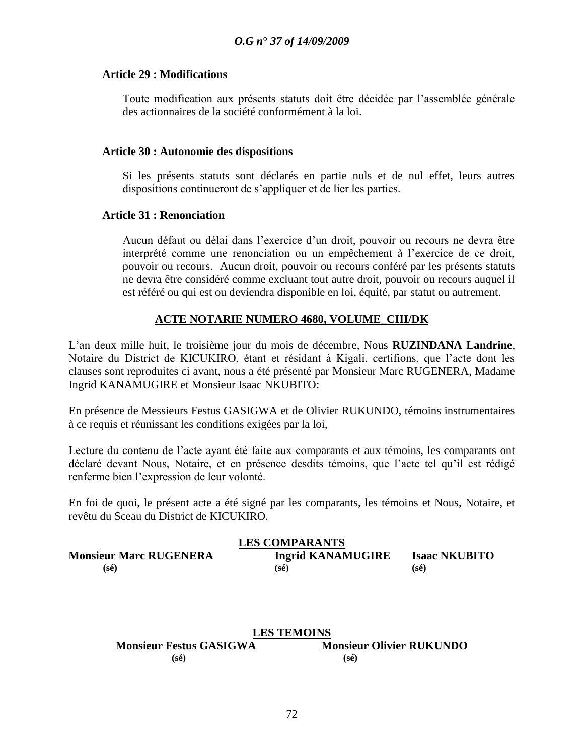**Article 29 : Modifications**

Toute modification aux présents statuts doit être décidée par l'assemblée générale des actionnaires de la société conformément à la loi.

**Article 30 : Autonomie des dispositions**

Si les présents statuts sont déclarés en partie nuls et de nul effet, leurs autres dispositions continueront de s'appliquer et de lier les parties.

**Article 31 : Renonciation**

Aucun défaut ou délai dans l'exercice d'un droit, pouvoir ou recours ne devra être interprété comme une renonciation ou un empêchement à l'exercice de ce droit, pouvoir ou recours. Aucun droit, pouvoir ou recours conféré par les présents statuts ne devra être considéré comme excluant tout autre droit, pouvoir ou recours auquel il est référé ou qui est ou deviendra disponible en loi, équité, par statut ou autrement.

**ACTE NOTARIE NUMERO 4680, VOLUME_CIII/DK**

L'an deux mille huit, le troisième jour du mois de décembre, Nous **RUZINDANA Landrine**, Notaire du District de KICUKIRO, étant et résidant à Kigali, certifions, que l'acte dont les clauses sont reproduites ci avant, nous a été présenté par Monsieur Marc RUGENERA, Madame Ingrid KANAMUGIRE et Monsieur Isaac NKUBITO:

En présence de Messieurs Festus GASIGWA et de Olivier RUKUNDO, témoins instrumentaires à ce requis et réunissant les conditions exigées par la loi,

Lecture du contenu de l'acte ayant été faite aux comparants et aux témoins, les comparants ont déclaré devant Nous, Notaire, et en présence desdits témoins, que l'acte tel qu'il est rédigé renferme bien l'expression de leur volonté.

En foi de quoi, le présent acte a été signé par les comparants, les témoins et Nous, Notaire, et revêtu du Sceau du District de KICUKIRO.

**LES COMPARANTS**

**Monsieur Marc RUGENERA**
**(sé)**

**Ingrid KANAMUGIRE**
**(sé)**

**Isaac NKUBITO**
**(sé)**

**LES TEMOINS**

**Monsieur Festus GASIGWA**
**(sé)**

**Monsieur Olivier RUKUNDO**
**(sé)**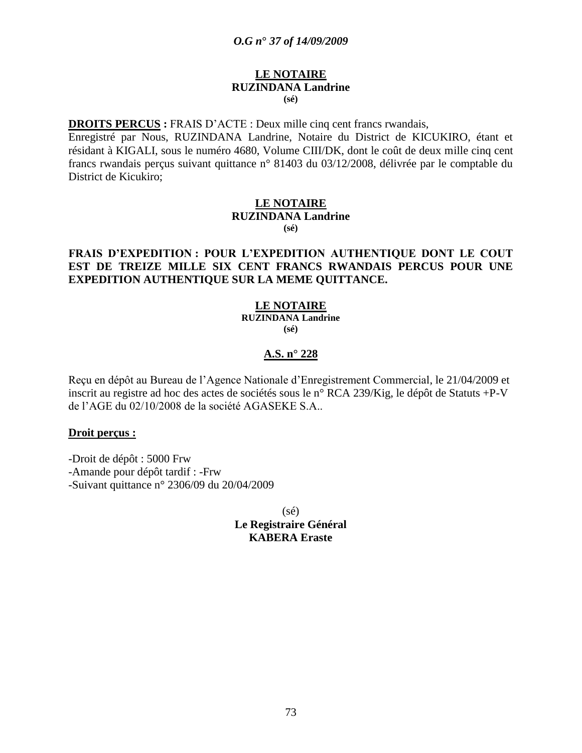**LE NOTAIRE**
**RUZINDANA Landrine**
**(sé)**

**DROITS PERCUS :** FRAIS D'ACTE : Deux mille cinq cent francs rwandais,
Enregistré par Nous, RUZINDANA Landrine, Notaire du District de KICUKIRO, étant et résidant à KIGALI, sous le numéro 4680, Volume CIII/DK, dont le coût de deux mille cinq cent francs rwandais perçus suivant quittance n° 81403 du 03/12/2008, délivrée par le comptable du District de Kicukiro;

**LE NOTAIRE**
**RUZINDANA Landrine**
**(sé)**

**FRAIS D'EXPEDITION : POUR L'EXPEDITION AUTHENTIQUE DONT LE COUT EST DE TREIZE MILLE SIX CENT FRANCS RWANDAIS PERCUS POUR UNE EXPEDITION AUTHENTIQUE SUR LA MEME QUITTANCE.**

**LE NOTAIRE**
**RUZINDANA Landrine**
**(sé)**

**A.S. n° 228**

Reçu en dépôt au Bureau de l'Agence Nationale d'Enregistrement Commercial, le 21/04/2009 et inscrit au registre ad hoc des actes de sociétés sous le n° RCA 239/Kig, le dépôt de Statuts +P-V de l'AGE du 02/10/2008 de la société AGASEKE S.A..

**Droit perçus :**

-Droit de dépôt : 5000 Frw
-Amande pour dépôt tardif : -Frw
-Suivant quittance n° 2306/09 du 20/04/2009

(sé)
**Le Registraire Général**
**KABERA Eraste**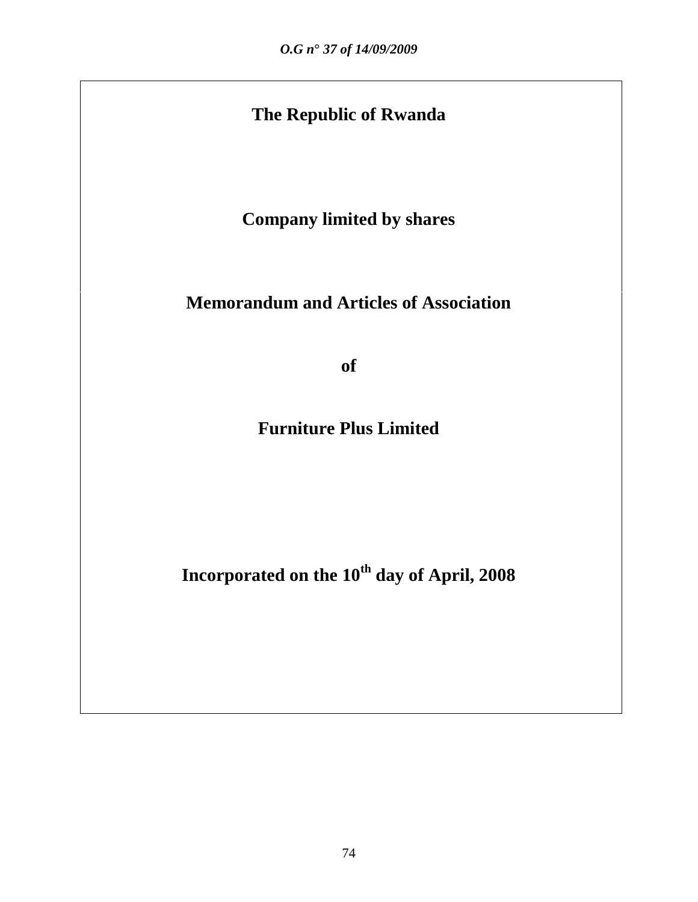**The Republic of Rwanda**

**Company limited by shares**

**Memorandum and Articles of Association**

**of**

**Furniture Plus Limited**

**Incorporated on the 10th day of April, 2008**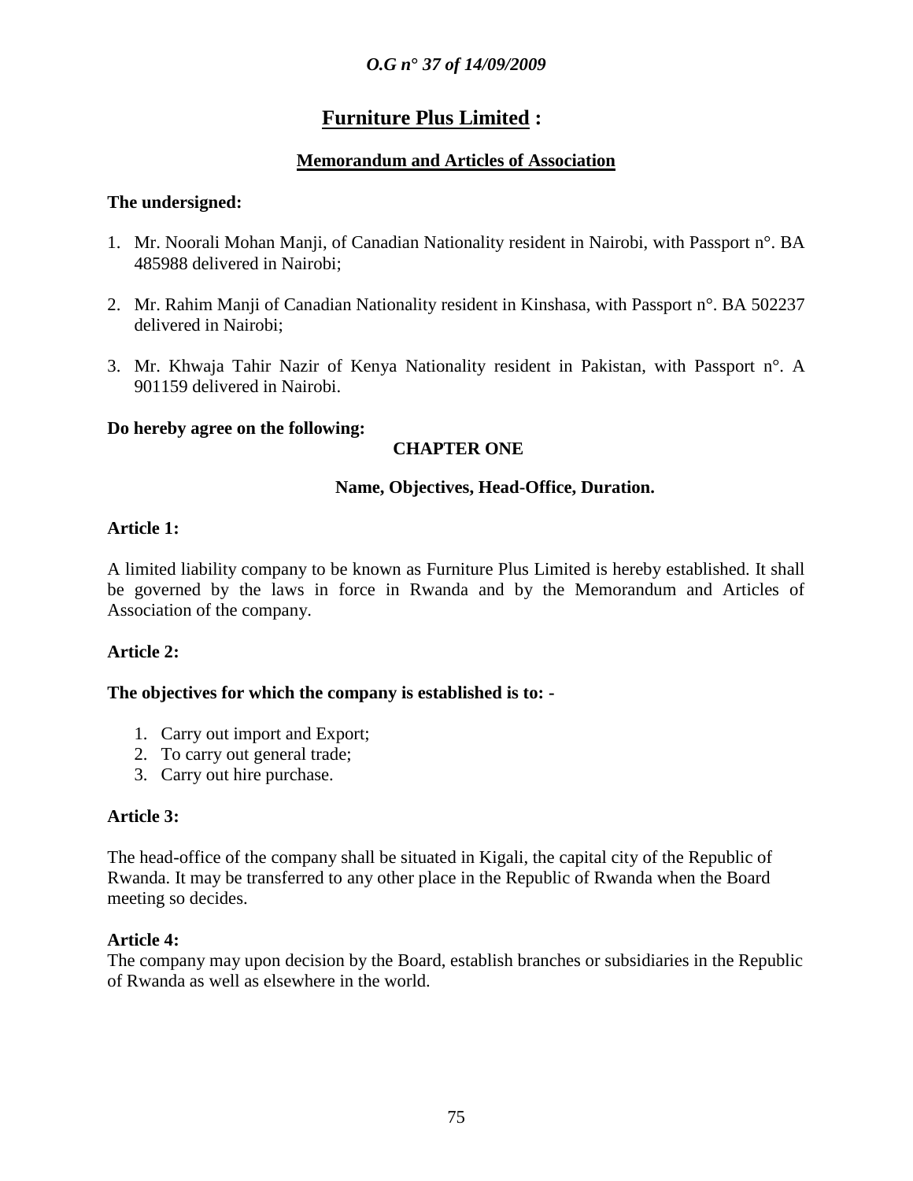# Furniture Plus Limited :

## Memorandum and Articles of Association

**The undersigned:**

1. Mr. Noorali Mohan Manji, of Canadian Nationality resident in Nairobi, with Passport n°. BA 485988 delivered in Nairobi;

2. Mr. Rahim Manji of Canadian Nationality resident in Kinshasa, with Passport n°. BA 502237 delivered in Nairobi;

3. Mr. Khwaja Tahir Nazir of Kenya Nationality resident in Pakistan, with Passport n°. A 901159 delivered in Nairobi.

**Do hereby agree on the following:**

### CHAPTER ONE

### Name, Objectives, Head-Office, Duration.

**Article 1:**

A limited liability company to be known as Furniture Plus Limited is hereby established. It shall be governed by the laws in force in Rwanda and by the Memorandum and Articles of Association of the company.

**Article 2:**

**The objectives for which the company is established is to: -**

1. Carry out import and Export;
2. To carry out general trade;
3. Carry out hire purchase.

**Article 3:**

The head-office of the company shall be situated in Kigali, the capital city of the Republic of Rwanda. It may be transferred to any other place in the Republic of Rwanda when the Board meeting so decides.

**Article 4:**

The company may upon decision by the Board, establish branches or subsidiaries in the Republic of Rwanda as well as elsewhere in the world.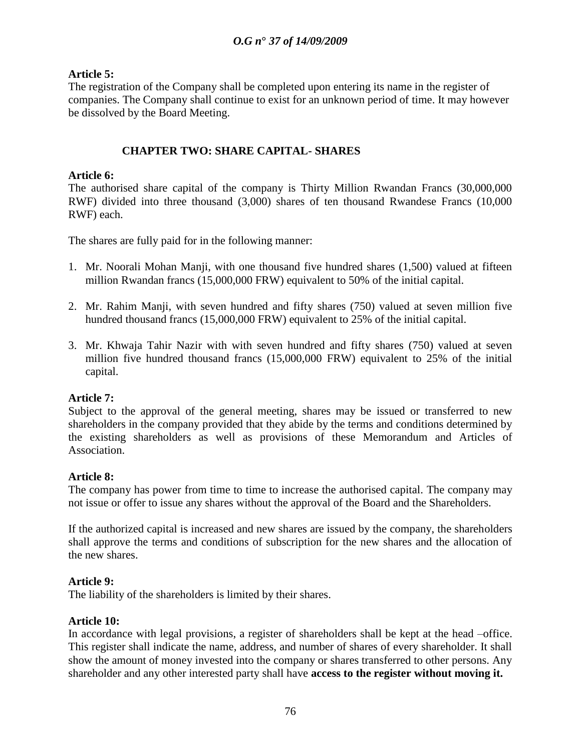**Article 5:**
The registration of the Company shall be completed upon entering its name in the register of companies. The Company shall continue to exist for an unknown period of time. It may however be dissolved by the Board Meeting.

## CHAPTER TWO: SHARE CAPITAL- SHARES

**Article 6:**
The authorised share capital of the company is Thirty Million Rwandan Francs (30,000,000 RWF) divided into three thousand (3,000) shares of ten thousand Rwandese Francs (10,000 RWF) each.

The shares are fully paid for in the following manner:

1. Mr. Noorali Mohan Manji, with one thousand five hundred shares (1,500) valued at fifteen million Rwandan francs (15,000,000 FRW) equivalent to 50% of the initial capital.
2. Mr. Rahim Manji, with seven hundred and fifty shares (750) valued at seven million five hundred thousand francs (15,000,000 FRW) equivalent to 25% of the initial capital.
3. Mr. Khwaja Tahir Nazir with with seven hundred and fifty shares (750) valued at seven million five hundred thousand francs (15,000,000 FRW) equivalent to 25% of the initial capital.

**Article 7:**
Subject to the approval of the general meeting, shares may be issued or transferred to new shareholders in the company provided that they abide by the terms and conditions determined by the existing shareholders as well as provisions of these Memorandum and Articles of Association.

**Article 8:**
The company has power from time to time to increase the authorised capital. The company may not issue or offer to issue any shares without the approval of the Board and the Shareholders.

If the authorized capital is increased and new shares are issued by the company, the shareholders shall approve the terms and conditions of subscription for the new shares and the allocation of the new shares.

**Article 9:**
The liability of the shareholders is limited by their shares.

**Article 10:**
In accordance with legal provisions, a register of shareholders shall be kept at the head –office. This register shall indicate the name, address, and number of shares of every shareholder. It shall show the amount of money invested into the company or shares transferred to other persons. Any shareholder and any other interested party shall have **access to the register without moving it.**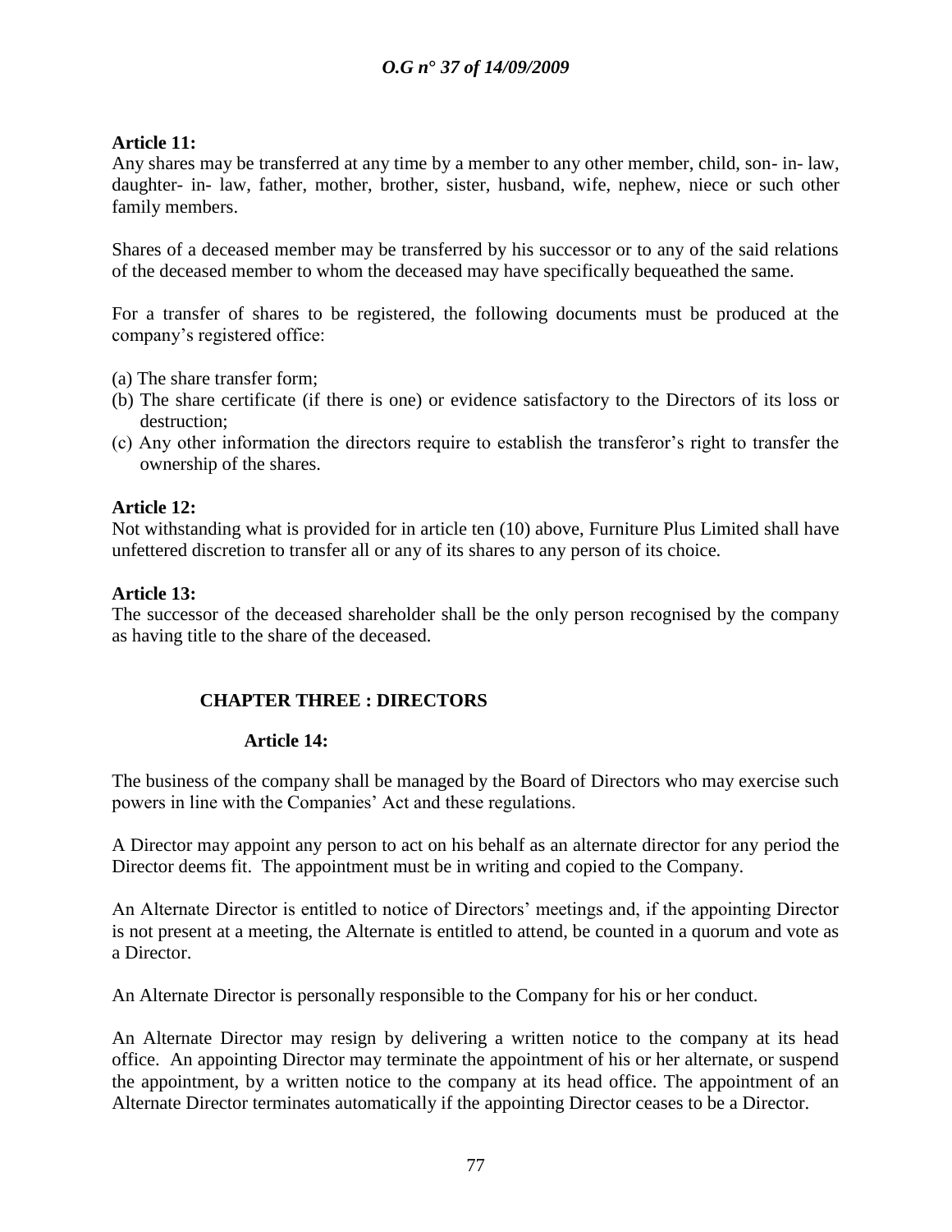**Article 11:**

Any shares may be transferred at any time by a member to any other member, child, son- in- law, daughter- in- law, father, mother, brother, sister, husband, wife, nephew, niece or such other family members.

Shares of a deceased member may be transferred by his successor or to any of the said relations of the deceased member to whom the deceased may have specifically bequeathed the same.

For a transfer of shares to be registered, the following documents must be produced at the company's registered office:

(a) The share transfer form;
(b) The share certificate (if there is one) or evidence satisfactory to the Directors of its loss or destruction;
(c) Any other information the directors require to establish the transferor's right to transfer the ownership of the shares.

**Article 12:**

Not withstanding what is provided for in article ten (10) above, Furniture Plus Limited shall have unfettered discretion to transfer all or any of its shares to any person of its choice.

**Article 13:**

The successor of the deceased shareholder shall be the only person recognised by the company as having title to the share of the deceased.

## CHAPTER THREE : DIRECTORS

**Article 14:**

The business of the company shall be managed by the Board of Directors who may exercise such powers in line with the Companies' Act and these regulations.

A Director may appoint any person to act on his behalf as an alternate director for any period the Director deems fit. The appointment must be in writing and copied to the Company.

An Alternate Director is entitled to notice of Directors' meetings and, if the appointing Director is not present at a meeting, the Alternate is entitled to attend, be counted in a quorum and vote as a Director.

An Alternate Director is personally responsible to the Company for his or her conduct.

An Alternate Director may resign by delivering a written notice to the company at its head office. An appointing Director may terminate the appointment of his or her alternate, or suspend the appointment, by a written notice to the company at its head office. The appointment of an Alternate Director terminates automatically if the appointing Director ceases to be a Director.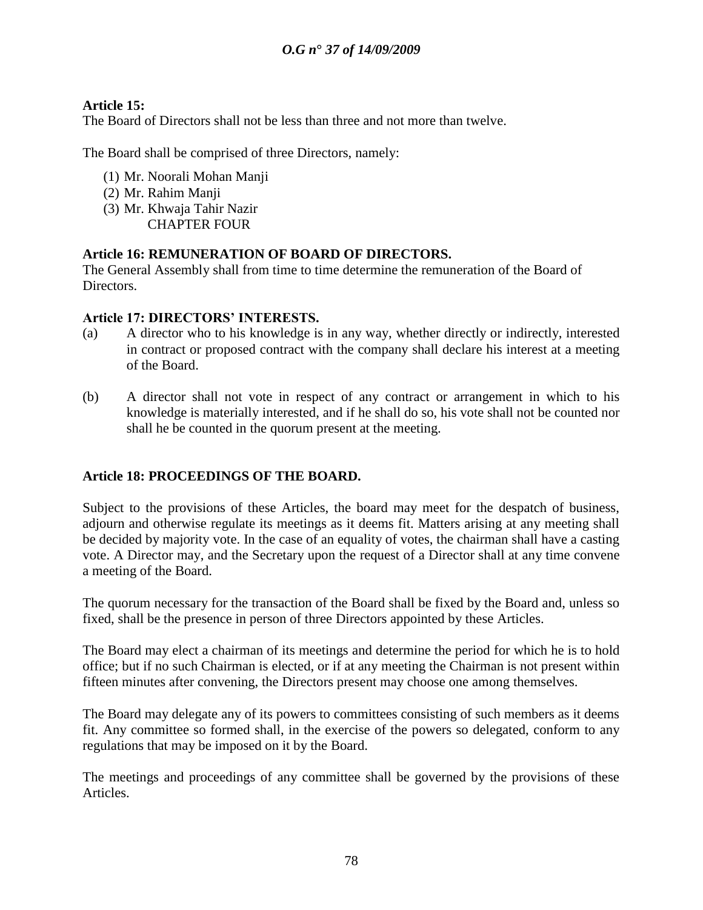**Article 15:**
The Board of Directors shall not be less than three and not more than twelve.

The Board shall be comprised of three Directors, namely:

(1) Mr. Noorali Mohan Manji
(2) Mr. Rahim Manji
(3) Mr. Khwaja Tahir Nazir

CHAPTER FOUR

**Article 16: REMUNERATION OF BOARD OF DIRECTORS.**
The General Assembly shall from time to time determine the remuneration of the Board of Directors.

**Article 17: DIRECTORS' INTERESTS.**

(a) A director who to his knowledge is in any way, whether directly or indirectly, interested in contract or proposed contract with the company shall declare his interest at a meeting of the Board.

(b) A director shall not vote in respect of any contract or arrangement in which to his knowledge is materially interested, and if he shall do so, his vote shall not be counted nor shall he be counted in the quorum present at the meeting.

**Article 18: PROCEEDINGS OF THE BOARD.**

Subject to the provisions of these Articles, the board may meet for the despatch of business, adjourn and otherwise regulate its meetings as it deems fit. Matters arising at any meeting shall be decided by majority vote. In the case of an equality of votes, the chairman shall have a casting vote. A Director may, and the Secretary upon the request of a Director shall at any time convene a meeting of the Board.

The quorum necessary for the transaction of the Board shall be fixed by the Board and, unless so fixed, shall be the presence in person of three Directors appointed by these Articles.

The Board may elect a chairman of its meetings and determine the period for which he is to hold office; but if no such Chairman is elected, or if at any meeting the Chairman is not present within fifteen minutes after convening, the Directors present may choose one among themselves.

The Board may delegate any of its powers to committees consisting of such members as it deems fit. Any committee so formed shall, in the exercise of the powers so delegated, conform to any regulations that may be imposed on it by the Board.

The meetings and proceedings of any committee shall be governed by the provisions of these Articles.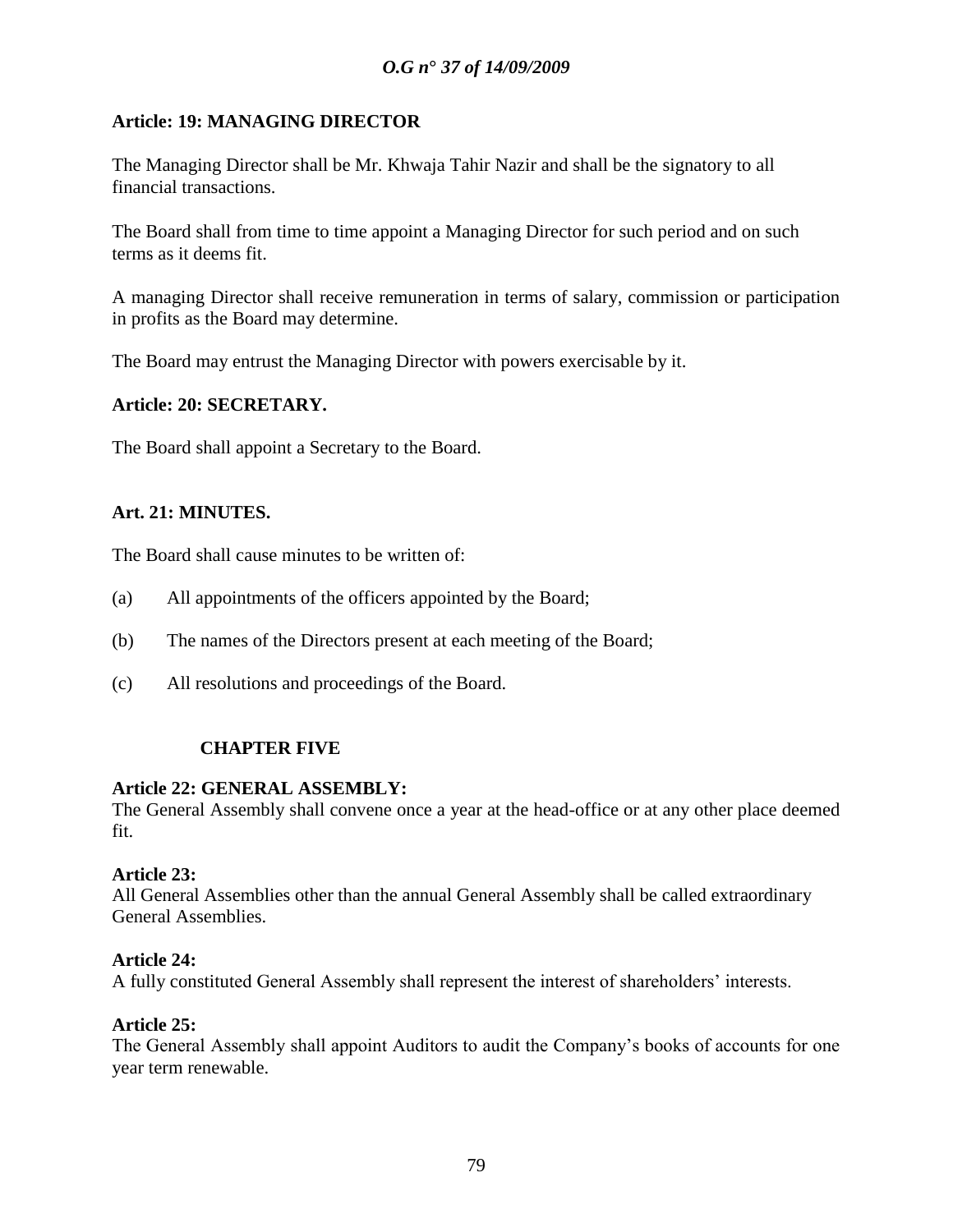**Article: 19: MANAGING DIRECTOR**

The Managing Director shall be Mr. Khwaja Tahir Nazir and shall be the signatory to all financial transactions.

The Board shall from time to time appoint a Managing Director for such period and on such terms as it deems fit.

A managing Director shall receive remuneration in terms of salary, commission or participation in profits as the Board may determine.

The Board may entrust the Managing Director with powers exercisable by it.

**Article: 20: SECRETARY.**

The Board shall appoint a Secretary to the Board.

**Art. 21: MINUTES.**

The Board shall cause minutes to be written of:

(a) All appointments of the officers appointed by the Board;

(b) The names of the Directors present at each meeting of the Board;

(c) All resolutions and proceedings of the Board.

**CHAPTER FIVE**

**Article 22: GENERAL ASSEMBLY:**
The General Assembly shall convene once a year at the head-office or at any other place deemed fit.

**Article 23:**
All General Assemblies other than the annual General Assembly shall be called extraordinary General Assemblies.

**Article 24:**
A fully constituted General Assembly shall represent the interest of shareholders' interests.

**Article 25:**
The General Assembly shall appoint Auditors to audit the Company's books of accounts for one year term renewable.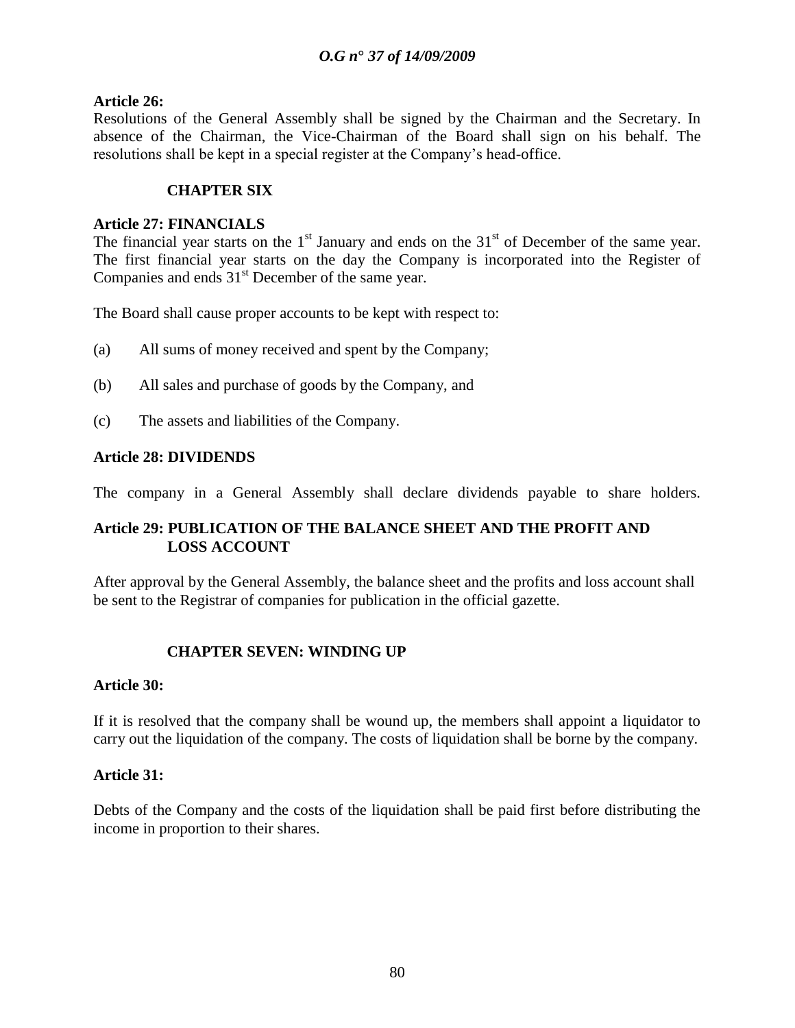**Article 26:**

Resolutions of the General Assembly shall be signed by the Chairman and the Secretary. In absence of the Chairman, the Vice-Chairman of the Board shall sign on his behalf. The resolutions shall be kept in a special register at the Company's head-office.

## CHAPTER SIX

**Article 27: FINANCIALS**

The financial year starts on the 1st January and ends on the 31st of December of the same year. The first financial year starts on the day the Company is incorporated into the Register of Companies and ends 31st December of the same year.

The Board shall cause proper accounts to be kept with respect to:

(a) All sums of money received and spent by the Company;

(b) All sales and purchase of goods by the Company, and

(c) The assets and liabilities of the Company.

**Article 28: DIVIDENDS**

The company in a General Assembly shall declare dividends payable to share holders.

**Article 29: PUBLICATION OF THE BALANCE SHEET AND THE PROFIT AND LOSS ACCOUNT**

After approval by the General Assembly, the balance sheet and the profits and loss account shall be sent to the Registrar of companies for publication in the official gazette.

## CHAPTER SEVEN: WINDING UP

**Article 30:**

If it is resolved that the company shall be wound up, the members shall appoint a liquidator to carry out the liquidation of the company. The costs of liquidation shall be borne by the company.

**Article 31:**

Debts of the Company and the costs of the liquidation shall be paid first before distributing the income in proportion to their shares.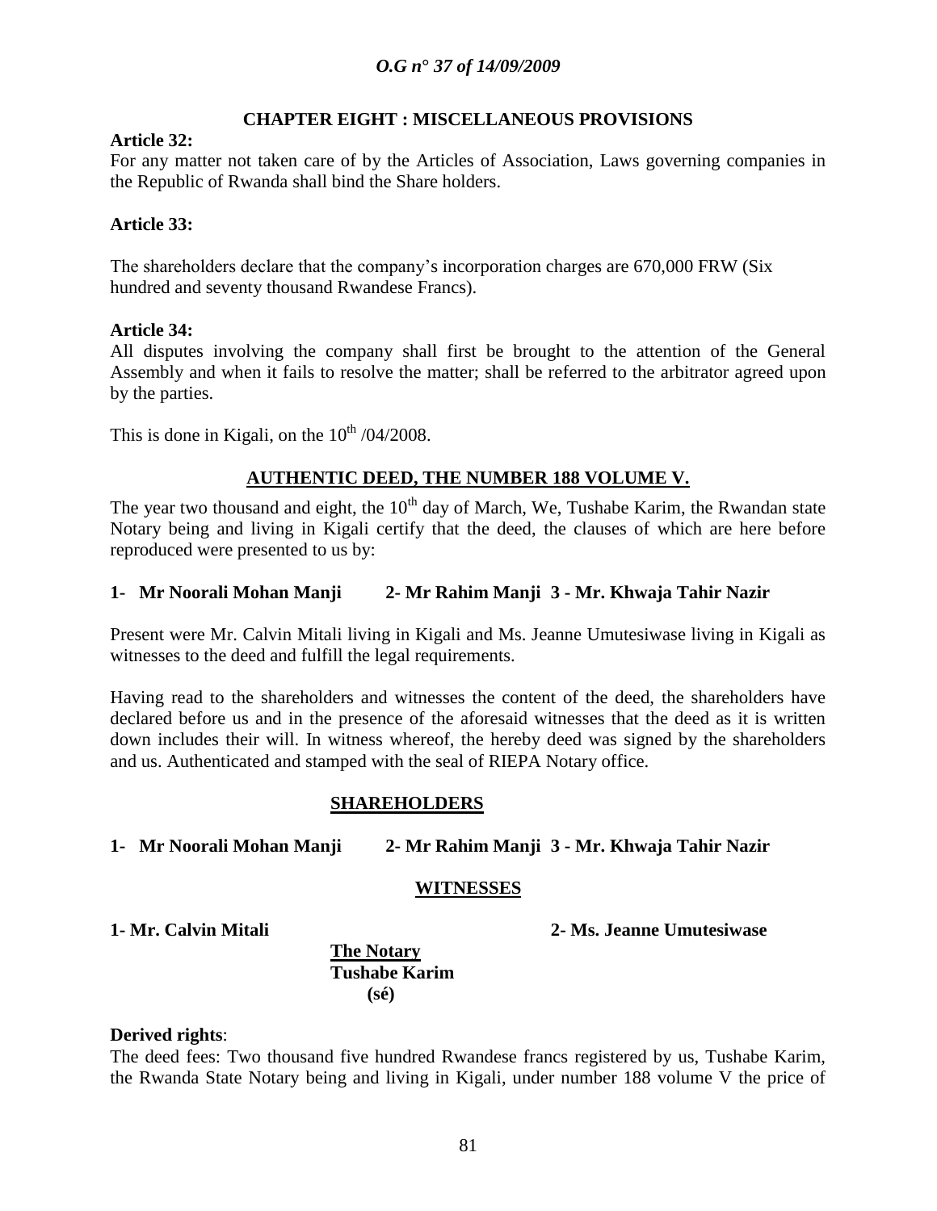## CHAPTER EIGHT : MISCELLANEOUS PROVISIONS

**Article 32:**

For any matter not taken care of by the Articles of Association, Laws governing companies in the Republic of Rwanda shall bind the Share holders.

**Article 33:**

The shareholders declare that the company's incorporation charges are 670,000 FRW (Six hundred and seventy thousand Rwandese Francs).

**Article 34:**

All disputes involving the company shall first be brought to the attention of the General Assembly and when it fails to resolve the matter; shall be referred to the arbitrator agreed upon by the parties.

This is done in Kigali, on the 10th /04/2008.

## AUTHENTIC DEED, THE NUMBER 188 VOLUME V.

The year two thousand and eight, the 10th day of March, We, Tushabe Karim, the Rwandan state Notary being and living in Kigali certify that the deed, the clauses of which are here before reproduced were presented to us by:

**1- Mr Noorali Mohan Manji 2- Mr Rahim Manji 3 - Mr. Khwaja Tahir Nazir**

Present were Mr. Calvin Mitali living in Kigali and Ms. Jeanne Umutesiwase living in Kigali as witnesses to the deed and fulfill the legal requirements.

Having read to the shareholders and witnesses the content of the deed, the shareholders have declared before us and in the presence of the aforesaid witnesses that the deed as it is written down includes their will. In witness whereof, the hereby deed was signed by the shareholders and us. Authenticated and stamped with the seal of RIEPA Notary office.

**SHAREHOLDERS**

**1- Mr Noorali Mohan Manji 2- Mr Rahim Manji 3 - Mr. Khwaja Tahir Nazir**

**WITNESSES**

**1- Mr. Calvin Mitali 2- Ms. Jeanne Umutesiwase**

**The Notary**
**Tushabe Karim**
**(sé)**

**Derived rights**:

The deed fees: Two thousand five hundred Rwandese francs registered by us, Tushabe Karim, the Rwanda State Notary being and living in Kigali, under number 188 volume V the price of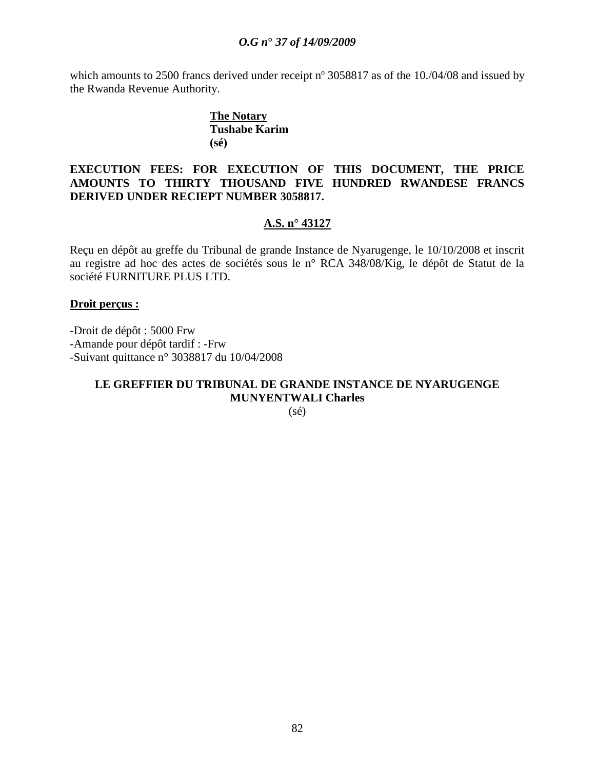which amounts to 2500 francs derived under receipt nº 3058817 as of the 10./04/08 and issued by the Rwanda Revenue Authority.

**The Notary**
**Tushabe Karim**
**(sé)**

**EXECUTION FEES: FOR EXECUTION OF THIS DOCUMENT, THE PRICE AMOUNTS TO THIRTY THOUSAND FIVE HUNDRED RWANDESE FRANCS DERIVED UNDER RECIEPT NUMBER 3058817.**

**A.S. n° 43127**

Reçu en dépôt au greffe du Tribunal de grande Instance de Nyarugenge, le 10/10/2008 et inscrit au registre ad hoc des actes de sociétés sous le n° RCA 348/08/Kig, le dépôt de Statut de la société FURNITURE PLUS LTD.

**Droit perçus :**

-Droit de dépôt : 5000 Frw
-Amande pour dépôt tardif : -Frw
-Suivant quittance n° 3038817 du 10/04/2008

**LE GREFFIER DU TRIBUNAL DE GRANDE INSTANCE DE NYARUGENGE**
**MUNYENTWALI Charles**
(sé)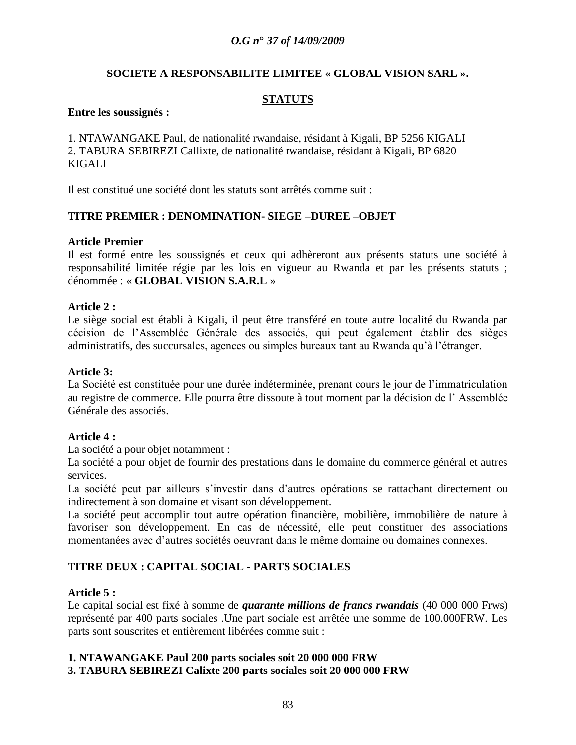**SOCIETE A RESPONSABILITE LIMITEE « GLOBAL VISION SARL ».**

## STATUTS

**Entre les soussignés :**

1. NTAWANGAKE Paul, de nationalité rwandaise, résidant à Kigali, BP 5256 KIGALI
2. TABURA SEBIREZI Callixte, de nationalité rwandaise, résidant à Kigali, BP 6820 KIGALI

Il est constitué une société dont les statuts sont arrêtés comme suit :

## TITRE PREMIER : DENOMINATION- SIEGE –DUREE –OBJET

**Article Premier**

Il est formé entre les soussignés et ceux qui adhèreront aux présents statuts une société à responsabilité limitée régie par les lois en vigueur au Rwanda et par les présents statuts ; dénommée : « **GLOBAL VISION S.A.R.L** »

**Article 2 :**

Le siège social est établi à Kigali, il peut être transféré en toute autre localité du Rwanda par décision de l'Assemblée Générale des associés, qui peut également établir des sièges administratifs, des succursales, agences ou simples bureaux tant au Rwanda qu'à l'étranger.

**Article 3:**

La Société est constituée pour une durée indéterminée, prenant cours le jour de l'immatriculation au registre de commerce. Elle pourra être dissoute à tout moment par la décision de l' Assemblée Générale des associés.

**Article 4 :**

La société a pour objet notamment :

La société a pour objet de fournir des prestations dans le domaine du commerce général et autres services.

La société peut par ailleurs s'investir dans d'autres opérations se rattachant directement ou indirectement à son domaine et visant son développement.

La société peut accomplir tout autre opération financière, mobilière, immobilière de nature à favoriser son développement. En cas de nécessité, elle peut constituer des associations momentanées avec d'autres sociétés oeuvrant dans le même domaine ou domaines connexes.

## TITRE DEUX : CAPITAL SOCIAL - PARTS SOCIALES

**Article 5 :**

Le capital social est fixé à somme de ***quarante millions de francs rwandais*** (40 000 000 Frws) représenté par 400 parts sociales .Une part sociale est arrêtée une somme de 100.000FRW. Les parts sont souscrites et entièrement libérées comme suit :

**1. NTAWANGAKE Paul 200 parts sociales soit 20 000 000 FRW**
**3. TABURA SEBIREZI Calixte 200 parts sociales soit 20 000 000 FRW**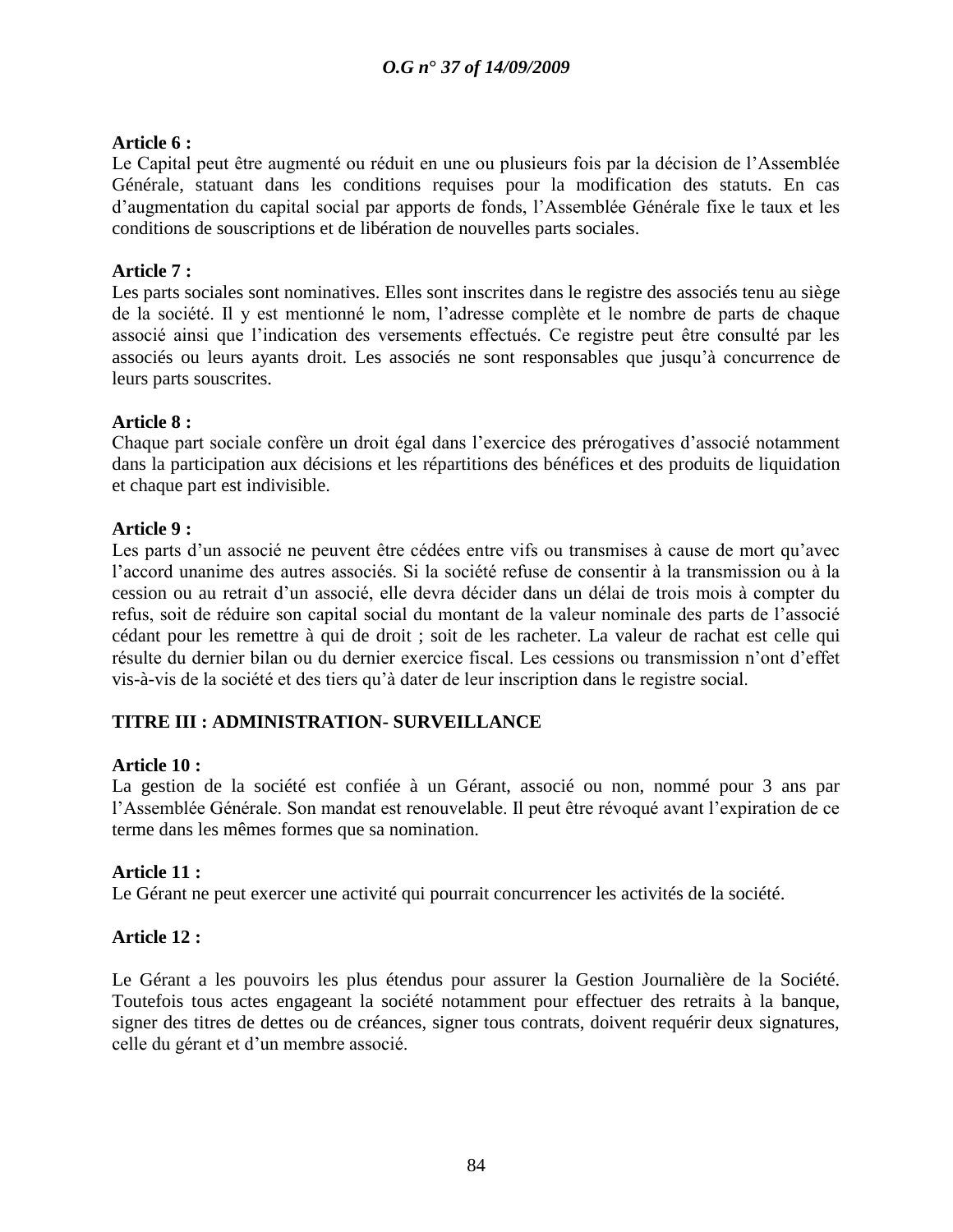**Article 6 :**
Le Capital peut être augmenté ou réduit en une ou plusieurs fois par la décision de l'Assemblée Générale, statuant dans les conditions requises pour la modification des statuts. En cas d'augmentation du capital social par apports de fonds, l'Assemblée Générale fixe le taux et les conditions de souscriptions et de libération de nouvelles parts sociales.

**Article 7 :**
Les parts sociales sont nominatives. Elles sont inscrites dans le registre des associés tenu au siège de la société. Il y est mentionné le nom, l'adresse complète et le nombre de parts de chaque associé ainsi que l'indication des versements effectués. Ce registre peut être consulté par les associés ou leurs ayants droit. Les associés ne sont responsables que jusqu'à concurrence de leurs parts souscrites.

**Article 8 :**
Chaque part sociale confère un droit égal dans l'exercice des prérogatives d'associé notamment dans la participation aux décisions et les répartitions des bénéfices et des produits de liquidation et chaque part est indivisible.

**Article 9 :**
Les parts d'un associé ne peuvent être cédées entre vifs ou transmises à cause de mort qu'avec l'accord unanime des autres associés. Si la société refuse de consentir à la transmission ou à la cession ou au retrait d'un associé, elle devra décider dans un délai de trois mois à compter du refus, soit de réduire son capital social du montant de la valeur nominale des parts de l'associé cédant pour les remettre à qui de droit ; soit de les racheter. La valeur de rachat est celle qui résulte du dernier bilan ou du dernier exercice fiscal. Les cessions ou transmission n'ont d'effet vis-à-vis de la société et des tiers qu'à dater de leur inscription dans le registre social.

## TITRE III : ADMINISTRATION- SURVEILLANCE

**Article 10 :**
La gestion de la société est confiée à un Gérant, associé ou non, nommé pour 3 ans par l'Assemblée Générale. Son mandat est renouvelable. Il peut être révoqué avant l'expiration de ce terme dans les mêmes formes que sa nomination.

**Article 11 :**
Le Gérant ne peut exercer une activité qui pourrait concurrencer les activités de la société.

**Article 12 :**

Le Gérant a les pouvoirs les plus étendus pour assurer la Gestion Journalière de la Société. Toutefois tous actes engageant la société notamment pour effectuer des retraits à la banque, signer des titres de dettes ou de créances, signer tous contrats, doivent requérir deux signatures, celle du gérant et d'un membre associé.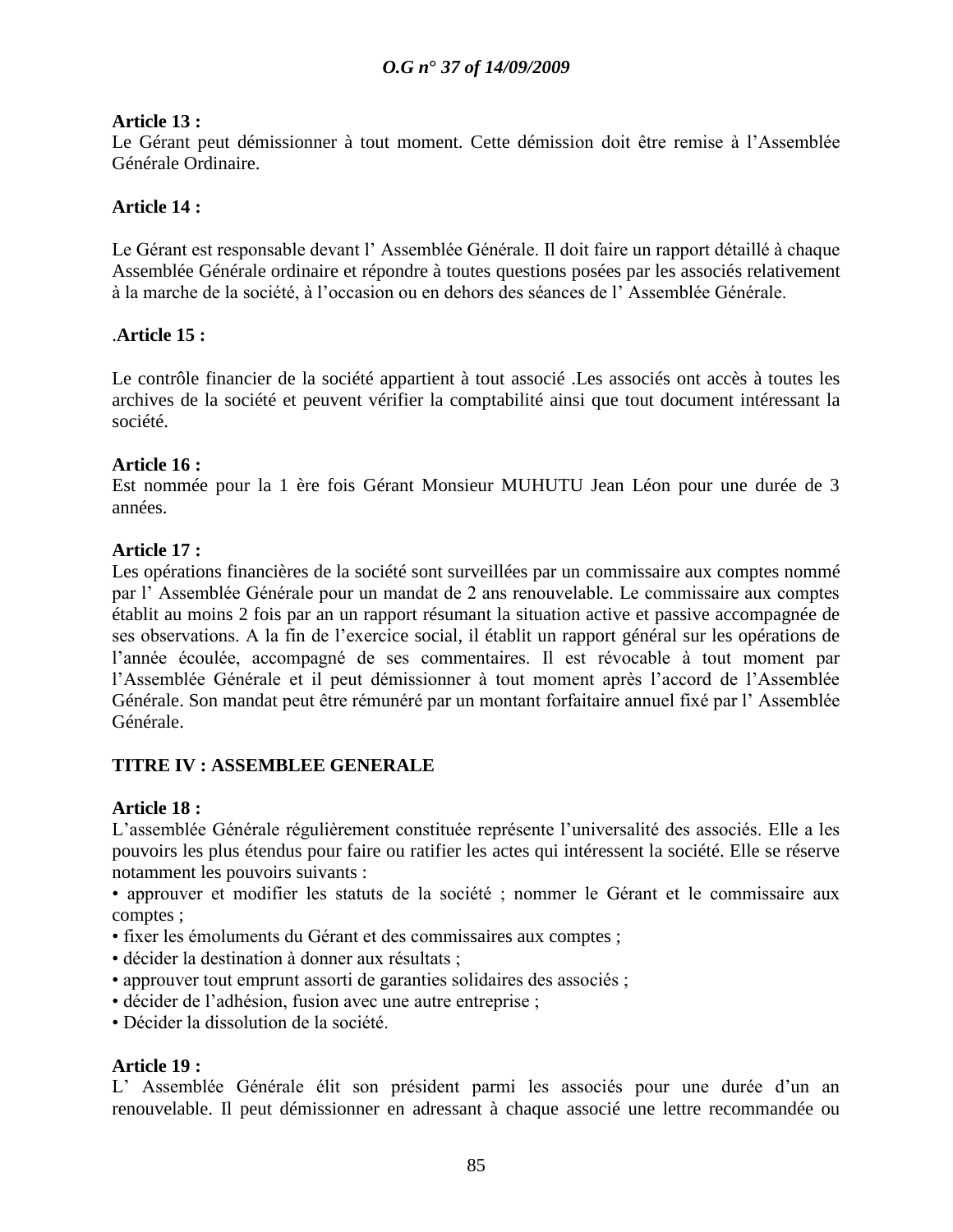**Article 13 :**
Le Gérant peut démissionner à tout moment. Cette démission doit être remise à l'Assemblée Générale Ordinaire.

**Article 14 :**

Le Gérant est responsable devant l' Assemblée Générale. Il doit faire un rapport détaillé à chaque Assemblée Générale ordinaire et répondre à toutes questions posées par les associés relativement à la marche de la société, à l'occasion ou en dehors des séances de l' Assemblée Générale.

.**Article 15 :**

Le contrôle financier de la société appartient à tout associé .Les associés ont accès à toutes les archives de la société et peuvent vérifier la comptabilité ainsi que tout document intéressant la société.

**Article 16 :**
Est nommée pour la 1 ère fois Gérant Monsieur MUHUTU Jean Léon pour une durée de 3 années.

**Article 17 :**
Les opérations financières de la société sont surveillées par un commissaire aux comptes nommé par l' Assemblée Générale pour un mandat de 2 ans renouvelable. Le commissaire aux comptes établit au moins 2 fois par an un rapport résumant la situation active et passive accompagnée de ses observations. A la fin de l'exercice social, il établit un rapport général sur les opérations de l'année écoulée, accompagné de ses commentaires. Il est révocable à tout moment par l'Assemblée Générale et il peut démissionner à tout moment après l'accord de l'Assemblée Générale. Son mandat peut être rémunéré par un montant forfaitaire annuel fixé par l' Assemblée Générale.

**TITRE IV : ASSEMBLEE GENERALE**

**Article 18 :**
L'assemblée Générale régulièrement constituée représente l'universalité des associés. Elle a les pouvoirs les plus étendus pour faire ou ratifier les actes qui intéressent la société. Elle se réserve notamment les pouvoirs suivants :

- approuver et modifier les statuts de la société ; nommer le Gérant et le commissaire aux comptes ;
- fixer les émoluments du Gérant et des commissaires aux comptes ;
- décider la destination à donner aux résultats ;
- approuver tout emprunt assorti de garanties solidaires des associés ;
- décider de l'adhésion, fusion avec une autre entreprise ;
- Décider la dissolution de la société.

**Article 19 :**
L' Assemblée Générale élit son président parmi les associés pour une durée d'un an renouvelable. Il peut démissionner en adressant à chaque associé une lettre recommandée ou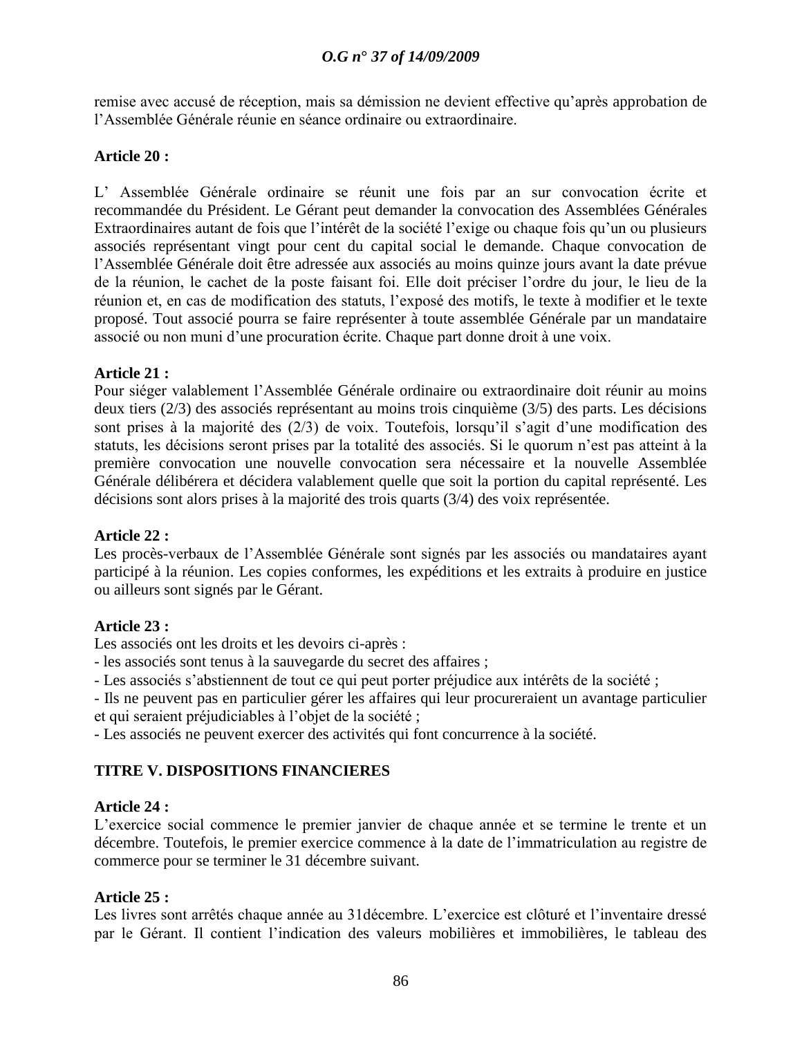remise avec accusé de réception, mais sa démission ne devient effective qu'après approbation de l'Assemblée Générale réunie en séance ordinaire ou extraordinaire.

**Article 20 :**

L' Assemblée Générale ordinaire se réunit une fois par an sur convocation écrite et recommandée du Président. Le Gérant peut demander la convocation des Assemblées Générales Extraordinaires autant de fois que l'intérêt de la société l'exige ou chaque fois qu'un ou plusieurs associés représentant vingt pour cent du capital social le demande. Chaque convocation de l'Assemblée Générale doit être adressée aux associés au moins quinze jours avant la date prévue de la réunion, le cachet de la poste faisant foi. Elle doit préciser l'ordre du jour, le lieu de la réunion et, en cas de modification des statuts, l'exposé des motifs, le texte à modifier et le texte proposé. Tout associé pourra se faire représenter à toute assemblée Générale par un mandataire associé ou non muni d'une procuration écrite. Chaque part donne droit à une voix.

**Article 21 :**
Pour siéger valablement l'Assemblée Générale ordinaire ou extraordinaire doit réunir au moins deux tiers (2/3) des associés représentant au moins trois cinquième (3/5) des parts. Les décisions sont prises à la majorité des (2/3) de voix. Toutefois, lorsqu'il s'agit d'une modification des statuts, les décisions seront prises par la totalité des associés. Si le quorum n'est pas atteint à la première convocation une nouvelle convocation sera nécessaire et la nouvelle Assemblée Générale délibérera et décidera valablement quelle que soit la portion du capital représenté. Les décisions sont alors prises à la majorité des trois quarts (3/4) des voix représentée.

**Article 22 :**
Les procès-verbaux de l'Assemblée Générale sont signés par les associés ou mandataires ayant participé à la réunion. Les copies conformes, les expéditions et les extraits à produire en justice ou ailleurs sont signés par le Gérant.

**Article 23 :**
Les associés ont les droits et les devoirs ci-après :
- les associés sont tenus à la sauvegarde du secret des affaires ;
- Les associés s'abstiennent de tout ce qui peut porter préjudice aux intérêts de la société ;
- Ils ne peuvent pas en particulier gérer les affaires qui leur procureraient un avantage particulier et qui seraient préjudiciables à l'objet de la société ;
- Les associés ne peuvent exercer des activités qui font concurrence à la société.

## TITRE V. DISPOSITIONS FINANCIERES

**Article 24 :**
L'exercice social commence le premier janvier de chaque année et se termine le trente et un décembre. Toutefois, le premier exercice commence à la date de l'immatriculation au registre de commerce pour se terminer le 31 décembre suivant.

**Article 25 :**
Les livres sont arrêtés chaque année au 31décembre. L'exercice est clôturé et l'inventaire dressé par le Gérant. Il contient l'indication des valeurs mobilières et immobilières, le tableau des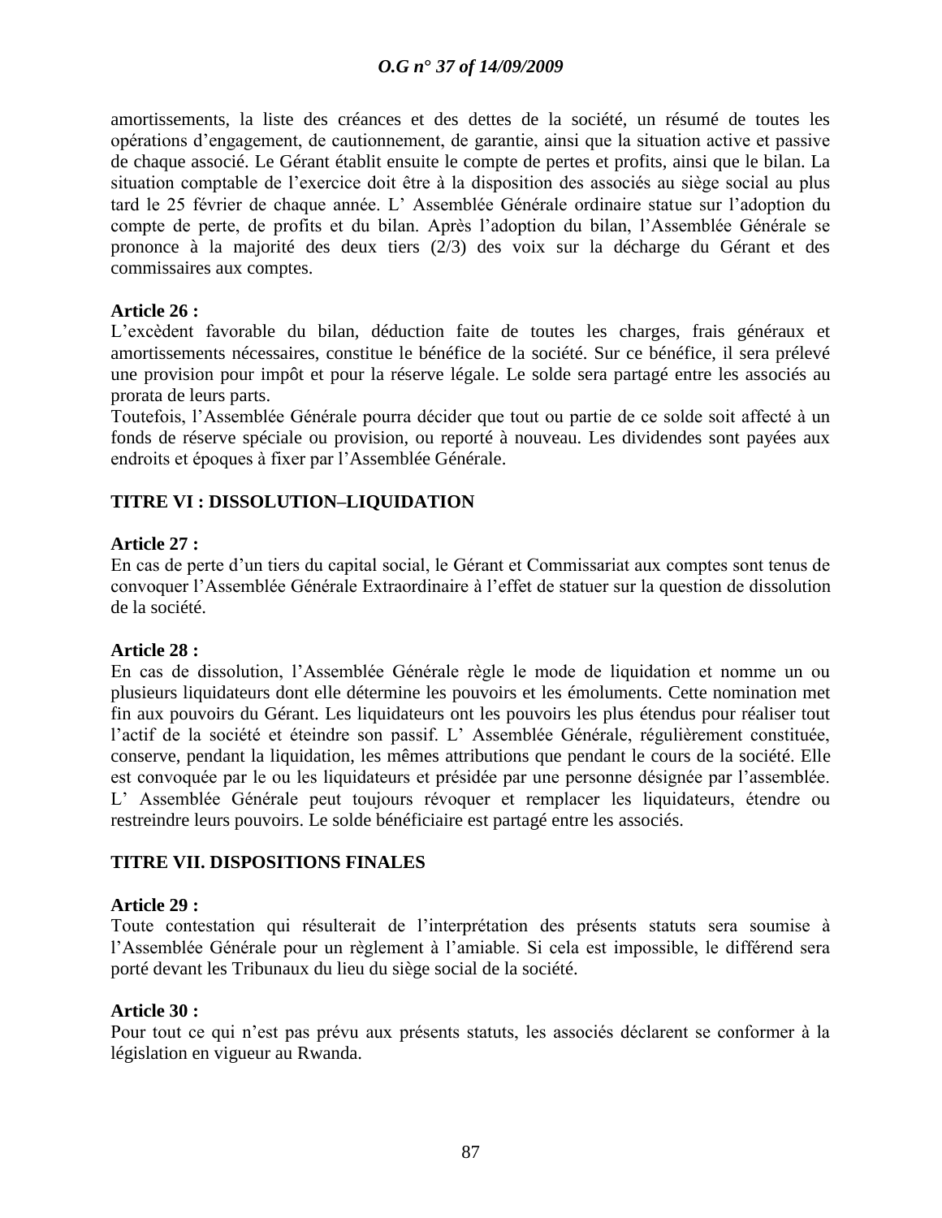amortissements, la liste des créances et des dettes de la société, un résumé de toutes les opérations d'engagement, de cautionnement, de garantie, ainsi que la situation active et passive de chaque associé. Le Gérant établit ensuite le compte de pertes et profits, ainsi que le bilan. La situation comptable de l'exercice doit être à la disposition des associés au siège social au plus tard le 25 février de chaque année. L' Assemblée Générale ordinaire statue sur l'adoption du compte de perte, de profits et du bilan. Après l'adoption du bilan, l'Assemblée Générale se prononce à la majorité des deux tiers (2/3) des voix sur la décharge du Gérant et des commissaires aux comptes.

**Article 26 :**
L'excèdent favorable du bilan, déduction faite de toutes les charges, frais généraux et amortissements nécessaires, constitue le bénéfice de la société. Sur ce bénéfice, il sera prélevé une provision pour impôt et pour la réserve légale. Le solde sera partagé entre les associés au prorata de leurs parts.
Toutefois, l'Assemblée Générale pourra décider que tout ou partie de ce solde soit affecté à un fonds de réserve spéciale ou provision, ou reporté à nouveau. Les dividendes sont payées aux endroits et époques à fixer par l'Assemblée Générale.

**TITRE VI : DISSOLUTION–LIQUIDATION**

**Article 27 :**
En cas de perte d'un tiers du capital social, le Gérant et Commissariat aux comptes sont tenus de convoquer l'Assemblée Générale Extraordinaire à l'effet de statuer sur la question de dissolution de la société.

**Article 28 :**
En cas de dissolution, l'Assemblée Générale règle le mode de liquidation et nomme un ou plusieurs liquidateurs dont elle détermine les pouvoirs et les émoluments. Cette nomination met fin aux pouvoirs du Gérant. Les liquidateurs ont les pouvoirs les plus étendus pour réaliser tout l'actif de la société et éteindre son passif. L' Assemblée Générale, régulièrement constituée, conserve, pendant la liquidation, les mêmes attributions que pendant le cours de la société. Elle est convoquée par le ou les liquidateurs et présidée par une personne désignée par l'assemblée. L' Assemblée Générale peut toujours révoquer et remplacer les liquidateurs, étendre ou restreindre leurs pouvoirs. Le solde bénéficiaire est partagé entre les associés.

**TITRE VII. DISPOSITIONS FINALES**

**Article 29 :**
Toute contestation qui résulterait de l'interprétation des présents statuts sera soumise à l'Assemblée Générale pour un règlement à l'amiable. Si cela est impossible, le différend sera porté devant les Tribunaux du lieu du siège social de la société.

**Article 30 :**
Pour tout ce qui n'est pas prévu aux présents statuts, les associés déclarent se conformer à la législation en vigueur au Rwanda.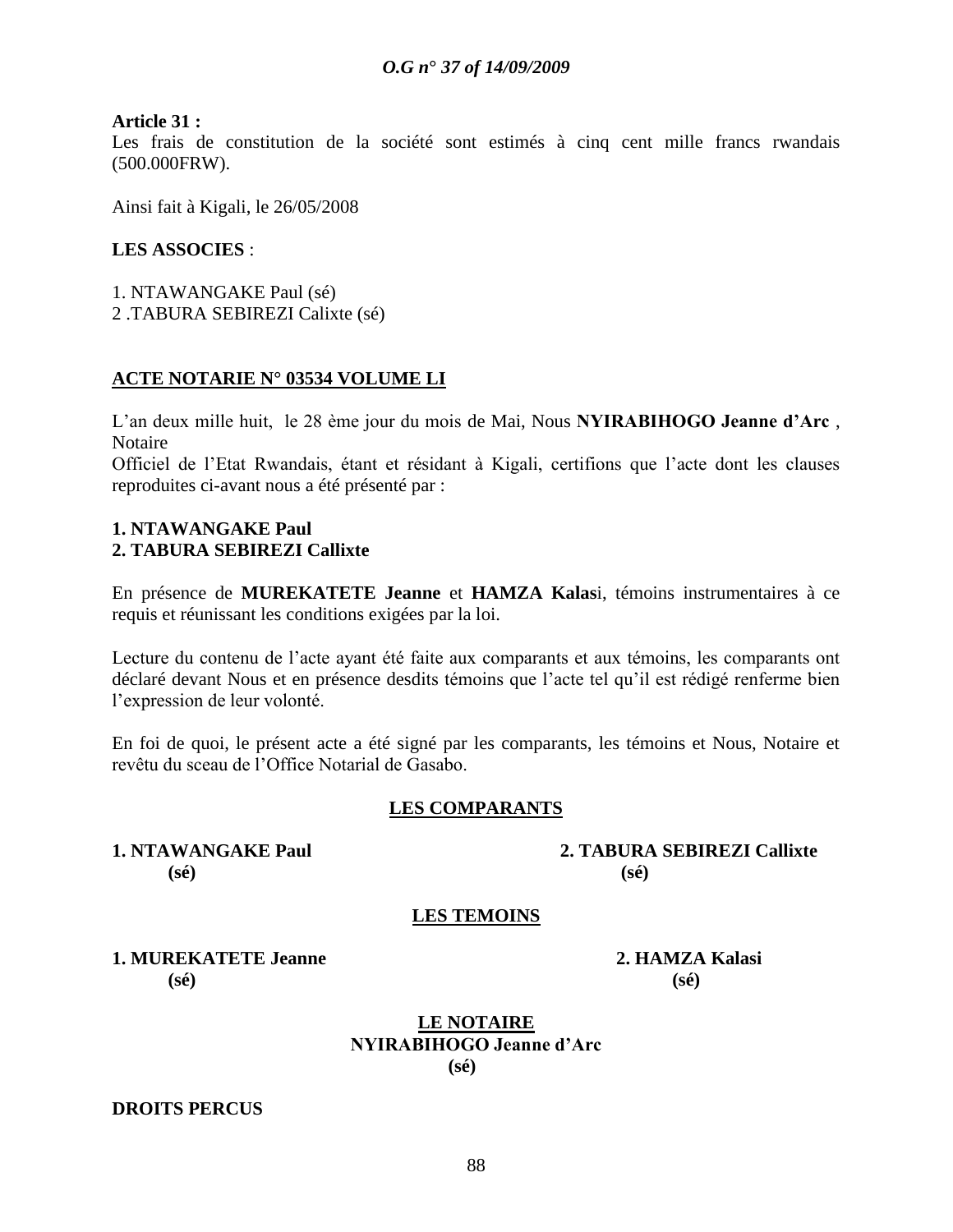**Article 31 :**
Les frais de constitution de la société sont estimés à cinq cent mille francs rwandais (500.000FRW).

Ainsi fait à Kigali, le 26/05/2008

**LES ASSOCIES** :

1. NTAWANGAKE Paul (sé)
2. TABURA SEBIREZI Calixte (sé)

**ACTE NOTARIE N° 03534 VOLUME LI**

L'an deux mille huit, le 28 ème jour du mois de Mai, Nous **NYIRABIHOGO Jeanne d'Arc** , Notaire
Officiel de l'Etat Rwandais, étant et résidant à Kigali, certifions que l'acte dont les clauses reproduites ci-avant nous a été présenté par :

**1. NTAWANGAKE Paul**
**2. TABURA SEBIREZI Callixte**

En présence de **MUREKATETE Jeanne** et **HAMZA Kalasi**, témoins instrumentaires à ce requis et réunissant les conditions exigées par la loi.

Lecture du contenu de l'acte ayant été faite aux comparants et aux témoins, les comparants ont déclaré devant Nous et en présence desdits témoins que l'acte tel qu'il est rédigé renferme bien l'expression de leur volonté.

En foi de quoi, le présent acte a été signé par les comparants, les témoins et Nous, Notaire et revêtu du sceau de l'Office Notarial de Gasabo.

**LES COMPARANTS**

**1. NTAWANGAKE Paul**
**(sé)**

**2. TABURA SEBIREZI Callixte**
**(sé)**

**LES TEMOINS**

**1. MUREKATETE Jeanne**
**(sé)**

**2. HAMZA Kalasi**
**(sé)**

**LE NOTAIRE**
**NYIRABIHOGO Jeanne d'Arc**
**(sé)**

**DROITS PERCUS**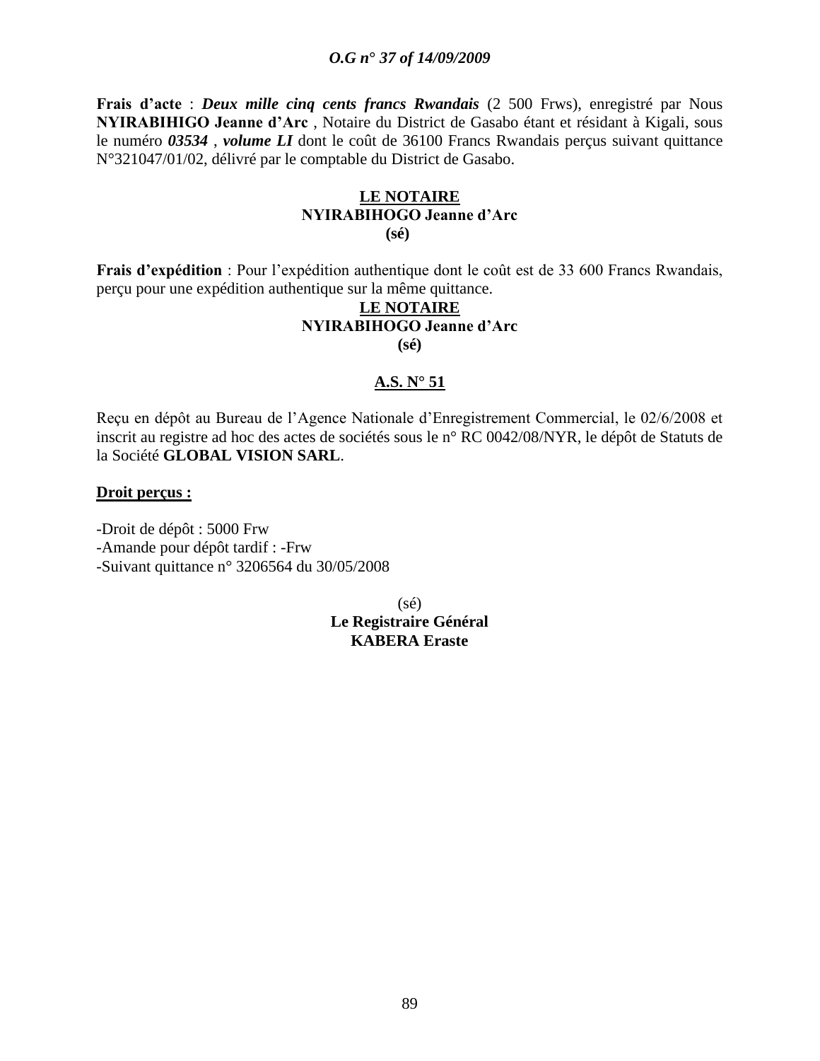**Frais d'acte** : ***Deux mille cinq cents francs Rwandais*** (2 500 Frws), enregistré par Nous **NYIRABIHIGO Jeanne d'Arc** , Notaire du District de Gasabo étant et résidant à Kigali, sous le numéro ***03534*** , ***volume LI*** dont le coût de 36100 Francs Rwandais perçus suivant quittance N°321047/01/02, délivré par le comptable du District de Gasabo.

**LE NOTAIRE**
**NYIRABIHOGO Jeanne d'Arc**
**(sé)**

**Frais d'expédition** : Pour l'expédition authentique dont le coût est de 33 600 Francs Rwandais, perçu pour une expédition authentique sur la même quittance.

**LE NOTAIRE**
**NYIRABIHOGO Jeanne d'Arc**
**(sé)**

**A.S. N° 51**

Reçu en dépôt au Bureau de l'Agence Nationale d'Enregistrement Commercial, le 02/6/2008 et inscrit au registre ad hoc des actes de sociétés sous le n° RC 0042/08/NYR, le dépôt de Statuts de la Société **GLOBAL VISION SARL**.

**Droit perçus :**

-Droit de dépôt : 5000 Frw
-Amande pour dépôt tardif : -Frw
-Suivant quittance n° 3206564 du 30/05/2008

(sé)
**Le Registraire Général**
**KABERA Eraste**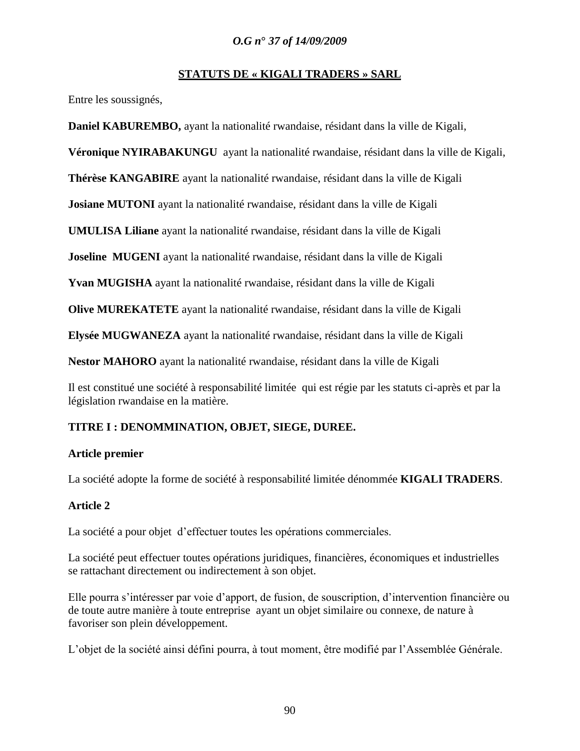## STATUTS DE « KIGALI TRADERS » SARL

Entre les soussignés,

**Daniel KABUREMBO,** ayant la nationalité rwandaise, résidant dans la ville de Kigali,

**Véronique NYIRABAKUNGU** ayant la nationalité rwandaise, résidant dans la ville de Kigali,

**Thérèse KANGABIRE** ayant la nationalité rwandaise, résidant dans la ville de Kigali

**Josiane MUTONI** ayant la nationalité rwandaise, résidant dans la ville de Kigali

**UMULISA Liliane** ayant la nationalité rwandaise, résidant dans la ville de Kigali

**Joseline MUGENI** ayant la nationalité rwandaise, résidant dans la ville de Kigali

**Yvan MUGISHA** ayant la nationalité rwandaise, résidant dans la ville de Kigali

**Olive MUREKATETE** ayant la nationalité rwandaise, résidant dans la ville de Kigali

**Elysée MUGWANEZA** ayant la nationalité rwandaise, résidant dans la ville de Kigali

**Nestor MAHORO** ayant la nationalité rwandaise, résidant dans la ville de Kigali

Il est constitué une société à responsabilité limitée qui est régie par les statuts ci-après et par la législation rwandaise en la matière.

### TITRE I : DENOMMINATION, OBJET, SIEGE, DUREE.

**Article premier**

La société adopte la forme de société à responsabilité limitée dénommée **KIGALI TRADERS**.

**Article 2**

La société a pour objet d'effectuer toutes les opérations commerciales.

La société peut effectuer toutes opérations juridiques, financières, économiques et industrielles se rattachant directement ou indirectement à son objet.

Elle pourra s'intéresser par voie d'apport, de fusion, de souscription, d'intervention financière ou de toute autre manière à toute entreprise ayant un objet similaire ou connexe, de nature à favoriser son plein développement.

L'objet de la société ainsi défini pourra, à tout moment, être modifié par l'Assemblée Générale.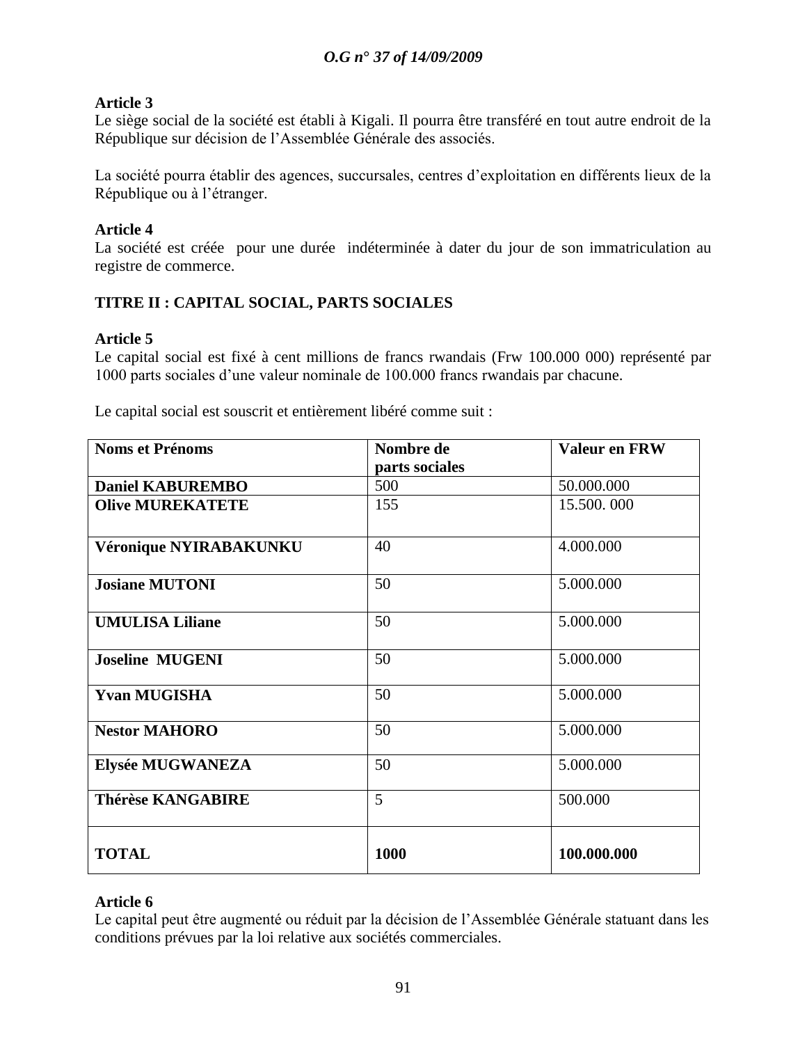**Article 3**
Le siège social de la société est établi à Kigali. Il pourra être transféré en tout autre endroit de la République sur décision de l'Assemblée Générale des associés.

La société pourra établir des agences, succursales, centres d'exploitation en différents lieux de la République ou à l'étranger.

**Article 4**
La société est créée pour une durée indéterminée à dater du jour de son immatriculation au registre de commerce.

**TITRE II : CAPITAL SOCIAL, PARTS SOCIALES**

**Article 5**
Le capital social est fixé à cent millions de francs rwandais (Frw 100.000 000) représenté par 1000 parts sociales d'une valeur nominale de 100.000 francs rwandais par chacune.

Le capital social est souscrit et entièrement libéré comme suit :

| Noms et Prénoms | Nombre de parts sociales | Valeur en FRW |
|---|---|---|
| **Daniel KABUREMBO** | 500 | 50.000.000 |
| **Olive MUREKATETE** | 155 | 15.500. 000 |
| **Véronique NYIRABAKUNKU** | 40 | 4.000.000 |
| **Josiane MUTONI** | 50 | 5.000.000 |
| **UMULISA Liliane** | 50 | 5.000.000 |
| **Joseline MUGENI** | 50 | 5.000.000 |
| **Yvan MUGISHA** | 50 | 5.000.000 |
| **Nestor MAHORO** | 50 | 5.000.000 |
| **Elysée MUGWANEZA** | 50 | 5.000.000 |
| **Thérèse KANGABIRE** | 5 | 500.000 |
| **TOTAL** | **1000** | **100.000.000** |

**Article 6**
Le capital peut être augmenté ou réduit par la décision de l'Assemblée Générale statuant dans les conditions prévues par la loi relative aux sociétés commerciales.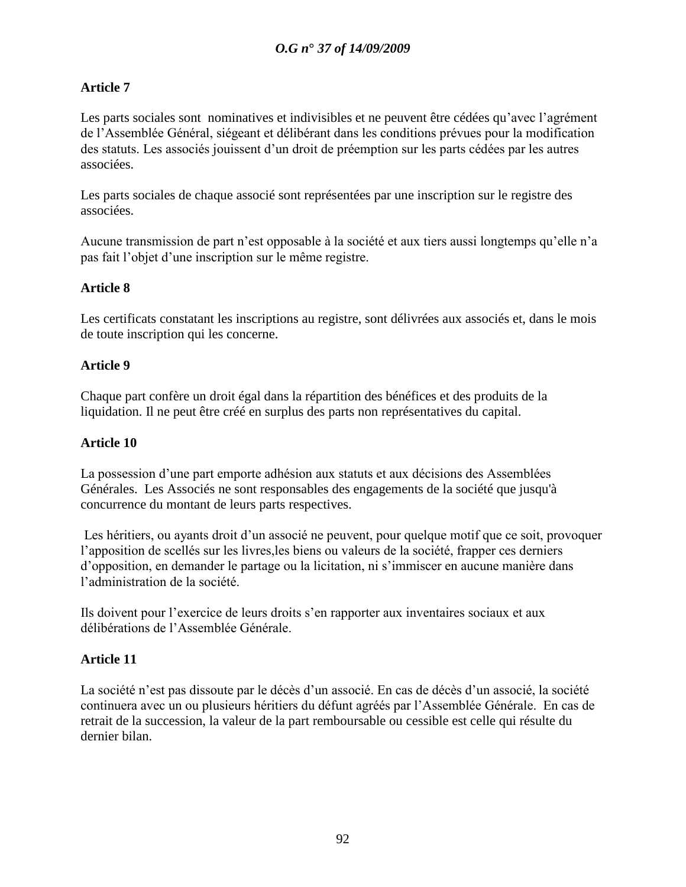**Article 7**

Les parts sociales sont nominatives et indivisibles et ne peuvent être cédées qu'avec l'agrément de l'Assemblée Général, siégeant et délibérant dans les conditions prévues pour la modification des statuts. Les associés jouissent d'un droit de préemption sur les parts cédées par les autres associées.

Les parts sociales de chaque associé sont représentées par une inscription sur le registre des associées.

Aucune transmission de part n'est opposable à la société et aux tiers aussi longtemps qu'elle n'a pas fait l'objet d'une inscription sur le même registre.

**Article 8**

Les certificats constatant les inscriptions au registre, sont délivrées aux associés et, dans le mois de toute inscription qui les concerne.

**Article 9**

Chaque part confère un droit égal dans la répartition des bénéfices et des produits de la liquidation. Il ne peut être créé en surplus des parts non représentatives du capital.

**Article 10**

La possession d'une part emporte adhésion aux statuts et aux décisions des Assemblées Générales. Les Associés ne sont responsables des engagements de la société que jusqu'à concurrence du montant de leurs parts respectives.

Les héritiers, ou ayants droit d'un associé ne peuvent, pour quelque motif que ce soit, provoquer l'apposition de scellés sur les livres,les biens ou valeurs de la société, frapper ces derniers d'opposition, en demander le partage ou la licitation, ni s'immiscer en aucune manière dans l'administration de la société.

Ils doivent pour l'exercice de leurs droits s'en rapporter aux inventaires sociaux et aux délibérations de l'Assemblée Générale.

**Article 11**

La société n'est pas dissoute par le décès d'un associé. En cas de décès d'un associé, la société continuera avec un ou plusieurs héritiers du défunt agréés par l'Assemblée Générale. En cas de retrait de la succession, la valeur de la part remboursable ou cessible est celle qui résulte du dernier bilan.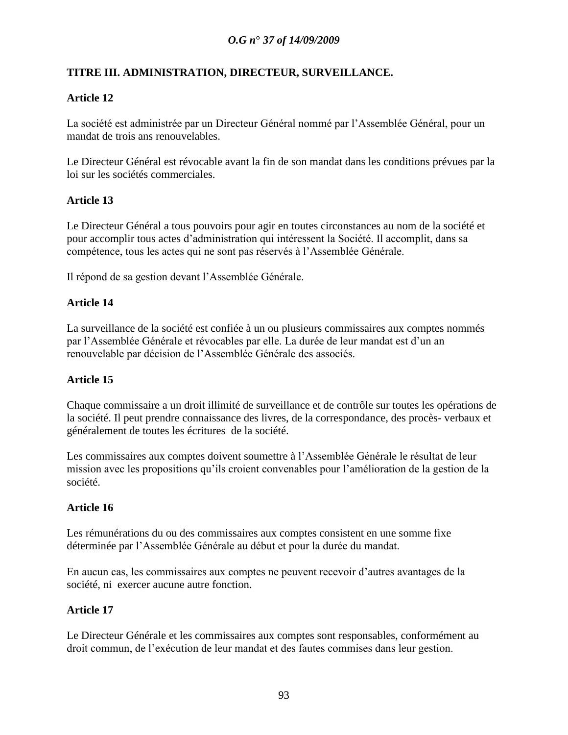## TITRE III. ADMINISTRATION, DIRECTEUR, SURVEILLANCE.

### Article 12

La société est administrée par un Directeur Général nommé par l'Assemblée Général, pour un mandat de trois ans renouvelables.

Le Directeur Général est révocable avant la fin de son mandat dans les conditions prévues par la loi sur les sociétés commerciales.

### Article 13

Le Directeur Général a tous pouvoirs pour agir en toutes circonstances au nom de la société et pour accomplir tous actes d'administration qui intéressent la Société. Il accomplit, dans sa compétence, tous les actes qui ne sont pas réservés à l'Assemblée Générale.

Il répond de sa gestion devant l'Assemblée Générale.

### Article 14

La surveillance de la société est confiée à un ou plusieurs commissaires aux comptes nommés par l'Assemblée Générale et révocables par elle. La durée de leur mandat est d'un an renouvelable par décision de l'Assemblée Générale des associés.

### Article 15

Chaque commissaire a un droit illimité de surveillance et de contrôle sur toutes les opérations de la société. Il peut prendre connaissance des livres, de la correspondance, des procès- verbaux et généralement de toutes les écritures de la société.

Les commissaires aux comptes doivent soumettre à l'Assemblée Générale le résultat de leur mission avec les propositions qu'ils croient convenables pour l'amélioration de la gestion de la société.

### Article 16

Les rémunérations du ou des commissaires aux comptes consistent en une somme fixe déterminée par l'Assemblée Générale au début et pour la durée du mandat.

En aucun cas, les commissaires aux comptes ne peuvent recevoir d'autres avantages de la société, ni exercer aucune autre fonction.

### Article 17

Le Directeur Générale et les commissaires aux comptes sont responsables, conformément au droit commun, de l'exécution de leur mandat et des fautes commises dans leur gestion.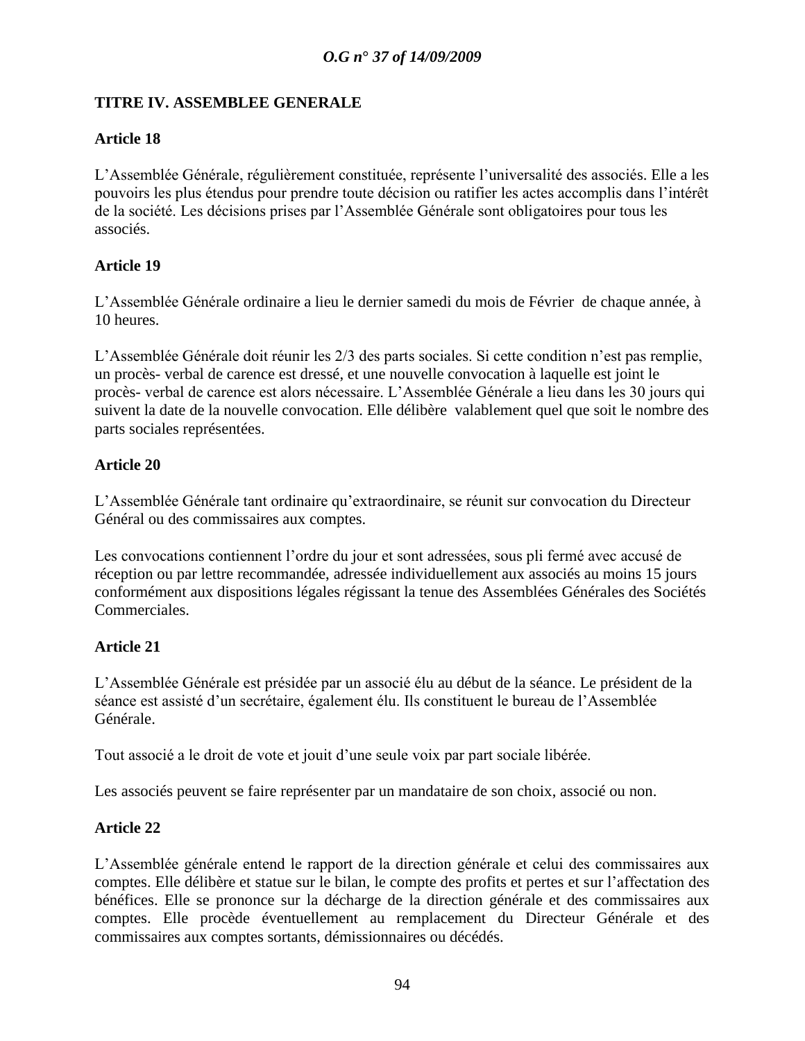## TITRE IV. ASSEMBLEE GENERALE

### Article 18

L'Assemblée Générale, régulièrement constituée, représente l'universalité des associés. Elle a les pouvoirs les plus étendus pour prendre toute décision ou ratifier les actes accomplis dans l'intérêt de la société. Les décisions prises par l'Assemblée Générale sont obligatoires pour tous les associés.

### Article 19

L'Assemblée Générale ordinaire a lieu le dernier samedi du mois de Février de chaque année, à 10 heures.

L'Assemblée Générale doit réunir les 2/3 des parts sociales. Si cette condition n'est pas remplie, un procès- verbal de carence est dressé, et une nouvelle convocation à laquelle est joint le procès- verbal de carence est alors nécessaire. L'Assemblée Générale a lieu dans les 30 jours qui suivent la date de la nouvelle convocation. Elle délibère valablement quel que soit le nombre des parts sociales représentées.

### Article 20

L'Assemblée Générale tant ordinaire qu'extraordinaire, se réunit sur convocation du Directeur Général ou des commissaires aux comptes.

Les convocations contiennent l'ordre du jour et sont adressées, sous pli fermé avec accusé de réception ou par lettre recommandée, adressée individuellement aux associés au moins 15 jours conformément aux dispositions légales régissant la tenue des Assemblées Générales des Sociétés Commerciales.

### Article 21

L'Assemblée Générale est présidée par un associé élu au début de la séance. Le président de la séance est assisté d'un secrétaire, également élu. Ils constituent le bureau de l'Assemblée Générale.

Tout associé a le droit de vote et jouit d'une seule voix par part sociale libérée.

Les associés peuvent se faire représenter par un mandataire de son choix, associé ou non.

### Article 22

L'Assemblée générale entend le rapport de la direction générale et celui des commissaires aux comptes. Elle délibère et statue sur le bilan, le compte des profits et pertes et sur l'affectation des bénéfices. Elle se prononce sur la décharge de la direction générale et des commissaires aux comptes. Elle procède éventuellement au remplacement du Directeur Générale et des commissaires aux comptes sortants, démissionnaires ou décédés.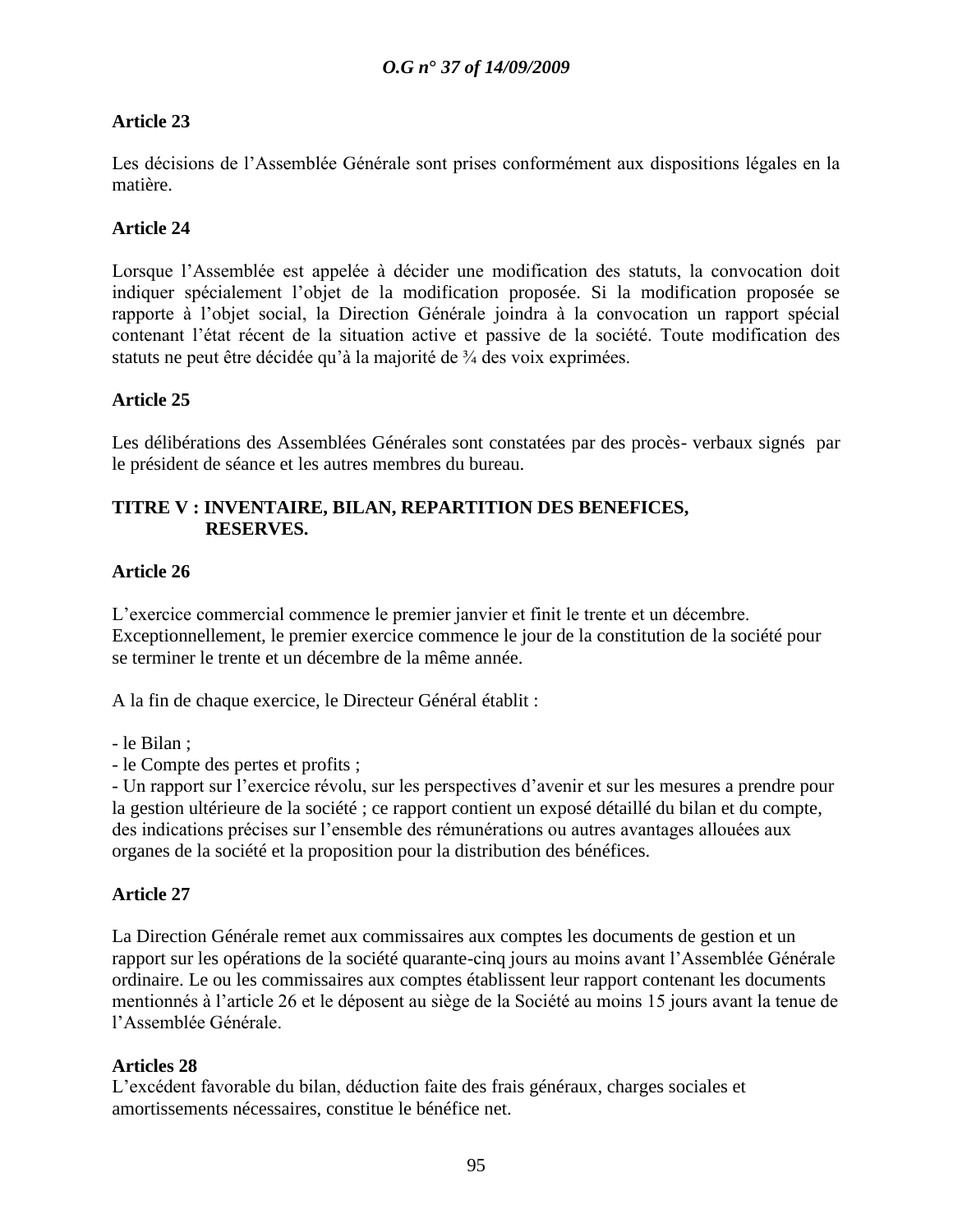### Article 23

Les décisions de l'Assemblée Générale sont prises conformément aux dispositions légales en la matière.

### Article 24

Lorsque l'Assemblée est appelée à décider une modification des statuts, la convocation doit indiquer spécialement l'objet de la modification proposée. Si la modification proposée se rapporte à l'objet social, la Direction Générale joindra à la convocation un rapport spécial contenant l'état récent de la situation active et passive de la société. Toute modification des statuts ne peut être décidée qu'à la majorité de ¾ des voix exprimées.

### Article 25

Les délibérations des Assemblées Générales sont constatées par des procès- verbaux signés par le président de séance et les autres membres du bureau.

## TITRE V : INVENTAIRE, BILAN, REPARTITION DES BENEFICES, RESERVES.

### Article 26

L'exercice commercial commence le premier janvier et finit le trente et un décembre. Exceptionnellement, le premier exercice commence le jour de la constitution de la société pour se terminer le trente et un décembre de la même année.

A la fin de chaque exercice, le Directeur Général établit :

- le Bilan ;
- le Compte des pertes et profits ;
- Un rapport sur l'exercice révolu, sur les perspectives d'avenir et sur les mesures a prendre pour la gestion ultérieure de la société ; ce rapport contient un exposé détaillé du bilan et du compte, des indications précises sur l'ensemble des rémunérations ou autres avantages allouées aux organes de la société et la proposition pour la distribution des bénéfices.

### Article 27

La Direction Générale remet aux commissaires aux comptes les documents de gestion et un rapport sur les opérations de la société quarante-cinq jours au moins avant l'Assemblée Générale ordinaire. Le ou les commissaires aux comptes établissent leur rapport contenant les documents mentionnés à l'article 26 et le déposent au siège de la Société au moins 15 jours avant la tenue de l'Assemblée Générale.

### Articles 28

L'excédent favorable du bilan, déduction faite des frais généraux, charges sociales et amortissements nécessaires, constitue le bénéfice net.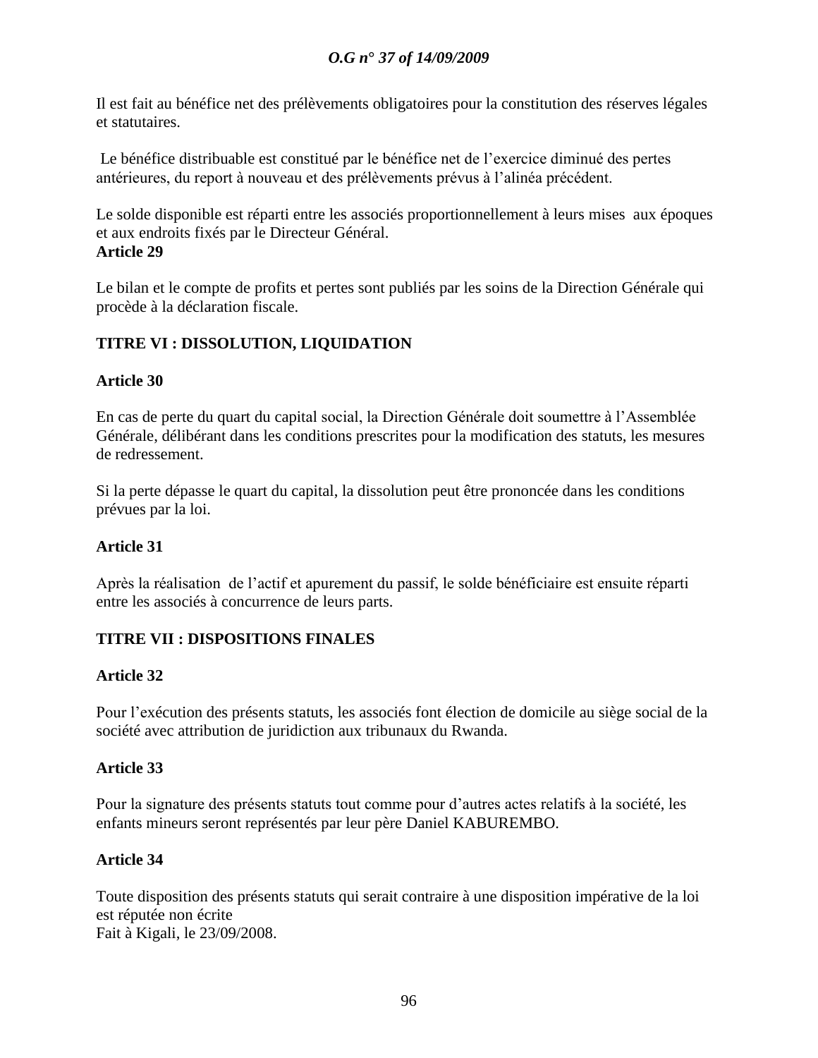Il est fait au bénéfice net des prélèvements obligatoires pour la constitution des réserves légales et statutaires.

Le bénéfice distribuable est constitué par le bénéfice net de l'exercice diminué des pertes antérieures, du report à nouveau et des prélèvements prévus à l'alinéa précédent.

Le solde disponible est réparti entre les associés proportionnellement à leurs mises aux époques et aux endroits fixés par le Directeur Général.

**Article 29**

Le bilan et le compte de profits et pertes sont publiés par les soins de la Direction Générale qui procède à la déclaration fiscale.

## TITRE VI : DISSOLUTION, LIQUIDATION

**Article 30**

En cas de perte du quart du capital social, la Direction Générale doit soumettre à l'Assemblée Générale, délibérant dans les conditions prescrites pour la modification des statuts, les mesures de redressement.

Si la perte dépasse le quart du capital, la dissolution peut être prononcée dans les conditions prévues par la loi.

**Article 31**

Après la réalisation de l'actif et apurement du passif, le solde bénéficiaire est ensuite réparti entre les associés à concurrence de leurs parts.

## TITRE VII : DISPOSITIONS FINALES

**Article 32**

Pour l'exécution des présents statuts, les associés font élection de domicile au siège social de la société avec attribution de juridiction aux tribunaux du Rwanda.

**Article 33**

Pour la signature des présents statuts tout comme pour d'autres actes relatifs à la société, les enfants mineurs seront représentés par leur père Daniel KABUREMBO.

**Article 34**

Toute disposition des présents statuts qui serait contraire à une disposition impérative de la loi est réputée non écrite

Fait à Kigali, le 23/09/2008.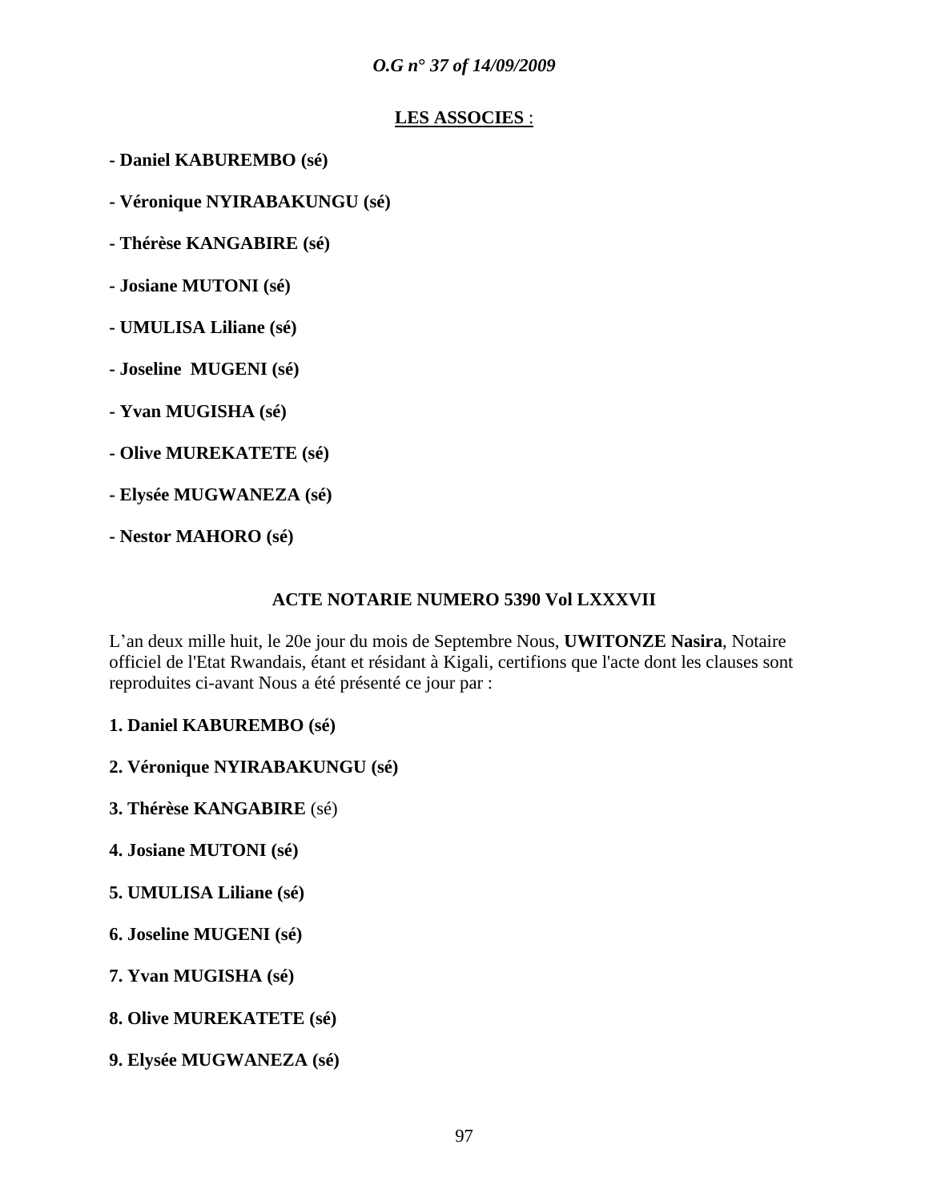**<u>LES ASSOCIES</u>** :

**- Daniel KABUREMBO (sé)**

**- Véronique NYIRABAKUNGU (sé)**

**- Thérèse KANGABIRE (sé)**

**- Josiane MUTONI (sé)**

**- UMULISA Liliane (sé)**

**- Joseline MUGENI (sé)**

**- Yvan MUGISHA (sé)**

**- Olive MUREKATETE (sé)**

**- Elysée MUGWANEZA (sé)**

**- Nestor MAHORO (sé)**

**ACTE NOTARIE NUMERO 5390 Vol LXXXVII**

L'an deux mille huit, le 20e jour du mois de Septembre Nous, **UWITONZE Nasira**, Notaire officiel de l'Etat Rwandais, étant et résidant à Kigali, certifions que l'acte dont les clauses sont reproduites ci-avant Nous a été présenté ce jour par :

**1. Daniel KABUREMBO (sé)**

**2. Véronique NYIRABAKUNGU (sé)**

**3. Thérèse KANGABIRE** (sé)

**4. Josiane MUTONI (sé)**

**5. UMULISA Liliane (sé)**

**6. Joseline MUGENI (sé)**

**7. Yvan MUGISHA (sé)**

**8. Olive MUREKATETE (sé)**

**9. Elysée MUGWANEZA (sé)**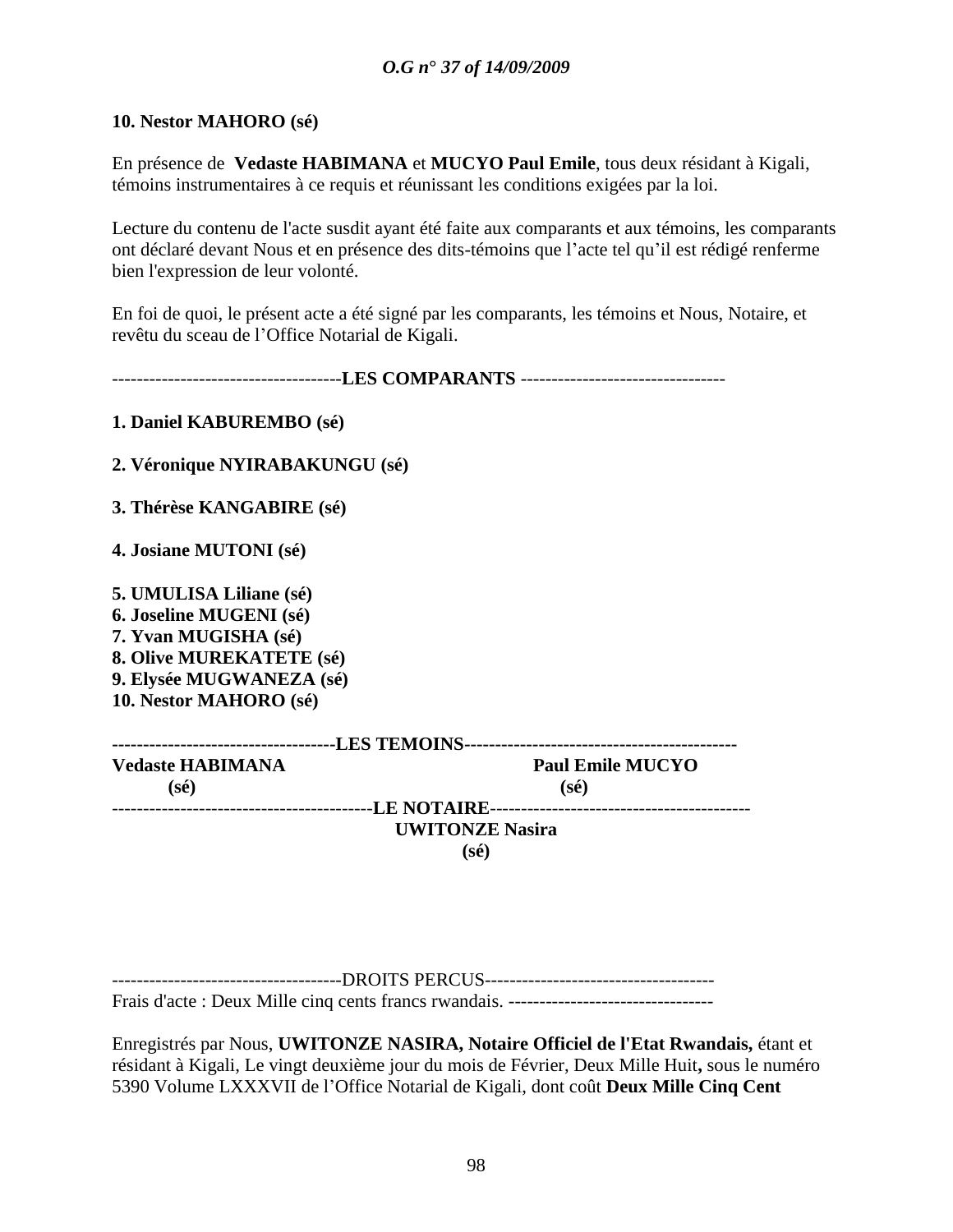**10. Nestor MAHORO (sé)**

En présence de **Vedaste HABIMANA** et **MUCYO Paul Emile**, tous deux résidant à Kigali, témoins instrumentaires à ce requis et réunissant les conditions exigées par la loi.

Lecture du contenu de l'acte susdit ayant été faite aux comparants et aux témoins, les comparants ont déclaré devant Nous et en présence des dits-témoins que l'acte tel qu'il est rédigé renferme bien l'expression de leur volonté.

En foi de quoi, le présent acte a été signé par les comparants, les témoins et Nous, Notaire, et revêtu du sceau de l'Office Notarial de Kigali.

------------------------------------**LES COMPARANTS** ---------------------------------

**1. Daniel KABUREMBO (sé)**

**2. Véronique NYIRABAKUNGU (sé)**

**3. Thérèse KANGABIRE (sé)**

**4. Josiane MUTONI (sé)**

**5. UMULISA Liliane (sé)**
**6. Joseline MUGENI (sé)**
**7. Yvan MUGISHA (sé)**
**8. Olive MUREKATETE (sé)**
**9. Elysée MUGWANEZA (sé)**
**10. Nestor MAHORO (sé)**

------------------------------------**LES TEMOINS**-------------------------------------------

**Vedaste HABIMANA** **(sé)**

**Paul Emile MUCYO** **(sé)**

-----------------------------------------**LE NOTAIRE**-----------------------------------------

**UWITONZE Nasira**
**(sé)**

------------------------------------DROITS PERCUS------------------------------------

Frais d'acte : Deux Mille cinq cents francs rwandais. ---------------------------------

Enregistrés par Nous, **UWITONZE NASIRA, Notaire Officiel de l'Etat Rwandais,** étant et résidant à Kigali, Le vingt deuxième jour du mois de Février, Deux Mille Huit**,** sous le numéro 5390 Volume LXXXVII de l'Office Notarial de Kigali, dont coût **Deux Mille Cinq Cent**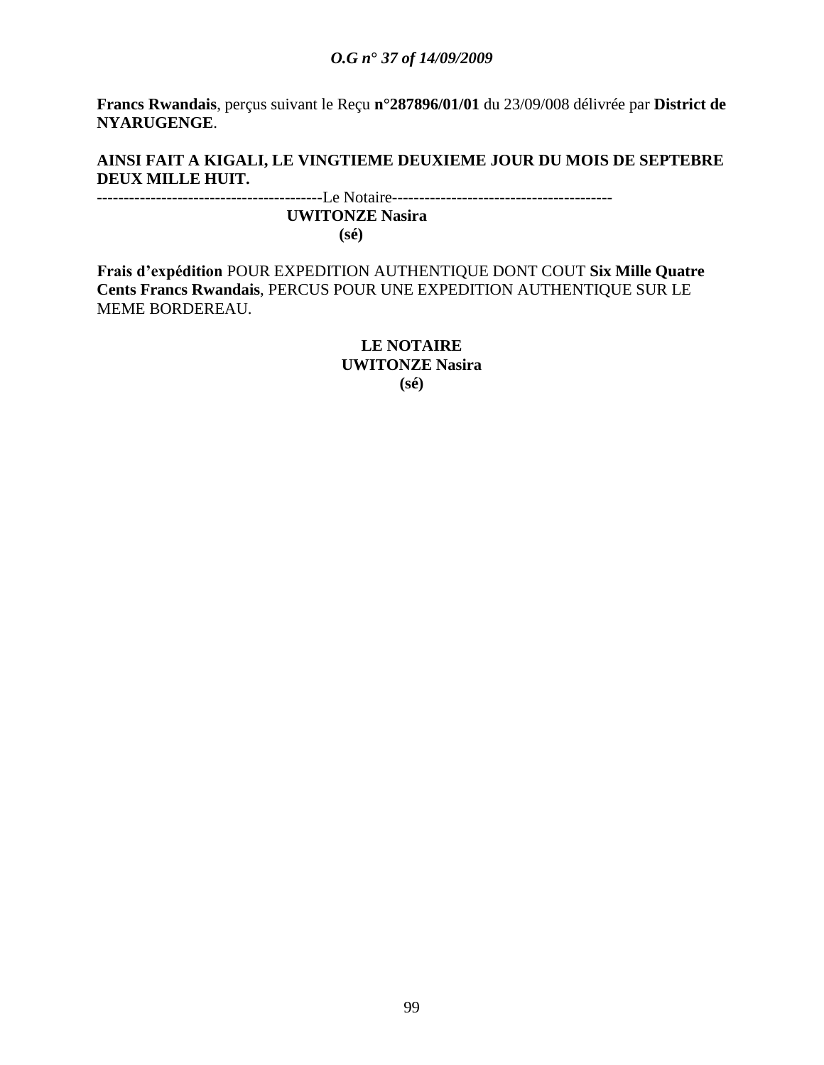**Francs Rwandais**, perçus suivant le Reçu **n°287896/01/01** du 23/09/008 délivrée par **District de NYARUGENGE**.

**AINSI FAIT A KIGALI, LE VINGTIEME DEUXIEME JOUR DU MOIS DE SEPTEBRE DEUX MILLE HUIT.**

------------------------------------------Le Notaire-----------------------------------------

**UWITONZE Nasira**

**(sé)**

**Frais d'expédition** POUR EXPEDITION AUTHENTIQUE DONT COUT **Six Mille Quatre Cents Francs Rwandais**, PERCUS POUR UNE EXPEDITION AUTHENTIQUE SUR LE MEME BORDEREAU.

**LE NOTAIRE**

**UWITONZE Nasira**

**(sé)**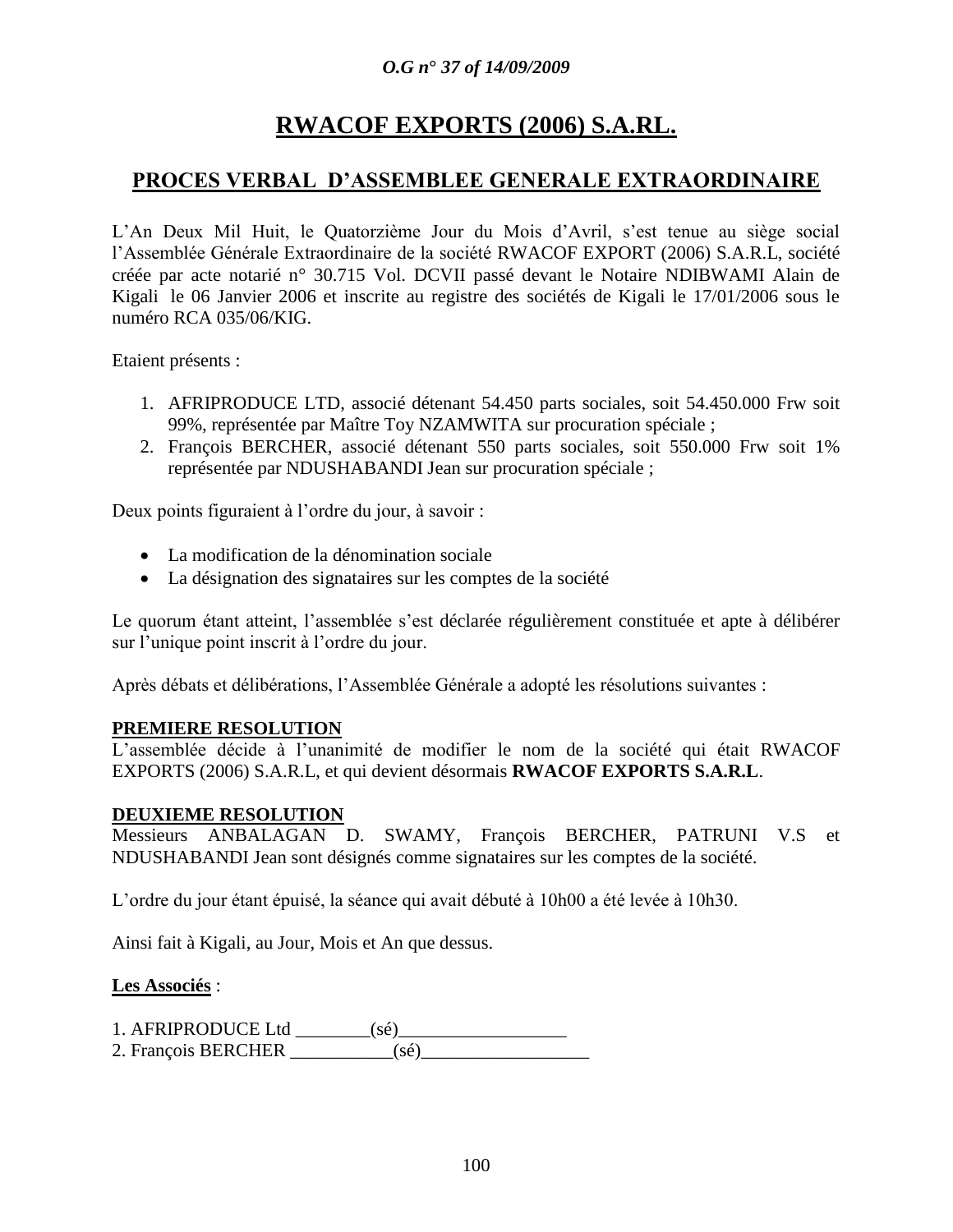# RWACOF EXPORTS (2006) S.A.RL.

## PROCES VERBAL D'ASSEMBLEE GENERALE EXTRAORDINAIRE

L'An Deux Mil Huit, le Quatorzième Jour du Mois d'Avril, s'est tenue au siège social l'Assemblée Générale Extraordinaire de la société RWACOF EXPORT (2006) S.A.R.L, société créée par acte notarié n° 30.715 Vol. DCVII passé devant le Notaire NDIBWAMI Alain de Kigali le 06 Janvier 2006 et inscrite au registre des sociétés de Kigali le 17/01/2006 sous le numéro RCA 035/06/KIG.

Etaient présents :

1. AFRIPRODUCE LTD, associé détenant 54.450 parts sociales, soit 54.450.000 Frw soit 99%, représentée par Maître Toy NZAMWITA sur procuration spéciale ;
2. François BERCHER, associé détenant 550 parts sociales, soit 550.000 Frw soit 1% représentée par NDUSHABANDI Jean sur procuration spéciale ;

Deux points figuraient à l'ordre du jour, à savoir :

- La modification de la dénomination sociale
- La désignation des signataires sur les comptes de la société

Le quorum étant atteint, l'assemblée s'est déclarée régulièrement constituée et apte à délibérer sur l'unique point inscrit à l'ordre du jour.

Après débats et délibérations, l'Assemblée Générale a adopté les résolutions suivantes :

**PREMIERE RESOLUTION**
L'assemblée décide à l'unanimité de modifier le nom de la société qui était RWACOF EXPORTS (2006) S.A.R.L, et qui devient désormais **RWACOF EXPORTS S.A.R.L**.

**DEUXIEME RESOLUTION**
Messieurs ANBALAGAN D. SWAMY, François BERCHER, PATRUNI V.S et NDUSHABANDI Jean sont désignés comme signataires sur les comptes de la société.

L'ordre du jour étant épuisé, la séance qui avait débuté à 10h00 a été levée à 10h30.

Ainsi fait à Kigali, au Jour, Mois et An que dessus.

**Les Associés** :

1. AFRIPRODUCE Ltd ________(sé)__________________
2. François BERCHER ___________(sé)__________________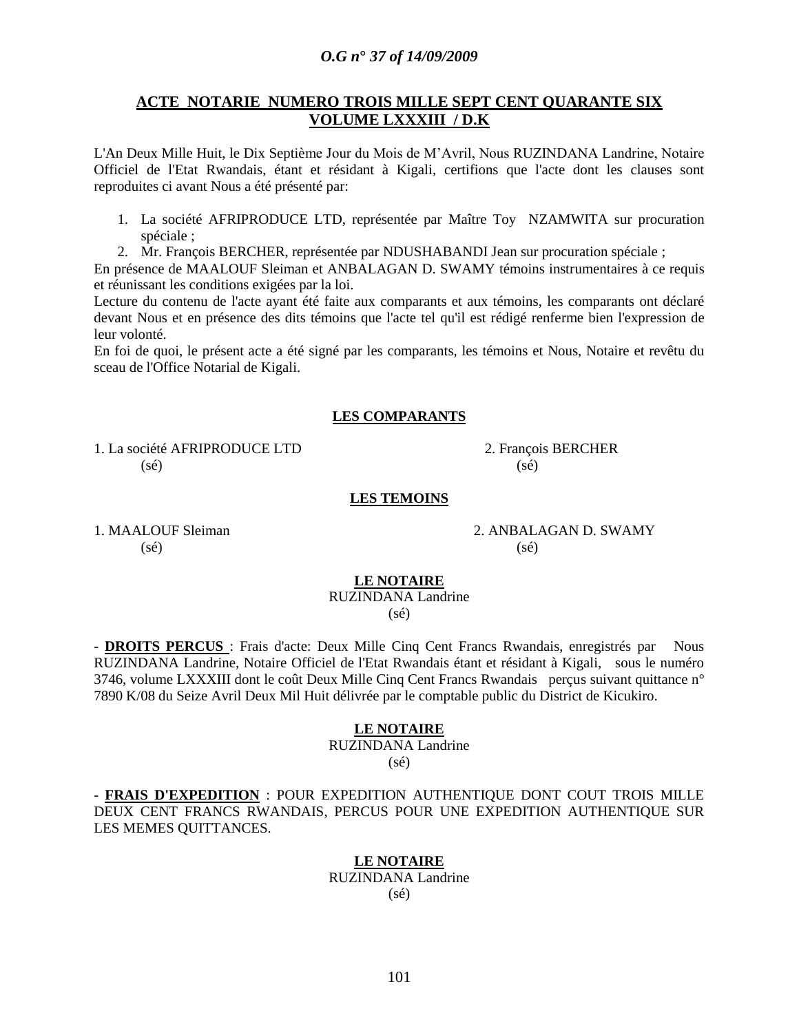**ACTE NOTARIE NUMERO TROIS MILLE SEPT CENT QUARANTE SIX VOLUME LXXXIII / D.K**

L'An Deux Mille Huit, le Dix Septième Jour du Mois de M'Avril, Nous RUZINDANA Landrine, Notaire Officiel de l'Etat Rwandais, étant et résidant à Kigali, certifions que l'acte dont les clauses sont reproduites ci avant Nous a été présenté par:

1. La société AFRIPRODUCE LTD, représentée par Maître Toy NZAMWITA sur procuration spéciale ;
2. Mr. François BERCHER, représentée par NDUSHABANDI Jean sur procuration spéciale ;

En présence de MAALOUF Sleiman et ANBALAGAN D. SWAMY témoins instrumentaires à ce requis et réunissant les conditions exigées par la loi.

Lecture du contenu de l'acte ayant été faite aux comparants et aux témoins, les comparants ont déclaré devant Nous et en présence des dits témoins que l'acte tel qu'il est rédigé renferme bien l'expression de leur volonté.

En foi de quoi, le présent acte a été signé par les comparants, les témoins et Nous, Notaire et revêtu du sceau de l'Office Notarial de Kigali.

**LES COMPARANTS**

1. La société AFRIPRODUCE LTD (sé)

2. François BERCHER (sé)

**LES TEMOINS**

1. MAALOUF Sleiman (sé)

2. ANBALAGAN D. SWAMY (sé)

**LE NOTAIRE**
RUZINDANA Landrine
(sé)

- **DROITS PERCUS** : Frais d'acte: Deux Mille Cinq Cent Francs Rwandais, enregistrés par Nous RUZINDANA Landrine, Notaire Officiel de l'Etat Rwandais étant et résidant à Kigali, sous le numéro 3746, volume LXXXIII dont le coût Deux Mille Cinq Cent Francs Rwandais perçus suivant quittance n° 7890 K/08 du Seize Avril Deux Mil Huit délivrée par le comptable public du District de Kicukiro.

**LE NOTAIRE**
RUZINDANA Landrine
(sé)

- **FRAIS D'EXPEDITION** : POUR EXPEDITION AUTHENTIQUE DONT COUT TROIS MILLE DEUX CENT FRANCS RWANDAIS, PERCUS POUR UNE EXPEDITION AUTHENTIQUE SUR LES MEMES QUITTANCES.

**LE NOTAIRE**
RUZINDANA Landrine
(sé)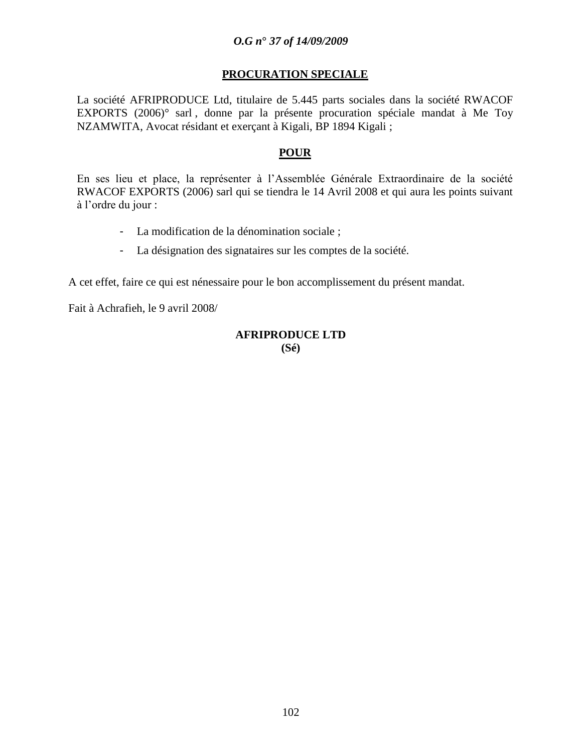**PROCURATION SPECIALE**

La société AFRIPRODUCE Ltd, titulaire de 5.445 parts sociales dans la société RWACOF EXPORTS (2006)° sarl , donne par la présente procuration spéciale mandat à Me Toy NZAMWITA, Avocat résidant et exerçant à Kigali, BP 1894 Kigali ;

**POUR**

En ses lieu et place, la représenter à l'Assemblée Générale Extraordinaire de la société RWACOF EXPORTS (2006) sarl qui se tiendra le 14 Avril 2008 et qui aura les points suivant à l'ordre du jour :

- La modification de la dénomination sociale ;
- La désignation des signataires sur les comptes de la société.

A cet effet, faire ce qui est nénessaire pour le bon accomplissement du présent mandat.

Fait à Achrafieh, le 9 avril 2008/

**AFRIPRODUCE LTD**
**(Sé)**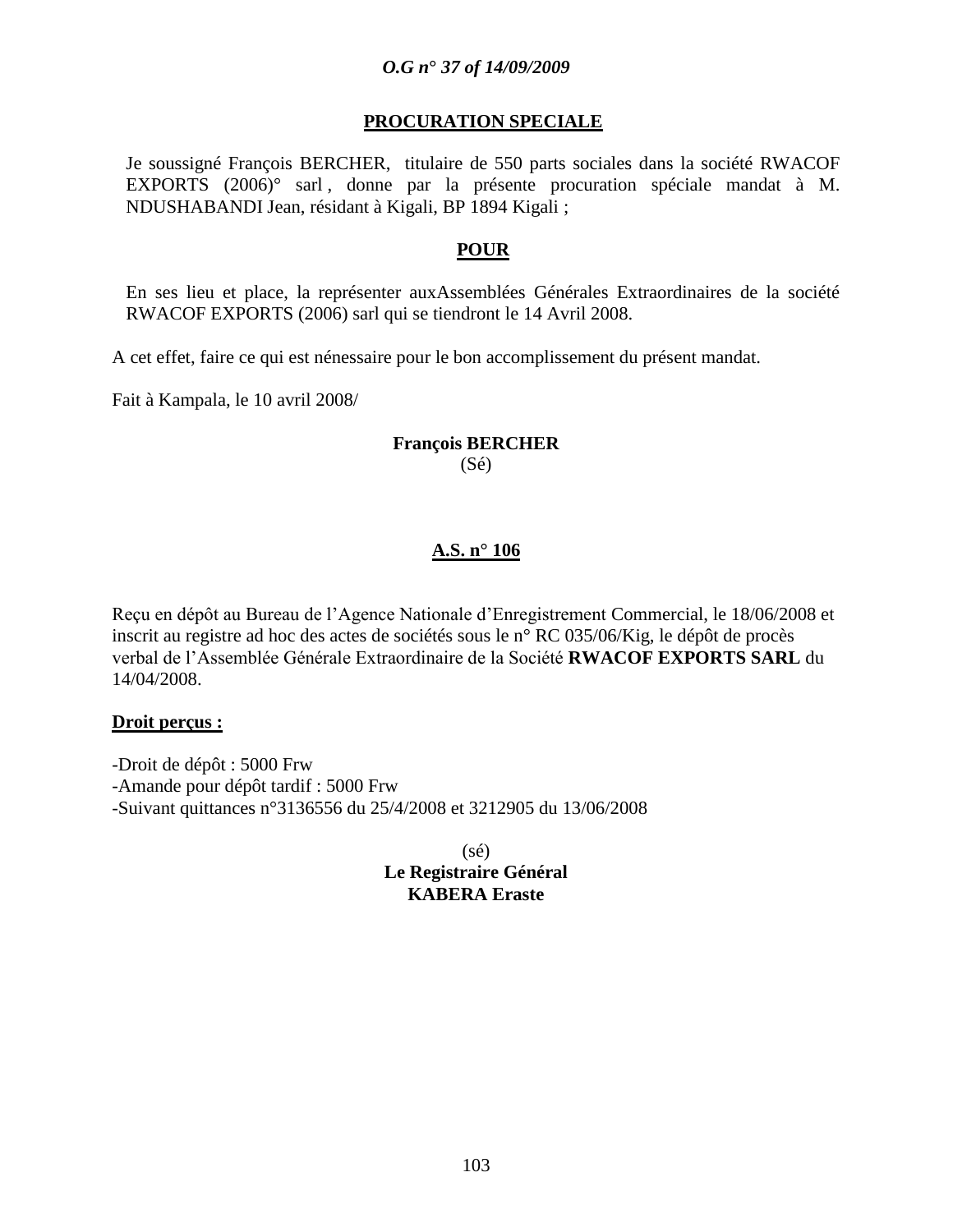**PROCURATION SPECIALE**

Je soussigné François BERCHER, titulaire de 550 parts sociales dans la société RWACOF EXPORTS (2006)° sarl , donne par la présente procuration spéciale mandat à M. NDUSHABANDI Jean, résidant à Kigali, BP 1894 Kigali ;

**POUR**

En ses lieu et place, la représenter auxAssemblées Générales Extraordinaires de la société RWACOF EXPORTS (2006) sarl qui se tiendront le 14 Avril 2008.

A cet effet, faire ce qui est nénessaire pour le bon accomplissement du présent mandat.

Fait à Kampala, le 10 avril 2008/

**François BERCHER**
(Sé)

**A.S. n° 106**

Reçu en dépôt au Bureau de l'Agence Nationale d'Enregistrement Commercial, le 18/06/2008 et inscrit au registre ad hoc des actes de sociétés sous le n° RC 035/06/Kig, le dépôt de procès verbal de l'Assemblée Générale Extraordinaire de la Société **RWACOF EXPORTS SARL** du 14/04/2008.

**Droit perçus :**

-Droit de dépôt : 5000 Frw
-Amande pour dépôt tardif : 5000 Frw
-Suivant quittances n°3136556 du 25/4/2008 et 3212905 du 13/06/2008

(sé)
**Le Registraire Général**
**KABERA Eraste**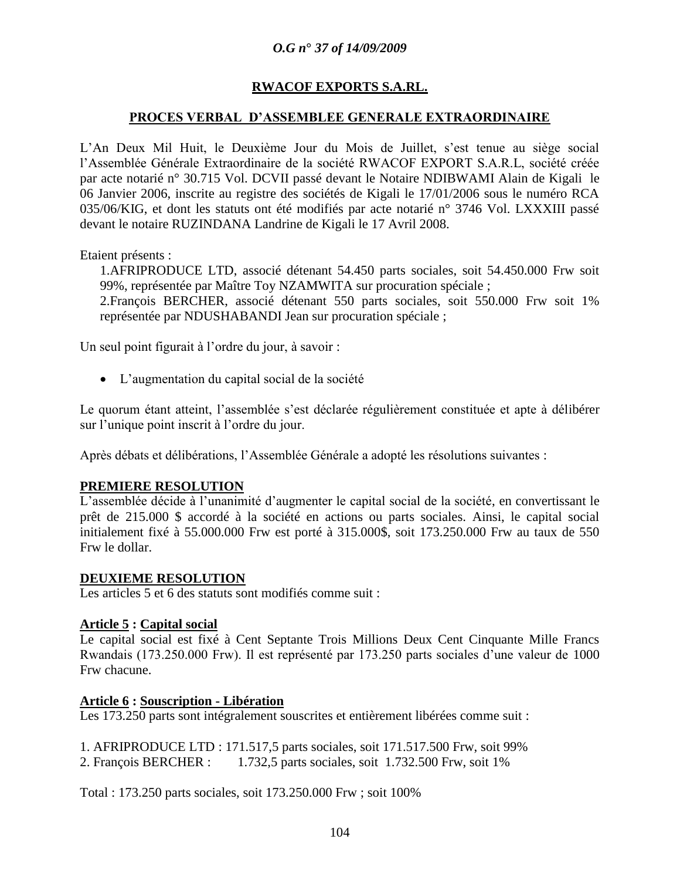## RWACOF EXPORTS S.A.RL.

## PROCES VERBAL D'ASSEMBLEE GENERALE EXTRAORDINAIRE

L'An Deux Mil Huit, le Deuxième Jour du Mois de Juillet, s'est tenue au siège social l'Assemblée Générale Extraordinaire de la société RWACOF EXPORT S.A.R.L, société créée par acte notarié n° 30.715 Vol. DCVII passé devant le Notaire NDIBWAMI Alain de Kigali le 06 Janvier 2006, inscrite au registre des sociétés de Kigali le 17/01/2006 sous le numéro RCA 035/06/KIG, et dont les statuts ont été modifiés par acte notarié n° 3746 Vol. LXXXIII passé devant le notaire RUZINDANA Landrine de Kigali le 17 Avril 2008.

Etaient présents :

1.AFRIPRODUCE LTD, associé détenant 54.450 parts sociales, soit 54.450.000 Frw soit 99%, représentée par Maître Toy NZAMWITA sur procuration spéciale ;
2.François BERCHER, associé détenant 550 parts sociales, soit 550.000 Frw soit 1% représentée par NDUSHABANDI Jean sur procuration spéciale ;

Un seul point figurait à l'ordre du jour, à savoir :

- L'augmentation du capital social de la société

Le quorum étant atteint, l'assemblée s'est déclarée régulièrement constituée et apte à délibérer sur l'unique point inscrit à l'ordre du jour.

Après débats et délibérations, l'Assemblée Générale a adopté les résolutions suivantes :

**PREMIERE RESOLUTION**
L'assemblée décide à l'unanimité d'augmenter le capital social de la société, en convertissant le prêt de 215.000 $ accordé à la société en actions ou parts sociales. Ainsi, le capital social initialement fixé à 55.000.000 Frw est porté à 315.000$, soit 173.250.000 Frw au taux de 550 Frw le dollar.

**DEUXIEME RESOLUTION**
Les articles 5 et 6 des statuts sont modifiés comme suit :

**Article 5 : Capital social**
Le capital social est fixé à Cent Septante Trois Millions Deux Cent Cinquante Mille Francs Rwandais (173.250.000 Frw). Il est représenté par 173.250 parts sociales d'une valeur de 1000 Frw chacune.

**Article 6 : Souscription - Libération**
Les 173.250 parts sont intégralement souscrites et entièrement libérées comme suit :

1. AFRIPRODUCE LTD : 171.517,5 parts sociales, soit 171.517.500 Frw, soit 99%
2. François BERCHER : 1.732,5 parts sociales, soit 1.732.500 Frw, soit 1%

Total : 173.250 parts sociales, soit 173.250.000 Frw ; soit 100%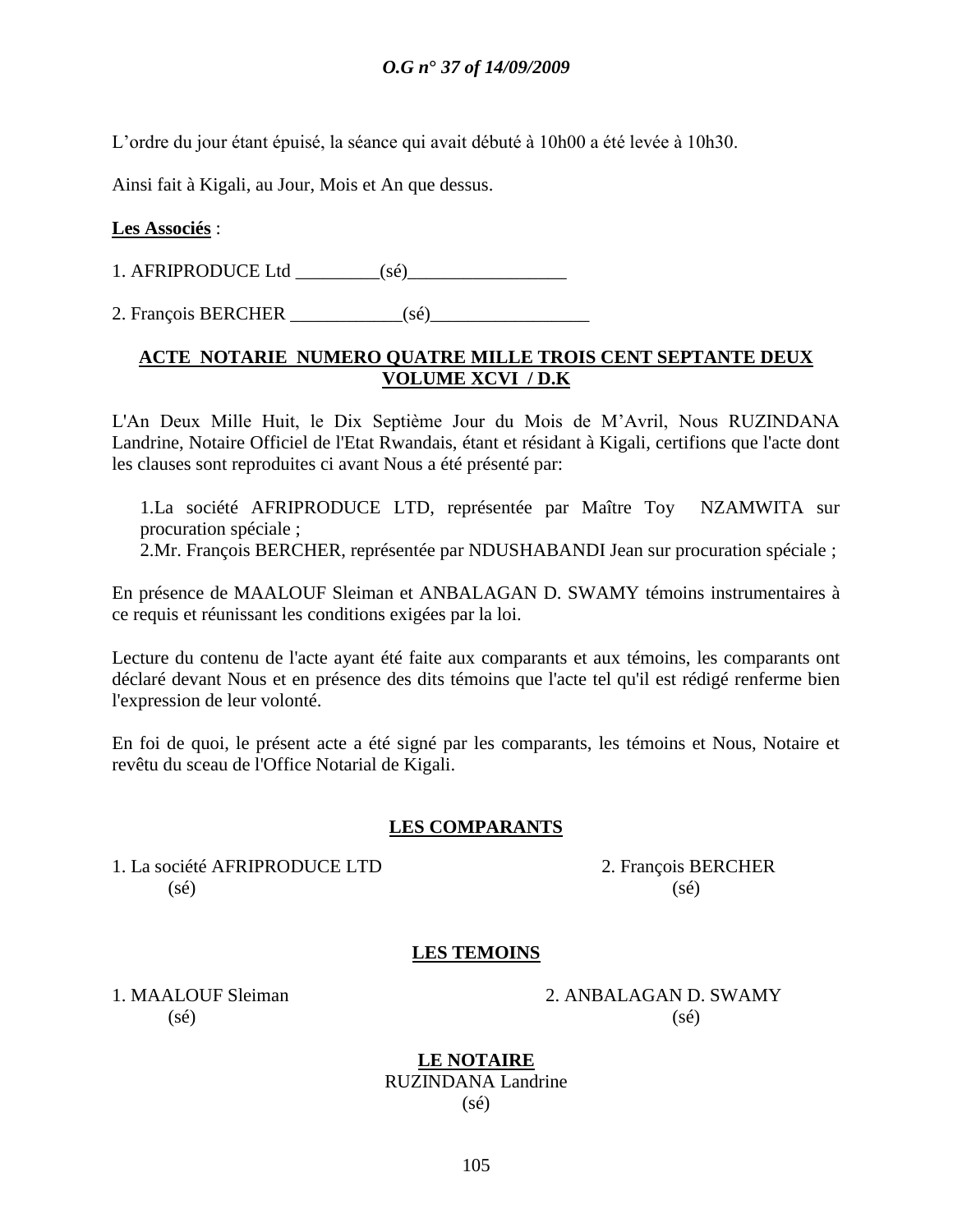L'ordre du jour étant épuisé, la séance qui avait débuté à 10h00 a été levée à 10h30.

Ainsi fait à Kigali, au Jour, Mois et An que dessus.

**Les Associés** :

1. AFRIPRODUCE Ltd _________(sé)_________________

2. François BERCHER ____________(sé)_________________

**ACTE NOTARIE NUMERO QUATRE MILLE TROIS CENT SEPTANTE DEUX VOLUME XCVI / D.K**

L'An Deux Mille Huit, le Dix Septième Jour du Mois de M'Avril, Nous RUZINDANA Landrine, Notaire Officiel de l'Etat Rwandais, étant et résidant à Kigali, certifions que l'acte dont les clauses sont reproduites ci avant Nous a été présenté par:

1.La société AFRIPRODUCE LTD, représentée par Maître Toy NZAMWITA sur procuration spéciale ;
2.Mr. François BERCHER, représentée par NDUSHABANDI Jean sur procuration spéciale ;

En présence de MAALOUF Sleiman et ANBALAGAN D. SWAMY témoins instrumentaires à ce requis et réunissant les conditions exigées par la loi.

Lecture du contenu de l'acte ayant été faite aux comparants et aux témoins, les comparants ont déclaré devant Nous et en présence des dits témoins que l'acte tel qu'il est rédigé renferme bien l'expression de leur volonté.

En foi de quoi, le présent acte a été signé par les comparants, les témoins et Nous, Notaire et revêtu du sceau de l'Office Notarial de Kigali.

**LES COMPARANTS**

1. La société AFRIPRODUCE LTD (sé)

2. François BERCHER (sé)

**LES TEMOINS**

1. MAALOUF Sleiman (sé)

2. ANBALAGAN D. SWAMY (sé)

**LE NOTAIRE**
RUZINDANA Landrine
(sé)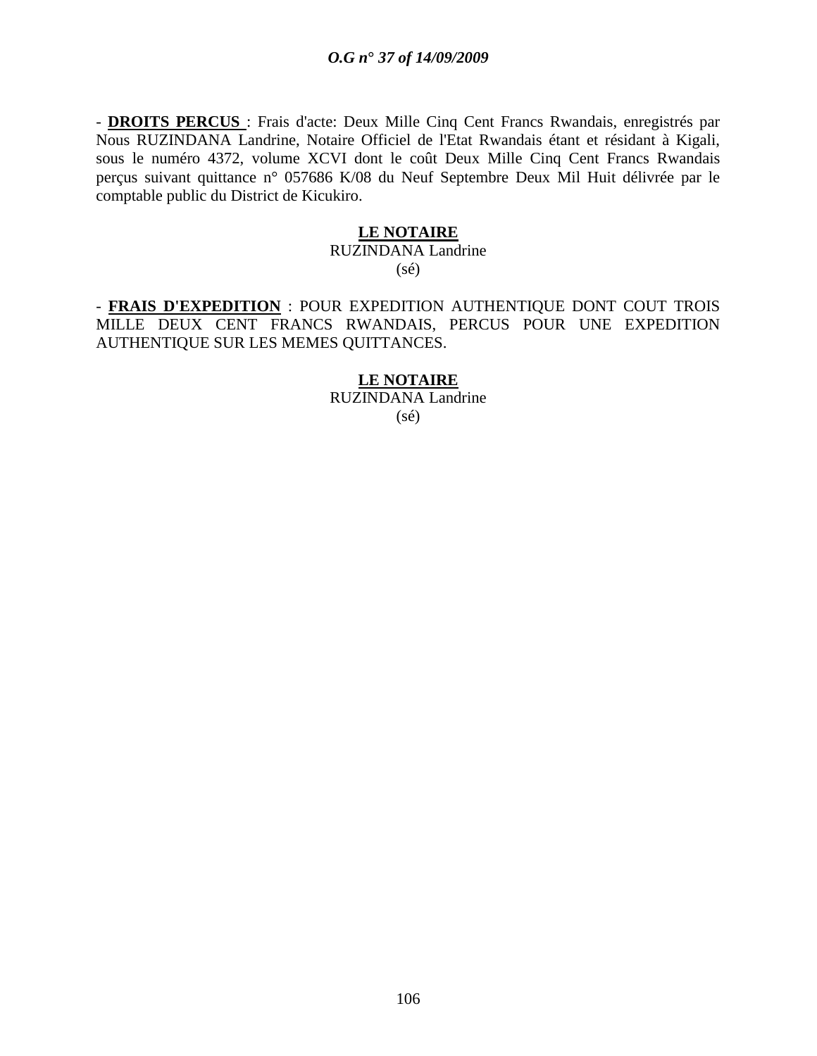- **DROITS PERCUS** : Frais d'acte: Deux Mille Cinq Cent Francs Rwandais, enregistrés par Nous RUZINDANA Landrine, Notaire Officiel de l'Etat Rwandais étant et résidant à Kigali, sous le numéro 4372, volume XCVI dont le coût Deux Mille Cinq Cent Francs Rwandais perçus suivant quittance n° 057686 K/08 du Neuf Septembre Deux Mil Huit délivrée par le comptable public du District de Kicukiro.

**LE NOTAIRE**
RUZINDANA Landrine
(sé)

- **FRAIS D'EXPEDITION** : POUR EXPEDITION AUTHENTIQUE DONT COUT TROIS MILLE DEUX CENT FRANCS RWANDAIS, PERCUS POUR UNE EXPEDITION AUTHENTIQUE SUR LES MEMES QUITTANCES.

**LE NOTAIRE**
RUZINDANA Landrine
(sé)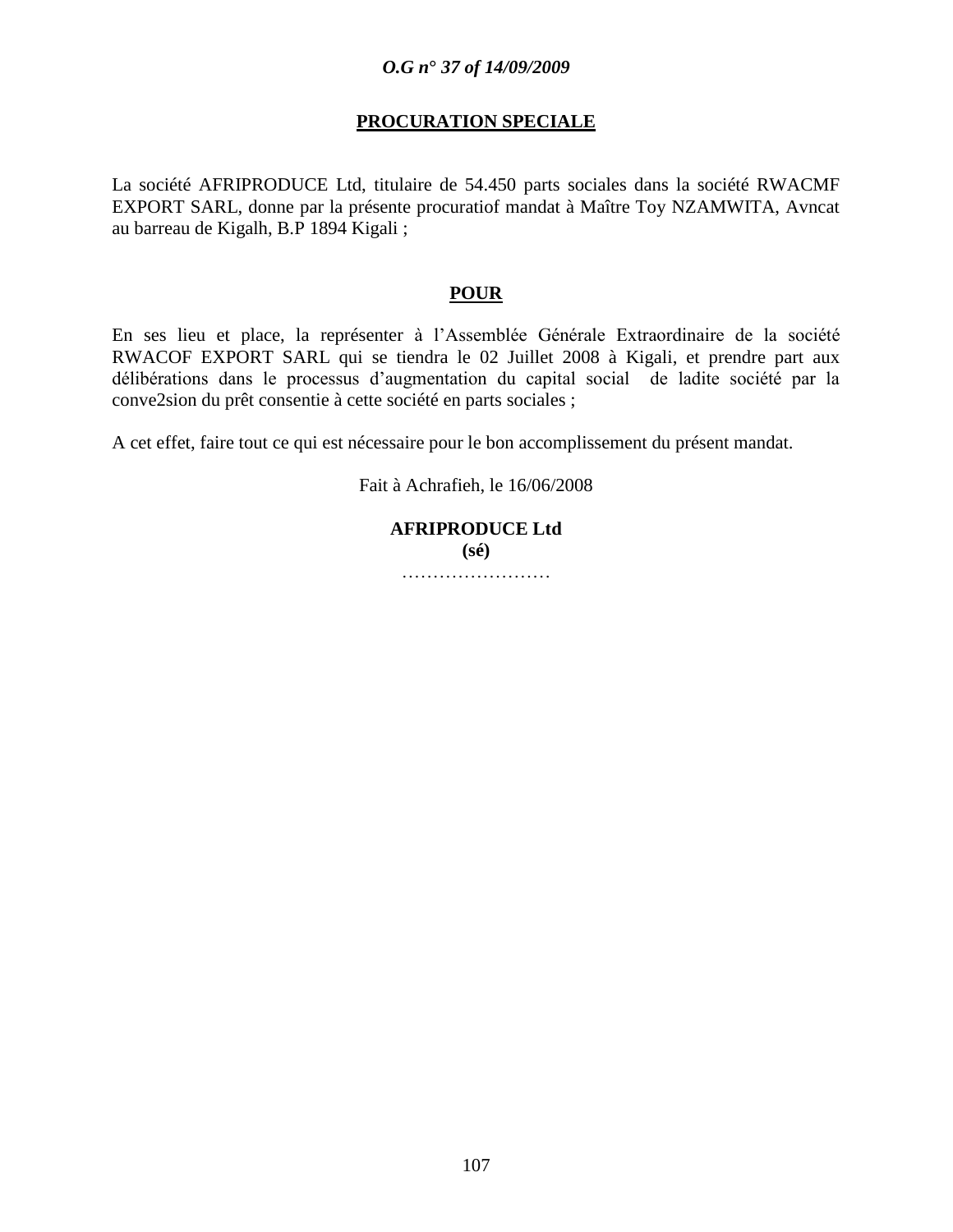**PROCURATION SPECIALE**

La société AFRIPRODUCE Ltd, titulaire de 54.450 parts sociales dans la société RWACMF EXPORT SARL, donne par la présente procuratiof mandat à Maître Toy NZAMWITA, Avncat au barreau de Kigalh, B.P 1894 Kigali ;

**POUR**

En ses lieu et place, la représenter à l'Assemblée Générale Extraordinaire de la société RWACOF EXPORT SARL qui se tiendra le 02 Juillet 2008 à Kigali, et prendre part aux délibérations dans le processus d'augmentation du capital social de ladite société par la conve2sion du prêt consentie à cette société en parts sociales ;

A cet effet, faire tout ce qui est nécessaire pour le bon accomplissement du présent mandat.

Fait à Achrafieh, le 16/06/2008

**AFRIPRODUCE Ltd**
**(sé)**
……………………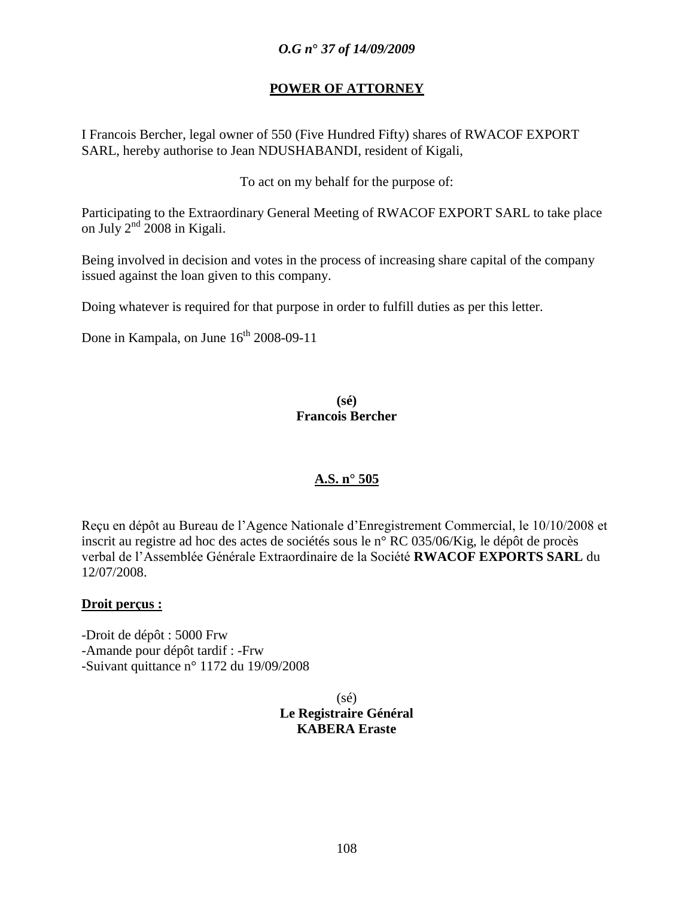## POWER OF ATTORNEY

I Francois Bercher, legal owner of 550 (Five Hundred Fifty) shares of RWACOF EXPORT SARL, hereby authorise to Jean NDUSHABANDI, resident of Kigali,

To act on my behalf for the purpose of:

Participating to the Extraordinary General Meeting of RWACOF EXPORT SARL to take place on July 2nd 2008 in Kigali.

Being involved in decision and votes in the process of increasing share capital of the company issued against the loan given to this company.

Doing whatever is required for that purpose in order to fulfill duties as per this letter.

Done in Kampala, on June 16th 2008-09-11

**(sé)**
**Francois Bercher**

## A.S. n° 505

Reçu en dépôt au Bureau de l'Agence Nationale d'Enregistrement Commercial, le 10/10/2008 et inscrit au registre ad hoc des actes de sociétés sous le n° RC 035/06/Kig, le dépôt de procès verbal de l'Assemblée Générale Extraordinaire de la Société **RWACOF EXPORTS SARL** du 12/07/2008.

**Droit perçus :**

-Droit de dépôt : 5000 Frw
-Amande pour dépôt tardif : -Frw
-Suivant quittance n° 1172 du 19/09/2008

(sé)
**Le Registraire Général**
**KABERA Eraste**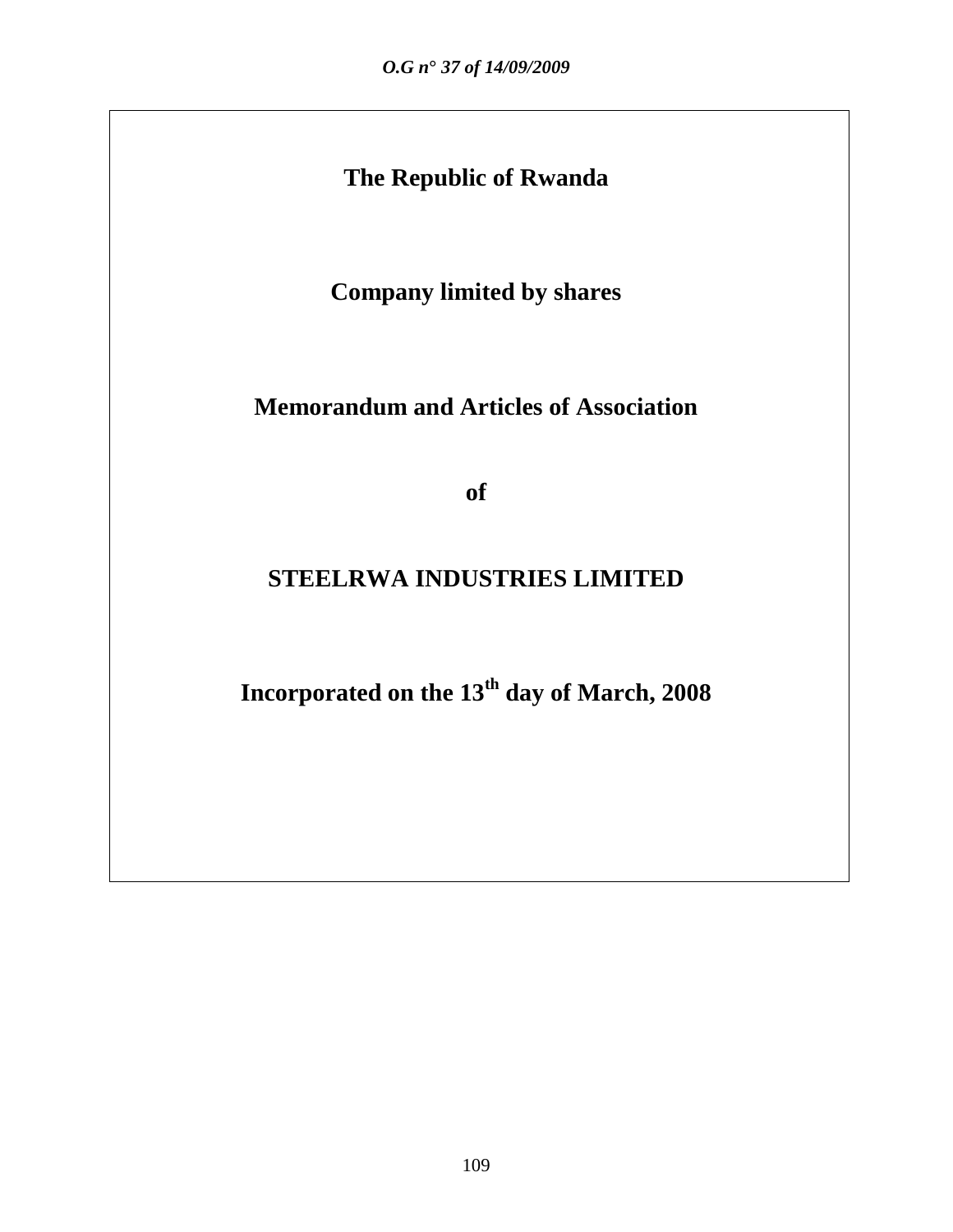**The Republic of Rwanda**

**Company limited by shares**

**Memorandum and Articles of Association**

**of**

# STEELRWA INDUSTRIES LIMITED

**Incorporated on the 13th day of March, 2008**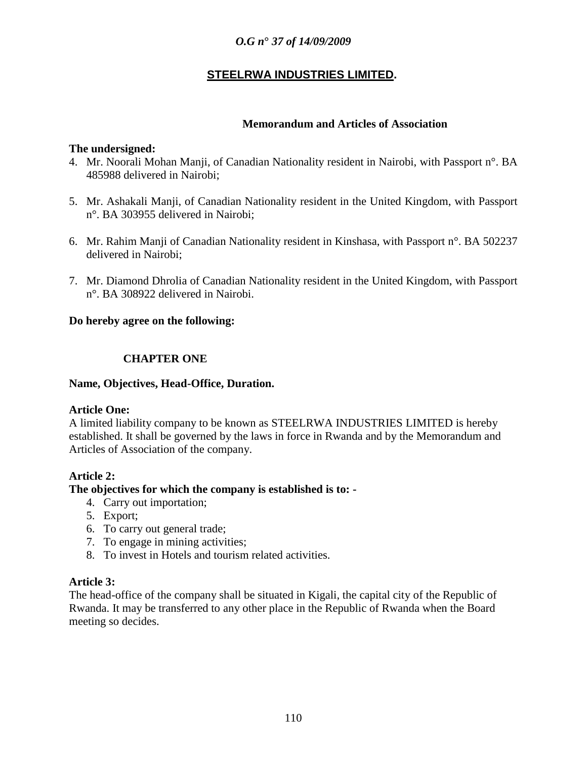*O.G n° 37 of 14/09/2009*

# STEELRWA INDUSTRIES LIMITED.

## Memorandum and Articles of Association

**The undersigned:**

4. Mr. Noorali Mohan Manji, of Canadian Nationality resident in Nairobi, with Passport n°. BA 485988 delivered in Nairobi;

5. Mr. Ashakali Manji, of Canadian Nationality resident in the United Kingdom, with Passport n°. BA 303955 delivered in Nairobi;

6. Mr. Rahim Manji of Canadian Nationality resident in Kinshasa, with Passport n°. BA 502237 delivered in Nairobi;

7. Mr. Diamond Dhrolia of Canadian Nationality resident in the United Kingdom, with Passport n°. BA 308922 delivered in Nairobi.

**Do hereby agree on the following:**

### CHAPTER ONE

**Name, Objectives, Head-Office, Duration.**

**Article One:**
A limited liability company to be known as STEELRWA INDUSTRIES LIMITED is hereby established. It shall be governed by the laws in force in Rwanda and by the Memorandum and Articles of Association of the company.

**Article 2:**
**The objectives for which the company is established is to: -**

4. Carry out importation;
5. Export;
6. To carry out general trade;
7. To engage in mining activities;
8. To invest in Hotels and tourism related activities.

**Article 3:**
The head-office of the company shall be situated in Kigali, the capital city of the Republic of Rwanda. It may be transferred to any other place in the Republic of Rwanda when the Board meeting so decides.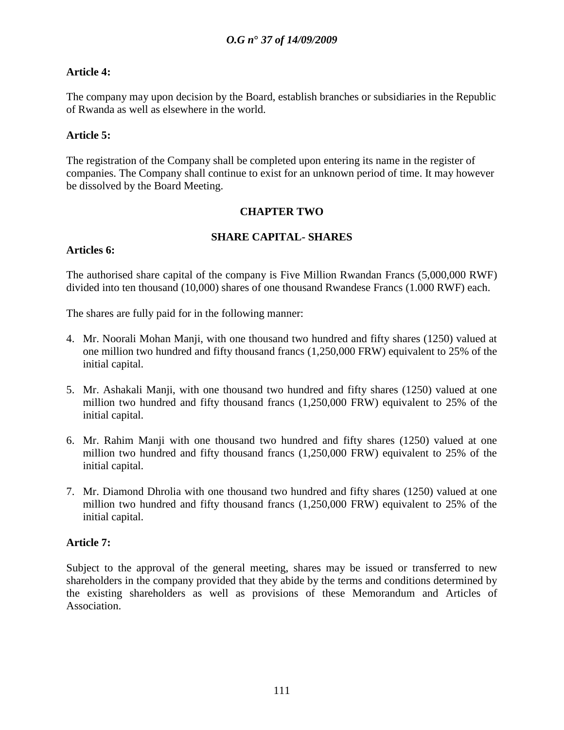**Article 4:**

The company may upon decision by the Board, establish branches or subsidiaries in the Republic of Rwanda as well as elsewhere in the world.

**Article 5:**

The registration of the Company shall be completed upon entering its name in the register of companies. The Company shall continue to exist for an unknown period of time. It may however be dissolved by the Board Meeting.

## CHAPTER TWO

## SHARE CAPITAL- SHARES

**Articles 6:**

The authorised share capital of the company is Five Million Rwandan Francs (5,000,000 RWF) divided into ten thousand (10,000) shares of one thousand Rwandese Francs (1.000 RWF) each.

The shares are fully paid for in the following manner:

4. Mr. Noorali Mohan Manji, with one thousand two hundred and fifty shares (1250) valued at one million two hundred and fifty thousand francs (1,250,000 FRW) equivalent to 25% of the initial capital.

5. Mr. Ashakali Manji, with one thousand two hundred and fifty shares (1250) valued at one million two hundred and fifty thousand francs (1,250,000 FRW) equivalent to 25% of the initial capital.

6. Mr. Rahim Manji with one thousand two hundred and fifty shares (1250) valued at one million two hundred and fifty thousand francs (1,250,000 FRW) equivalent to 25% of the initial capital.

7. Mr. Diamond Dhrolia with one thousand two hundred and fifty shares (1250) valued at one million two hundred and fifty thousand francs (1,250,000 FRW) equivalent to 25% of the initial capital.

**Article 7:**

Subject to the approval of the general meeting, shares may be issued or transferred to new shareholders in the company provided that they abide by the terms and conditions determined by the existing shareholders as well as provisions of these Memorandum and Articles of Association.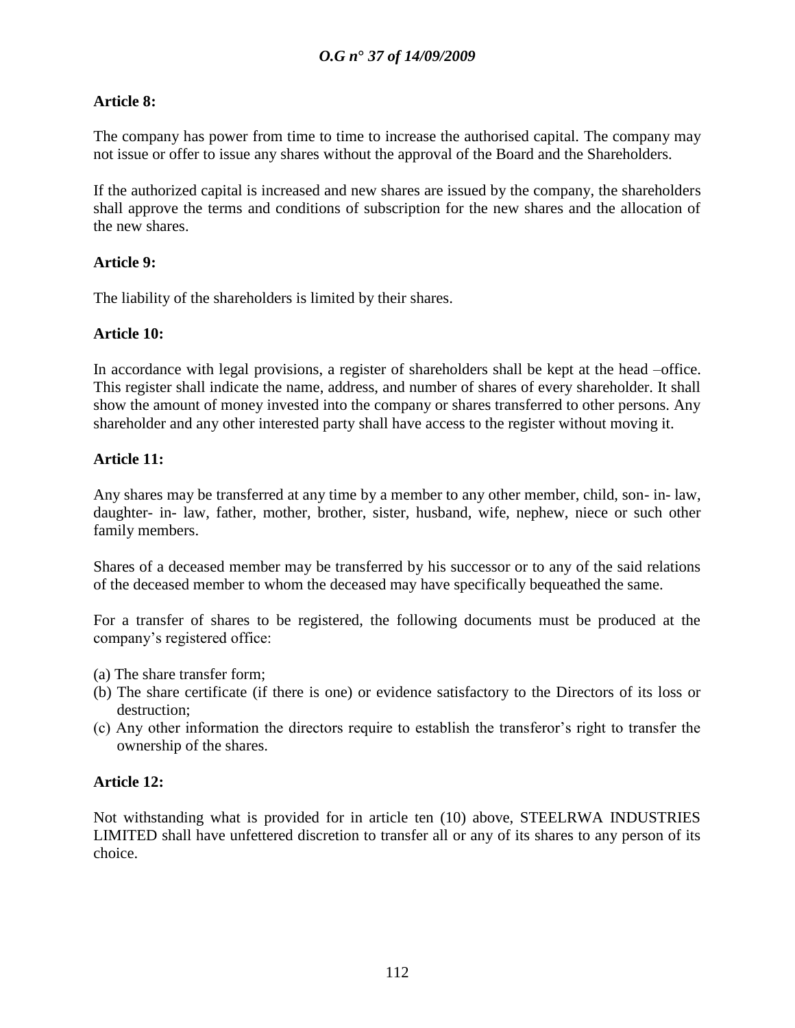**Article 8:**

The company has power from time to time to increase the authorised capital. The company may not issue or offer to issue any shares without the approval of the Board and the Shareholders.

If the authorized capital is increased and new shares are issued by the company, the shareholders shall approve the terms and conditions of subscription for the new shares and the allocation of the new shares.

**Article 9:**

The liability of the shareholders is limited by their shares.

**Article 10:**

In accordance with legal provisions, a register of shareholders shall be kept at the head –office. This register shall indicate the name, address, and number of shares of every shareholder. It shall show the amount of money invested into the company or shares transferred to other persons. Any shareholder and any other interested party shall have access to the register without moving it.

**Article 11:**

Any shares may be transferred at any time by a member to any other member, child, son- in- law, daughter- in- law, father, mother, brother, sister, husband, wife, nephew, niece or such other family members.

Shares of a deceased member may be transferred by his successor or to any of the said relations of the deceased member to whom the deceased may have specifically bequeathed the same.

For a transfer of shares to be registered, the following documents must be produced at the company's registered office:

(a) The share transfer form;
(b) The share certificate (if there is one) or evidence satisfactory to the Directors of its loss or destruction;
(c) Any other information the directors require to establish the transferor's right to transfer the ownership of the shares.

**Article 12:**

Not withstanding what is provided for in article ten (10) above, STEELRWA INDUSTRIES LIMITED shall have unfettered discretion to transfer all or any of its shares to any person of its choice.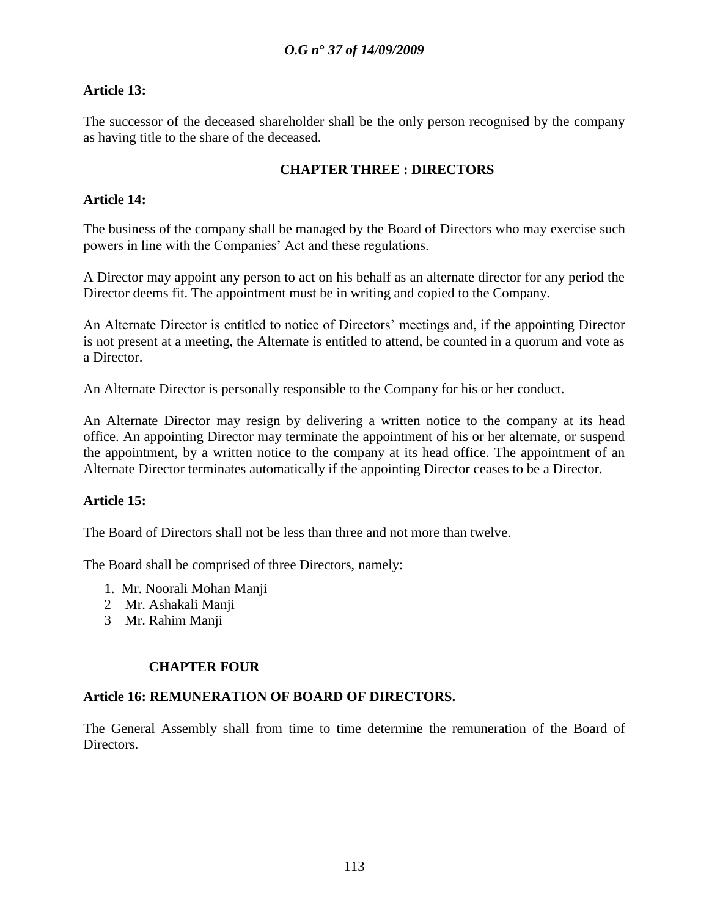**Article 13:**

The successor of the deceased shareholder shall be the only person recognised by the company as having title to the share of the deceased.

## CHAPTER THREE : DIRECTORS

**Article 14:**

The business of the company shall be managed by the Board of Directors who may exercise such powers in line with the Companies' Act and these regulations.

A Director may appoint any person to act on his behalf as an alternate director for any period the Director deems fit. The appointment must be in writing and copied to the Company.

An Alternate Director is entitled to notice of Directors' meetings and, if the appointing Director is not present at a meeting, the Alternate is entitled to attend, be counted in a quorum and vote as a Director.

An Alternate Director is personally responsible to the Company for his or her conduct.

An Alternate Director may resign by delivering a written notice to the company at its head office. An appointing Director may terminate the appointment of his or her alternate, or suspend the appointment, by a written notice to the company at its head office. The appointment of an Alternate Director terminates automatically if the appointing Director ceases to be a Director.

**Article 15:**

The Board of Directors shall not be less than three and not more than twelve.

The Board shall be comprised of three Directors, namely:

1. Mr. Noorali Mohan Manji
2. Mr. Ashakali Manji
3. Mr. Rahim Manji

## CHAPTER FOUR

**Article 16: REMUNERATION OF BOARD OF DIRECTORS.**

The General Assembly shall from time to time determine the remuneration of the Board of Directors.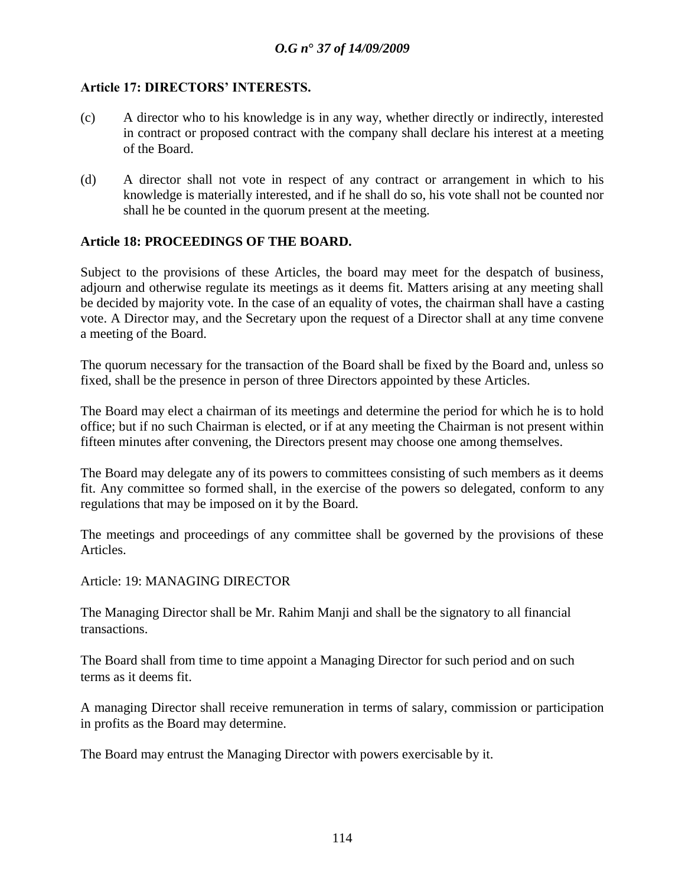**Article 17: DIRECTORS' INTERESTS.**

(c) A director who to his knowledge is in any way, whether directly or indirectly, interested in contract or proposed contract with the company shall declare his interest at a meeting of the Board.

(d) A director shall not vote in respect of any contract or arrangement in which to his knowledge is materially interested, and if he shall do so, his vote shall not be counted nor shall he be counted in the quorum present at the meeting.

**Article 18: PROCEEDINGS OF THE BOARD.**

Subject to the provisions of these Articles, the board may meet for the despatch of business, adjourn and otherwise regulate its meetings as it deems fit. Matters arising at any meeting shall be decided by majority vote. In the case of an equality of votes, the chairman shall have a casting vote. A Director may, and the Secretary upon the request of a Director shall at any time convene a meeting of the Board.

The quorum necessary for the transaction of the Board shall be fixed by the Board and, unless so fixed, shall be the presence in person of three Directors appointed by these Articles.

The Board may elect a chairman of its meetings and determine the period for which he is to hold office; but if no such Chairman is elected, or if at any meeting the Chairman is not present within fifteen minutes after convening, the Directors present may choose one among themselves.

The Board may delegate any of its powers to committees consisting of such members as it deems fit. Any committee so formed shall, in the exercise of the powers so delegated, conform to any regulations that may be imposed on it by the Board.

The meetings and proceedings of any committee shall be governed by the provisions of these Articles.

Article: 19: MANAGING DIRECTOR

The Managing Director shall be Mr. Rahim Manji and shall be the signatory to all financial transactions.

The Board shall from time to time appoint a Managing Director for such period and on such terms as it deems fit.

A managing Director shall receive remuneration in terms of salary, commission or participation in profits as the Board may determine.

The Board may entrust the Managing Director with powers exercisable by it.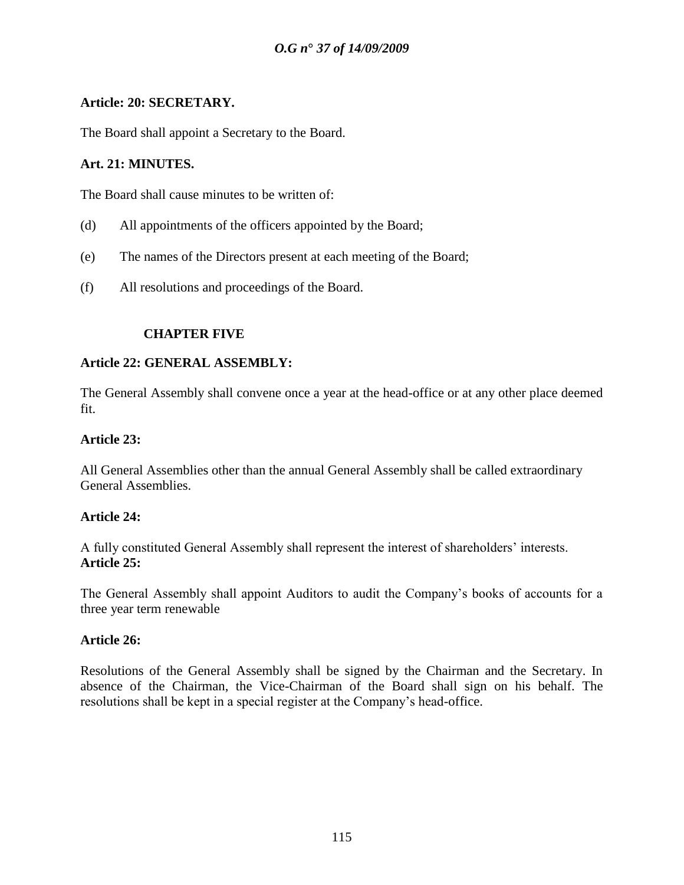**Article: 20: SECRETARY.**

The Board shall appoint a Secretary to the Board.

**Art. 21: MINUTES.**

The Board shall cause minutes to be written of:

(d) All appointments of the officers appointed by the Board;

(e) The names of the Directors present at each meeting of the Board;

(f) All resolutions and proceedings of the Board.

**CHAPTER FIVE**

**Article 22: GENERAL ASSEMBLY:**

The General Assembly shall convene once a year at the head-office or at any other place deemed fit.

**Article 23:**

All General Assemblies other than the annual General Assembly shall be called extraordinary General Assemblies.

**Article 24:**

A fully constituted General Assembly shall represent the interest of shareholders' interests.

**Article 25:**

The General Assembly shall appoint Auditors to audit the Company's books of accounts for a three year term renewable

**Article 26:**

Resolutions of the General Assembly shall be signed by the Chairman and the Secretary. In absence of the Chairman, the Vice-Chairman of the Board shall sign on his behalf. The resolutions shall be kept in a special register at the Company's head-office.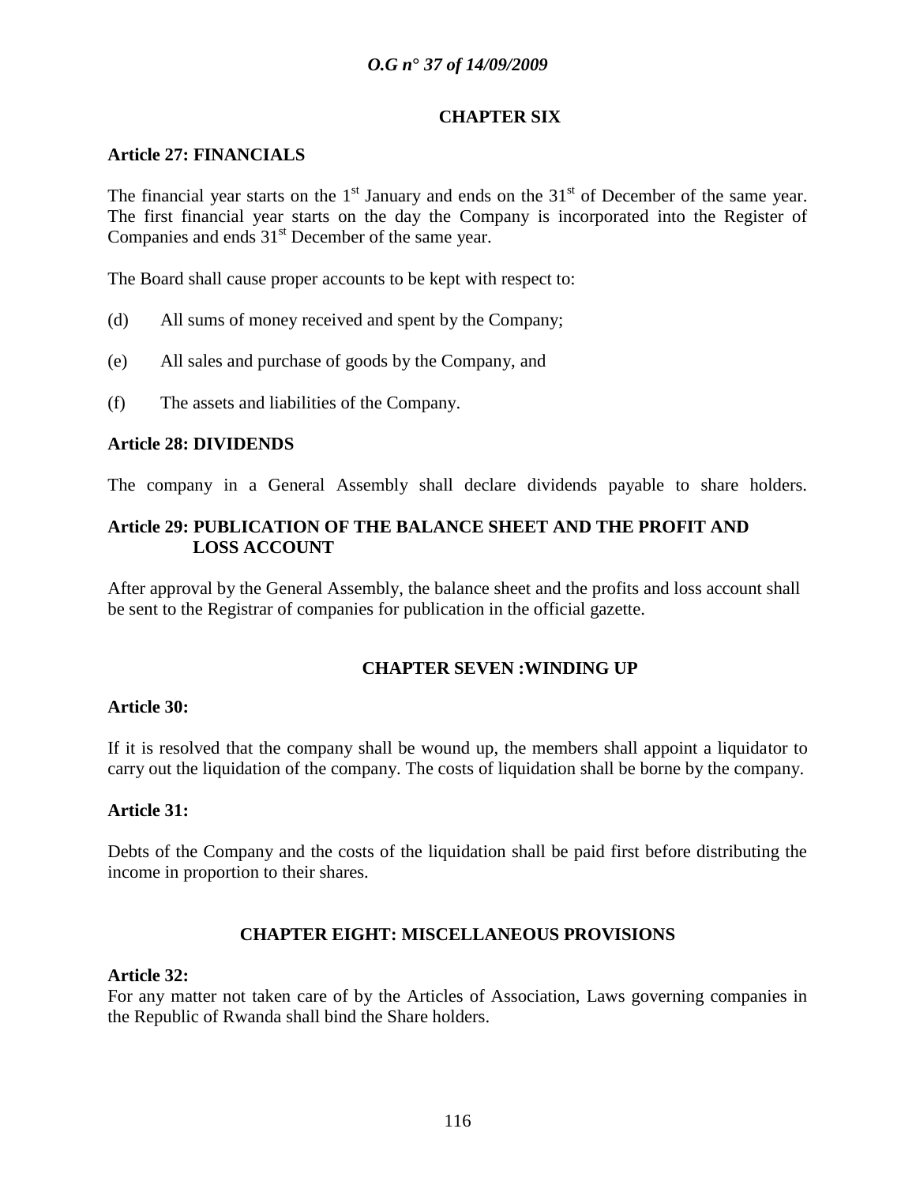## CHAPTER SIX

### Article 27: FINANCIALS

The financial year starts on the 1st January and ends on the 31st of December of the same year. The first financial year starts on the day the Company is incorporated into the Register of Companies and ends 31st December of the same year.

The Board shall cause proper accounts to be kept with respect to:

(d) All sums of money received and spent by the Company;

(e) All sales and purchase of goods by the Company, and

(f) The assets and liabilities of the Company.

### Article 28: DIVIDENDS

The company in a General Assembly shall declare dividends payable to share holders.

### Article 29: PUBLICATION OF THE BALANCE SHEET AND THE PROFIT AND LOSS ACCOUNT

After approval by the General Assembly, the balance sheet and the profits and loss account shall be sent to the Registrar of companies for publication in the official gazette.

## CHAPTER SEVEN :WINDING UP

### Article 30:

If it is resolved that the company shall be wound up, the members shall appoint a liquidator to carry out the liquidation of the company. The costs of liquidation shall be borne by the company.

### Article 31:

Debts of the Company and the costs of the liquidation shall be paid first before distributing the income in proportion to their shares.

## CHAPTER EIGHT: MISCELLANEOUS PROVISIONS

### Article 32:

For any matter not taken care of by the Articles of Association, Laws governing companies in the Republic of Rwanda shall bind the Share holders.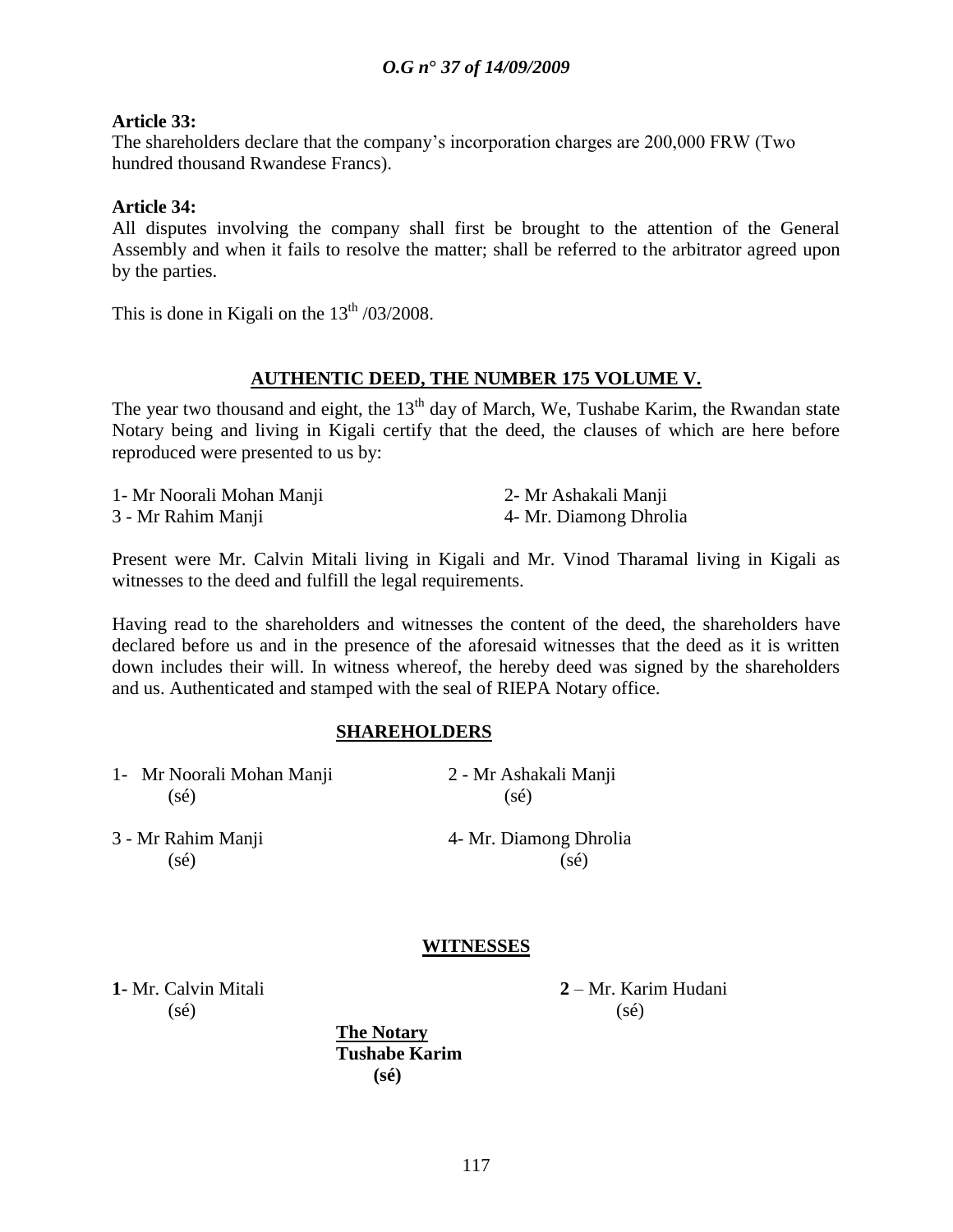**Article 33:**
The shareholders declare that the company's incorporation charges are 200,000 FRW (Two hundred thousand Rwandese Francs).

**Article 34:**
All disputes involving the company shall first be brought to the attention of the General Assembly and when it fails to resolve the matter; shall be referred to the arbitrator agreed upon by the parties.

This is done in Kigali on the 13th /03/2008.

**AUTHENTIC DEED, THE NUMBER 175 VOLUME V.**

The year two thousand and eight, the 13th day of March, We, Tushabe Karim, the Rwandan state Notary being and living in Kigali certify that the deed, the clauses of which are here before reproduced were presented to us by:

1- Mr Noorali Mohan Manji
2- Mr Ashakali Manji
3 - Mr Rahim Manji
4- Mr. Diamong Dhrolia

Present were Mr. Calvin Mitali living in Kigali and Mr. Vinod Tharamal living in Kigali as witnesses to the deed and fulfill the legal requirements.

Having read to the shareholders and witnesses the content of the deed, the shareholders have declared before us and in the presence of the aforesaid witnesses that the deed as it is written down includes their will. In witness whereof, the hereby deed was signed by the shareholders and us. Authenticated and stamped with the seal of RIEPA Notary office.

**SHAREHOLDERS**

1- Mr Noorali Mohan Manji (sé)
2 - Mr Ashakali Manji (sé)
3 - Mr Rahim Manji (sé)
4- Mr. Diamong Dhrolia (sé)

**WITNESSES**

**1**- Mr. Calvin Mitali (sé)
**2** – Mr. Karim Hudani (sé)

**The Notary**
**Tushabe Karim**
**(sé)**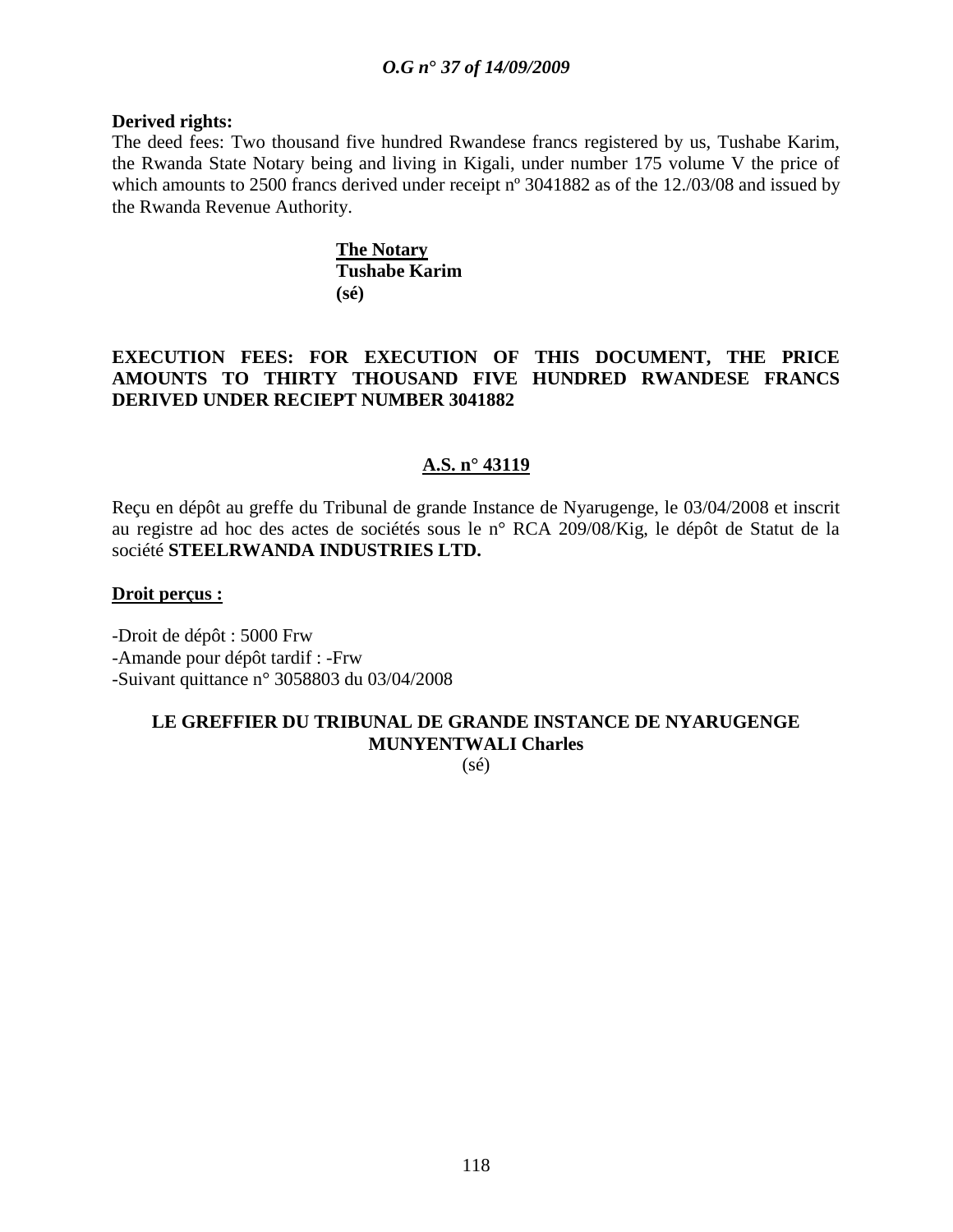**Derived rights:**

The deed fees: Two thousand five hundred Rwandese francs registered by us, Tushabe Karim, the Rwanda State Notary being and living in Kigali, under number 175 volume V the price of which amounts to 2500 francs derived under receipt nº 3041882 as of the 12./03/08 and issued by the Rwanda Revenue Authority.

**The Notary**
**Tushabe Karim**
**(sé)**

**EXECUTION FEES: FOR EXECUTION OF THIS DOCUMENT, THE PRICE AMOUNTS TO THIRTY THOUSAND FIVE HUNDRED RWANDESE FRANCS DERIVED UNDER RECIEPT NUMBER 3041882**

**A.S. n° 43119**

Reçu en dépôt au greffe du Tribunal de grande Instance de Nyarugenge, le 03/04/2008 et inscrit au registre ad hoc des actes de sociétés sous le n° RCA 209/08/Kig, le dépôt de Statut de la société **STEELRWANDA INDUSTRIES LTD.**

**Droit perçus :**

-Droit de dépôt : 5000 Frw
-Amande pour dépôt tardif : -Frw
-Suivant quittance n° 3058803 du 03/04/2008

**LE GREFFIER DU TRIBUNAL DE GRANDE INSTANCE DE NYARUGENGE**
**MUNYENTWALI Charles**
(sé)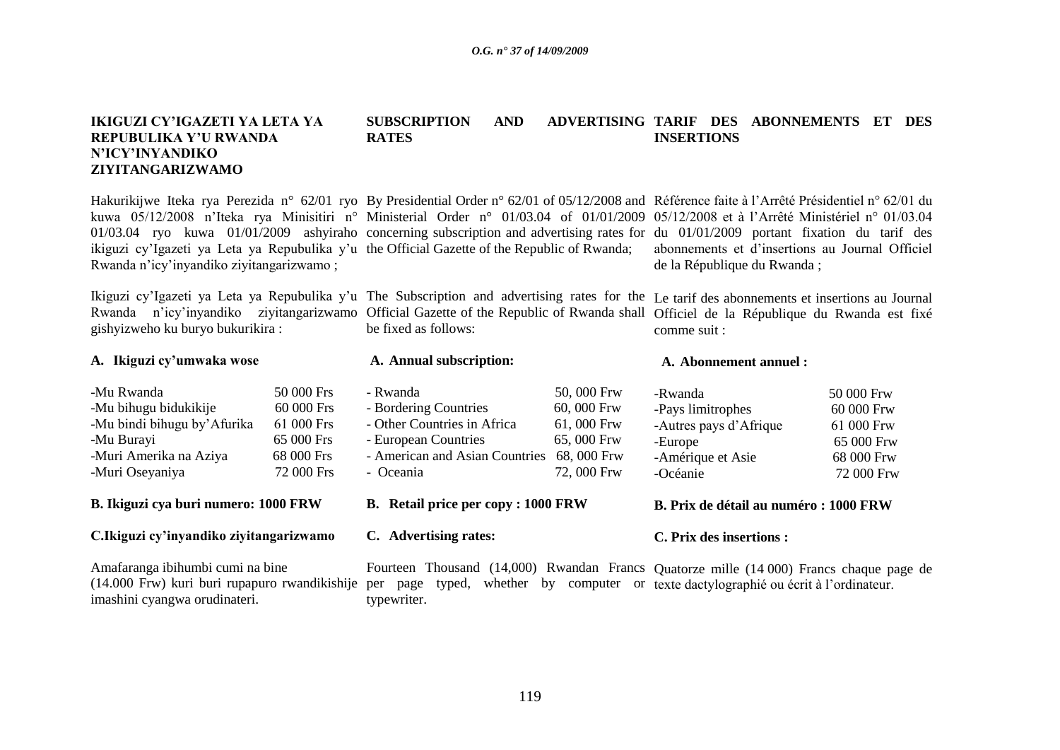**IKIGUZI CY'IGAZETI YA LETA YA REPUBULIKA Y'U RWANDA N'ICY'INYANDIKO ZIYITANGARIZWAMO**

Hakurikijwe Iteka rya Perezida n° 62/01 ryo kuwa 05/12/2008 n'Iteka rya Minisitiri n° 01/03.04 ryo kuwa 01/01/2009 ashyiraho ikiguzi cy'Igazeti ya Leta ya Repubulika y'u Rwanda n'icy'inyandiko ziyitangarizwamo ;

Ikiguzi cy'Igazeti ya Leta ya Repubulika y'u Rwanda n'icy'inyandiko ziyitangarizwamo gishyizweho ku buryo bukurikira :

**A. Ikiguzi cy'umwaka wose**

| | |
|---|---|
| -Mu Rwanda | 50 000 Frs |
| -Mu bihugu bidukikije | 60 000 Frs |
| -Mu bindi bihugu by'Afurika | 61 000 Frs |
| -Mu Burayi | 65 000 Frs |
| -Muri Amerika na Aziya | 68 000 Frs |
| -Muri Oseyaniya | 72 000 Frs |

**B. Ikiguzi cya buri numero: 1000 FRW**

**C.Ikiguzi cy'inyandiko ziyitangarizwamo**

Amafaranga ibihumbi cumi na bine (14.000 Frw) kuri buri rupapuro rwandikishije imashini cyangwa orudinateri.

**SUBSCRIPTION AND ADVERTISING RATES**

By Presidential Order n° 62/01 of 05/12/2008 and Ministerial Order n° 01/03.04 of 01/01/2009 concerning subscription and advertising rates for the Official Gazette of the Republic of Rwanda;

The Subscription and advertising rates for the Official Gazette of the Republic of Rwanda shall be fixed as follows:

**A. Annual subscription:**

| | |
|---|---|
| - Rwanda | 50, 000 Frw |
| - Bordering Countries | 60, 000 Frw |
| - Other Countries in Africa | 61, 000 Frw |
| - European Countries | 65, 000 Frw |
| - American and Asian Countries | 68, 000 Frw |
| - Oceania | 72, 000 Frw |

**B. Retail price per copy : 1000 FRW**

**C. Advertising rates:**

Fourteen Thousand (14,000) Rwandan Francs per page typed, whether by computer or typewriter.

**TARIF DES ABONNEMENTS ET DES INSERTIONS**

Référence faite à l'Arrêté Présidentiel n° 62/01 du 05/12/2008 et à l'Arrêté Ministériel n° 01/03.04 du 01/01/2009 portant fixation du tarif des abonnements et d'insertions au Journal Officiel de la République du Rwanda ;

Le tarif des abonnements et insertions au Journal Officiel de la République du Rwanda est fixé comme suit :

**A. Abonnement annuel :**

| | |
|---|---|
| -Rwanda | 50 000 Frw |
| -Pays limitrophes | 60 000 Frw |
| -Autres pays d'Afrique | 61 000 Frw |
| -Europe | 65 000 Frw |
| -Amérique et Asie | 68 000 Frw |
| -Océanie | 72 000 Frw |

**B. Prix de détail au numéro : 1000 FRW**

**C. Prix des insertions :**

Quatorze mille (14 000) Francs chaque page de texte dactylographié ou écrit à l'ordinateur.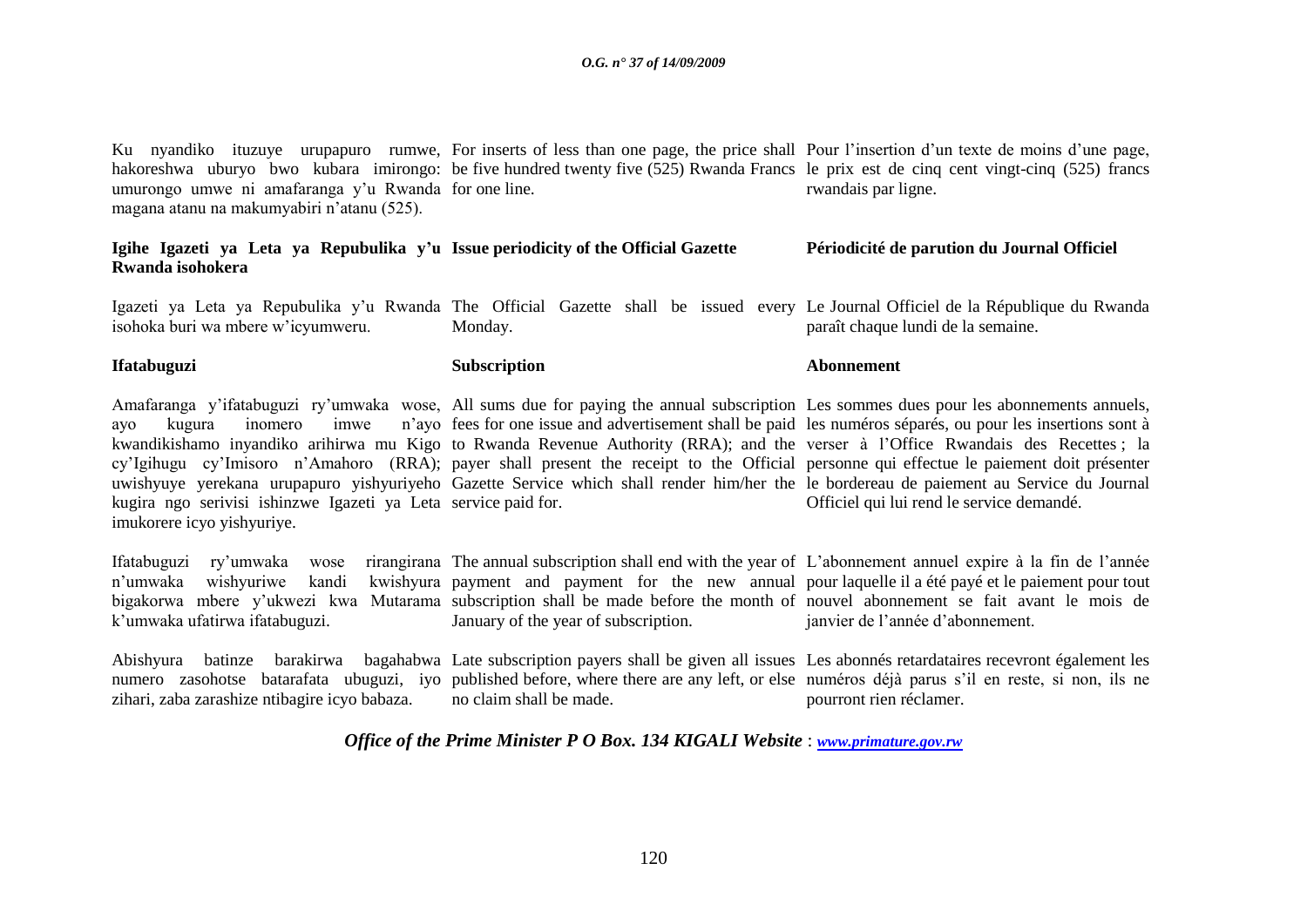Ku nyandiko ituzuye urupapuro rumwe, hakoreshwa uburyo bwo kubara imirongo: umurongo umwe ni amafaranga y'u Rwanda magana atanu na makumyabiri n'atanu (525).

For inserts of less than one page, the price shall be five hundred twenty five (525) Rwanda Francs for one line.

Pour l'insertion d'un texte de moins d'une page, le prix est de cinq cent vingt-cinq (525) francs rwandais par ligne.

**Igihe Igazeti ya Leta ya Repubulika y'u Rwanda isohokera**

Igazeti ya Leta ya Repubulika y'u Rwanda isohoka buri wa mbere w'icyumweru.

**Issue periodicity of the Official Gazette**

The Official Gazette shall be issued every Monday.

**Périodicité de parution du Journal Officiel**

Le Journal Officiel de la République du Rwanda paraît chaque lundi de la semaine.

**Ifatabuguzi**

Amafaranga y'ifatabuguzi ry'umwaka wose, ayo kugura inomero imwe n'ayo kwandikishamo inyandiko arihirwa mu Kigo cy'Igihugu cy'Imisoro n'Amahoro (RRA); uwishyuye yerekana urupapuro yishyuriyeho kugira ngo serivisi ishinzwe Igazeti ya Leta imukorere icyo yishyuriye.

Ifatabuguzi ry'umwaka wose rirangirana n'umwaka wishyuriwe kandi kwishyura bigakorwa mbere y'ukwezi kwa Mutarama k'umwaka ufatirwa ifatabuguzi.

Abishyura batinze barakirwa bagahabwa numero zasohotse batarafata ubuguzi, iyo zihari, zaba zarashize ntibagire icyo babaza.

**Subscription**

All sums due for paying the annual subscription fees for one issue and advertisement shall be paid to Rwanda Revenue Authority (RRA); and the payer shall present the receipt to the Official Gazette Service which shall render him/her the service paid for.

The annual subscription shall end with the year of payment and payment for the new annual subscription shall be made before the month of January of the year of subscription.

Late subscription payers shall be given all issues published before, where there are any left, or else no claim shall be made.

**Abonnement**

Les sommes dues pour les abonnements annuels, les numéros séparés, ou pour les insertions sont à verser à l'Office Rwandais des Recettes ; la personne qui effectue le paiement doit présenter le bordereau de paiement au Service du Journal Officiel qui lui rend le service demandé.

L'abonnement annuel expire à la fin de l'année pour laquelle il a été payé et le paiement pour tout nouvel abonnement se fait avant le mois de janvier de l'année d'abonnement.

Les abonnés retardataires recevront également les numéros déjà parus s'il en reste, si non, ils ne pourront rien réclamer.

***Office of the Prime Minister P O Box. 134 KIGALI Website*** : ***www.primature.gov.rw***